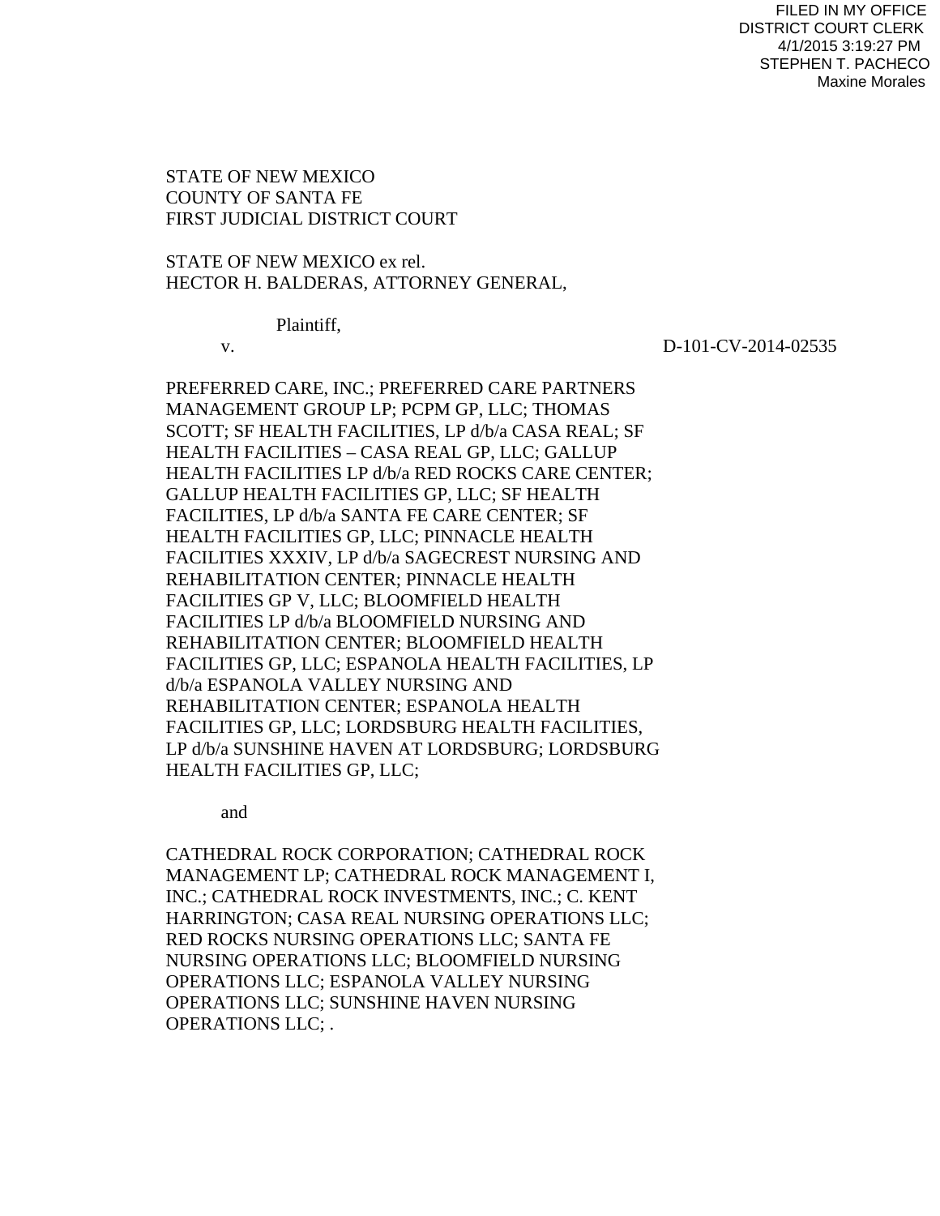FILED IN MY OFFICE
DISTRICT COURT CLERK
4/1/2015 3:19:27 PM
STEPHEN T. PACHECO
Maxine Morales

STATE OF NEW MEXICO
COUNTY OF SANTA FE
FIRST JUDICIAL DISTRICT COURT

STATE OF NEW MEXICO ex rel.
HECTOR H. BALDERAS, ATTORNEY GENERAL,

Plaintiff,

v. D-101-CV-2014-02535

PREFERRED CARE, INC.; PREFERRED CARE PARTNERS MANAGEMENT GROUP LP; PCPM GP, LLC; THOMAS SCOTT; SF HEALTH FACILITIES, LP d/b/a CASA REAL; SF HEALTH FACILITIES – CASA REAL GP, LLC; GALLUP HEALTH FACILITIES LP d/b/a RED ROCKS CARE CENTER; GALLUP HEALTH FACILITIES GP, LLC; SF HEALTH FACILITIES, LP d/b/a SANTA FE CARE CENTER; SF HEALTH FACILITIES GP, LLC; PINNACLE HEALTH FACILITIES XXXIV, LP d/b/a SAGECREST NURSING AND REHABILITATION CENTER; PINNACLE HEALTH FACILITIES GP V, LLC; BLOOMFIELD HEALTH FACILITIES LP d/b/a BLOOMFIELD NURSING AND REHABILITATION CENTER; BLOOMFIELD HEALTH FACILITIES GP, LLC; ESPANOLA HEALTH FACILITIES, LP d/b/a ESPANOLA VALLEY NURSING AND REHABILITATION CENTER; ESPANOLA HEALTH FACILITIES GP, LLC; LORDSBURG HEALTH FACILITIES, LP d/b/a SUNSHINE HAVEN AT LORDSBURG; LORDSBURG HEALTH FACILITIES GP, LLC;

and

CATHEDRAL ROCK CORPORATION; CATHEDRAL ROCK MANAGEMENT LP; CATHEDRAL ROCK MANAGEMENT I, INC.; CATHEDRAL ROCK INVESTMENTS, INC.; C. KENT HARRINGTON; CASA REAL NURSING OPERATIONS LLC; RED ROCKS NURSING OPERATIONS LLC; SANTA FE NURSING OPERATIONS LLC; BLOOMFIELD NURSING OPERATIONS LLC; ESPANOLA VALLEY NURSING OPERATIONS LLC; SUNSHINE HAVEN NURSING OPERATIONS LLC; .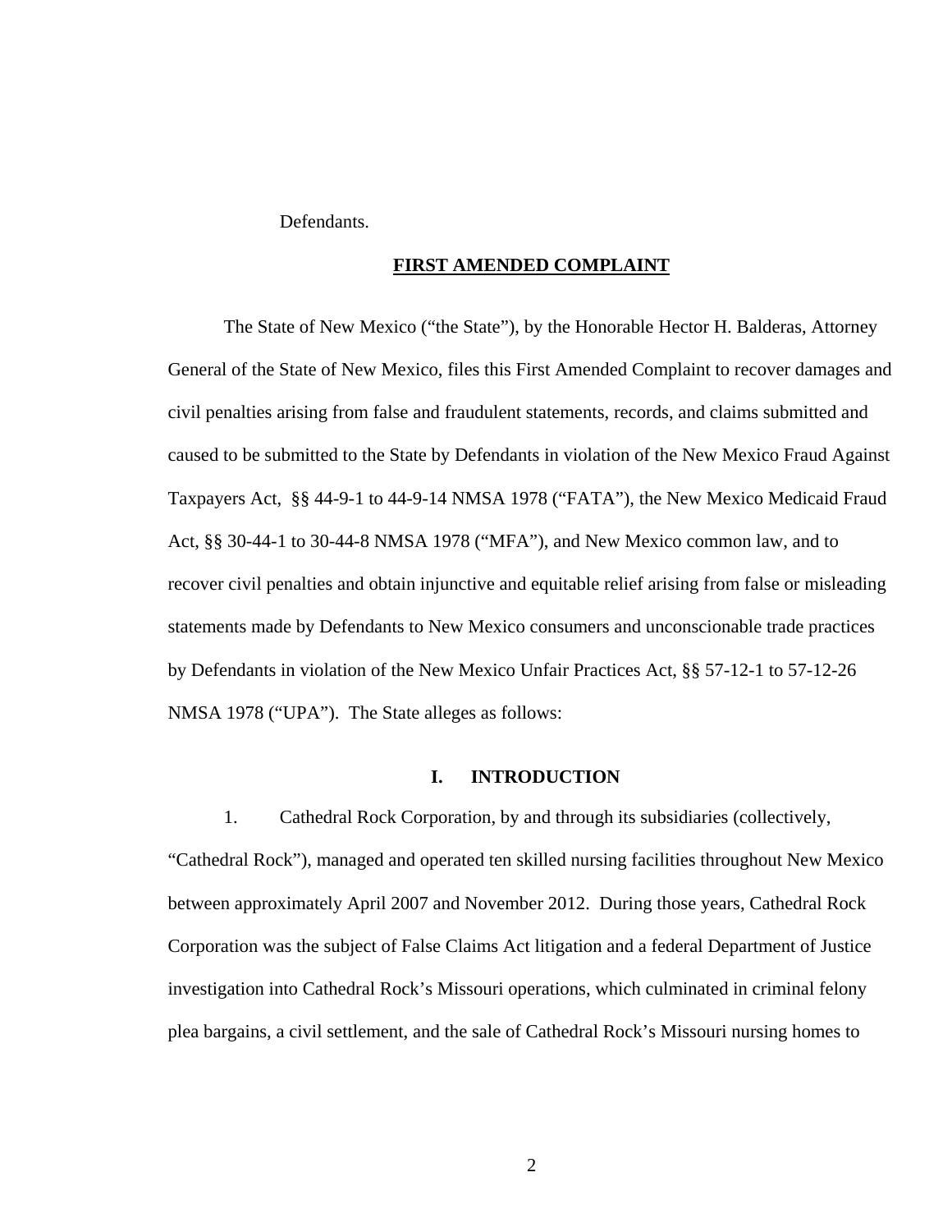Defendants.

## FIRST AMENDED COMPLAINT

The State of New Mexico ("the State"), by the Honorable Hector H. Balderas, Attorney General of the State of New Mexico, files this First Amended Complaint to recover damages and civil penalties arising from false and fraudulent statements, records, and claims submitted and caused to be submitted to the State by Defendants in violation of the New Mexico Fraud Against Taxpayers Act, §§ 44-9-1 to 44-9-14 NMSA 1978 ("FATA"), the New Mexico Medicaid Fraud Act, §§ 30-44-1 to 30-44-8 NMSA 1978 ("MFA"), and New Mexico common law, and to recover civil penalties and obtain injunctive and equitable relief arising from false or misleading statements made by Defendants to New Mexico consumers and unconscionable trade practices by Defendants in violation of the New Mexico Unfair Practices Act, §§ 57-12-1 to 57-12-26 NMSA 1978 ("UPA"). The State alleges as follows:

## I. INTRODUCTION

1. Cathedral Rock Corporation, by and through its subsidiaries (collectively, "Cathedral Rock"), managed and operated ten skilled nursing facilities throughout New Mexico between approximately April 2007 and November 2012. During those years, Cathedral Rock Corporation was the subject of False Claims Act litigation and a federal Department of Justice investigation into Cathedral Rock's Missouri operations, which culminated in criminal felony plea bargains, a civil settlement, and the sale of Cathedral Rock's Missouri nursing homes to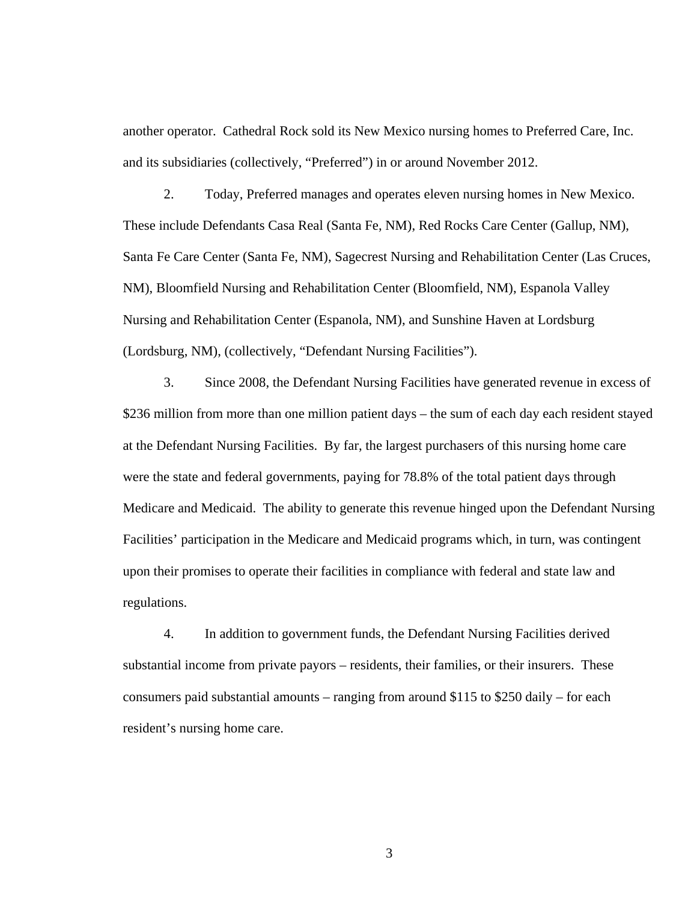another operator. Cathedral Rock sold its New Mexico nursing homes to Preferred Care, Inc. and its subsidiaries (collectively, "Preferred") in or around November 2012.

2. Today, Preferred manages and operates eleven nursing homes in New Mexico. These include Defendants Casa Real (Santa Fe, NM), Red Rocks Care Center (Gallup, NM), Santa Fe Care Center (Santa Fe, NM), Sagecrest Nursing and Rehabilitation Center (Las Cruces, NM), Bloomfield Nursing and Rehabilitation Center (Bloomfield, NM), Espanola Valley Nursing and Rehabilitation Center (Espanola, NM), and Sunshine Haven at Lordsburg (Lordsburg, NM), (collectively, "Defendant Nursing Facilities").

3. Since 2008, the Defendant Nursing Facilities have generated revenue in excess of $236 million from more than one million patient days – the sum of each day each resident stayed at the Defendant Nursing Facilities. By far, the largest purchasers of this nursing home care were the state and federal governments, paying for 78.8% of the total patient days through Medicare and Medicaid. The ability to generate this revenue hinged upon the Defendant Nursing Facilities' participation in the Medicare and Medicaid programs which, in turn, was contingent upon their promises to operate their facilities in compliance with federal and state law and regulations.

4. In addition to government funds, the Defendant Nursing Facilities derived substantial income from private payors – residents, their families, or their insurers. These consumers paid substantial amounts – ranging from around $115 to $250 daily – for each resident's nursing home care.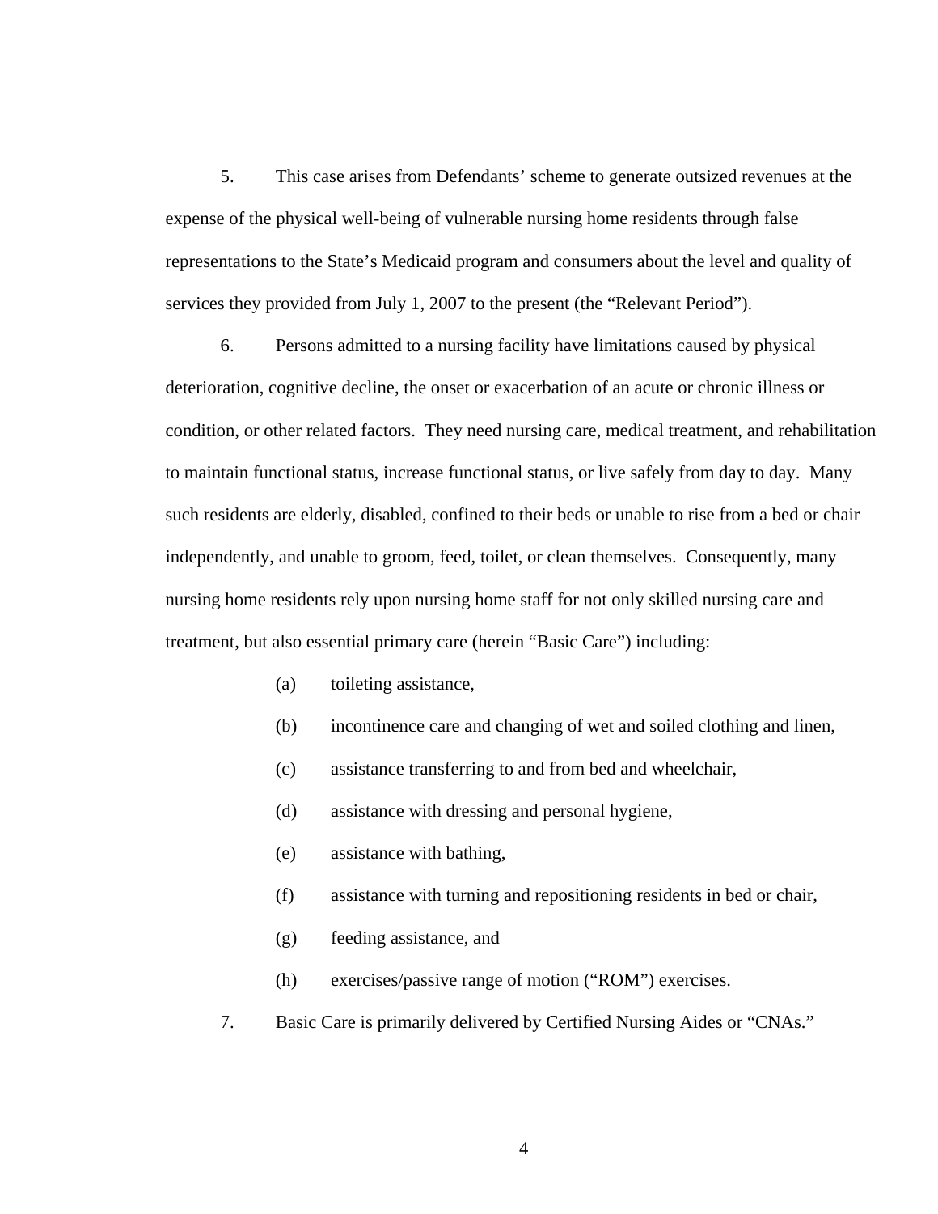5. This case arises from Defendants' scheme to generate outsized revenues at the expense of the physical well-being of vulnerable nursing home residents through false representations to the State's Medicaid program and consumers about the level and quality of services they provided from July 1, 2007 to the present (the "Relevant Period").

6. Persons admitted to a nursing facility have limitations caused by physical deterioration, cognitive decline, the onset or exacerbation of an acute or chronic illness or condition, or other related factors. They need nursing care, medical treatment, and rehabilitation to maintain functional status, increase functional status, or live safely from day to day. Many such residents are elderly, disabled, confined to their beds or unable to rise from a bed or chair independently, and unable to groom, feed, toilet, or clean themselves. Consequently, many nursing home residents rely upon nursing home staff for not only skilled nursing care and treatment, but also essential primary care (herein "Basic Care") including:

(a) toileting assistance,

(b) incontinence care and changing of wet and soiled clothing and linen,

(c) assistance transferring to and from bed and wheelchair,

(d) assistance with dressing and personal hygiene,

(e) assistance with bathing,

(f) assistance with turning and repositioning residents in bed or chair,

(g) feeding assistance, and

(h) exercises/passive range of motion ("ROM") exercises.

7. Basic Care is primarily delivered by Certified Nursing Aides or "CNAs."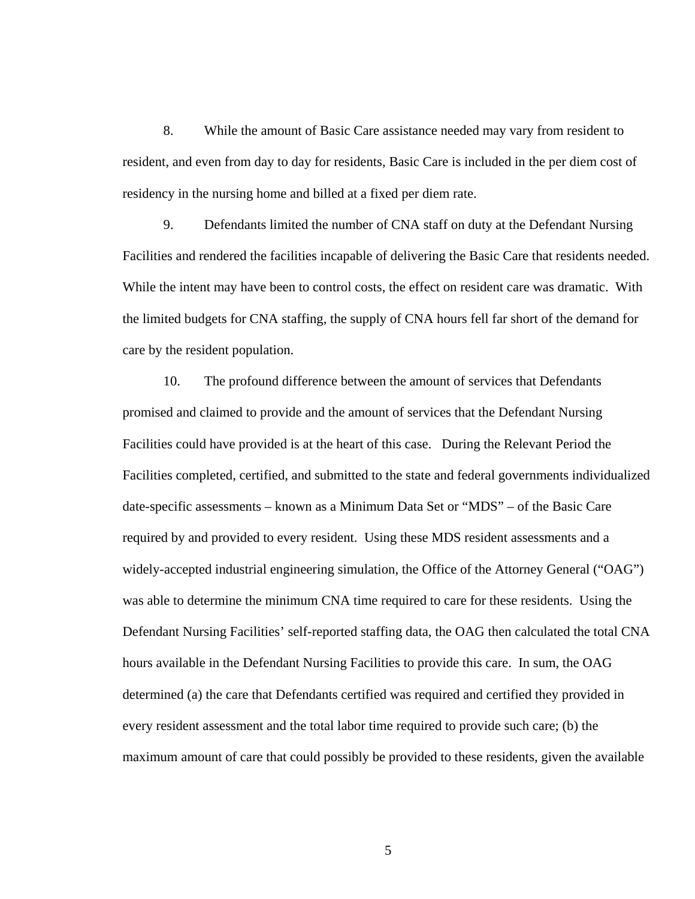8. While the amount of Basic Care assistance needed may vary from resident to resident, and even from day to day for residents, Basic Care is included in the per diem cost of residency in the nursing home and billed at a fixed per diem rate.

9. Defendants limited the number of CNA staff on duty at the Defendant Nursing Facilities and rendered the facilities incapable of delivering the Basic Care that residents needed. While the intent may have been to control costs, the effect on resident care was dramatic. With the limited budgets for CNA staffing, the supply of CNA hours fell far short of the demand for care by the resident population.

10. The profound difference between the amount of services that Defendants promised and claimed to provide and the amount of services that the Defendant Nursing Facilities could have provided is at the heart of this case. During the Relevant Period the Facilities completed, certified, and submitted to the state and federal governments individualized date-specific assessments – known as a Minimum Data Set or "MDS" – of the Basic Care required by and provided to every resident. Using these MDS resident assessments and a widely-accepted industrial engineering simulation, the Office of the Attorney General ("OAG") was able to determine the minimum CNA time required to care for these residents. Using the Defendant Nursing Facilities' self-reported staffing data, the OAG then calculated the total CNA hours available in the Defendant Nursing Facilities to provide this care. In sum, the OAG determined (a) the care that Defendants certified was required and certified they provided in every resident assessment and the total labor time required to provide such care; (b) the maximum amount of care that could possibly be provided to these residents, given the available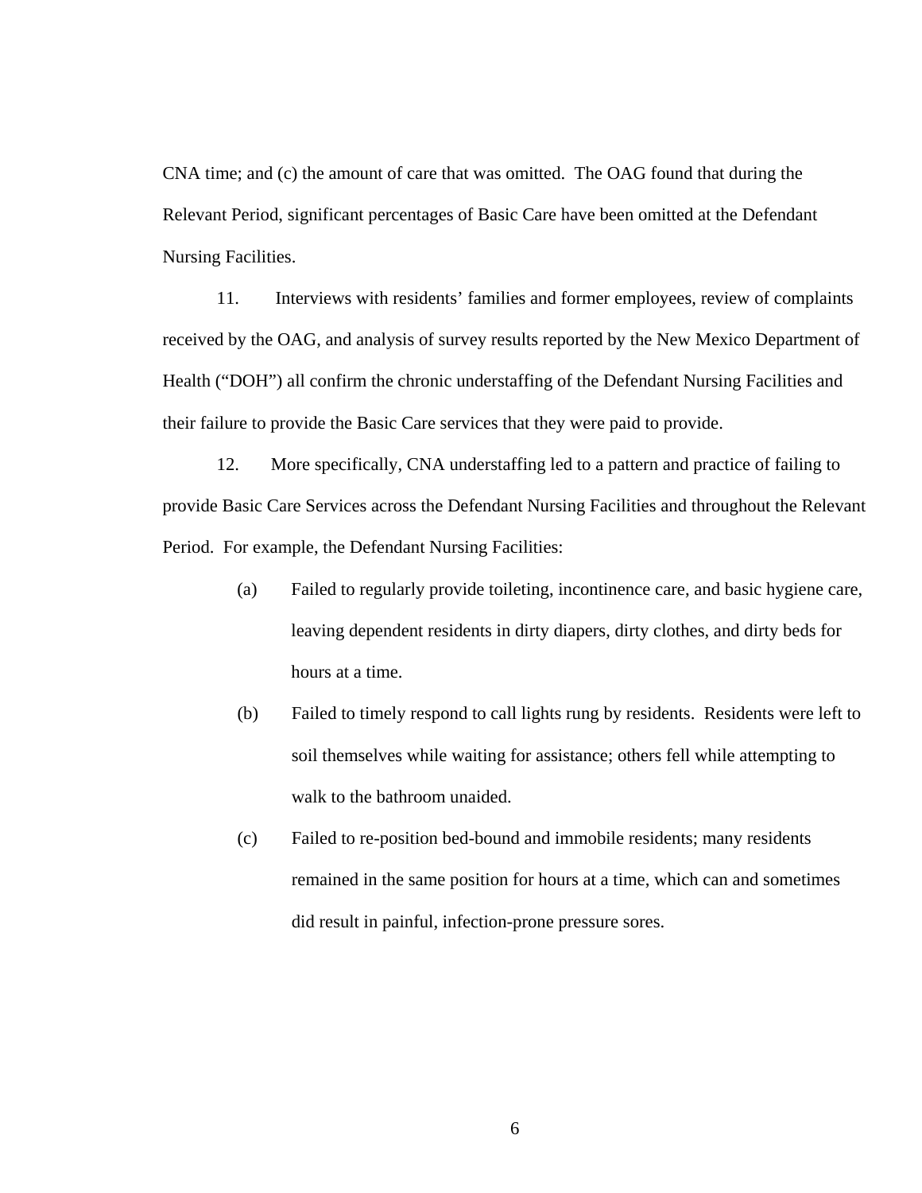CNA time; and (c) the amount of care that was omitted. The OAG found that during the Relevant Period, significant percentages of Basic Care have been omitted at the Defendant Nursing Facilities.

11. Interviews with residents' families and former employees, review of complaints received by the OAG, and analysis of survey results reported by the New Mexico Department of Health ("DOH") all confirm the chronic understaffing of the Defendant Nursing Facilities and their failure to provide the Basic Care services that they were paid to provide.

12. More specifically, CNA understaffing led to a pattern and practice of failing to provide Basic Care Services across the Defendant Nursing Facilities and throughout the Relevant Period. For example, the Defendant Nursing Facilities:

(a) Failed to regularly provide toileting, incontinence care, and basic hygiene care, leaving dependent residents in dirty diapers, dirty clothes, and dirty beds for hours at a time.

(b) Failed to timely respond to call lights rung by residents. Residents were left to soil themselves while waiting for assistance; others fell while attempting to walk to the bathroom unaided.

(c) Failed to re-position bed-bound and immobile residents; many residents remained in the same position for hours at a time, which can and sometimes did result in painful, infection-prone pressure sores.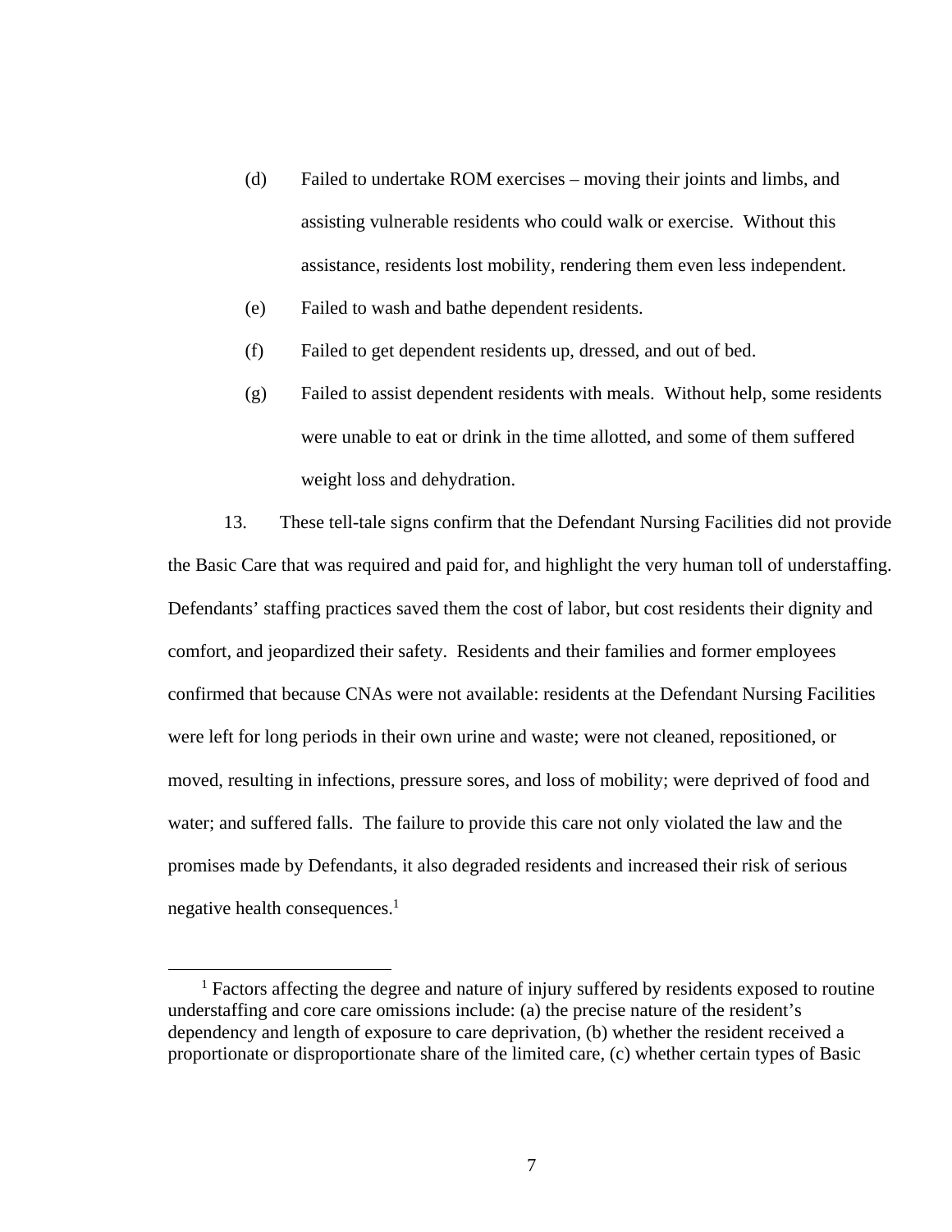(d) Failed to undertake ROM exercises – moving their joints and limbs, and assisting vulnerable residents who could walk or exercise. Without this assistance, residents lost mobility, rendering them even less independent.

(e) Failed to wash and bathe dependent residents.

(f) Failed to get dependent residents up, dressed, and out of bed.

(g) Failed to assist dependent residents with meals. Without help, some residents were unable to eat or drink in the time allotted, and some of them suffered weight loss and dehydration.

13. These tell-tale signs confirm that the Defendant Nursing Facilities did not provide the Basic Care that was required and paid for, and highlight the very human toll of understaffing. Defendants' staffing practices saved them the cost of labor, but cost residents their dignity and comfort, and jeopardized their safety. Residents and their families and former employees confirmed that because CNAs were not available: residents at the Defendant Nursing Facilities were left for long periods in their own urine and waste; were not cleaned, repositioned, or moved, resulting in infections, pressure sores, and loss of mobility; were deprived of food and water; and suffered falls. The failure to provide this care not only violated the law and the promises made by Defendants, it also degraded residents and increased their risk of serious negative health consequences.[1]

[1] Factors affecting the degree and nature of injury suffered by residents exposed to routine understaffing and core care omissions include: (a) the precise nature of the resident's dependency and length of exposure to care deprivation, (b) whether the resident received a proportionate or disproportionate share of the limited care, (c) whether certain types of Basic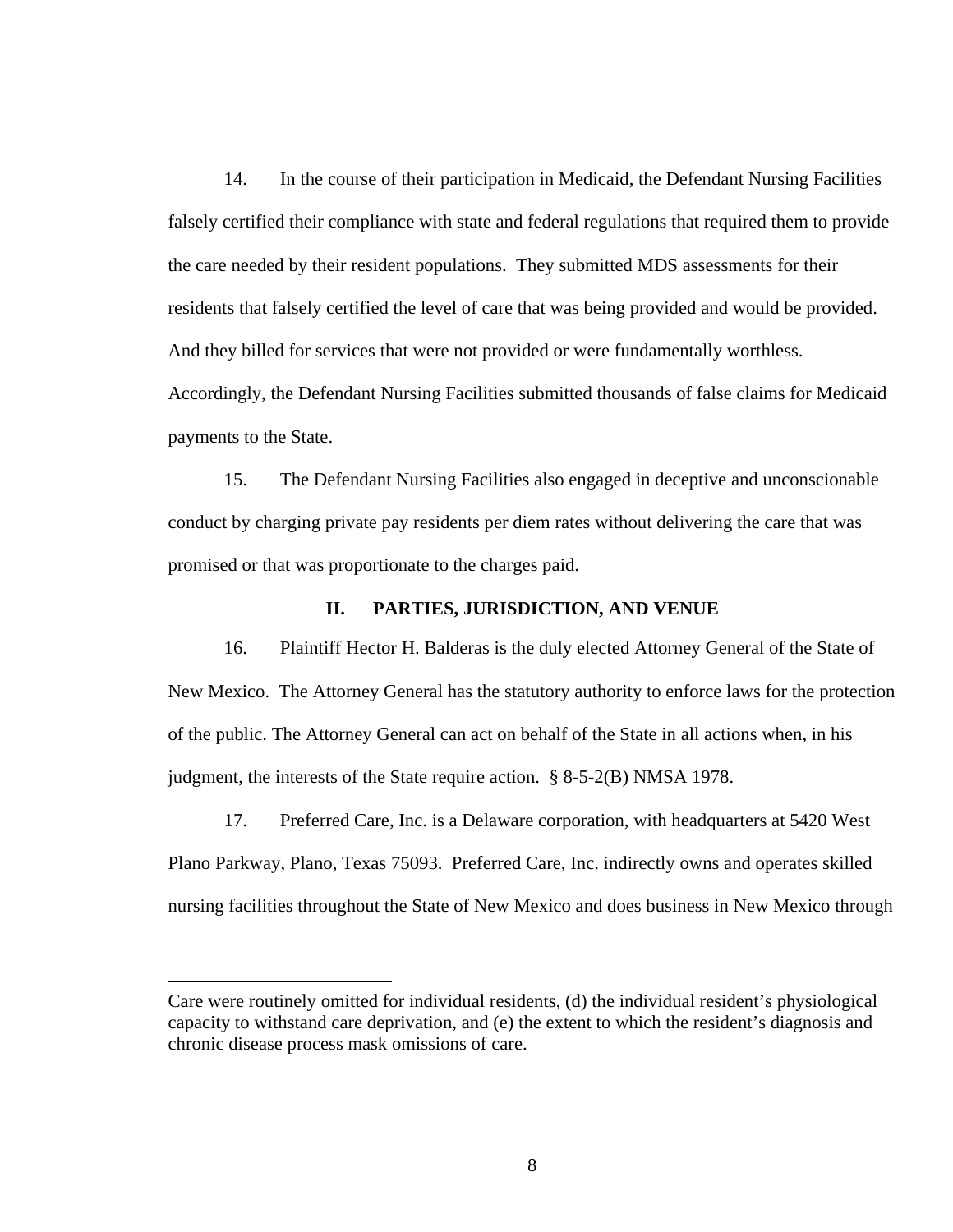14. In the course of their participation in Medicaid, the Defendant Nursing Facilities falsely certified their compliance with state and federal regulations that required them to provide the care needed by their resident populations. They submitted MDS assessments for their residents that falsely certified the level of care that was being provided and would be provided. And they billed for services that were not provided or were fundamentally worthless. Accordingly, the Defendant Nursing Facilities submitted thousands of false claims for Medicaid payments to the State.

15. The Defendant Nursing Facilities also engaged in deceptive and unconscionable conduct by charging private pay residents per diem rates without delivering the care that was promised or that was proportionate to the charges paid.

## II. PARTIES, JURISDICTION, AND VENUE

16. Plaintiff Hector H. Balderas is the duly elected Attorney General of the State of New Mexico. The Attorney General has the statutory authority to enforce laws for the protection of the public. The Attorney General can act on behalf of the State in all actions when, in his judgment, the interests of the State require action. § 8-5-2(B) NMSA 1978.

17. Preferred Care, Inc. is a Delaware corporation, with headquarters at 5420 West Plano Parkway, Plano, Texas 75093. Preferred Care, Inc. indirectly owns and operates skilled nursing facilities throughout the State of New Mexico and does business in New Mexico through

---

Care were routinely omitted for individual residents, (d) the individual resident's physiological capacity to withstand care deprivation, and (e) the extent to which the resident's diagnosis and chronic disease process mask omissions of care.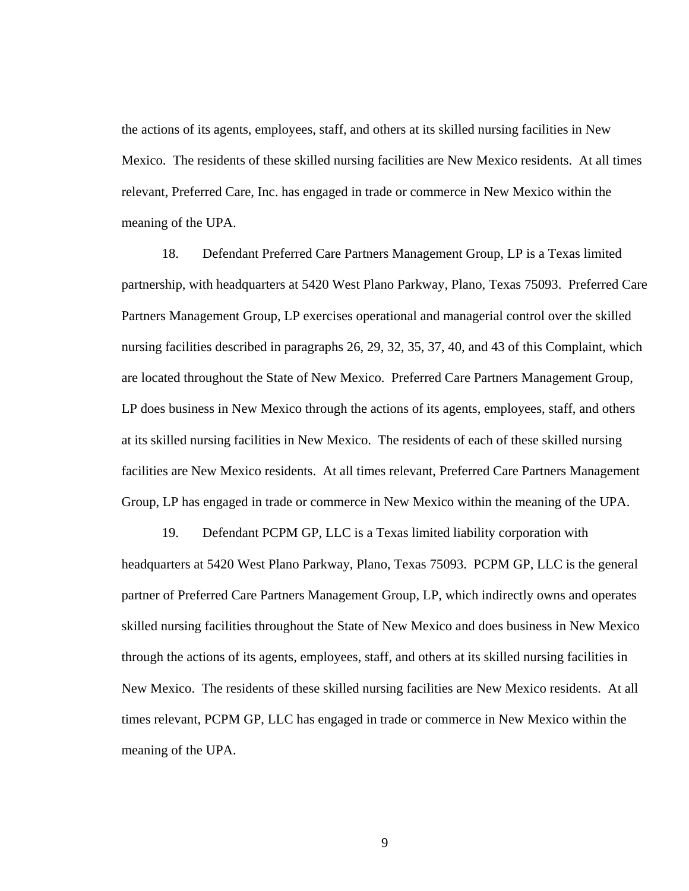the actions of its agents, employees, staff, and others at its skilled nursing facilities in New Mexico. The residents of these skilled nursing facilities are New Mexico residents. At all times relevant, Preferred Care, Inc. has engaged in trade or commerce in New Mexico within the meaning of the UPA.

18. Defendant Preferred Care Partners Management Group, LP is a Texas limited partnership, with headquarters at 5420 West Plano Parkway, Plano, Texas 75093. Preferred Care Partners Management Group, LP exercises operational and managerial control over the skilled nursing facilities described in paragraphs 26, 29, 32, 35, 37, 40, and 43 of this Complaint, which are located throughout the State of New Mexico. Preferred Care Partners Management Group, LP does business in New Mexico through the actions of its agents, employees, staff, and others at its skilled nursing facilities in New Mexico. The residents of each of these skilled nursing facilities are New Mexico residents. At all times relevant, Preferred Care Partners Management Group, LP has engaged in trade or commerce in New Mexico within the meaning of the UPA.

19. Defendant PCPM GP, LLC is a Texas limited liability corporation with headquarters at 5420 West Plano Parkway, Plano, Texas 75093. PCPM GP, LLC is the general partner of Preferred Care Partners Management Group, LP, which indirectly owns and operates skilled nursing facilities throughout the State of New Mexico and does business in New Mexico through the actions of its agents, employees, staff, and others at its skilled nursing facilities in New Mexico. The residents of these skilled nursing facilities are New Mexico residents. At all times relevant, PCPM GP, LLC has engaged in trade or commerce in New Mexico within the meaning of the UPA.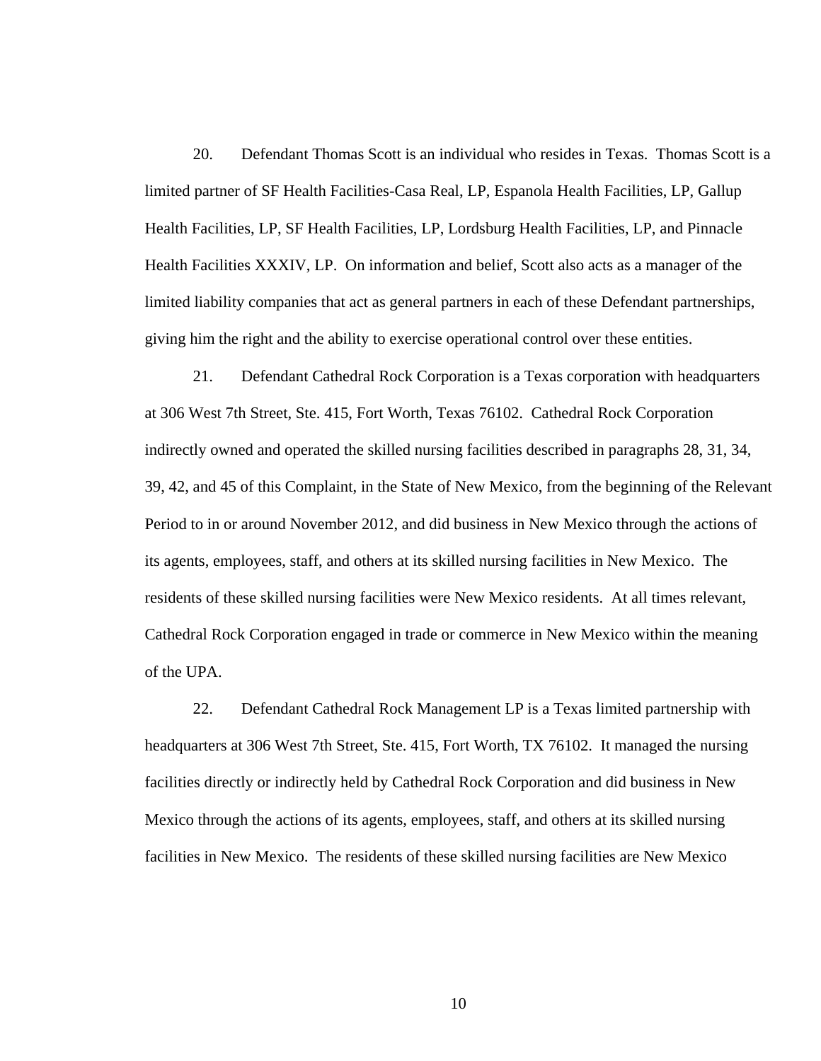20. Defendant Thomas Scott is an individual who resides in Texas. Thomas Scott is a limited partner of SF Health Facilities-Casa Real, LP, Espanola Health Facilities, LP, Gallup Health Facilities, LP, SF Health Facilities, LP, Lordsburg Health Facilities, LP, and Pinnacle Health Facilities XXXIV, LP. On information and belief, Scott also acts as a manager of the limited liability companies that act as general partners in each of these Defendant partnerships, giving him the right and the ability to exercise operational control over these entities.

21. Defendant Cathedral Rock Corporation is a Texas corporation with headquarters at 306 West 7th Street, Ste. 415, Fort Worth, Texas 76102. Cathedral Rock Corporation indirectly owned and operated the skilled nursing facilities described in paragraphs 28, 31, 34, 39, 42, and 45 of this Complaint, in the State of New Mexico, from the beginning of the Relevant Period to in or around November 2012, and did business in New Mexico through the actions of its agents, employees, staff, and others at its skilled nursing facilities in New Mexico. The residents of these skilled nursing facilities were New Mexico residents. At all times relevant, Cathedral Rock Corporation engaged in trade or commerce in New Mexico within the meaning of the UPA.

22. Defendant Cathedral Rock Management LP is a Texas limited partnership with headquarters at 306 West 7th Street, Ste. 415, Fort Worth, TX 76102. It managed the nursing facilities directly or indirectly held by Cathedral Rock Corporation and did business in New Mexico through the actions of its agents, employees, staff, and others at its skilled nursing facilities in New Mexico. The residents of these skilled nursing facilities are New Mexico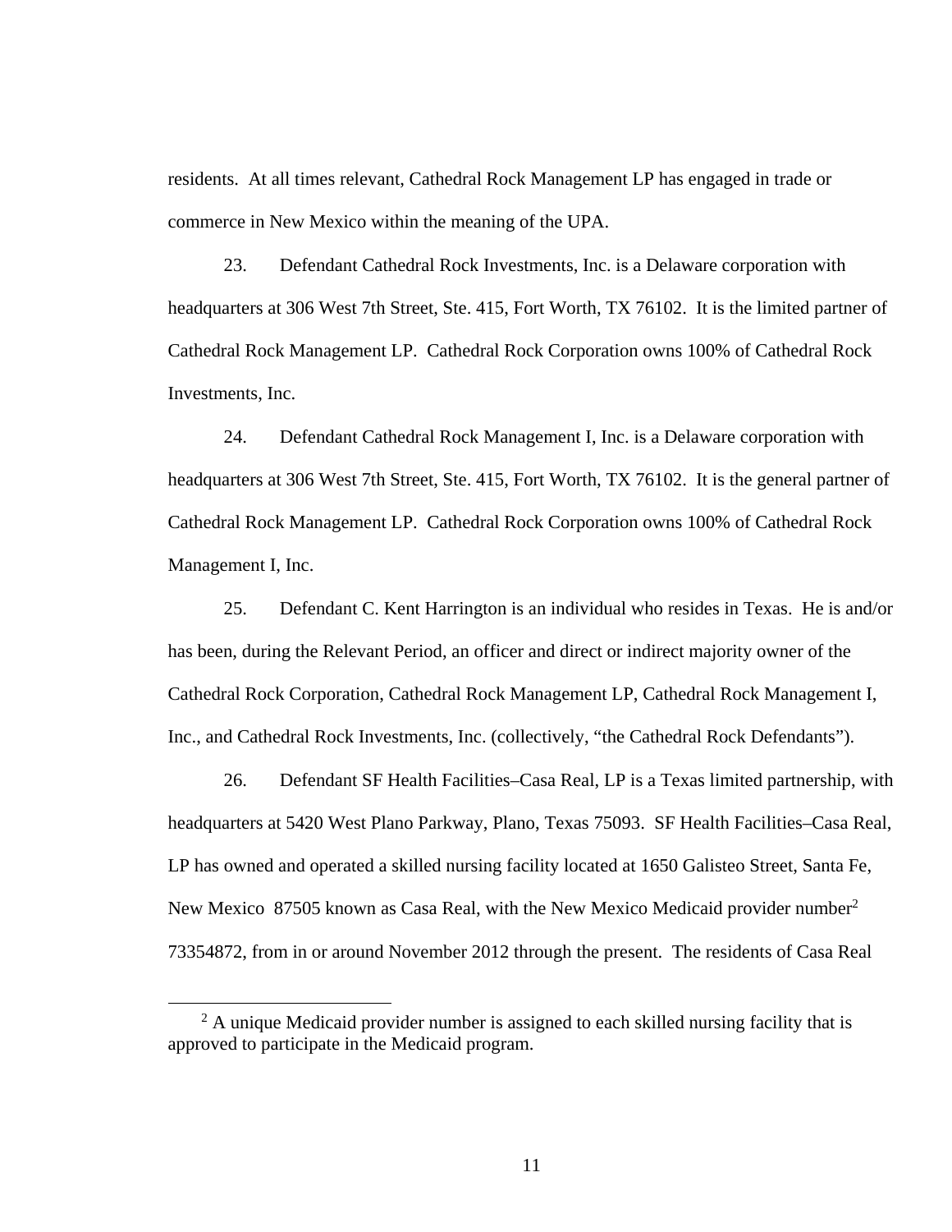residents. At all times relevant, Cathedral Rock Management LP has engaged in trade or commerce in New Mexico within the meaning of the UPA.

23. Defendant Cathedral Rock Investments, Inc. is a Delaware corporation with headquarters at 306 West 7th Street, Ste. 415, Fort Worth, TX 76102. It is the limited partner of Cathedral Rock Management LP. Cathedral Rock Corporation owns 100% of Cathedral Rock Investments, Inc.

24. Defendant Cathedral Rock Management I, Inc. is a Delaware corporation with headquarters at 306 West 7th Street, Ste. 415, Fort Worth, TX 76102. It is the general partner of Cathedral Rock Management LP. Cathedral Rock Corporation owns 100% of Cathedral Rock Management I, Inc.

25. Defendant C. Kent Harrington is an individual who resides in Texas. He is and/or has been, during the Relevant Period, an officer and direct or indirect majority owner of the Cathedral Rock Corporation, Cathedral Rock Management LP, Cathedral Rock Management I, Inc., and Cathedral Rock Investments, Inc. (collectively, "the Cathedral Rock Defendants").

26. Defendant SF Health Facilities–Casa Real, LP is a Texas limited partnership, with headquarters at 5420 West Plano Parkway, Plano, Texas 75093. SF Health Facilities–Casa Real, LP has owned and operated a skilled nursing facility located at 1650 Galisteo Street, Santa Fe, New Mexico 87505 known as Casa Real, with the New Mexico Medicaid provider number[2] 73354872, from in or around November 2012 through the present. The residents of Casa Real

[2] A unique Medicaid provider number is assigned to each skilled nursing facility that is approved to participate in the Medicaid program.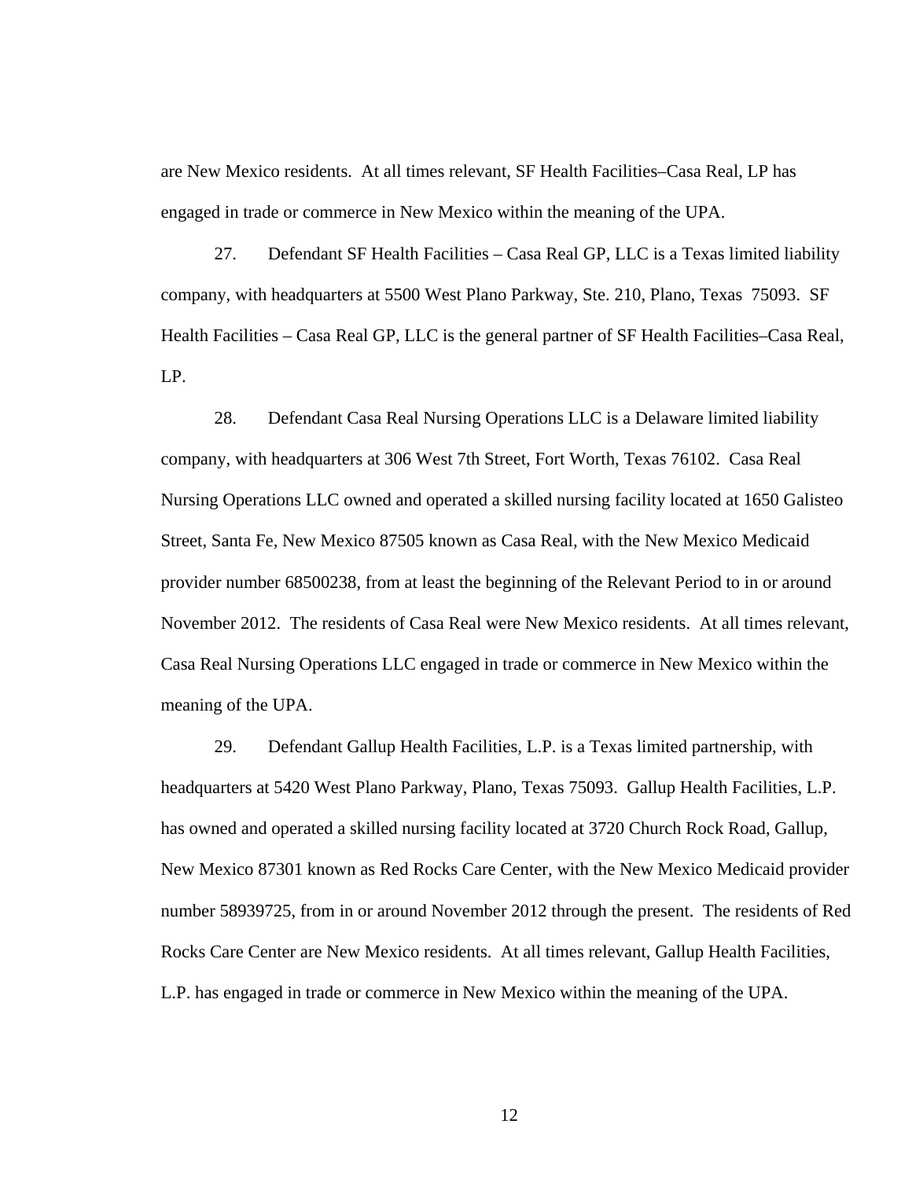are New Mexico residents. At all times relevant, SF Health Facilities–Casa Real, LP has engaged in trade or commerce in New Mexico within the meaning of the UPA.

27. Defendant SF Health Facilities – Casa Real GP, LLC is a Texas limited liability company, with headquarters at 5500 West Plano Parkway, Ste. 210, Plano, Texas 75093. SF Health Facilities – Casa Real GP, LLC is the general partner of SF Health Facilities–Casa Real, LP.

28. Defendant Casa Real Nursing Operations LLC is a Delaware limited liability company, with headquarters at 306 West 7th Street, Fort Worth, Texas 76102. Casa Real Nursing Operations LLC owned and operated a skilled nursing facility located at 1650 Galisteo Street, Santa Fe, New Mexico 87505 known as Casa Real, with the New Mexico Medicaid provider number 68500238, from at least the beginning of the Relevant Period to in or around November 2012. The residents of Casa Real were New Mexico residents. At all times relevant, Casa Real Nursing Operations LLC engaged in trade or commerce in New Mexico within the meaning of the UPA.

29. Defendant Gallup Health Facilities, L.P. is a Texas limited partnership, with headquarters at 5420 West Plano Parkway, Plano, Texas 75093. Gallup Health Facilities, L.P. has owned and operated a skilled nursing facility located at 3720 Church Rock Road, Gallup, New Mexico 87301 known as Red Rocks Care Center, with the New Mexico Medicaid provider number 58939725, from in or around November 2012 through the present. The residents of Red Rocks Care Center are New Mexico residents. At all times relevant, Gallup Health Facilities, L.P. has engaged in trade or commerce in New Mexico within the meaning of the UPA.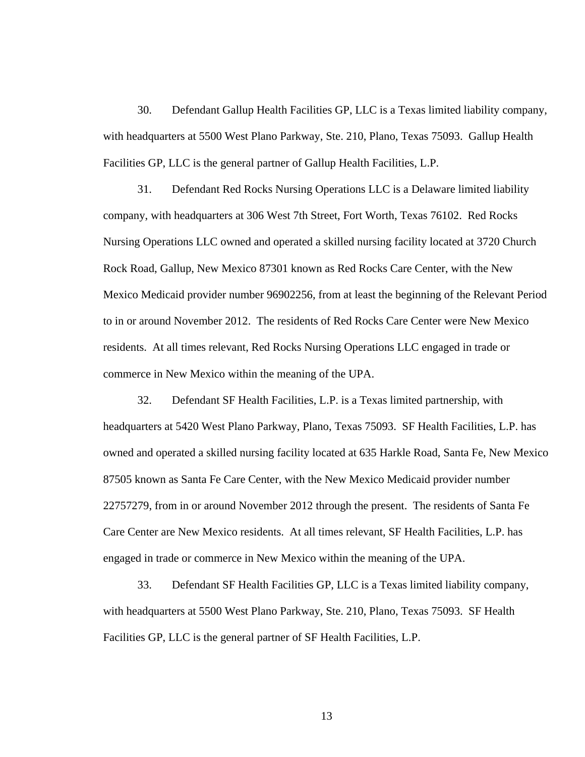30. Defendant Gallup Health Facilities GP, LLC is a Texas limited liability company, with headquarters at 5500 West Plano Parkway, Ste. 210, Plano, Texas 75093. Gallup Health Facilities GP, LLC is the general partner of Gallup Health Facilities, L.P.

31. Defendant Red Rocks Nursing Operations LLC is a Delaware limited liability company, with headquarters at 306 West 7th Street, Fort Worth, Texas 76102. Red Rocks Nursing Operations LLC owned and operated a skilled nursing facility located at 3720 Church Rock Road, Gallup, New Mexico 87301 known as Red Rocks Care Center, with the New Mexico Medicaid provider number 96902256, from at least the beginning of the Relevant Period to in or around November 2012. The residents of Red Rocks Care Center were New Mexico residents. At all times relevant, Red Rocks Nursing Operations LLC engaged in trade or commerce in New Mexico within the meaning of the UPA.

32. Defendant SF Health Facilities, L.P. is a Texas limited partnership, with headquarters at 5420 West Plano Parkway, Plano, Texas 75093. SF Health Facilities, L.P. has owned and operated a skilled nursing facility located at 635 Harkle Road, Santa Fe, New Mexico 87505 known as Santa Fe Care Center, with the New Mexico Medicaid provider number 22757279, from in or around November 2012 through the present. The residents of Santa Fe Care Center are New Mexico residents. At all times relevant, SF Health Facilities, L.P. has engaged in trade or commerce in New Mexico within the meaning of the UPA.

33. Defendant SF Health Facilities GP, LLC is a Texas limited liability company, with headquarters at 5500 West Plano Parkway, Ste. 210, Plano, Texas 75093. SF Health Facilities GP, LLC is the general partner of SF Health Facilities, L.P.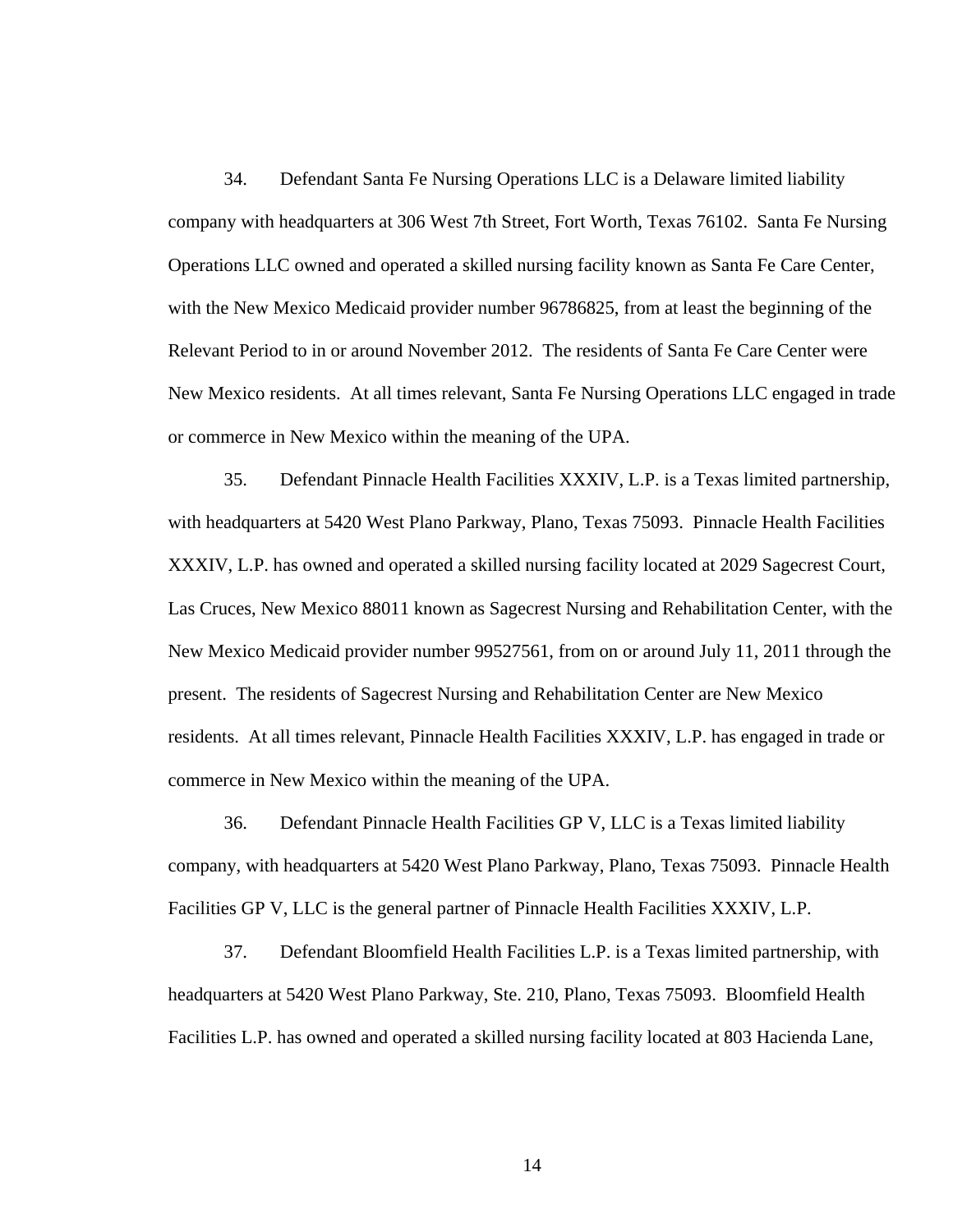34. Defendant Santa Fe Nursing Operations LLC is a Delaware limited liability company with headquarters at 306 West 7th Street, Fort Worth, Texas 76102. Santa Fe Nursing Operations LLC owned and operated a skilled nursing facility known as Santa Fe Care Center, with the New Mexico Medicaid provider number 96786825, from at least the beginning of the Relevant Period to in or around November 2012. The residents of Santa Fe Care Center were New Mexico residents. At all times relevant, Santa Fe Nursing Operations LLC engaged in trade or commerce in New Mexico within the meaning of the UPA.

35. Defendant Pinnacle Health Facilities XXXIV, L.P. is a Texas limited partnership, with headquarters at 5420 West Plano Parkway, Plano, Texas 75093. Pinnacle Health Facilities XXXIV, L.P. has owned and operated a skilled nursing facility located at 2029 Sagecrest Court, Las Cruces, New Mexico 88011 known as Sagecrest Nursing and Rehabilitation Center, with the New Mexico Medicaid provider number 99527561, from on or around July 11, 2011 through the present. The residents of Sagecrest Nursing and Rehabilitation Center are New Mexico residents. At all times relevant, Pinnacle Health Facilities XXXIV, L.P. has engaged in trade or commerce in New Mexico within the meaning of the UPA.

36. Defendant Pinnacle Health Facilities GP V, LLC is a Texas limited liability company, with headquarters at 5420 West Plano Parkway, Plano, Texas 75093. Pinnacle Health Facilities GP V, LLC is the general partner of Pinnacle Health Facilities XXXIV, L.P.

37. Defendant Bloomfield Health Facilities L.P. is a Texas limited partnership, with headquarters at 5420 West Plano Parkway, Ste. 210, Plano, Texas 75093. Bloomfield Health Facilities L.P. has owned and operated a skilled nursing facility located at 803 Hacienda Lane,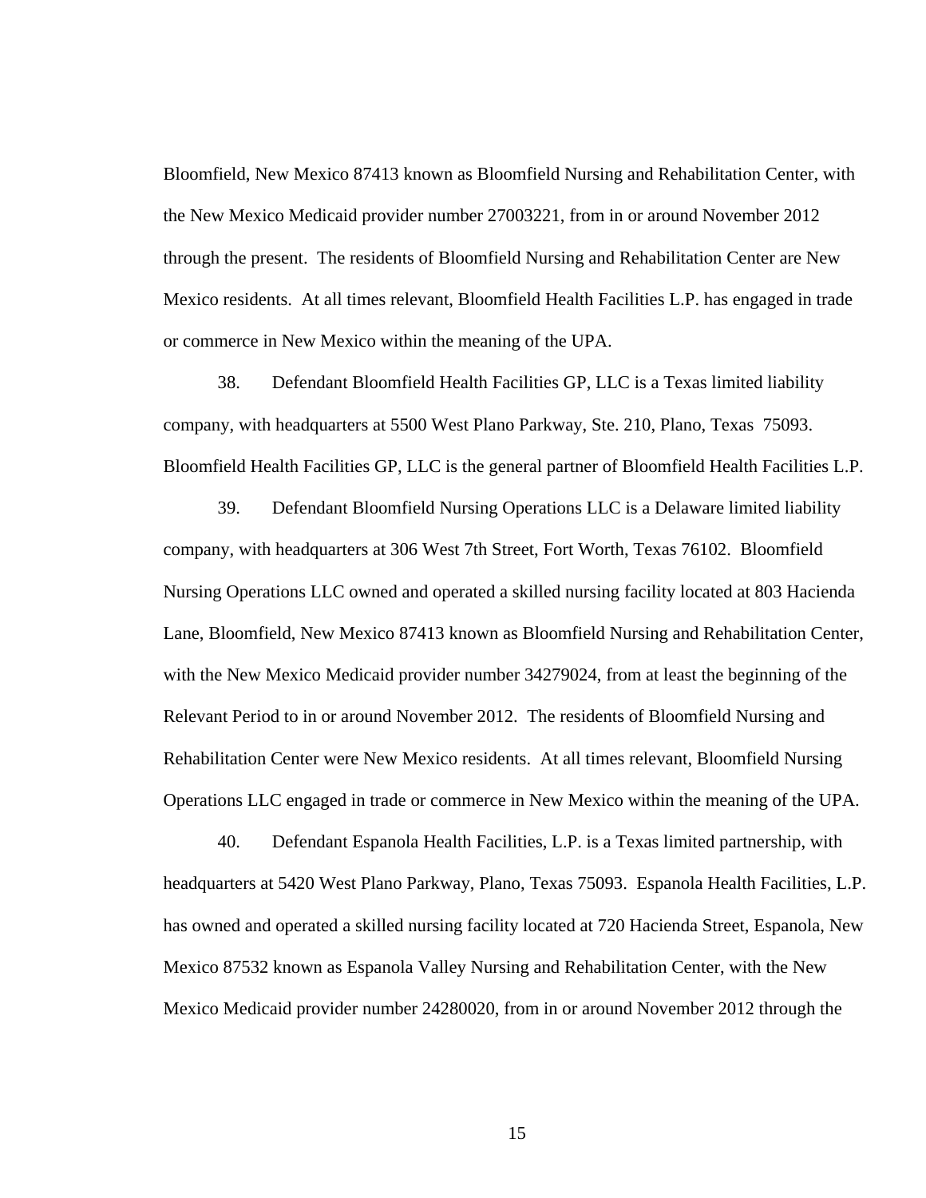Bloomfield, New Mexico 87413 known as Bloomfield Nursing and Rehabilitation Center, with the New Mexico Medicaid provider number 27003221, from in or around November 2012 through the present. The residents of Bloomfield Nursing and Rehabilitation Center are New Mexico residents. At all times relevant, Bloomfield Health Facilities L.P. has engaged in trade or commerce in New Mexico within the meaning of the UPA.

38. Defendant Bloomfield Health Facilities GP, LLC is a Texas limited liability company, with headquarters at 5500 West Plano Parkway, Ste. 210, Plano, Texas 75093. Bloomfield Health Facilities GP, LLC is the general partner of Bloomfield Health Facilities L.P.

39. Defendant Bloomfield Nursing Operations LLC is a Delaware limited liability company, with headquarters at 306 West 7th Street, Fort Worth, Texas 76102. Bloomfield Nursing Operations LLC owned and operated a skilled nursing facility located at 803 Hacienda Lane, Bloomfield, New Mexico 87413 known as Bloomfield Nursing and Rehabilitation Center, with the New Mexico Medicaid provider number 34279024, from at least the beginning of the Relevant Period to in or around November 2012. The residents of Bloomfield Nursing and Rehabilitation Center were New Mexico residents. At all times relevant, Bloomfield Nursing Operations LLC engaged in trade or commerce in New Mexico within the meaning of the UPA.

40. Defendant Espanola Health Facilities, L.P. is a Texas limited partnership, with headquarters at 5420 West Plano Parkway, Plano, Texas 75093. Espanola Health Facilities, L.P. has owned and operated a skilled nursing facility located at 720 Hacienda Street, Espanola, New Mexico 87532 known as Espanola Valley Nursing and Rehabilitation Center, with the New Mexico Medicaid provider number 24280020, from in or around November 2012 through the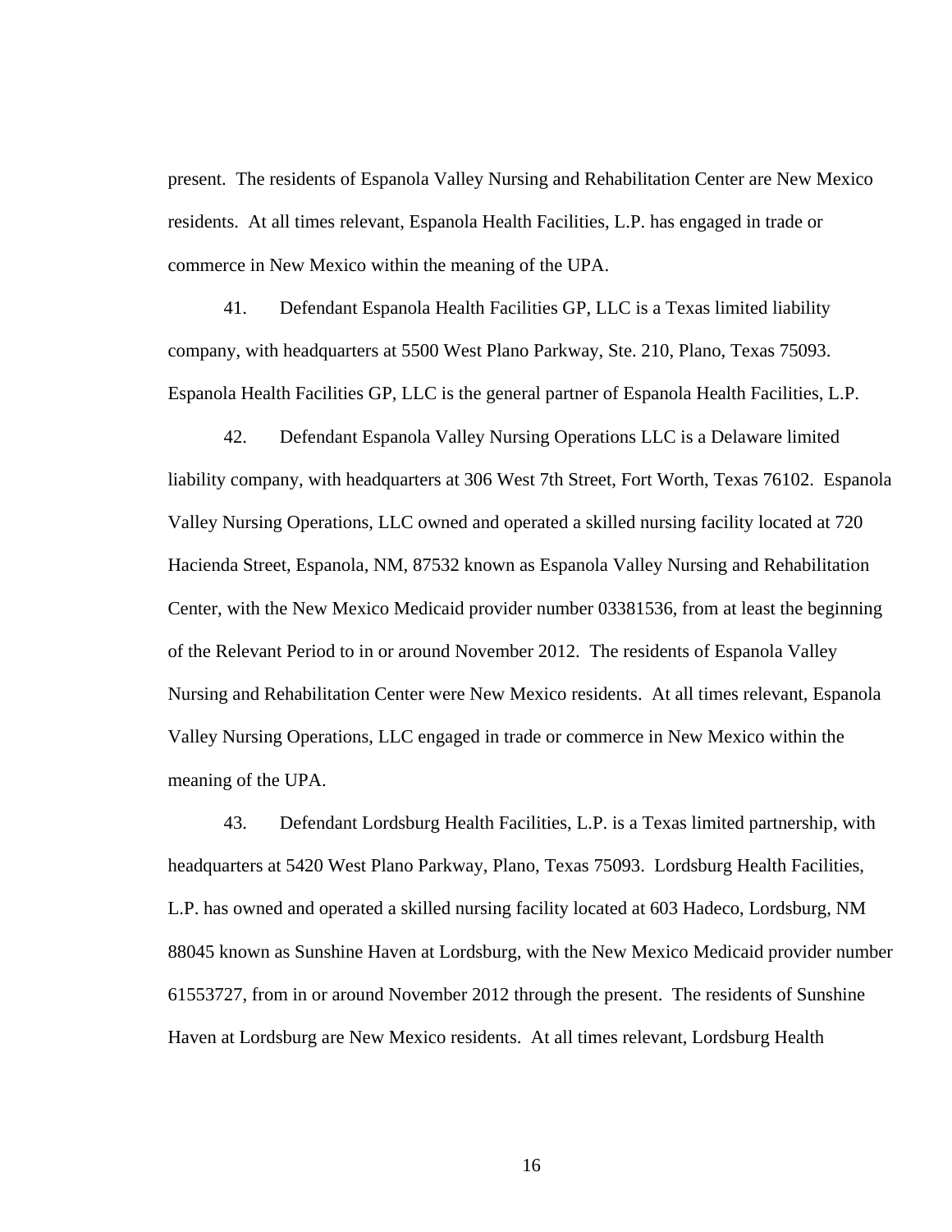present. The residents of Espanola Valley Nursing and Rehabilitation Center are New Mexico residents. At all times relevant, Espanola Health Facilities, L.P. has engaged in trade or commerce in New Mexico within the meaning of the UPA.

41. Defendant Espanola Health Facilities GP, LLC is a Texas limited liability company, with headquarters at 5500 West Plano Parkway, Ste. 210, Plano, Texas 75093. Espanola Health Facilities GP, LLC is the general partner of Espanola Health Facilities, L.P.

42. Defendant Espanola Valley Nursing Operations LLC is a Delaware limited liability company, with headquarters at 306 West 7th Street, Fort Worth, Texas 76102. Espanola Valley Nursing Operations, LLC owned and operated a skilled nursing facility located at 720 Hacienda Street, Espanola, NM, 87532 known as Espanola Valley Nursing and Rehabilitation Center, with the New Mexico Medicaid provider number 03381536, from at least the beginning of the Relevant Period to in or around November 2012. The residents of Espanola Valley Nursing and Rehabilitation Center were New Mexico residents. At all times relevant, Espanola Valley Nursing Operations, LLC engaged in trade or commerce in New Mexico within the meaning of the UPA.

43. Defendant Lordsburg Health Facilities, L.P. is a Texas limited partnership, with headquarters at 5420 West Plano Parkway, Plano, Texas 75093. Lordsburg Health Facilities, L.P. has owned and operated a skilled nursing facility located at 603 Hadeco, Lordsburg, NM 88045 known as Sunshine Haven at Lordsburg, with the New Mexico Medicaid provider number 61553727, from in or around November 2012 through the present. The residents of Sunshine Haven at Lordsburg are New Mexico residents. At all times relevant, Lordsburg Health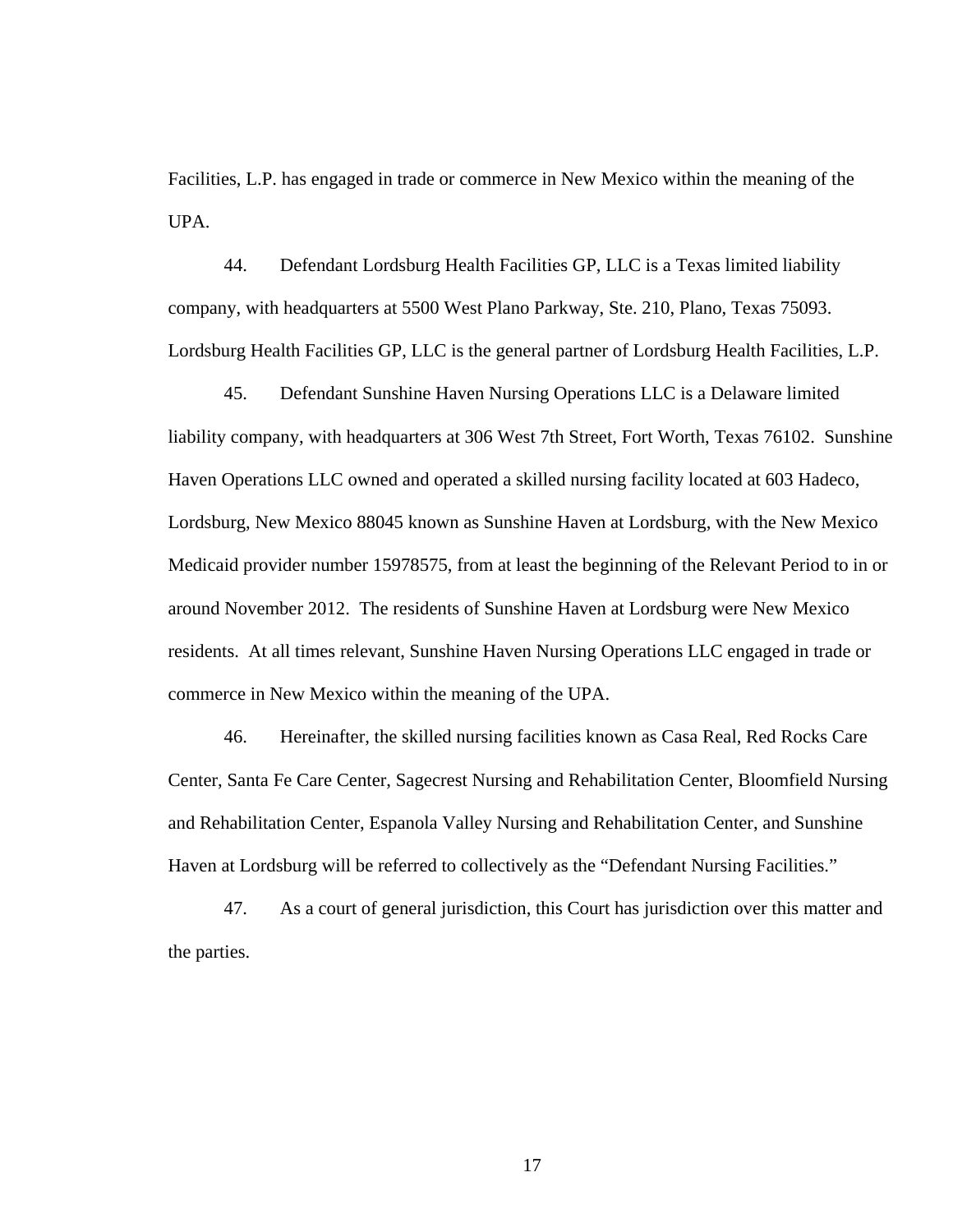Facilities, L.P. has engaged in trade or commerce in New Mexico within the meaning of the UPA.

44. Defendant Lordsburg Health Facilities GP, LLC is a Texas limited liability company, with headquarters at 5500 West Plano Parkway, Ste. 210, Plano, Texas 75093. Lordsburg Health Facilities GP, LLC is the general partner of Lordsburg Health Facilities, L.P.

45. Defendant Sunshine Haven Nursing Operations LLC is a Delaware limited liability company, with headquarters at 306 West 7th Street, Fort Worth, Texas 76102. Sunshine Haven Operations LLC owned and operated a skilled nursing facility located at 603 Hadeco, Lordsburg, New Mexico 88045 known as Sunshine Haven at Lordsburg, with the New Mexico Medicaid provider number 15978575, from at least the beginning of the Relevant Period to in or around November 2012. The residents of Sunshine Haven at Lordsburg were New Mexico residents. At all times relevant, Sunshine Haven Nursing Operations LLC engaged in trade or commerce in New Mexico within the meaning of the UPA.

46. Hereinafter, the skilled nursing facilities known as Casa Real, Red Rocks Care Center, Santa Fe Care Center, Sagecrest Nursing and Rehabilitation Center, Bloomfield Nursing and Rehabilitation Center, Espanola Valley Nursing and Rehabilitation Center, and Sunshine Haven at Lordsburg will be referred to collectively as the "Defendant Nursing Facilities."

47. As a court of general jurisdiction, this Court has jurisdiction over this matter and the parties.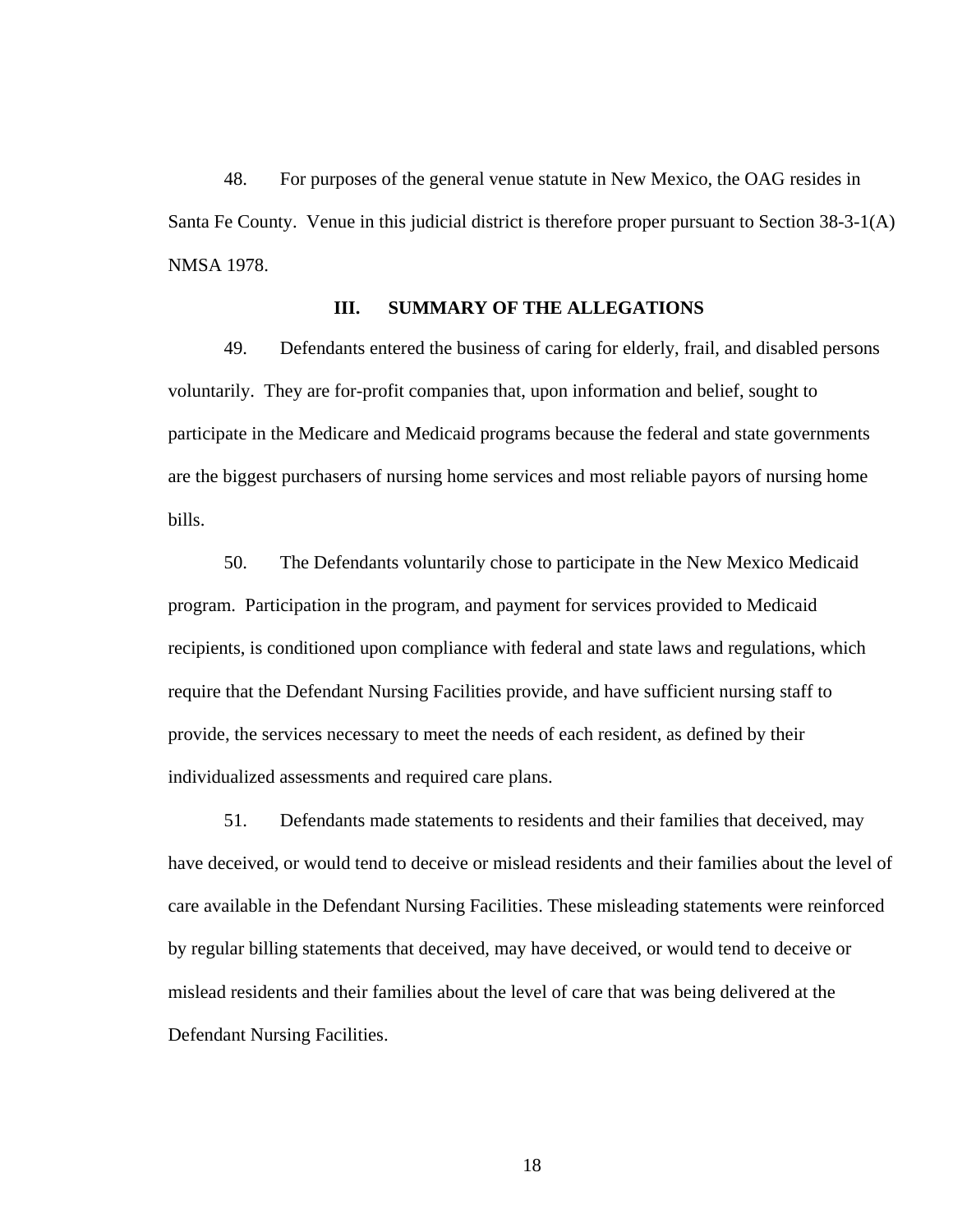48. For purposes of the general venue statute in New Mexico, the OAG resides in Santa Fe County. Venue in this judicial district is therefore proper pursuant to Section 38-3-1(A) NMSA 1978.

## III. SUMMARY OF THE ALLEGATIONS

49. Defendants entered the business of caring for elderly, frail, and disabled persons voluntarily. They are for-profit companies that, upon information and belief, sought to participate in the Medicare and Medicaid programs because the federal and state governments are the biggest purchasers of nursing home services and most reliable payors of nursing home bills.

50. The Defendants voluntarily chose to participate in the New Mexico Medicaid program. Participation in the program, and payment for services provided to Medicaid recipients, is conditioned upon compliance with federal and state laws and regulations, which require that the Defendant Nursing Facilities provide, and have sufficient nursing staff to provide, the services necessary to meet the needs of each resident, as defined by their individualized assessments and required care plans.

51. Defendants made statements to residents and their families that deceived, may have deceived, or would tend to deceive or mislead residents and their families about the level of care available in the Defendant Nursing Facilities. These misleading statements were reinforced by regular billing statements that deceived, may have deceived, or would tend to deceive or mislead residents and their families about the level of care that was being delivered at the Defendant Nursing Facilities.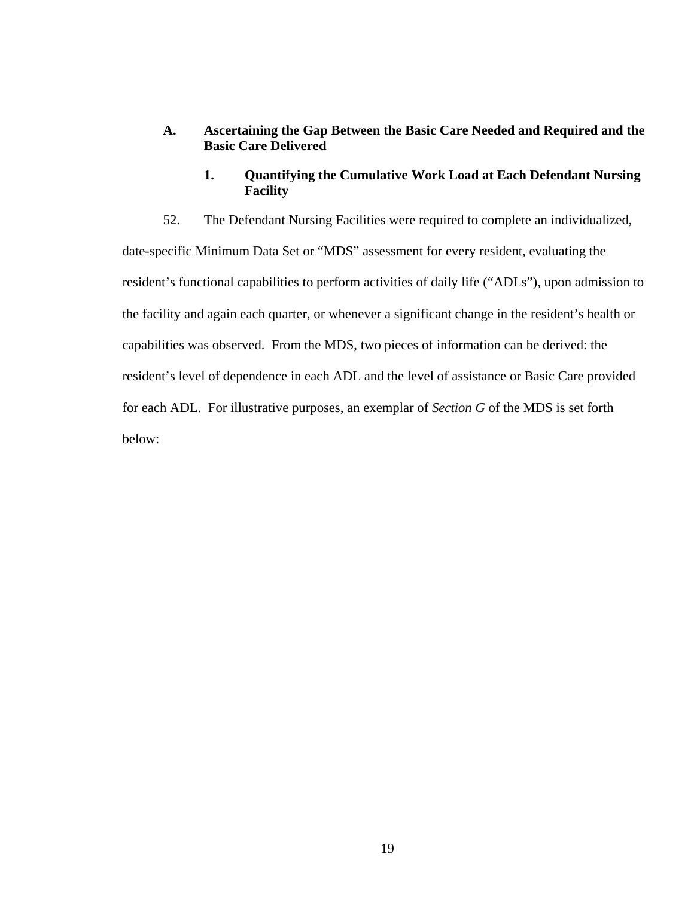### A. Ascertaining the Gap Between the Basic Care Needed and Required and the Basic Care Delivered

#### 1. Quantifying the Cumulative Work Load at Each Defendant Nursing Facility

52. The Defendant Nursing Facilities were required to complete an individualized, date-specific Minimum Data Set or "MDS" assessment for every resident, evaluating the resident's functional capabilities to perform activities of daily life ("ADLs"), upon admission to the facility and again each quarter, or whenever a significant change in the resident's health or capabilities was observed. From the MDS, two pieces of information can be derived: the resident's level of dependence in each ADL and the level of assistance or Basic Care provided for each ADL. For illustrative purposes, an exemplar of *Section G* of the MDS is set forth below: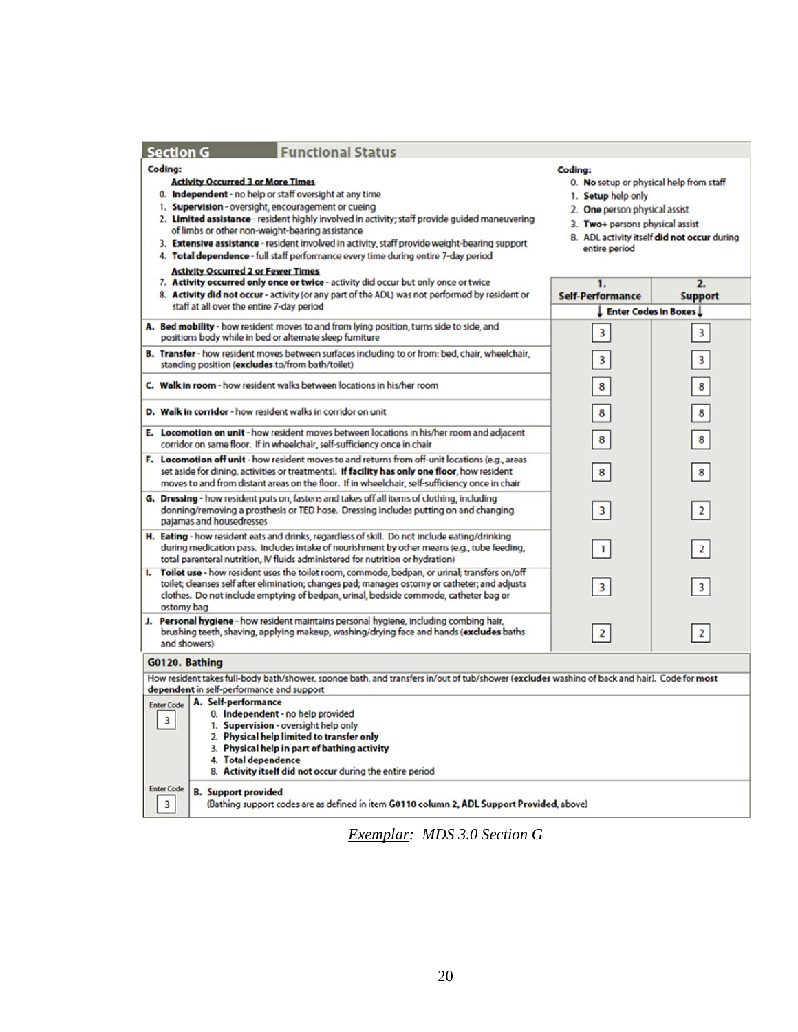## Section G — Functional Status

**Coding:**

<u>**Activity Occurred 3 or More Times**</u>

0. **Independent** - no help or staff oversight at any time
1. **Supervision** - oversight, encouragement or cueing
2. **Limited assistance** - resident highly involved in activity; staff provide guided maneuvering of limbs or other non-weight-bearing assistance
3. **Extensive assistance** - resident involved in activity, staff provide weight-bearing support
4. **Total dependence** - full staff performance every time during entire 7-day period

<u>**Activity Occurred 2 or Fewer Times**</u>

7. **Activity occurred only once or twice** - activity did occur but only once or twice
8. **Activity did not occur** - activity (or any part of the ADL) was not performed by resident or staff at all over the entire 7-day period

**Coding:**

0. **No** setup or physical help from staff
1. **Setup** help only
2. **One** person physical assist
3. **Two+** persons physical assist
8. ADL activity itself **did not occur** during entire period

| | 1. Self-Performance | 2. Support |
|---|---|---|
| | ↓ Enter Codes in Boxes ↓ | |
| **A. Bed mobility** - how resident moves to and from lying position, turns side to side, and positions body while in bed or alternate sleep furniture | 3 | 3 |
| **B. Transfer** - how resident moves between surfaces including to or from: bed, chair, wheelchair, standing position (**excludes** to/from bath/toilet) | 3 | 3 |
| **C. Walk in room** - how resident walks between locations in his/her room | 8 | 8 |
| **D. Walk in corridor** - how resident walks in corridor on unit | 8 | 8 |
| **E. Locomotion on unit** - how resident moves between locations in his/her room and adjacent corridor on same floor. If in wheelchair, self-sufficiency once in chair | 8 | 8 |
| **F. Locomotion off unit** - how resident moves to and returns from off-unit locations (e.g., areas set aside for dining, activities or treatments). **If facility has only one floor,** how resident moves to and from distant areas on the floor. If in wheelchair, self-sufficiency once in chair | 8 | 8 |
| **G. Dressing** - how resident puts on, fastens and takes off all items of clothing, including donning/removing a prosthesis or TED hose. Dressing includes putting on and changing pajamas and housedresses | 3 | 2 |
| **H. Eating** - how resident eats and drinks, regardless of skill. Do not include eating/drinking during medication pass. Includes intake of nourishment by other means (e.g., tube feeding, total parenteral nutrition, IV fluids administered for nutrition or hydration) | 1 | 2 |
| **I. Toilet use** - how resident uses the toilet room, commode, bedpan, or urinal; transfers on/off toilet; cleanses self after elimination; changes pad; manages ostomy or catheter; and adjusts clothes. Do not include emptying of bedpan, urinal, bedside commode, catheter bag or ostomy bag | 3 | 3 |
| **J. Personal hygiene** - how resident maintains personal hygiene, including combing hair, brushing teeth, shaving, applying makeup, washing/drying face and hands (**excludes** baths and showers) | 2 | 2 |

### G0120. Bathing

How resident takes full-body bath/shower, sponge bath, and transfers in/out of tub/shower (**excludes** washing of back and hair). Code for **most dependent** in self-performance and support

| Enter Code | |
|---|---|
| 3 | **A. Self-performance**<br>0. **Independent** - no help provided<br>1. **Supervision** - oversight help only<br>2. **Physical help limited to transfer only**<br>3. **Physical help in part of bathing activity**<br>4. **Total dependence**<br>8. **Activity itself did not occur** during the entire period |
| 3 | **B. Support provided**<br>(Bathing support codes are as defined in item **G0110 column 2, ADL Support Provided**, above) |

*<u>Exemplar</u>: MDS 3.0 Section G*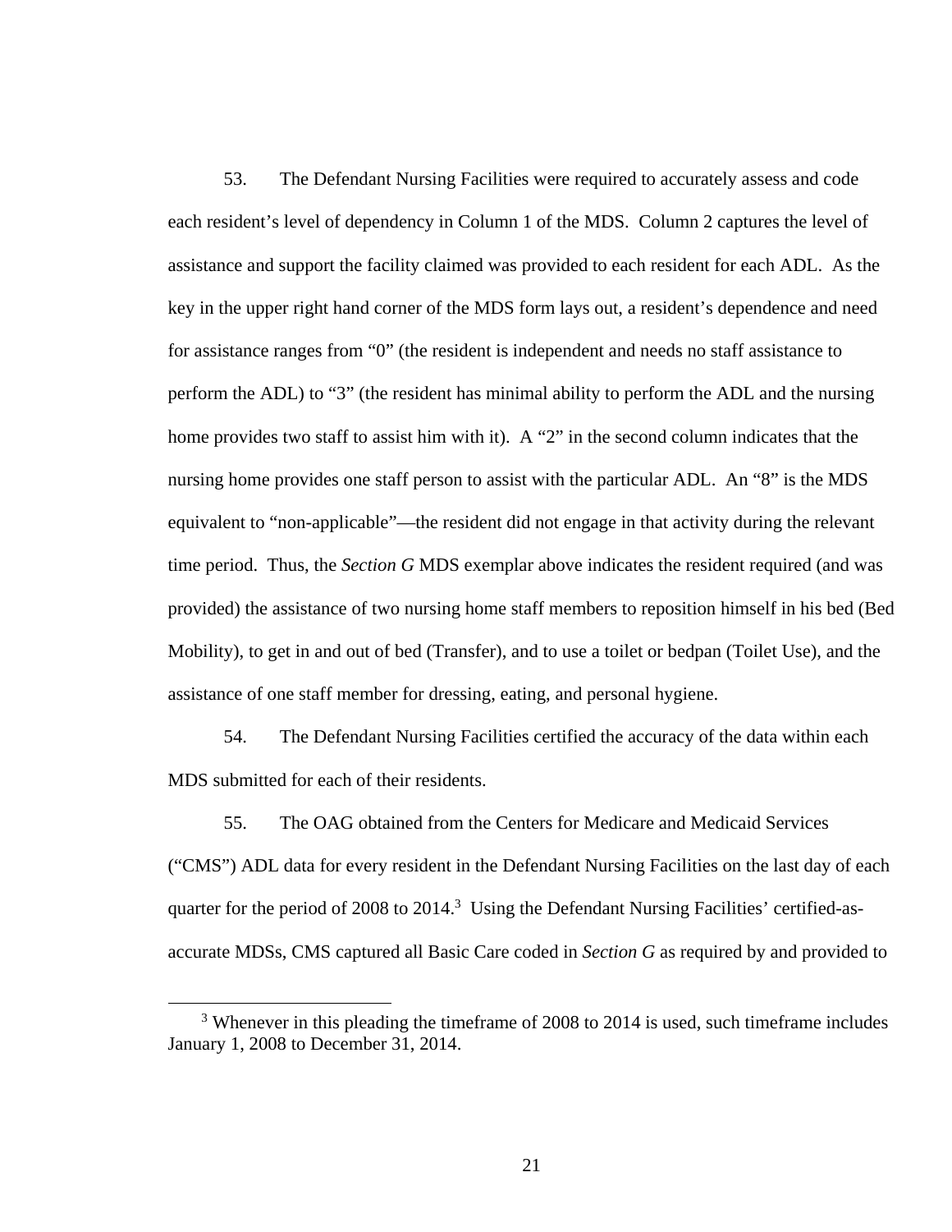53. The Defendant Nursing Facilities were required to accurately assess and code each resident's level of dependency in Column 1 of the MDS. Column 2 captures the level of assistance and support the facility claimed was provided to each resident for each ADL. As the key in the upper right hand corner of the MDS form lays out, a resident's dependence and need for assistance ranges from "0" (the resident is independent and needs no staff assistance to perform the ADL) to "3" (the resident has minimal ability to perform the ADL and the nursing home provides two staff to assist him with it). A "2" in the second column indicates that the nursing home provides one staff person to assist with the particular ADL. An "8" is the MDS equivalent to "non-applicable"—the resident did not engage in that activity during the relevant time period. Thus, the *Section G* MDS exemplar above indicates the resident required (and was provided) the assistance of two nursing home staff members to reposition himself in his bed (Bed Mobility), to get in and out of bed (Transfer), and to use a toilet or bedpan (Toilet Use), and the assistance of one staff member for dressing, eating, and personal hygiene.

54. The Defendant Nursing Facilities certified the accuracy of the data within each MDS submitted for each of their residents.

55. The OAG obtained from the Centers for Medicare and Medicaid Services ("CMS") ADL data for every resident in the Defendant Nursing Facilities on the last day of each quarter for the period of 2008 to 2014.[3] Using the Defendant Nursing Facilities' certified-as-accurate MDSs, CMS captured all Basic Care coded in *Section G* as required by and provided to

[3] Whenever in this pleading the timeframe of 2008 to 2014 is used, such timeframe includes January 1, 2008 to December 31, 2014.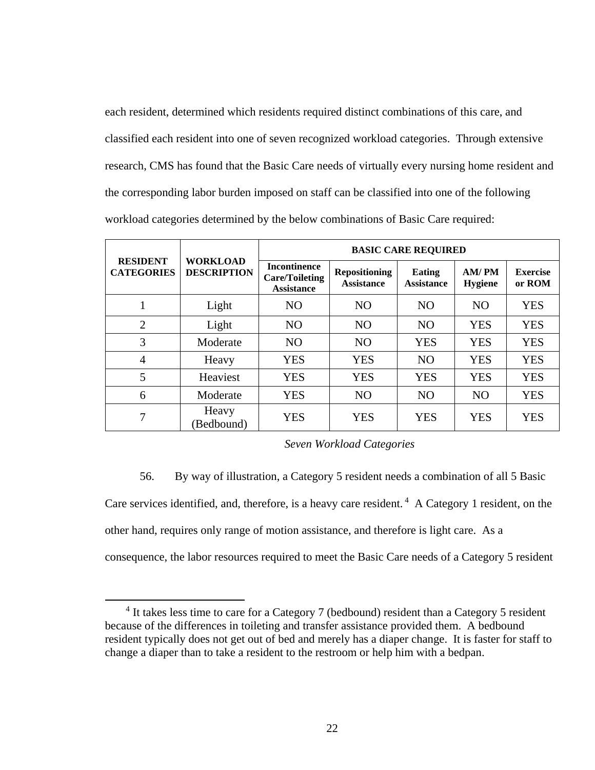each resident, determined which residents required distinct combinations of this care, and classified each resident into one of seven recognized workload categories. Through extensive research, CMS has found that the Basic Care needs of virtually every nursing home resident and the corresponding labor burden imposed on staff can be classified into one of the following workload categories determined by the below combinations of Basic Care required:

| RESIDENT CATEGORIES | WORKLOAD DESCRIPTION | BASIC CARE REQUIRED | | | | |
|---|---|---|---|---|---|---|
| | | Incontinence Care/Toileting Assistance | Repositioning Assistance | Eating Assistance | AM/ PM Hygiene | Exercise or ROM |
| 1 | Light | NO | NO | NO | NO | YES |
| 2 | Light | NO | NO | NO | YES | YES |
| 3 | Moderate | NO | NO | YES | YES | YES |
| 4 | Heavy | YES | YES | NO | YES | YES |
| 5 | Heaviest | YES | YES | YES | YES | YES |
| 6 | Moderate | YES | NO | NO | NO | YES |
| 7 | Heavy (Bedbound) | YES | YES | YES | YES | YES |

*Seven Workload Categories*

56. By way of illustration, a Category 5 resident needs a combination of all 5 Basic Care services identified, and, therefore, is a heavy care resident.[4] A Category 1 resident, on the other hand, requires only range of motion assistance, and therefore is light care. As a consequence, the labor resources required to meet the Basic Care needs of a Category 5 resident

[4] It takes less time to care for a Category 7 (bedbound) resident than a Category 5 resident because of the differences in toileting and transfer assistance provided them. A bedbound resident typically does not get out of bed and merely has a diaper change. It is faster for staff to change a diaper than to take a resident to the restroom or help him with a bedpan.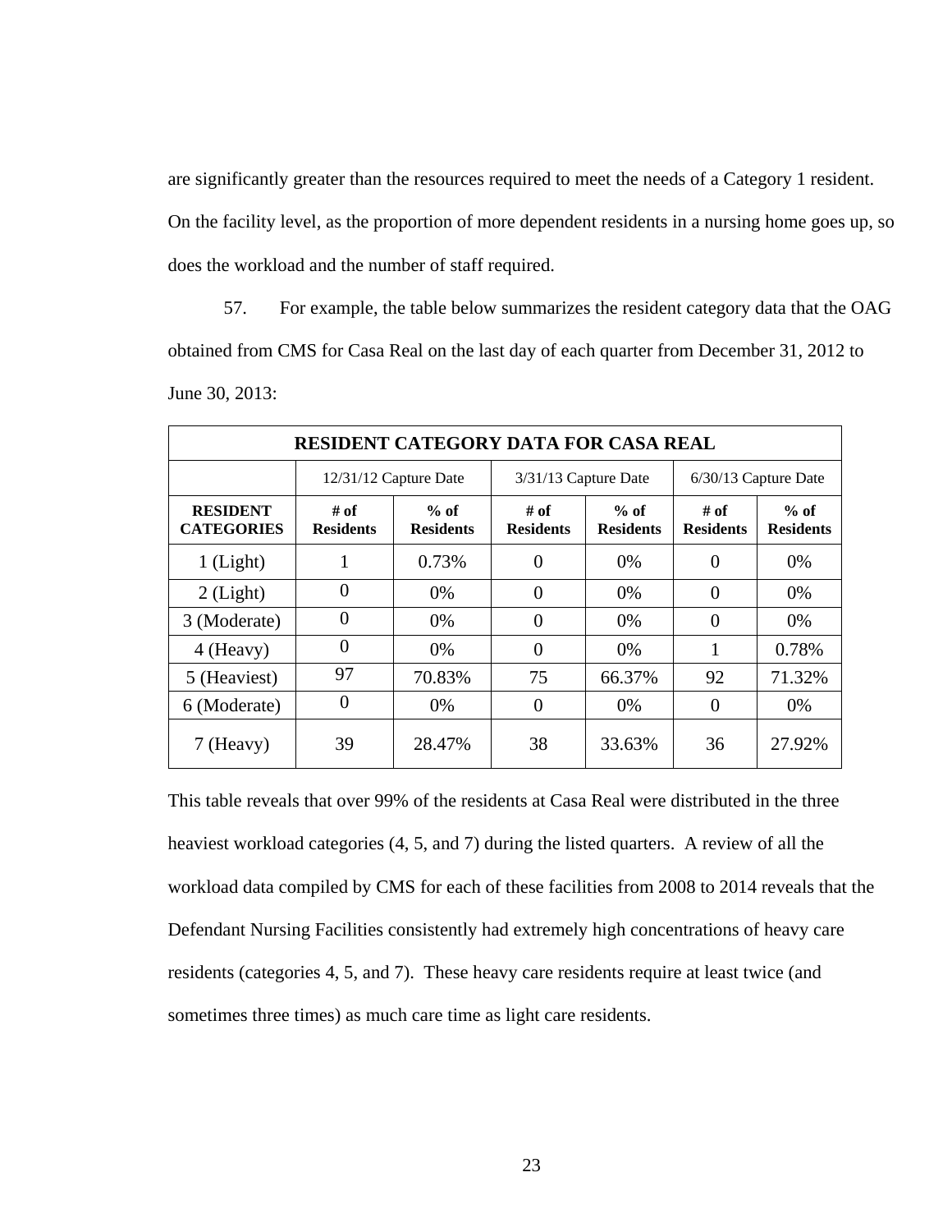are significantly greater than the resources required to meet the needs of a Category 1 resident. On the facility level, as the proportion of more dependent residents in a nursing home goes up, so does the workload and the number of staff required.

57. For example, the table below summarizes the resident category data that the OAG obtained from CMS for Casa Real on the last day of each quarter from December 31, 2012 to June 30, 2013:

| RESIDENT CATEGORY DATA FOR CASA REAL | | | | | | |
|---|---|---|---|---|---|---|
| | 12/31/12 Capture Date | | 3/31/13 Capture Date | | 6/30/13 Capture Date | |
| **RESIDENT CATEGORIES** | **# of Residents** | **% of Residents** | **# of Residents** | **% of Residents** | **# of Residents** | **% of Residents** |
| 1 (Light) | 1 | 0.73% | 0 | 0% | 0 | 0% |
| 2 (Light) | 0 | 0% | 0 | 0% | 0 | 0% |
| 3 (Moderate) | 0 | 0% | 0 | 0% | 0 | 0% |
| 4 (Heavy) | 0 | 0% | 0 | 0% | 1 | 0.78% |
| 5 (Heaviest) | 97 | 70.83% | 75 | 66.37% | 92 | 71.32% |
| 6 (Moderate) | 0 | 0% | 0 | 0% | 0 | 0% |
| 7 (Heavy) | 39 | 28.47% | 38 | 33.63% | 36 | 27.92% |

This table reveals that over 99% of the residents at Casa Real were distributed in the three heaviest workload categories (4, 5, and 7) during the listed quarters. A review of all the workload data compiled by CMS for each of these facilities from 2008 to 2014 reveals that the Defendant Nursing Facilities consistently had extremely high concentrations of heavy care residents (categories 4, 5, and 7). These heavy care residents require at least twice (and sometimes three times) as much care time as light care residents.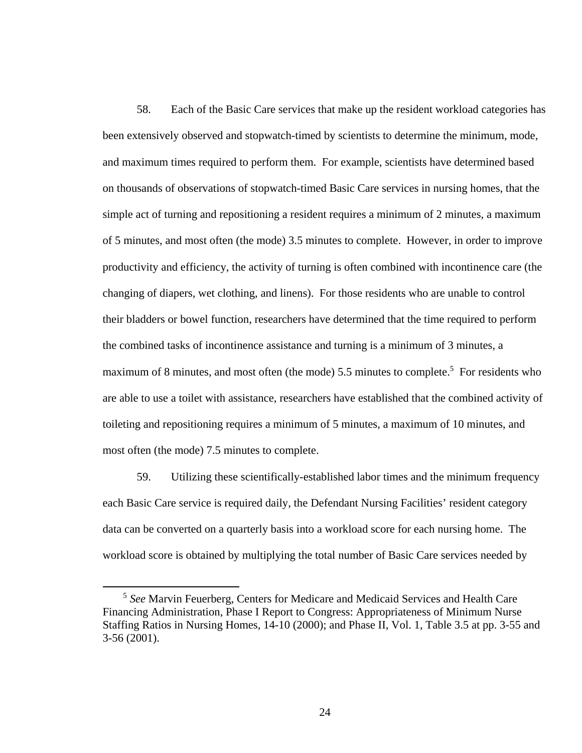58. Each of the Basic Care services that make up the resident workload categories has been extensively observed and stopwatch-timed by scientists to determine the minimum, mode, and maximum times required to perform them. For example, scientists have determined based on thousands of observations of stopwatch-timed Basic Care services in nursing homes, that the simple act of turning and repositioning a resident requires a minimum of 2 minutes, a maximum of 5 minutes, and most often (the mode) 3.5 minutes to complete. However, in order to improve productivity and efficiency, the activity of turning is often combined with incontinence care (the changing of diapers, wet clothing, and linens). For those residents who are unable to control their bladders or bowel function, researchers have determined that the time required to perform the combined tasks of incontinence assistance and turning is a minimum of 3 minutes, a maximum of 8 minutes, and most often (the mode) 5.5 minutes to complete.[5] For residents who are able to use a toilet with assistance, researchers have established that the combined activity of toileting and repositioning requires a minimum of 5 minutes, a maximum of 10 minutes, and most often (the mode) 7.5 minutes to complete.

59. Utilizing these scientifically-established labor times and the minimum frequency each Basic Care service is required daily, the Defendant Nursing Facilities' resident category data can be converted on a quarterly basis into a workload score for each nursing home. The workload score is obtained by multiplying the total number of Basic Care services needed by

---

[5] *See* Marvin Feuerberg, Centers for Medicare and Medicaid Services and Health Care Financing Administration, Phase I Report to Congress: Appropriateness of Minimum Nurse Staffing Ratios in Nursing Homes, 14-10 (2000); and Phase II, Vol. 1, Table 3.5 at pp. 3-55 and 3-56 (2001).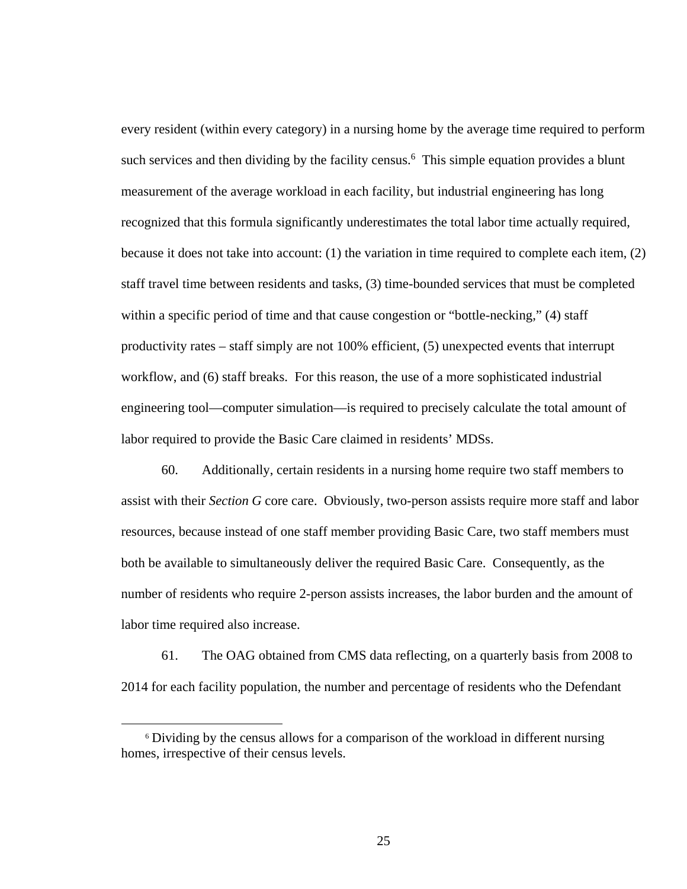every resident (within every category) in a nursing home by the average time required to perform such services and then dividing by the facility census.[6] This simple equation provides a blunt measurement of the average workload in each facility, but industrial engineering has long recognized that this formula significantly underestimates the total labor time actually required, because it does not take into account: (1) the variation in time required to complete each item, (2) staff travel time between residents and tasks, (3) time-bounded services that must be completed within a specific period of time and that cause congestion or "bottle-necking," (4) staff productivity rates – staff simply are not 100% efficient, (5) unexpected events that interrupt workflow, and (6) staff breaks. For this reason, the use of a more sophisticated industrial engineering tool—computer simulation—is required to precisely calculate the total amount of labor required to provide the Basic Care claimed in residents' MDSs.

60. Additionally, certain residents in a nursing home require two staff members to assist with their *Section G* core care. Obviously, two-person assists require more staff and labor resources, because instead of one staff member providing Basic Care, two staff members must both be available to simultaneously deliver the required Basic Care. Consequently, as the number of residents who require 2-person assists increases, the labor burden and the amount of labor time required also increase.

61. The OAG obtained from CMS data reflecting, on a quarterly basis from 2008 to 2014 for each facility population, the number and percentage of residents who the Defendant

[6] Dividing by the census allows for a comparison of the workload in different nursing homes, irrespective of their census levels.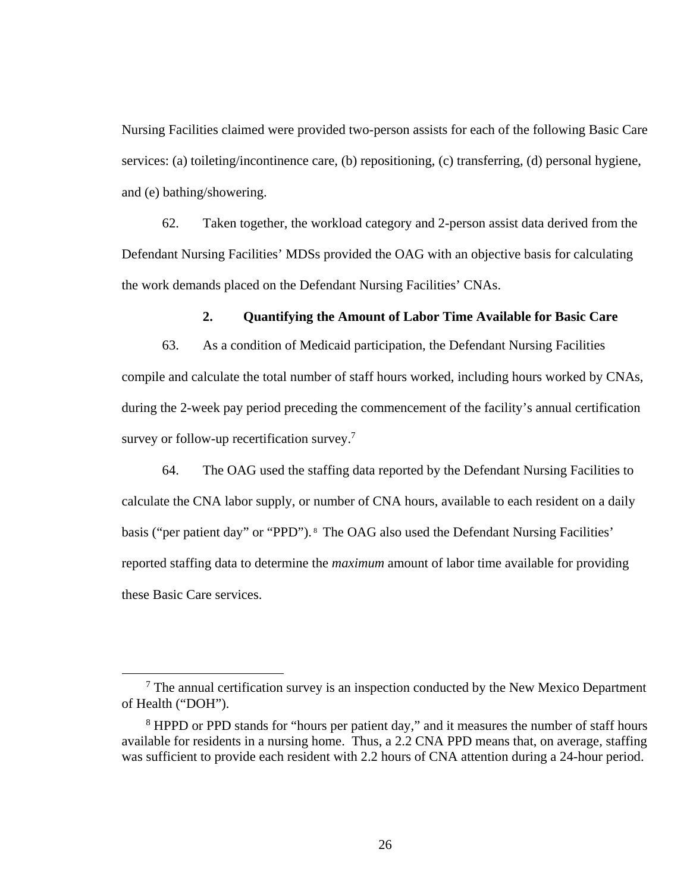Nursing Facilities claimed were provided two-person assists for each of the following Basic Care services: (a) toileting/incontinence care, (b) repositioning, (c) transferring, (d) personal hygiene, and (e) bathing/showering.

62. Taken together, the workload category and 2-person assist data derived from the Defendant Nursing Facilities' MDSs provided the OAG with an objective basis for calculating the work demands placed on the Defendant Nursing Facilities' CNAs.

### 2. Quantifying the Amount of Labor Time Available for Basic Care

63. As a condition of Medicaid participation, the Defendant Nursing Facilities compile and calculate the total number of staff hours worked, including hours worked by CNAs, during the 2-week pay period preceding the commencement of the facility's annual certification survey or follow-up recertification survey.[7]

64. The OAG used the staffing data reported by the Defendant Nursing Facilities to calculate the CNA labor supply, or number of CNA hours, available to each resident on a daily basis ("per patient day" or "PPD").[8] The OAG also used the Defendant Nursing Facilities' reported staffing data to determine the *maximum* amount of labor time available for providing these Basic Care services.

---

[7] The annual certification survey is an inspection conducted by the New Mexico Department of Health ("DOH").

[8] HPPD or PPD stands for "hours per patient day," and it measures the number of staff hours available for residents in a nursing home. Thus, a 2.2 CNA PPD means that, on average, staffing was sufficient to provide each resident with 2.2 hours of CNA attention during a 24-hour period.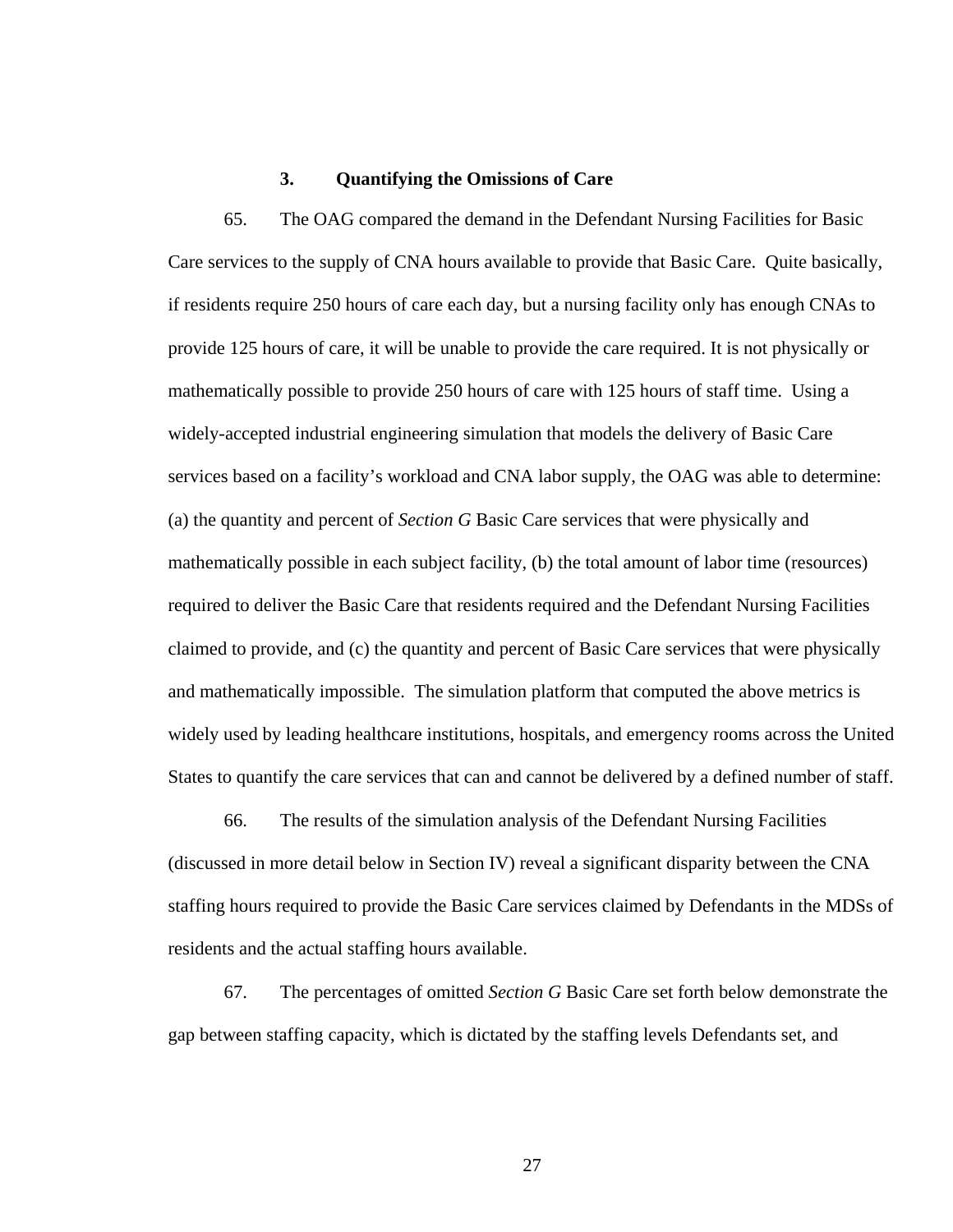### 3. Quantifying the Omissions of Care

65. The OAG compared the demand in the Defendant Nursing Facilities for Basic Care services to the supply of CNA hours available to provide that Basic Care. Quite basically, if residents require 250 hours of care each day, but a nursing facility only has enough CNAs to provide 125 hours of care, it will be unable to provide the care required. It is not physically or mathematically possible to provide 250 hours of care with 125 hours of staff time. Using a widely-accepted industrial engineering simulation that models the delivery of Basic Care services based on a facility's workload and CNA labor supply, the OAG was able to determine: (a) the quantity and percent of *Section G* Basic Care services that were physically and mathematically possible in each subject facility, (b) the total amount of labor time (resources) required to deliver the Basic Care that residents required and the Defendant Nursing Facilities claimed to provide, and (c) the quantity and percent of Basic Care services that were physically and mathematically impossible. The simulation platform that computed the above metrics is widely used by leading healthcare institutions, hospitals, and emergency rooms across the United States to quantify the care services that can and cannot be delivered by a defined number of staff.

66. The results of the simulation analysis of the Defendant Nursing Facilities (discussed in more detail below in Section IV) reveal a significant disparity between the CNA staffing hours required to provide the Basic Care services claimed by Defendants in the MDSs of residents and the actual staffing hours available.

67. The percentages of omitted *Section G* Basic Care set forth below demonstrate the gap between staffing capacity, which is dictated by the staffing levels Defendants set, and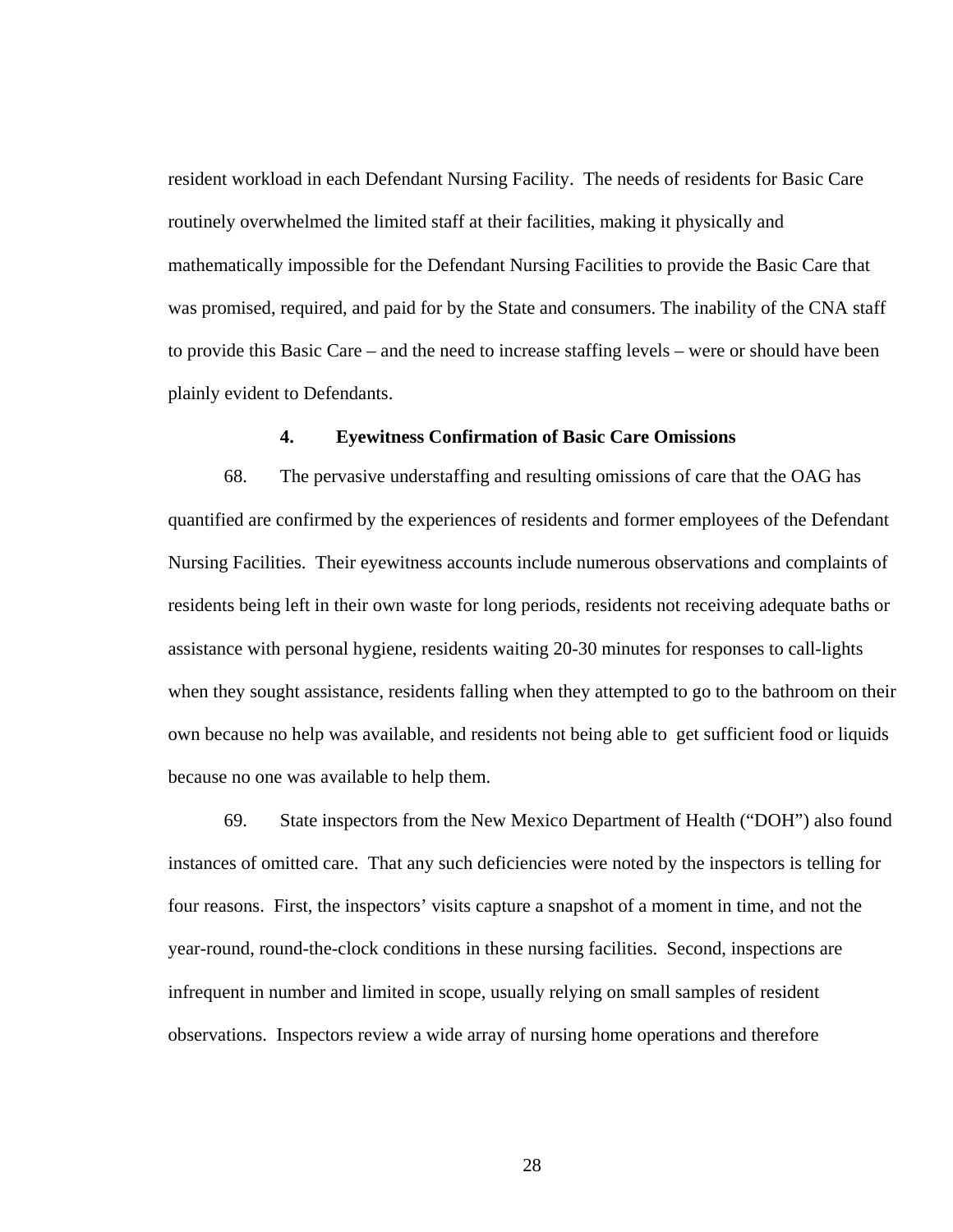resident workload in each Defendant Nursing Facility. The needs of residents for Basic Care routinely overwhelmed the limited staff at their facilities, making it physically and mathematically impossible for the Defendant Nursing Facilities to provide the Basic Care that was promised, required, and paid for by the State and consumers. The inability of the CNA staff to provide this Basic Care – and the need to increase staffing levels – were or should have been plainly evident to Defendants.

### 4. Eyewitness Confirmation of Basic Care Omissions

68. The pervasive understaffing and resulting omissions of care that the OAG has quantified are confirmed by the experiences of residents and former employees of the Defendant Nursing Facilities. Their eyewitness accounts include numerous observations and complaints of residents being left in their own waste for long periods, residents not receiving adequate baths or assistance with personal hygiene, residents waiting 20-30 minutes for responses to call-lights when they sought assistance, residents falling when they attempted to go to the bathroom on their own because no help was available, and residents not being able to get sufficient food or liquids because no one was available to help them.

69. State inspectors from the New Mexico Department of Health ("DOH") also found instances of omitted care. That any such deficiencies were noted by the inspectors is telling for four reasons. First, the inspectors' visits capture a snapshot of a moment in time, and not the year-round, round-the-clock conditions in these nursing facilities. Second, inspections are infrequent in number and limited in scope, usually relying on small samples of resident observations. Inspectors review a wide array of nursing home operations and therefore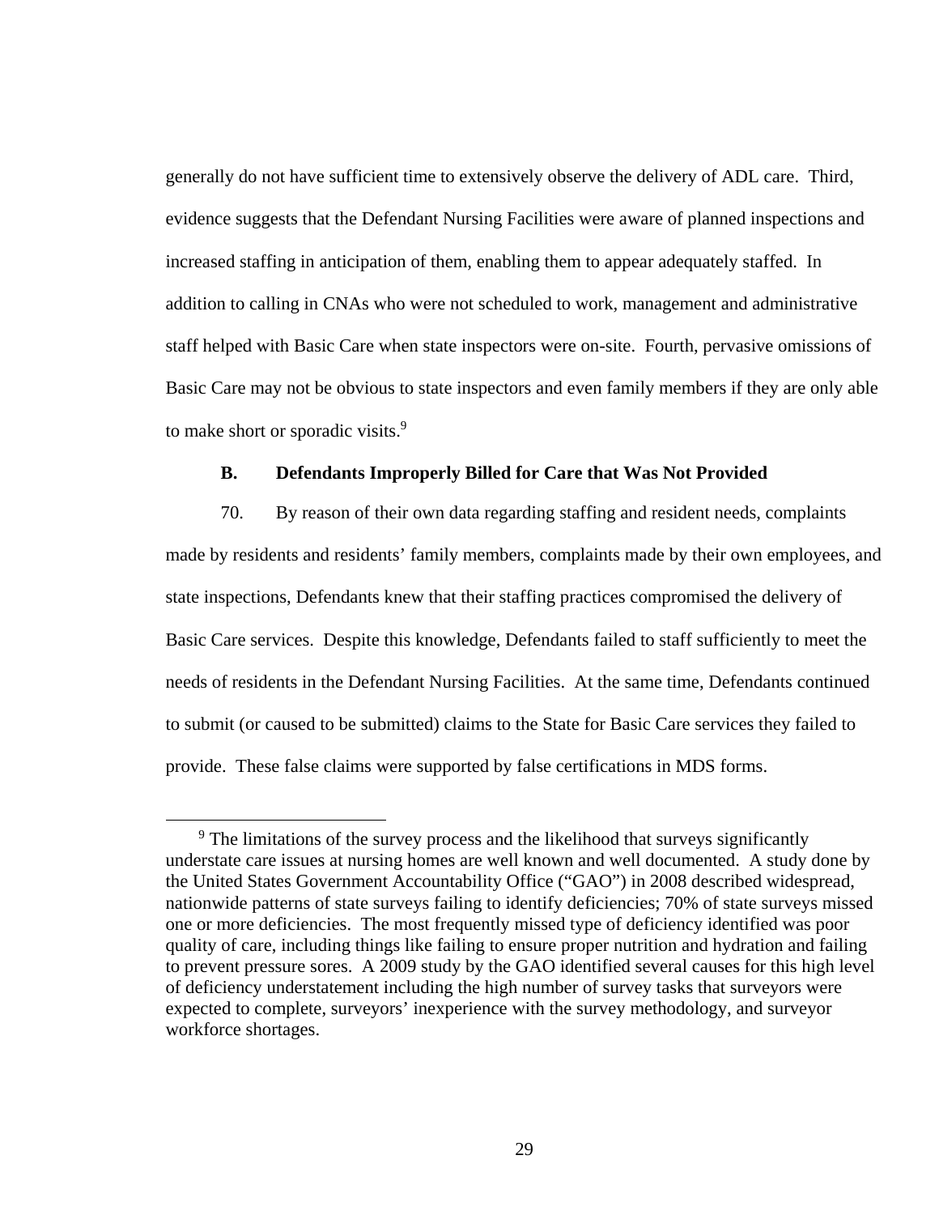generally do not have sufficient time to extensively observe the delivery of ADL care. Third, evidence suggests that the Defendant Nursing Facilities were aware of planned inspections and increased staffing in anticipation of them, enabling them to appear adequately staffed. In addition to calling in CNAs who were not scheduled to work, management and administrative staff helped with Basic Care when state inspectors were on-site. Fourth, pervasive omissions of Basic Care may not be obvious to state inspectors and even family members if they are only able to make short or sporadic visits.[9]

### B. Defendants Improperly Billed for Care that Was Not Provided

70. By reason of their own data regarding staffing and resident needs, complaints made by residents and residents' family members, complaints made by their own employees, and state inspections, Defendants knew that their staffing practices compromised the delivery of Basic Care services. Despite this knowledge, Defendants failed to staff sufficiently to meet the needs of residents in the Defendant Nursing Facilities. At the same time, Defendants continued to submit (or caused to be submitted) claims to the State for Basic Care services they failed to provide. These false claims were supported by false certifications in MDS forms.

[9] The limitations of the survey process and the likelihood that surveys significantly understate care issues at nursing homes are well known and well documented. A study done by the United States Government Accountability Office ("GAO") in 2008 described widespread, nationwide patterns of state surveys failing to identify deficiencies; 70% of state surveys missed one or more deficiencies. The most frequently missed type of deficiency identified was poor quality of care, including things like failing to ensure proper nutrition and hydration and failing to prevent pressure sores. A 2009 study by the GAO identified several causes for this high level of deficiency understatement including the high number of survey tasks that surveyors were expected to complete, surveyors' inexperience with the survey methodology, and surveyor workforce shortages.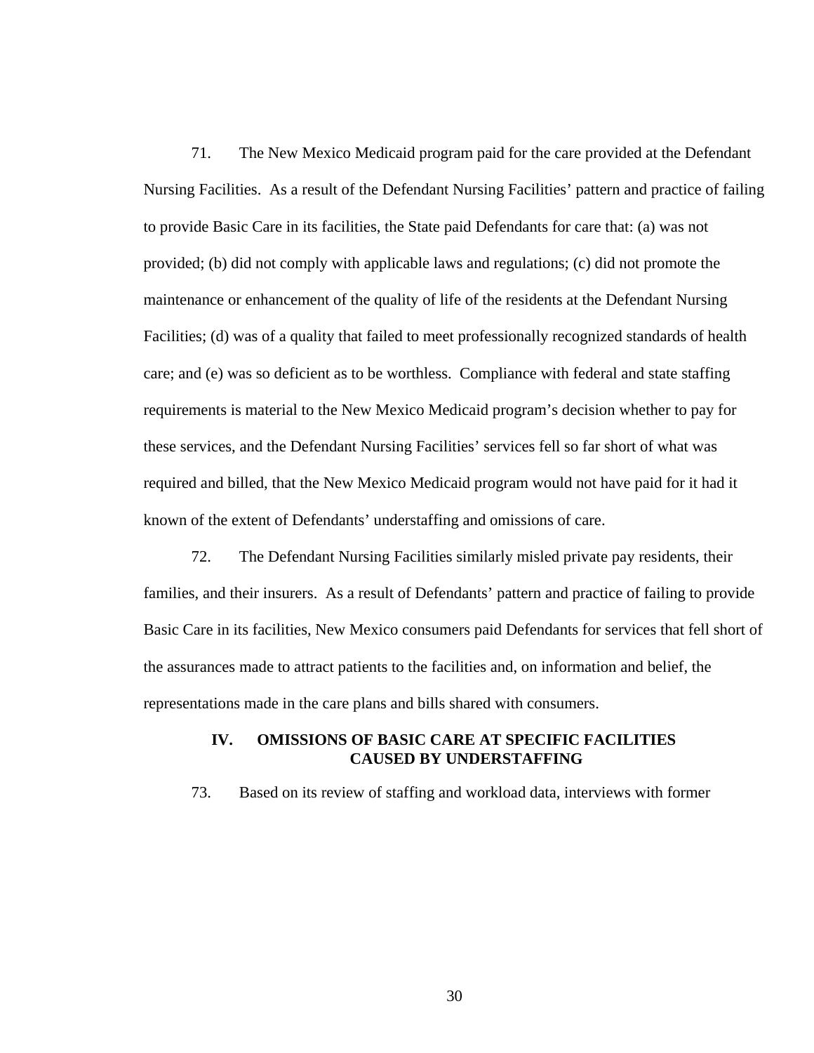71. The New Mexico Medicaid program paid for the care provided at the Defendant Nursing Facilities. As a result of the Defendant Nursing Facilities' pattern and practice of failing to provide Basic Care in its facilities, the State paid Defendants for care that: (a) was not provided; (b) did not comply with applicable laws and regulations; (c) did not promote the maintenance or enhancement of the quality of life of the residents at the Defendant Nursing Facilities; (d) was of a quality that failed to meet professionally recognized standards of health care; and (e) was so deficient as to be worthless. Compliance with federal and state staffing requirements is material to the New Mexico Medicaid program's decision whether to pay for these services, and the Defendant Nursing Facilities' services fell so far short of what was required and billed, that the New Mexico Medicaid program would not have paid for it had it known of the extent of Defendants' understaffing and omissions of care.

72. The Defendant Nursing Facilities similarly misled private pay residents, their families, and their insurers. As a result of Defendants' pattern and practice of failing to provide Basic Care in its facilities, New Mexico consumers paid Defendants for services that fell short of the assurances made to attract patients to the facilities and, on information and belief, the representations made in the care plans and bills shared with consumers.

## IV. OMISSIONS OF BASIC CARE AT SPECIFIC FACILITIES CAUSED BY UNDERSTAFFING

73. Based on its review of staffing and workload data, interviews with former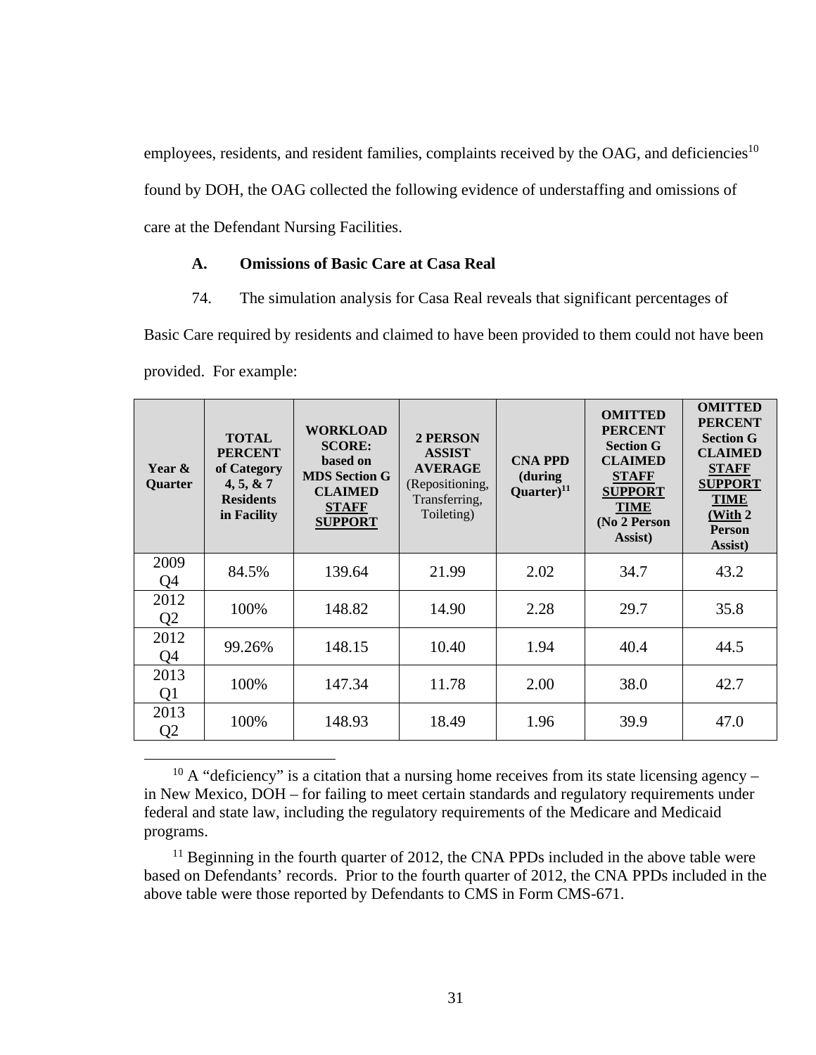employees, residents, and resident families, complaints received by the OAG, and deficiencies[10] found by DOH, the OAG collected the following evidence of understaffing and omissions of care at the Defendant Nursing Facilities.

### A. Omissions of Basic Care at Casa Real

74. The simulation analysis for Casa Real reveals that significant percentages of Basic Care required by residents and claimed to have been provided to them could not have been provided. For example:

| Year & Quarter | TOTAL PERCENT of Category 4, 5, & 7 Residents in Facility | WORKLOAD SCORE: based on MDS Section G CLAIMED STAFF SUPPORT | 2 PERSON ASSIST AVERAGE (Repositioning, Transferring, Toileting) | CNA PPD (during Quarter)[11] | OMITTED PERCENT Section G CLAIMED STAFF SUPPORT TIME (No 2 Person Assist) | OMITTED PERCENT Section G CLAIMED STAFF SUPPORT TIME (With 2 Person Assist) |
|---|---|---|---|---|---|---|
| 2009 Q4 | 84.5% | 139.64 | 21.99 | 2.02 | 34.7 | 43.2 |
| 2012 Q2 | 100% | 148.82 | 14.90 | 2.28 | 29.7 | 35.8 |
| 2012 Q4 | 99.26% | 148.15 | 10.40 | 1.94 | 40.4 | 44.5 |
| 2013 Q1 | 100% | 147.34 | 11.78 | 2.00 | 38.0 | 42.7 |
| 2013 Q2 | 100% | 148.93 | 18.49 | 1.96 | 39.9 | 47.0 |

[10] A "deficiency" is a citation that a nursing home receives from its state licensing agency – in New Mexico, DOH – for failing to meet certain standards and regulatory requirements under federal and state law, including the regulatory requirements of the Medicare and Medicaid programs.

[11] Beginning in the fourth quarter of 2012, the CNA PPDs included in the above table were based on Defendants' records. Prior to the fourth quarter of 2012, the CNA PPDs included in the above table were those reported by Defendants to CMS in Form CMS-671.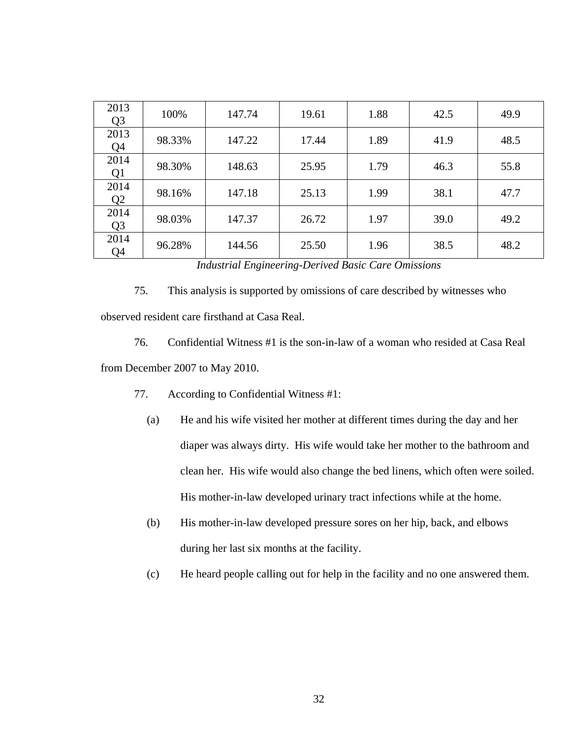| 2013 Q3 | 100% | 147.74 | 19.61 | 1.88 | 42.5 | 49.9 |
|---|---|---|---|---|---|---|
| 2013 Q4 | 98.33% | 147.22 | 17.44 | 1.89 | 41.9 | 48.5 |
| 2014 Q1 | 98.30% | 148.63 | 25.95 | 1.79 | 46.3 | 55.8 |
| 2014 Q2 | 98.16% | 147.18 | 25.13 | 1.99 | 38.1 | 47.7 |
| 2014 Q3 | 98.03% | 147.37 | 26.72 | 1.97 | 39.0 | 49.2 |
| 2014 Q4 | 96.28% | 144.56 | 25.50 | 1.96 | 38.5 | 48.2 |

*Industrial Engineering-Derived Basic Care Omissions*

75. This analysis is supported by omissions of care described by witnesses who observed resident care firsthand at Casa Real.

76. Confidential Witness #1 is the son-in-law of a woman who resided at Casa Real from December 2007 to May 2010.

77. According to Confidential Witness #1:

(a) He and his wife visited her mother at different times during the day and her diaper was always dirty. His wife would take her mother to the bathroom and clean her. His wife would also change the bed linens, which often were soiled. His mother-in-law developed urinary tract infections while at the home.

(b) His mother-in-law developed pressure sores on her hip, back, and elbows during her last six months at the facility.

(c) He heard people calling out for help in the facility and no one answered them.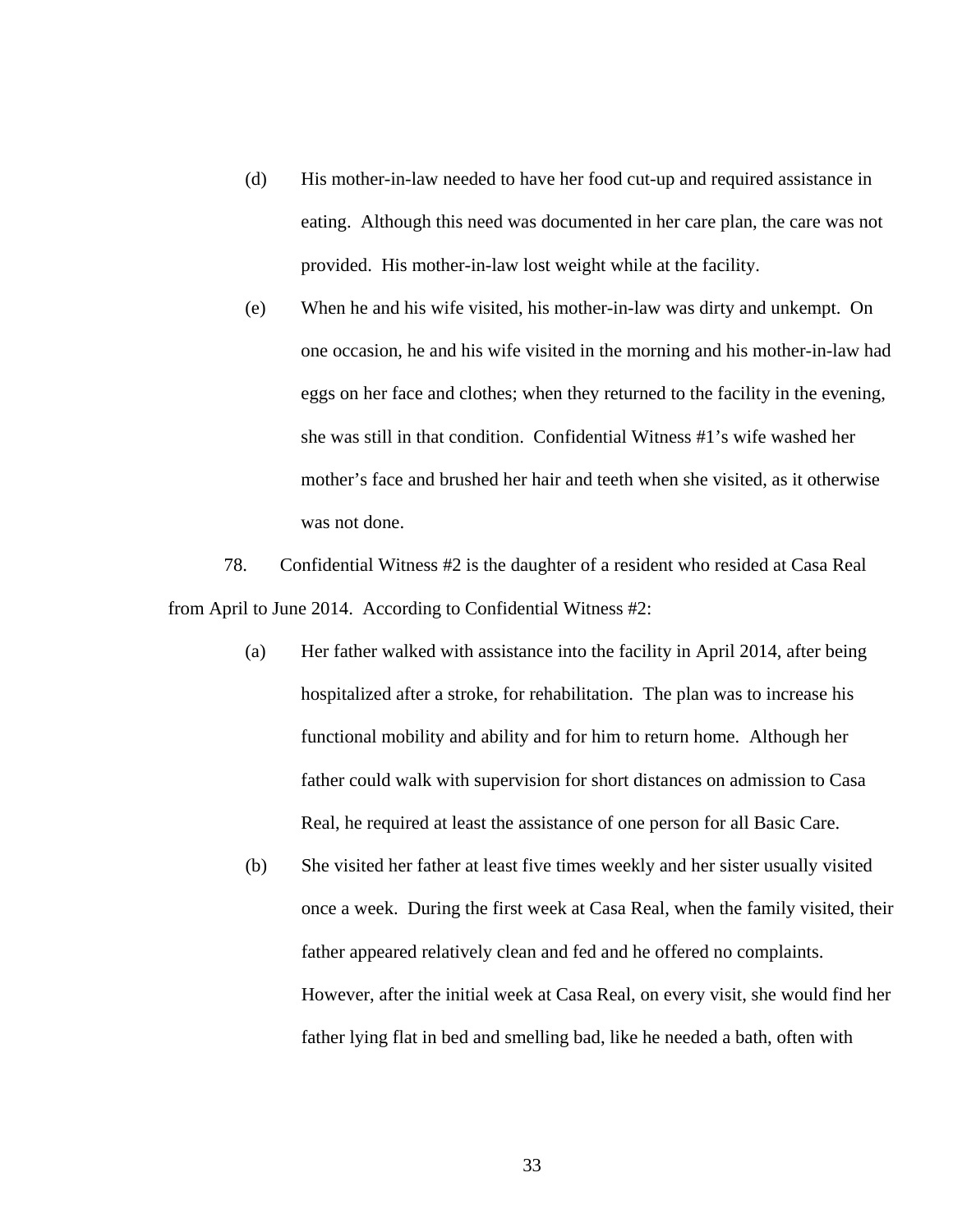(d) His mother-in-law needed to have her food cut-up and required assistance in eating. Although this need was documented in her care plan, the care was not provided. His mother-in-law lost weight while at the facility.

(e) When he and his wife visited, his mother-in-law was dirty and unkempt. On one occasion, he and his wife visited in the morning and his mother-in-law had eggs on her face and clothes; when they returned to the facility in the evening, she was still in that condition. Confidential Witness #1's wife washed her mother's face and brushed her hair and teeth when she visited, as it otherwise was not done.

78. Confidential Witness #2 is the daughter of a resident who resided at Casa Real from April to June 2014. According to Confidential Witness #2:

(a) Her father walked with assistance into the facility in April 2014, after being hospitalized after a stroke, for rehabilitation. The plan was to increase his functional mobility and ability and for him to return home. Although her father could walk with supervision for short distances on admission to Casa Real, he required at least the assistance of one person for all Basic Care.

(b) She visited her father at least five times weekly and her sister usually visited once a week. During the first week at Casa Real, when the family visited, their father appeared relatively clean and fed and he offered no complaints. However, after the initial week at Casa Real, on every visit, she would find her father lying flat in bed and smelling bad, like he needed a bath, often with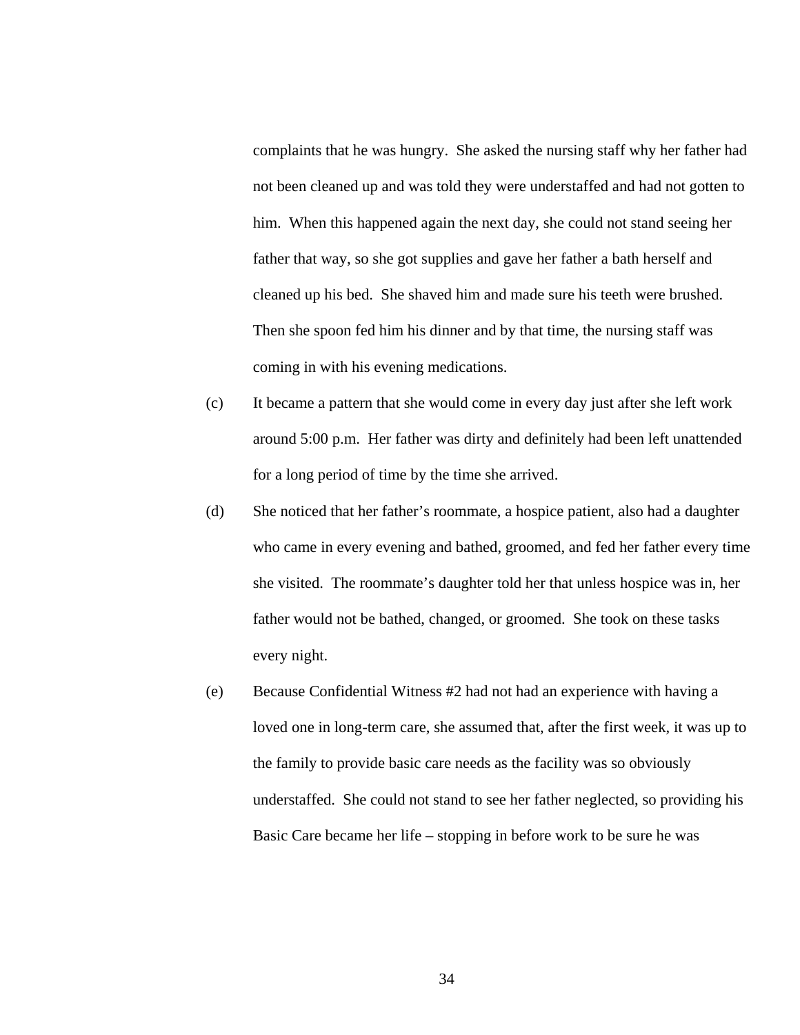complaints that he was hungry. She asked the nursing staff why her father had not been cleaned up and was told they were understaffed and had not gotten to him. When this happened again the next day, she could not stand seeing her father that way, so she got supplies and gave her father a bath herself and cleaned up his bed. She shaved him and made sure his teeth were brushed. Then she spoon fed him his dinner and by that time, the nursing staff was coming in with his evening medications.

(c) It became a pattern that she would come in every day just after she left work around 5:00 p.m. Her father was dirty and definitely had been left unattended for a long period of time by the time she arrived.

(d) She noticed that her father's roommate, a hospice patient, also had a daughter who came in every evening and bathed, groomed, and fed her father every time she visited. The roommate's daughter told her that unless hospice was in, her father would not be bathed, changed, or groomed. She took on these tasks every night.

(e) Because Confidential Witness #2 had not had an experience with having a loved one in long-term care, she assumed that, after the first week, it was up to the family to provide basic care needs as the facility was so obviously understaffed. She could not stand to see her father neglected, so providing his Basic Care became her life – stopping in before work to be sure he was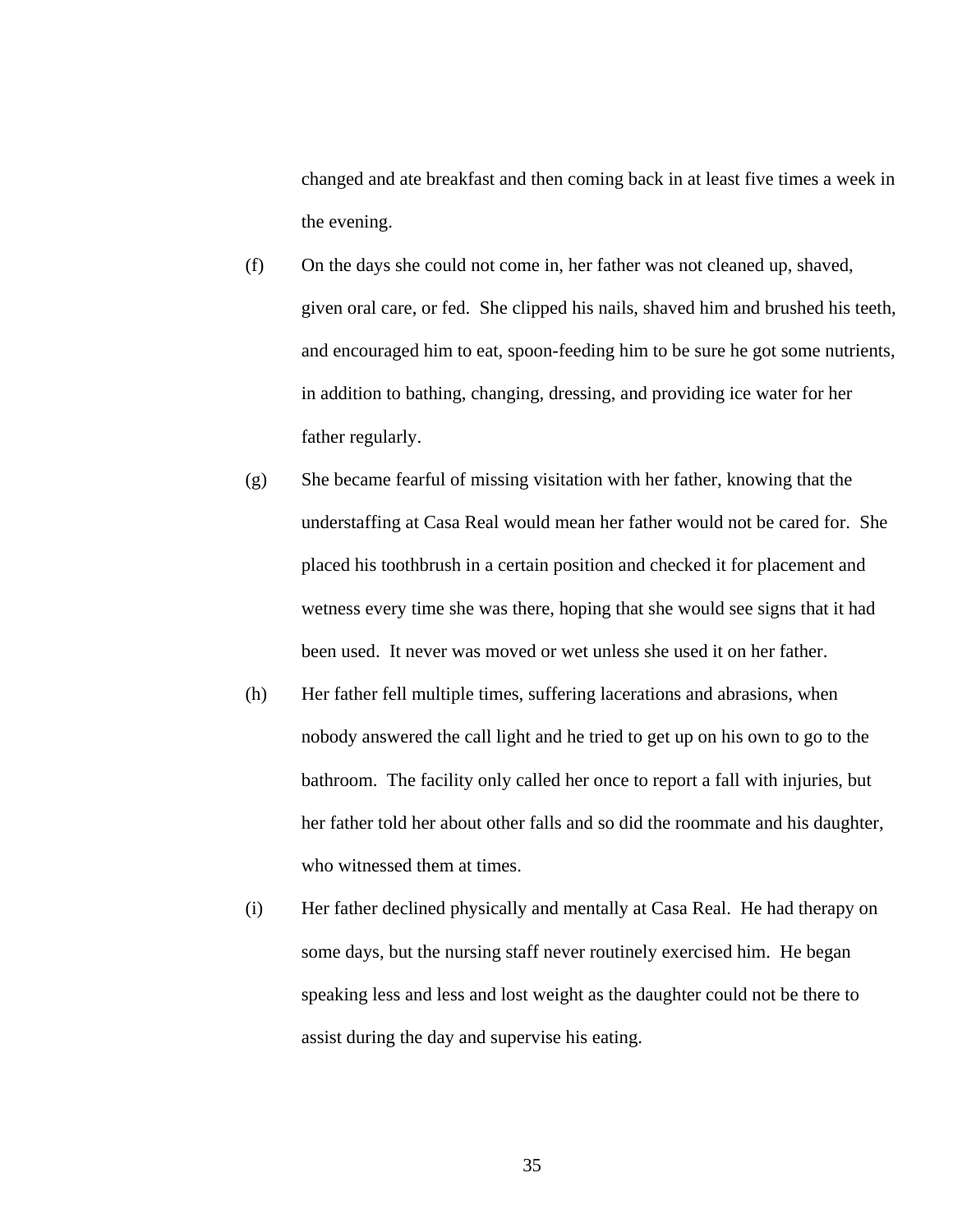changed and ate breakfast and then coming back in at least five times a week in the evening.

(f) On the days she could not come in, her father was not cleaned up, shaved, given oral care, or fed. She clipped his nails, shaved him and brushed his teeth, and encouraged him to eat, spoon-feeding him to be sure he got some nutrients, in addition to bathing, changing, dressing, and providing ice water for her father regularly.

(g) She became fearful of missing visitation with her father, knowing that the understaffing at Casa Real would mean her father would not be cared for. She placed his toothbrush in a certain position and checked it for placement and wetness every time she was there, hoping that she would see signs that it had been used. It never was moved or wet unless she used it on her father.

(h) Her father fell multiple times, suffering lacerations and abrasions, when nobody answered the call light and he tried to get up on his own to go to the bathroom. The facility only called her once to report a fall with injuries, but her father told her about other falls and so did the roommate and his daughter, who witnessed them at times.

(i) Her father declined physically and mentally at Casa Real. He had therapy on some days, but the nursing staff never routinely exercised him. He began speaking less and less and lost weight as the daughter could not be there to assist during the day and supervise his eating.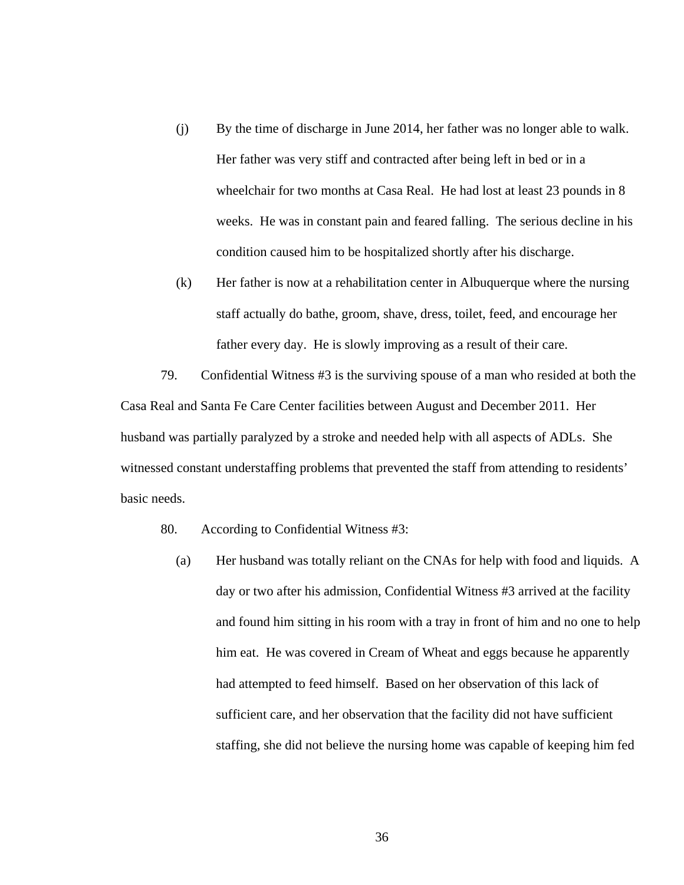(j) By the time of discharge in June 2014, her father was no longer able to walk. Her father was very stiff and contracted after being left in bed or in a wheelchair for two months at Casa Real. He had lost at least 23 pounds in 8 weeks. He was in constant pain and feared falling. The serious decline in his condition caused him to be hospitalized shortly after his discharge.

(k) Her father is now at a rehabilitation center in Albuquerque where the nursing staff actually do bathe, groom, shave, dress, toilet, feed, and encourage her father every day. He is slowly improving as a result of their care.

79. Confidential Witness #3 is the surviving spouse of a man who resided at both the Casa Real and Santa Fe Care Center facilities between August and December 2011. Her husband was partially paralyzed by a stroke and needed help with all aspects of ADLs. She witnessed constant understaffing problems that prevented the staff from attending to residents' basic needs.

80. According to Confidential Witness #3:

(a) Her husband was totally reliant on the CNAs for help with food and liquids. A day or two after his admission, Confidential Witness #3 arrived at the facility and found him sitting in his room with a tray in front of him and no one to help him eat. He was covered in Cream of Wheat and eggs because he apparently had attempted to feed himself. Based on her observation of this lack of sufficient care, and her observation that the facility did not have sufficient staffing, she did not believe the nursing home was capable of keeping him fed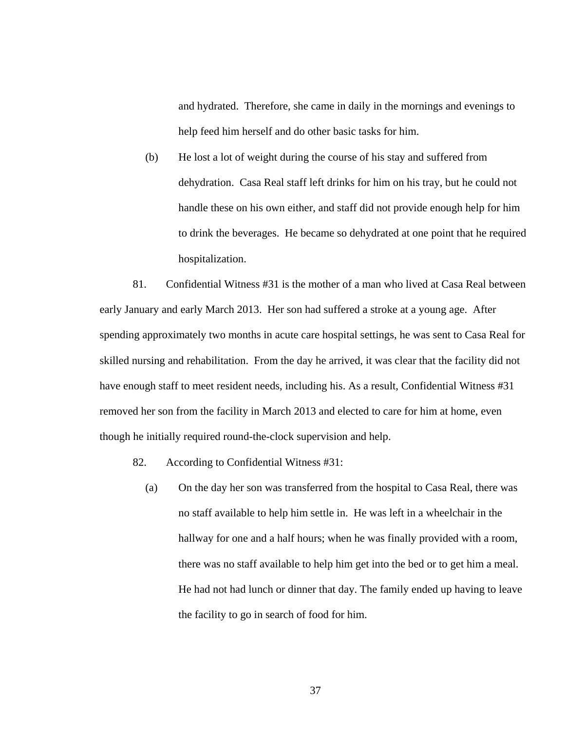and hydrated. Therefore, she came in daily in the mornings and evenings to help feed him herself and do other basic tasks for him.

(b) He lost a lot of weight during the course of his stay and suffered from dehydration. Casa Real staff left drinks for him on his tray, but he could not handle these on his own either, and staff did not provide enough help for him to drink the beverages. He became so dehydrated at one point that he required hospitalization.

81. Confidential Witness #31 is the mother of a man who lived at Casa Real between early January and early March 2013. Her son had suffered a stroke at a young age. After spending approximately two months in acute care hospital settings, he was sent to Casa Real for skilled nursing and rehabilitation. From the day he arrived, it was clear that the facility did not have enough staff to meet resident needs, including his. As a result, Confidential Witness #31 removed her son from the facility in March 2013 and elected to care for him at home, even though he initially required round-the-clock supervision and help.

82. According to Confidential Witness #31:

(a) On the day her son was transferred from the hospital to Casa Real, there was no staff available to help him settle in. He was left in a wheelchair in the hallway for one and a half hours; when he was finally provided with a room, there was no staff available to help him get into the bed or to get him a meal. He had not had lunch or dinner that day. The family ended up having to leave the facility to go in search of food for him.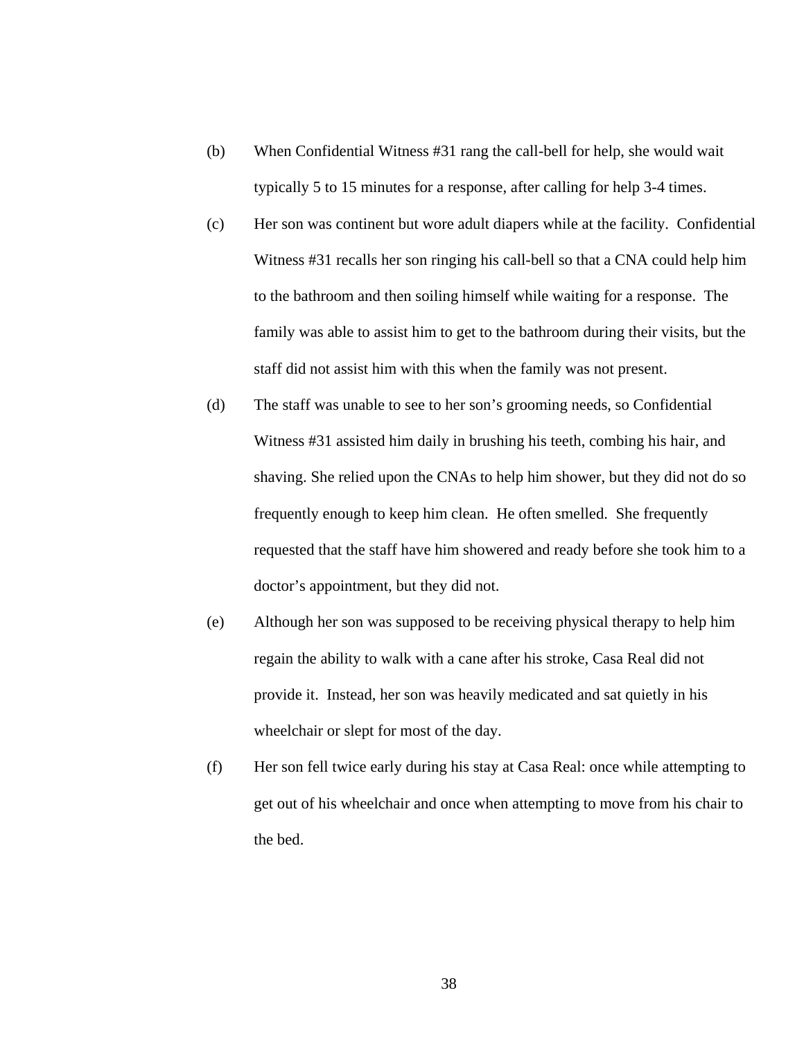(b) When Confidential Witness #31 rang the call-bell for help, she would wait typically 5 to 15 minutes for a response, after calling for help 3-4 times.

(c) Her son was continent but wore adult diapers while at the facility. Confidential Witness #31 recalls her son ringing his call-bell so that a CNA could help him to the bathroom and then soiling himself while waiting for a response. The family was able to assist him to get to the bathroom during their visits, but the staff did not assist him with this when the family was not present.

(d) The staff was unable to see to her son's grooming needs, so Confidential Witness #31 assisted him daily in brushing his teeth, combing his hair, and shaving. She relied upon the CNAs to help him shower, but they did not do so frequently enough to keep him clean. He often smelled. She frequently requested that the staff have him showered and ready before she took him to a doctor's appointment, but they did not.

(e) Although her son was supposed to be receiving physical therapy to help him regain the ability to walk with a cane after his stroke, Casa Real did not provide it. Instead, her son was heavily medicated and sat quietly in his wheelchair or slept for most of the day.

(f) Her son fell twice early during his stay at Casa Real: once while attempting to get out of his wheelchair and once when attempting to move from his chair to the bed.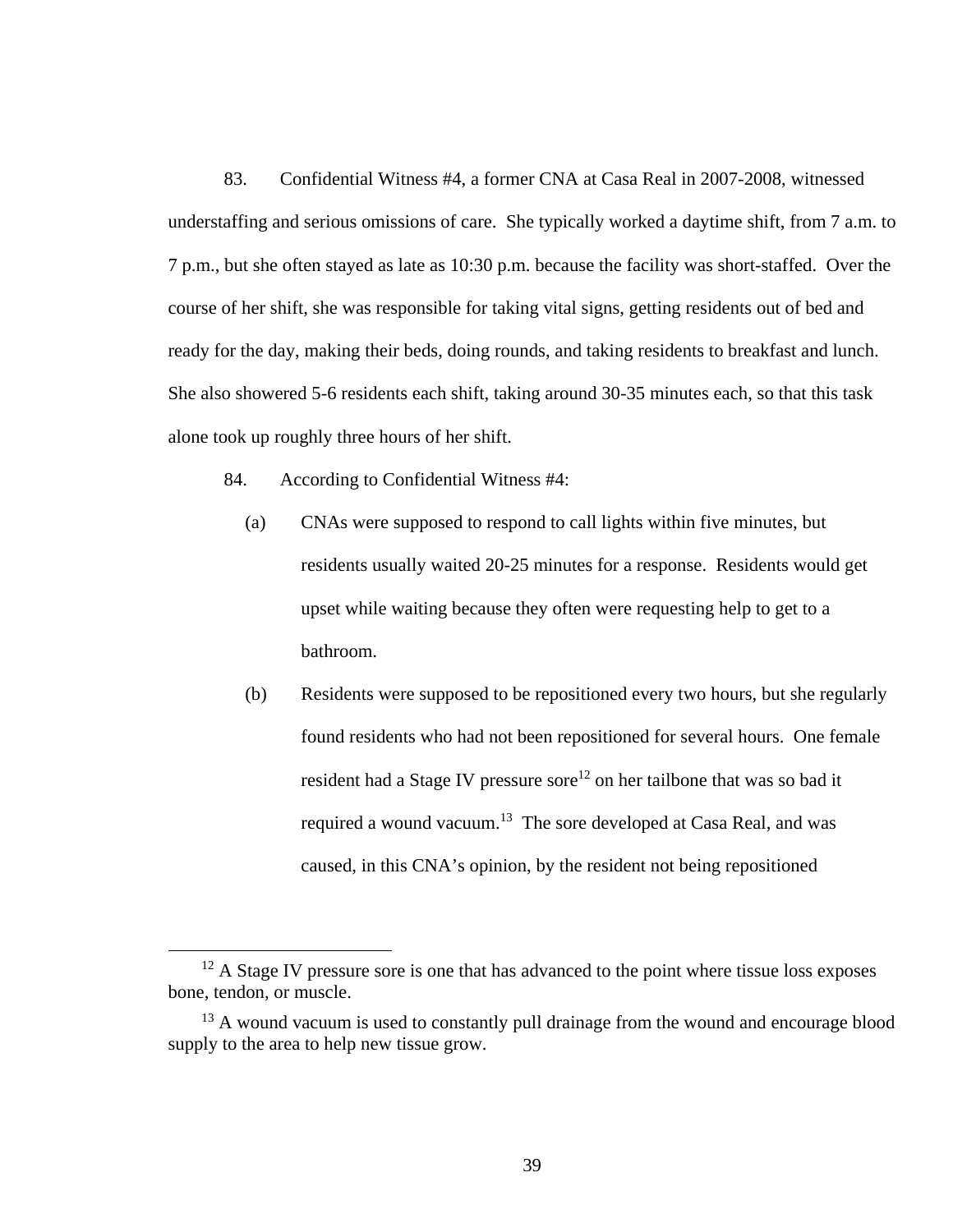83. Confidential Witness #4, a former CNA at Casa Real in 2007-2008, witnessed understaffing and serious omissions of care. She typically worked a daytime shift, from 7 a.m. to 7 p.m., but she often stayed as late as 10:30 p.m. because the facility was short-staffed. Over the course of her shift, she was responsible for taking vital signs, getting residents out of bed and ready for the day, making their beds, doing rounds, and taking residents to breakfast and lunch. She also showered 5-6 residents each shift, taking around 30-35 minutes each, so that this task alone took up roughly three hours of her shift.

84. According to Confidential Witness #4:

(a) CNAs were supposed to respond to call lights within five minutes, but residents usually waited 20-25 minutes for a response. Residents would get upset while waiting because they often were requesting help to get to a bathroom.

(b) Residents were supposed to be repositioned every two hours, but she regularly found residents who had not been repositioned for several hours. One female resident had a Stage IV pressure sore[12] on her tailbone that was so bad it required a wound vacuum.[13] The sore developed at Casa Real, and was caused, in this CNA's opinion, by the resident not being repositioned

---

[12] A Stage IV pressure sore is one that has advanced to the point where tissue loss exposes bone, tendon, or muscle.

[13] A wound vacuum is used to constantly pull drainage from the wound and encourage blood supply to the area to help new tissue grow.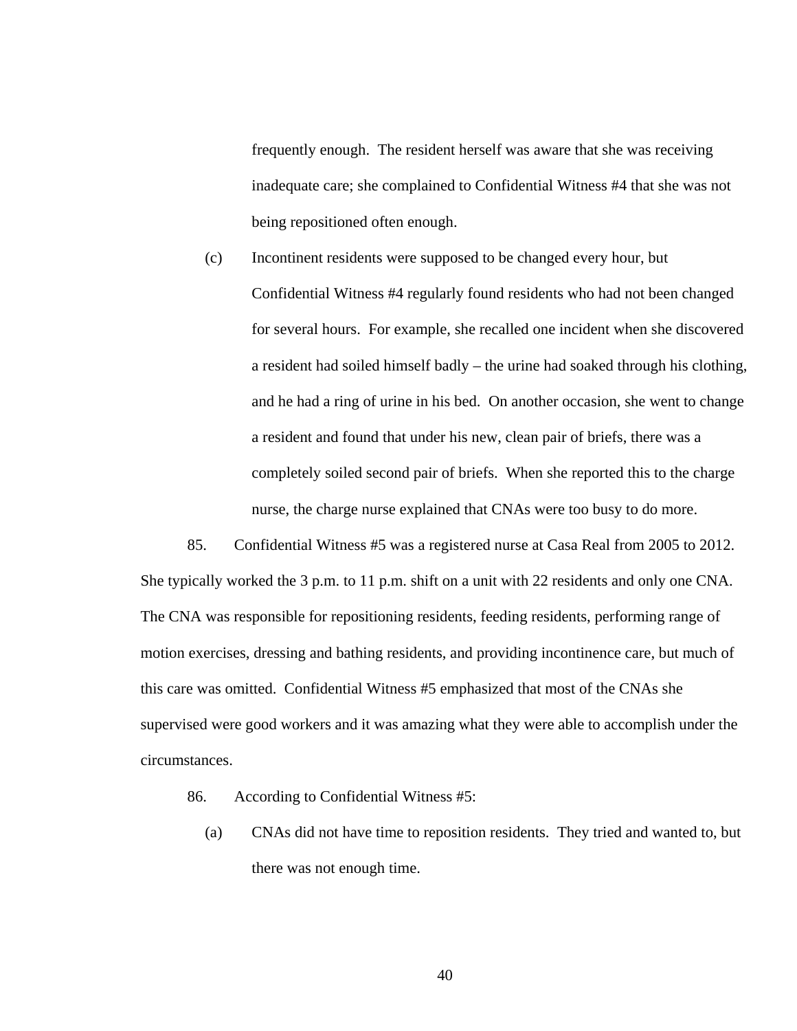frequently enough. The resident herself was aware that she was receiving inadequate care; she complained to Confidential Witness #4 that she was not being repositioned often enough.

(c) Incontinent residents were supposed to be changed every hour, but Confidential Witness #4 regularly found residents who had not been changed for several hours. For example, she recalled one incident when she discovered a resident had soiled himself badly – the urine had soaked through his clothing, and he had a ring of urine in his bed. On another occasion, she went to change a resident and found that under his new, clean pair of briefs, there was a completely soiled second pair of briefs. When she reported this to the charge nurse, the charge nurse explained that CNAs were too busy to do more.

85. Confidential Witness #5 was a registered nurse at Casa Real from 2005 to 2012. She typically worked the 3 p.m. to 11 p.m. shift on a unit with 22 residents and only one CNA. The CNA was responsible for repositioning residents, feeding residents, performing range of motion exercises, dressing and bathing residents, and providing incontinence care, but much of this care was omitted. Confidential Witness #5 emphasized that most of the CNAs she supervised were good workers and it was amazing what they were able to accomplish under the circumstances.

86. According to Confidential Witness #5:

(a) CNAs did not have time to reposition residents. They tried and wanted to, but there was not enough time.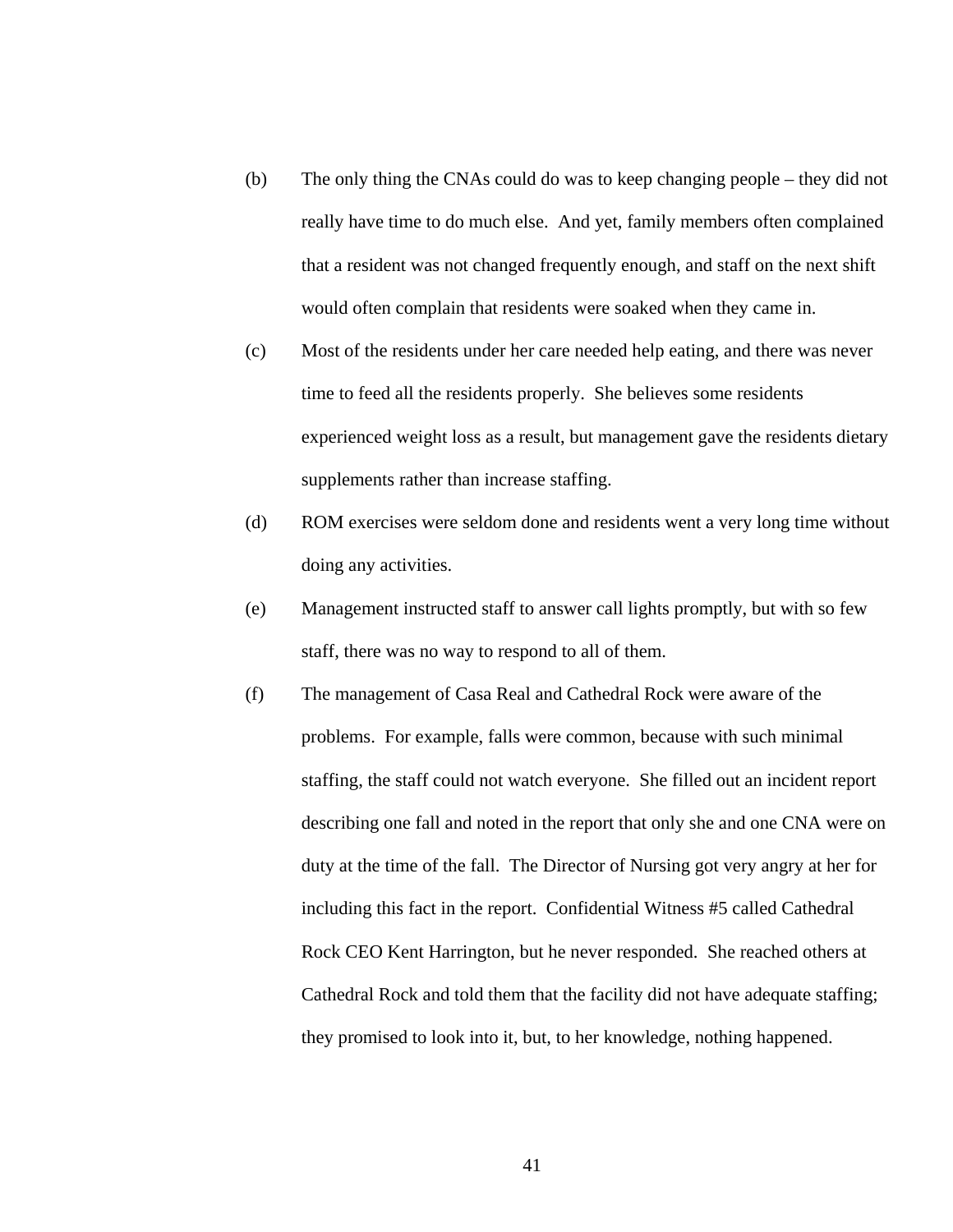(b) The only thing the CNAs could do was to keep changing people – they did not really have time to do much else. And yet, family members often complained that a resident was not changed frequently enough, and staff on the next shift would often complain that residents were soaked when they came in.

(c) Most of the residents under her care needed help eating, and there was never time to feed all the residents properly. She believes some residents experienced weight loss as a result, but management gave the residents dietary supplements rather than increase staffing.

(d) ROM exercises were seldom done and residents went a very long time without doing any activities.

(e) Management instructed staff to answer call lights promptly, but with so few staff, there was no way to respond to all of them.

(f) The management of Casa Real and Cathedral Rock were aware of the problems. For example, falls were common, because with such minimal staffing, the staff could not watch everyone. She filled out an incident report describing one fall and noted in the report that only she and one CNA were on duty at the time of the fall. The Director of Nursing got very angry at her for including this fact in the report. Confidential Witness #5 called Cathedral Rock CEO Kent Harrington, but he never responded. She reached others at Cathedral Rock and told them that the facility did not have adequate staffing; they promised to look into it, but, to her knowledge, nothing happened.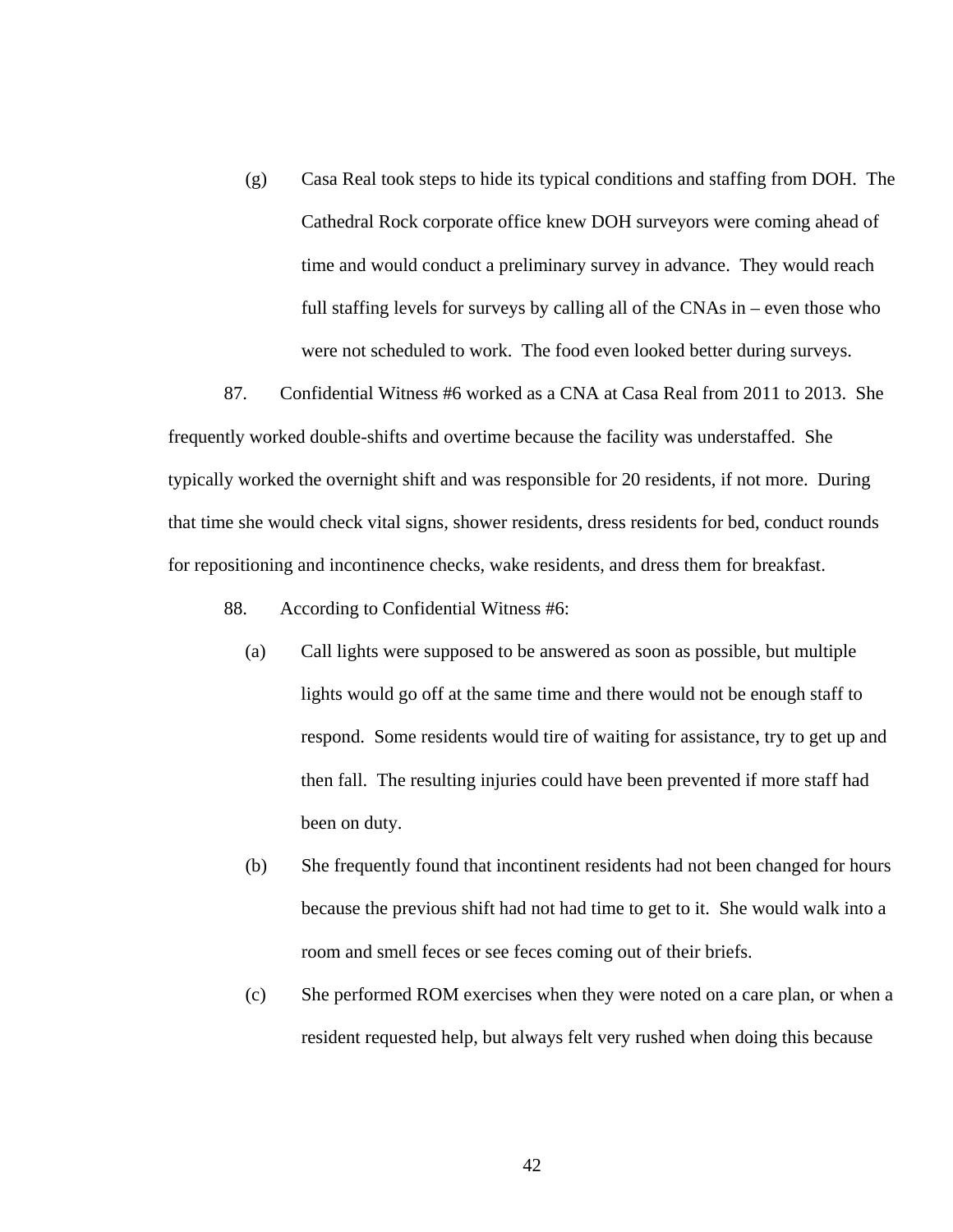(g) Casa Real took steps to hide its typical conditions and staffing from DOH. The Cathedral Rock corporate office knew DOH surveyors were coming ahead of time and would conduct a preliminary survey in advance. They would reach full staffing levels for surveys by calling all of the CNAs in – even those who were not scheduled to work. The food even looked better during surveys.

87. Confidential Witness #6 worked as a CNA at Casa Real from 2011 to 2013. She frequently worked double-shifts and overtime because the facility was understaffed. She typically worked the overnight shift and was responsible for 20 residents, if not more. During that time she would check vital signs, shower residents, dress residents for bed, conduct rounds for repositioning and incontinence checks, wake residents, and dress them for breakfast.

88. According to Confidential Witness #6:

(a) Call lights were supposed to be answered as soon as possible, but multiple lights would go off at the same time and there would not be enough staff to respond. Some residents would tire of waiting for assistance, try to get up and then fall. The resulting injuries could have been prevented if more staff had been on duty.

(b) She frequently found that incontinent residents had not been changed for hours because the previous shift had not had time to get to it. She would walk into a room and smell feces or see feces coming out of their briefs.

(c) She performed ROM exercises when they were noted on a care plan, or when a resident requested help, but always felt very rushed when doing this because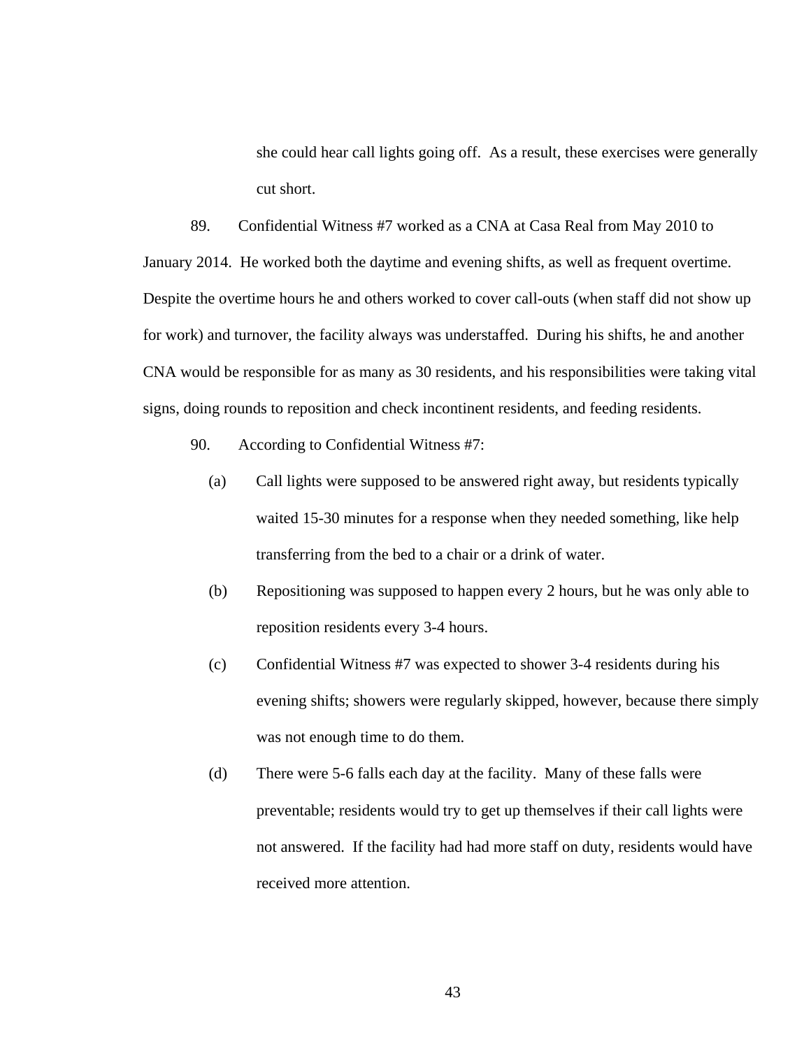she could hear call lights going off. As a result, these exercises were generally cut short.

89. Confidential Witness #7 worked as a CNA at Casa Real from May 2010 to January 2014. He worked both the daytime and evening shifts, as well as frequent overtime. Despite the overtime hours he and others worked to cover call-outs (when staff did not show up for work) and turnover, the facility always was understaffed. During his shifts, he and another CNA would be responsible for as many as 30 residents, and his responsibilities were taking vital signs, doing rounds to reposition and check incontinent residents, and feeding residents.

90. According to Confidential Witness #7:

(a) Call lights were supposed to be answered right away, but residents typically waited 15-30 minutes for a response when they needed something, like help transferring from the bed to a chair or a drink of water.

(b) Repositioning was supposed to happen every 2 hours, but he was only able to reposition residents every 3-4 hours.

(c) Confidential Witness #7 was expected to shower 3-4 residents during his evening shifts; showers were regularly skipped, however, because there simply was not enough time to do them.

(d) There were 5-6 falls each day at the facility. Many of these falls were preventable; residents would try to get up themselves if their call lights were not answered. If the facility had had more staff on duty, residents would have received more attention.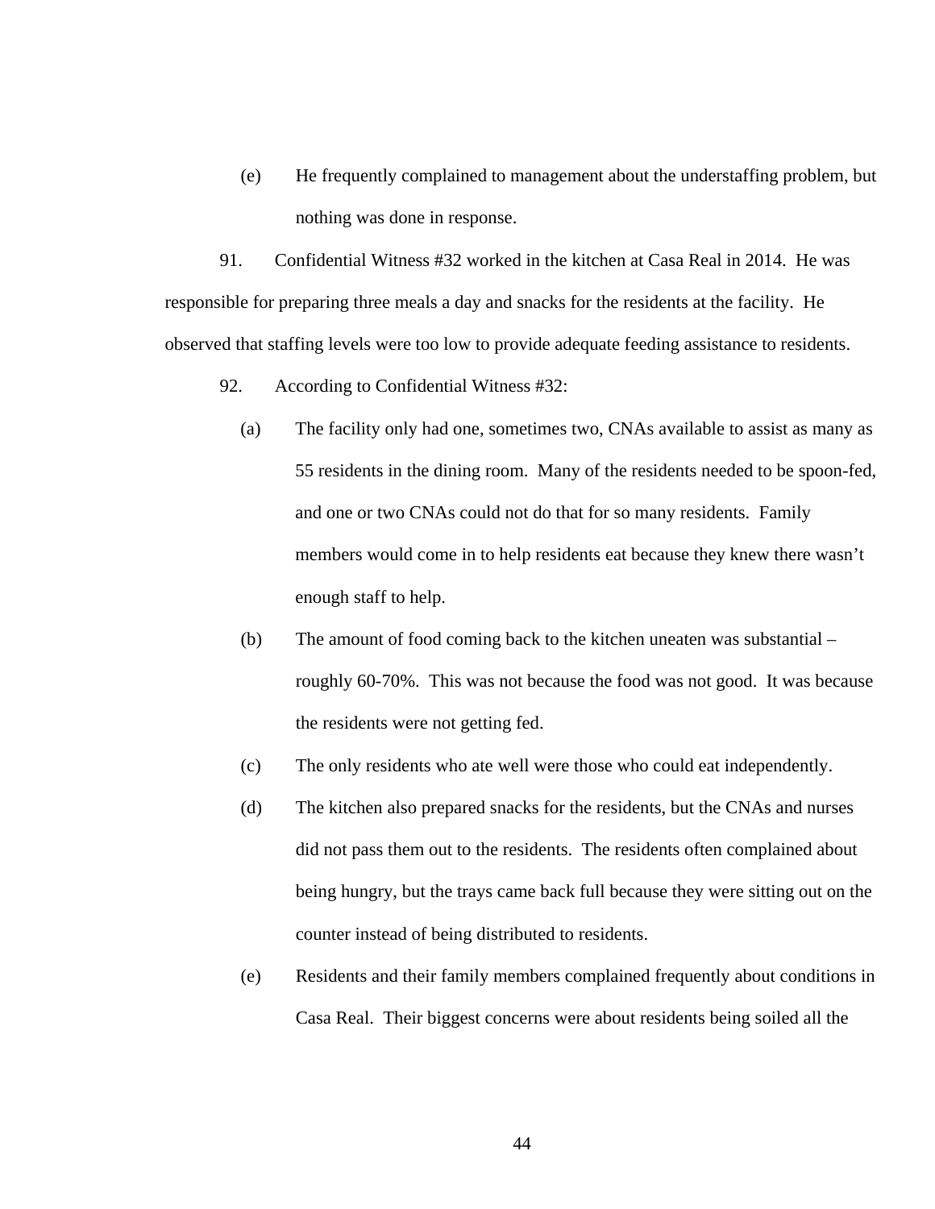(e) He frequently complained to management about the understaffing problem, but nothing was done in response.

91. Confidential Witness #32 worked in the kitchen at Casa Real in 2014. He was responsible for preparing three meals a day and snacks for the residents at the facility. He observed that staffing levels were too low to provide adequate feeding assistance to residents.

92. According to Confidential Witness #32:

(a) The facility only had one, sometimes two, CNAs available to assist as many as 55 residents in the dining room. Many of the residents needed to be spoon-fed, and one or two CNAs could not do that for so many residents. Family members would come in to help residents eat because they knew there wasn't enough staff to help.

(b) The amount of food coming back to the kitchen uneaten was substantial – roughly 60-70%. This was not because the food was not good. It was because the residents were not getting fed.

(c) The only residents who ate well were those who could eat independently.

(d) The kitchen also prepared snacks for the residents, but the CNAs and nurses did not pass them out to the residents. The residents often complained about being hungry, but the trays came back full because they were sitting out on the counter instead of being distributed to residents.

(e) Residents and their family members complained frequently about conditions in Casa Real. Their biggest concerns were about residents being soiled all the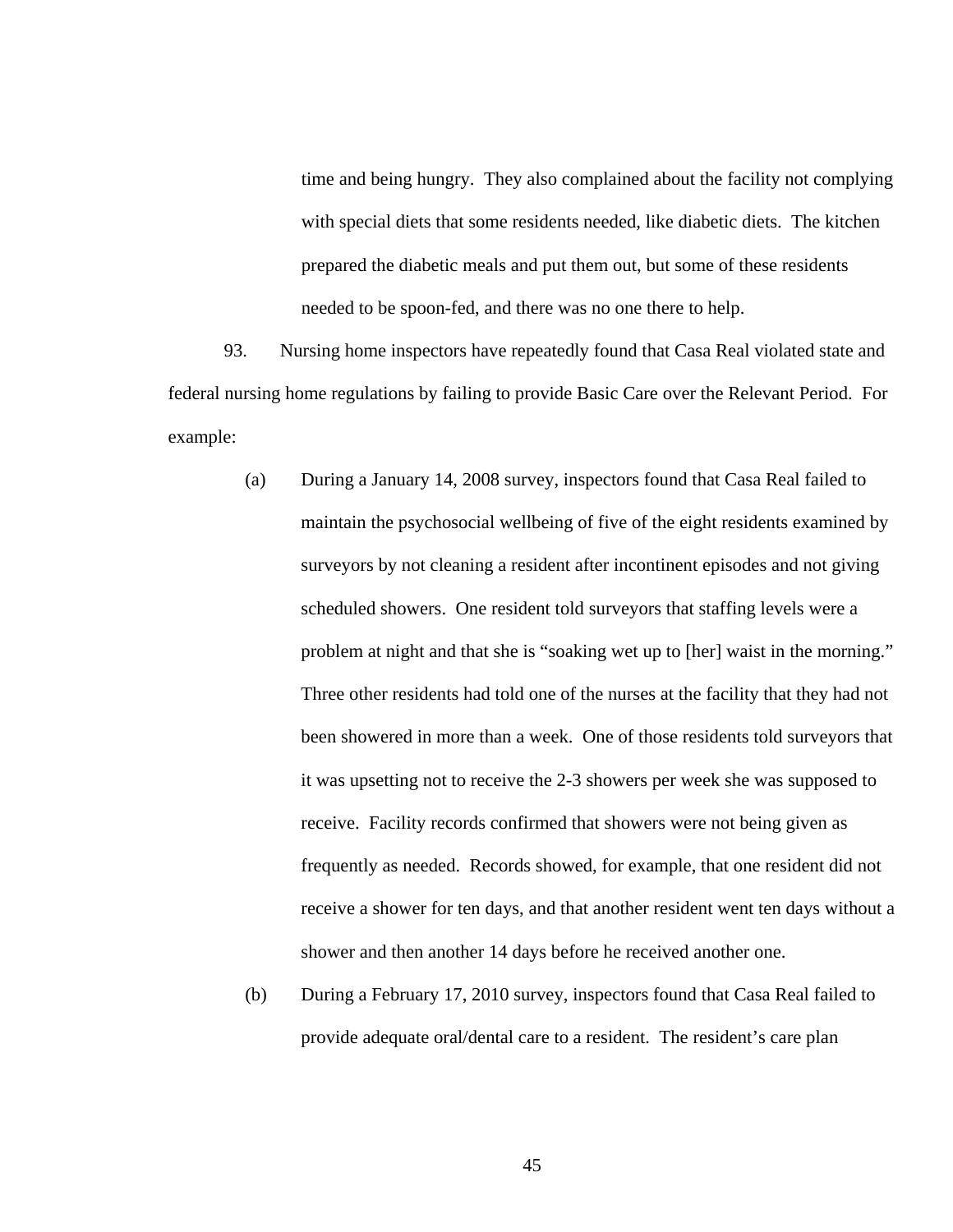time and being hungry. They also complained about the facility not complying with special diets that some residents needed, like diabetic diets. The kitchen prepared the diabetic meals and put them out, but some of these residents needed to be spoon-fed, and there was no one there to help.

93. Nursing home inspectors have repeatedly found that Casa Real violated state and federal nursing home regulations by failing to provide Basic Care over the Relevant Period. For example:

(a) During a January 14, 2008 survey, inspectors found that Casa Real failed to maintain the psychosocial wellbeing of five of the eight residents examined by surveyors by not cleaning a resident after incontinent episodes and not giving scheduled showers. One resident told surveyors that staffing levels were a problem at night and that she is "soaking wet up to [her] waist in the morning." Three other residents had told one of the nurses at the facility that they had not been showered in more than a week. One of those residents told surveyors that it was upsetting not to receive the 2-3 showers per week she was supposed to receive. Facility records confirmed that showers were not being given as frequently as needed. Records showed, for example, that one resident did not receive a shower for ten days, and that another resident went ten days without a shower and then another 14 days before he received another one.

(b) During a February 17, 2010 survey, inspectors found that Casa Real failed to provide adequate oral/dental care to a resident. The resident's care plan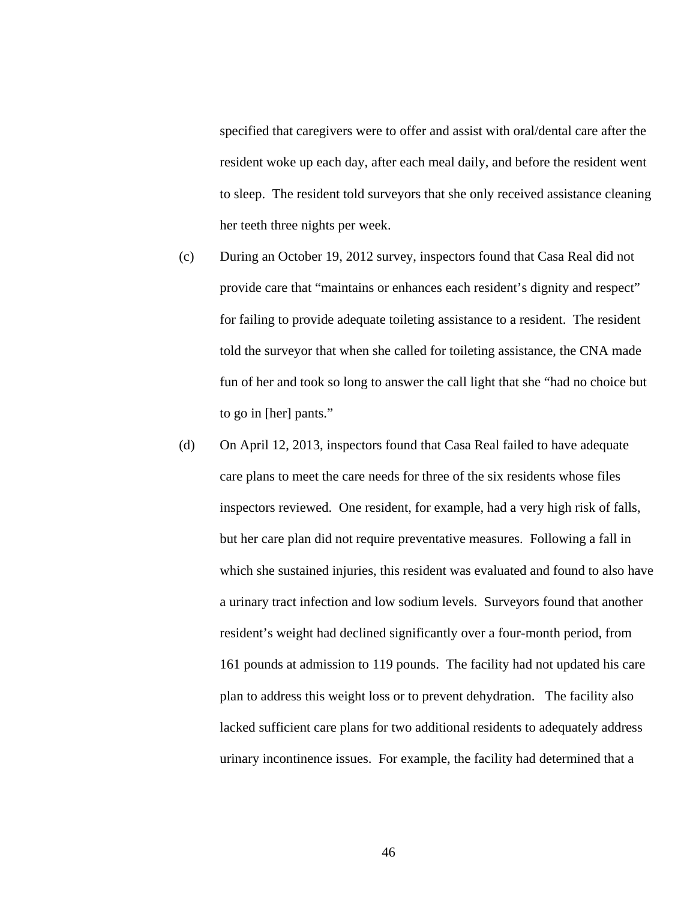specified that caregivers were to offer and assist with oral/dental care after the resident woke up each day, after each meal daily, and before the resident went to sleep. The resident told surveyors that she only received assistance cleaning her teeth three nights per week.

(c) During an October 19, 2012 survey, inspectors found that Casa Real did not provide care that "maintains or enhances each resident's dignity and respect" for failing to provide adequate toileting assistance to a resident. The resident told the surveyor that when she called for toileting assistance, the CNA made fun of her and took so long to answer the call light that she "had no choice but to go in [her] pants."

(d) On April 12, 2013, inspectors found that Casa Real failed to have adequate care plans to meet the care needs for three of the six residents whose files inspectors reviewed. One resident, for example, had a very high risk of falls, but her care plan did not require preventative measures. Following a fall in which she sustained injuries, this resident was evaluated and found to also have a urinary tract infection and low sodium levels. Surveyors found that another resident's weight had declined significantly over a four-month period, from 161 pounds at admission to 119 pounds. The facility had not updated his care plan to address this weight loss or to prevent dehydration. The facility also lacked sufficient care plans for two additional residents to adequately address urinary incontinence issues. For example, the facility had determined that a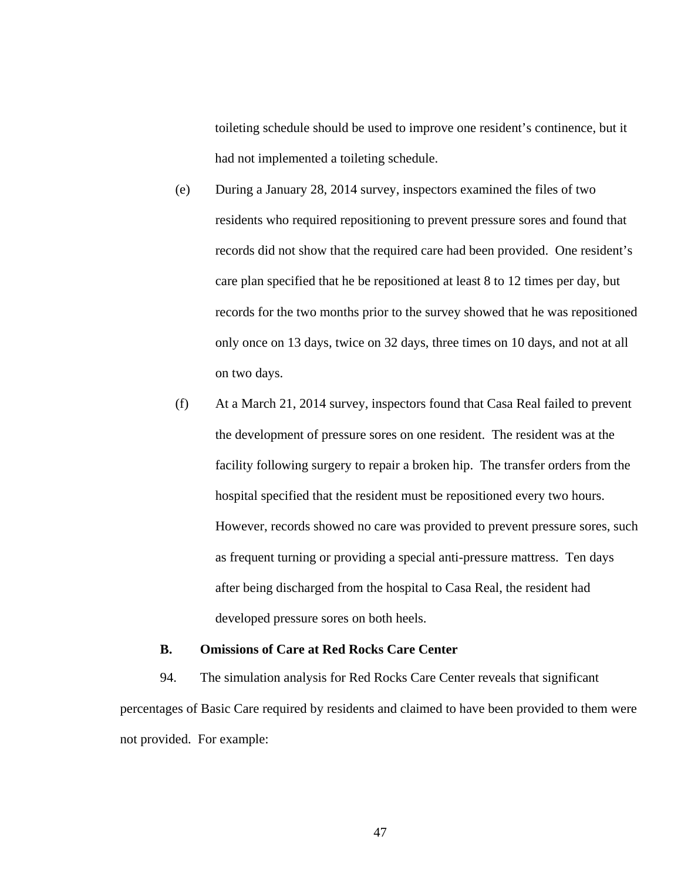toileting schedule should be used to improve one resident's continence, but it had not implemented a toileting schedule.

(e) During a January 28, 2014 survey, inspectors examined the files of two residents who required repositioning to prevent pressure sores and found that records did not show that the required care had been provided. One resident's care plan specified that he be repositioned at least 8 to 12 times per day, but records for the two months prior to the survey showed that he was repositioned only once on 13 days, twice on 32 days, three times on 10 days, and not at all on two days.

(f) At a March 21, 2014 survey, inspectors found that Casa Real failed to prevent the development of pressure sores on one resident. The resident was at the facility following surgery to repair a broken hip. The transfer orders from the hospital specified that the resident must be repositioned every two hours. However, records showed no care was provided to prevent pressure sores, such as frequent turning or providing a special anti-pressure mattress. Ten days after being discharged from the hospital to Casa Real, the resident had developed pressure sores on both heels.

**B. Omissions of Care at Red Rocks Care Center**

94. The simulation analysis for Red Rocks Care Center reveals that significant percentages of Basic Care required by residents and claimed to have been provided to them were not provided. For example: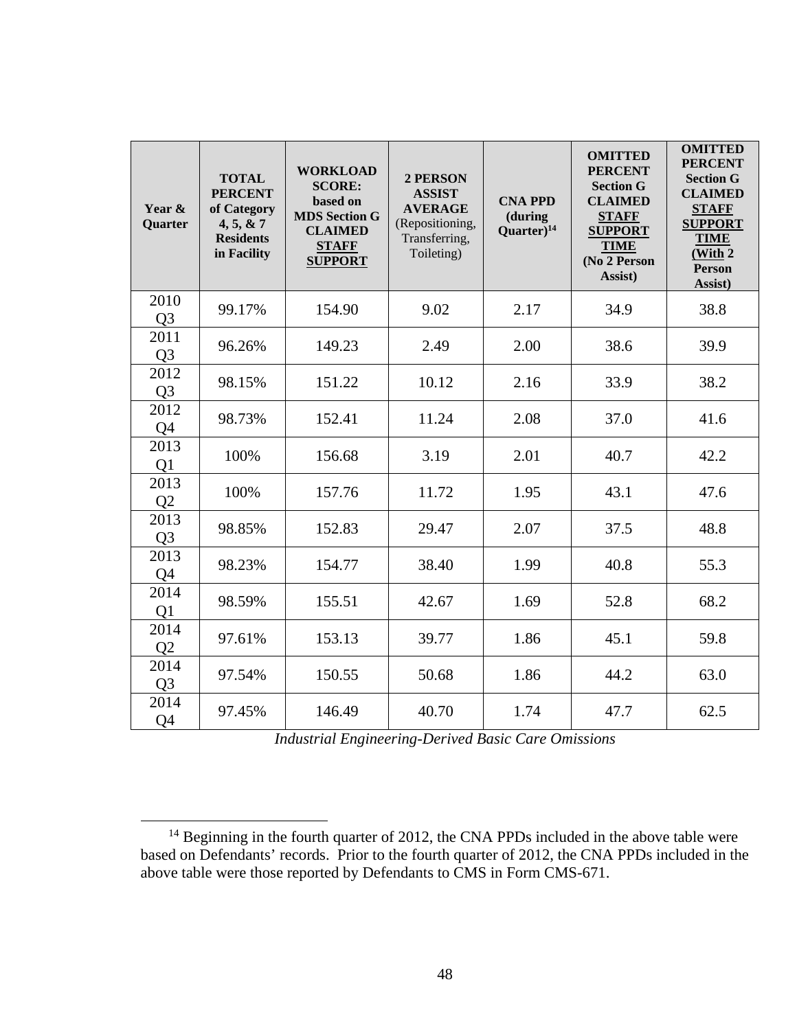| Year & Quarter | TOTAL PERCENT of Category 4, 5, & 7 Residents in Facility | WORKLOAD SCORE: based on MDS Section G CLAIMED STAFF SUPPORT | 2 PERSON ASSIST AVERAGE (Repositioning, Transferring, Toileting) | CNA PPD (during Quarter)[14] | OMITTED PERCENT Section G CLAIMED STAFF SUPPORT TIME (No 2 Person Assist) | OMITTED PERCENT Section G CLAIMED STAFF SUPPORT TIME (With 2 Person Assist) |
|---|---|---|---|---|---|---|
| 2010 Q3 | 99.17% | 154.90 | 9.02 | 2.17 | 34.9 | 38.8 |
| 2011 Q3 | 96.26% | 149.23 | 2.49 | 2.00 | 38.6 | 39.9 |
| 2012 Q3 | 98.15% | 151.22 | 10.12 | 2.16 | 33.9 | 38.2 |
| 2012 Q4 | 98.73% | 152.41 | 11.24 | 2.08 | 37.0 | 41.6 |
| 2013 Q1 | 100% | 156.68 | 3.19 | 2.01 | 40.7 | 42.2 |
| 2013 Q2 | 100% | 157.76 | 11.72 | 1.95 | 43.1 | 47.6 |
| 2013 Q3 | 98.85% | 152.83 | 29.47 | 2.07 | 37.5 | 48.8 |
| 2013 Q4 | 98.23% | 154.77 | 38.40 | 1.99 | 40.8 | 55.3 |
| 2014 Q1 | 98.59% | 155.51 | 42.67 | 1.69 | 52.8 | 68.2 |
| 2014 Q2 | 97.61% | 153.13 | 39.77 | 1.86 | 45.1 | 59.8 |
| 2014 Q3 | 97.54% | 150.55 | 50.68 | 1.86 | 44.2 | 63.0 |
| 2014 Q4 | 97.45% | 146.49 | 40.70 | 1.74 | 47.7 | 62.5 |

*Industrial Engineering-Derived Basic Care Omissions*

[14] Beginning in the fourth quarter of 2012, the CNA PPDs included in the above table were based on Defendants' records. Prior to the fourth quarter of 2012, the CNA PPDs included in the above table were those reported by Defendants to CMS in Form CMS-671.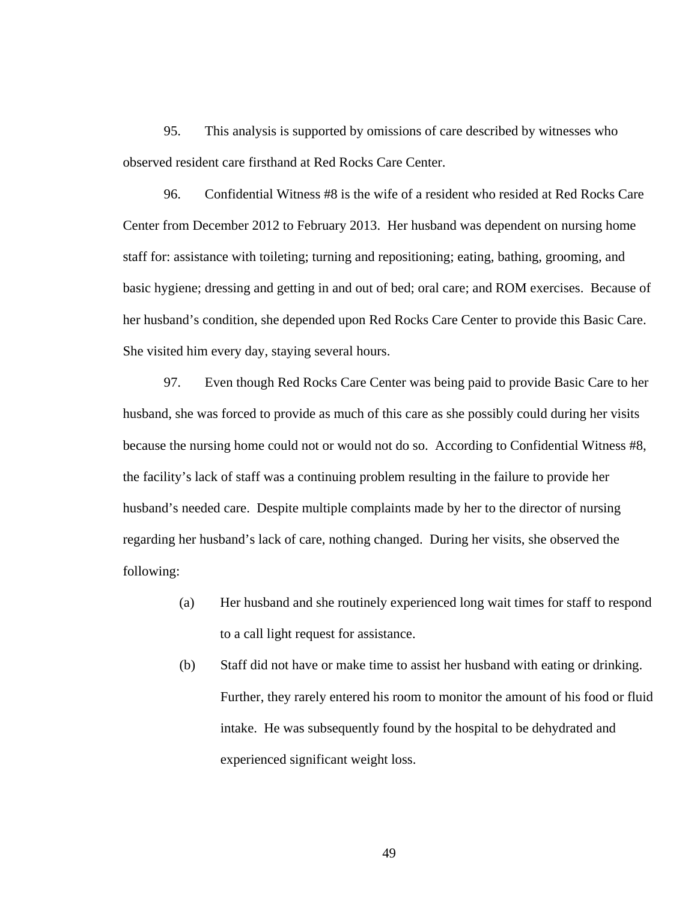95. This analysis is supported by omissions of care described by witnesses who observed resident care firsthand at Red Rocks Care Center.

96. Confidential Witness #8 is the wife of a resident who resided at Red Rocks Care Center from December 2012 to February 2013. Her husband was dependent on nursing home staff for: assistance with toileting; turning and repositioning; eating, bathing, grooming, and basic hygiene; dressing and getting in and out of bed; oral care; and ROM exercises. Because of her husband's condition, she depended upon Red Rocks Care Center to provide this Basic Care. She visited him every day, staying several hours.

97. Even though Red Rocks Care Center was being paid to provide Basic Care to her husband, she was forced to provide as much of this care as she possibly could during her visits because the nursing home could not or would not do so. According to Confidential Witness #8, the facility's lack of staff was a continuing problem resulting in the failure to provide her husband's needed care. Despite multiple complaints made by her to the director of nursing regarding her husband's lack of care, nothing changed. During her visits, she observed the following:

> (a) Her husband and she routinely experienced long wait times for staff to respond to a call light request for assistance.
>
> (b) Staff did not have or make time to assist her husband with eating or drinking. Further, they rarely entered his room to monitor the amount of his food or fluid intake. He was subsequently found by the hospital to be dehydrated and experienced significant weight loss.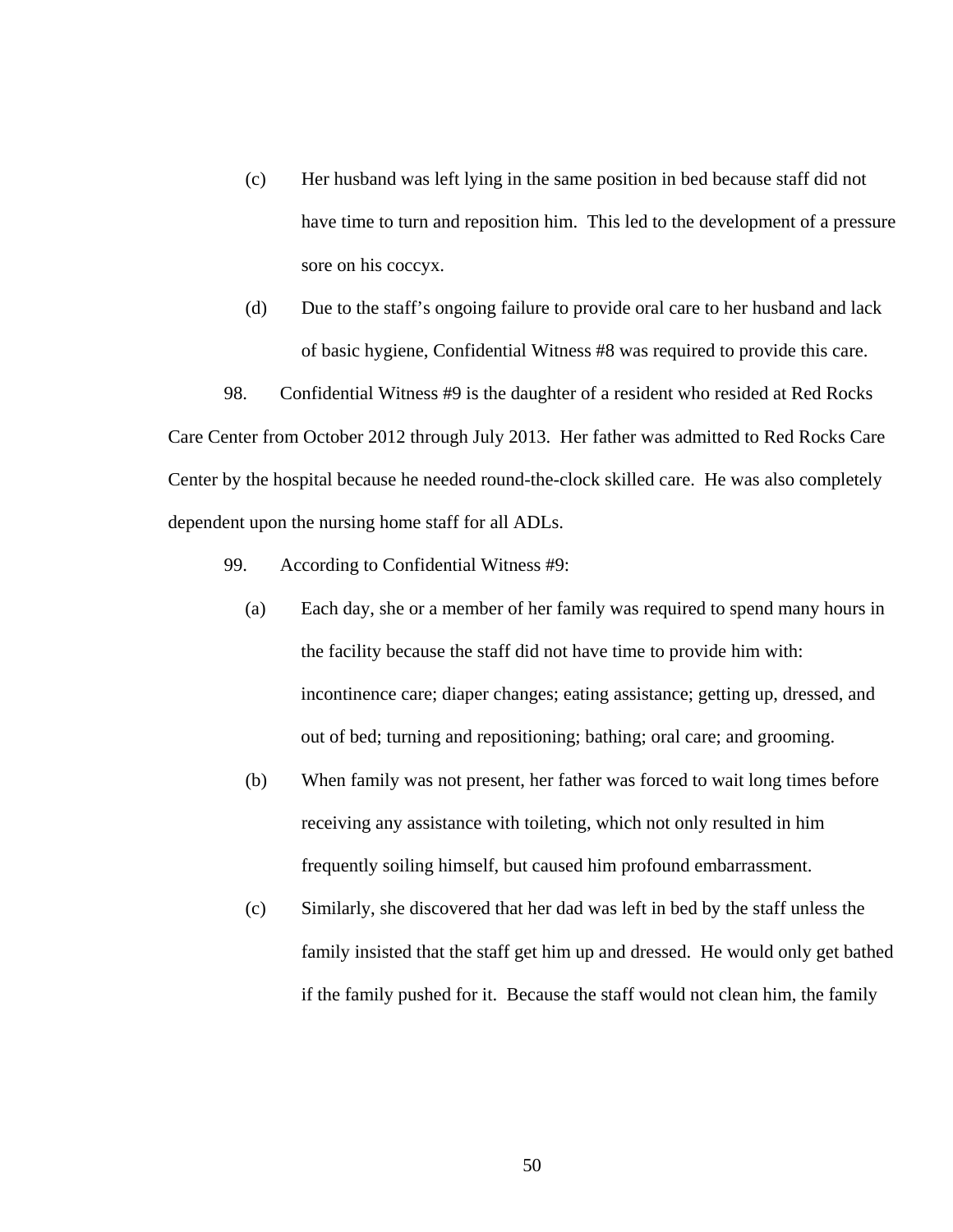(c) Her husband was left lying in the same position in bed because staff did not have time to turn and reposition him. This led to the development of a pressure sore on his coccyx.

(d) Due to the staff's ongoing failure to provide oral care to her husband and lack of basic hygiene, Confidential Witness #8 was required to provide this care.

98. Confidential Witness #9 is the daughter of a resident who resided at Red Rocks Care Center from October 2012 through July 2013. Her father was admitted to Red Rocks Care Center by the hospital because he needed round-the-clock skilled care. He was also completely dependent upon the nursing home staff for all ADLs.

99. According to Confidential Witness #9:

(a) Each day, she or a member of her family was required to spend many hours in the facility because the staff did not have time to provide him with: incontinence care; diaper changes; eating assistance; getting up, dressed, and out of bed; turning and repositioning; bathing; oral care; and grooming.

(b) When family was not present, her father was forced to wait long times before receiving any assistance with toileting, which not only resulted in him frequently soiling himself, but caused him profound embarrassment.

(c) Similarly, she discovered that her dad was left in bed by the staff unless the family insisted that the staff get him up and dressed. He would only get bathed if the family pushed for it. Because the staff would not clean him, the family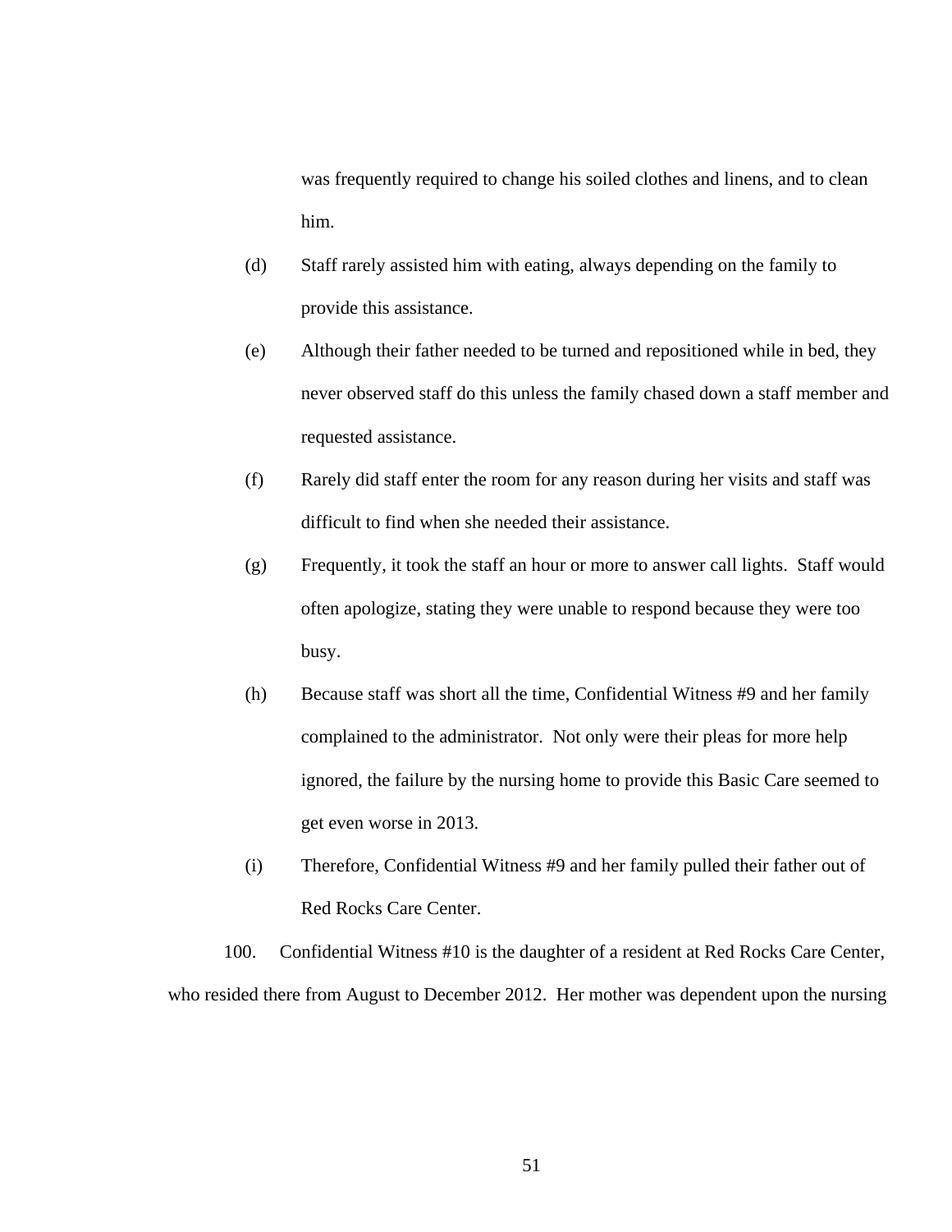was frequently required to change his soiled clothes and linens, and to clean him.

(d) Staff rarely assisted him with eating, always depending on the family to provide this assistance.

(e) Although their father needed to be turned and repositioned while in bed, they never observed staff do this unless the family chased down a staff member and requested assistance.

(f) Rarely did staff enter the room for any reason during her visits and staff was difficult to find when she needed their assistance.

(g) Frequently, it took the staff an hour or more to answer call lights. Staff would often apologize, stating they were unable to respond because they were too busy.

(h) Because staff was short all the time, Confidential Witness #9 and her family complained to the administrator. Not only were their pleas for more help ignored, the failure by the nursing home to provide this Basic Care seemed to get even worse in 2013.

(i) Therefore, Confidential Witness #9 and her family pulled their father out of Red Rocks Care Center.

100. Confidential Witness #10 is the daughter of a resident at Red Rocks Care Center, who resided there from August to December 2012. Her mother was dependent upon the nursing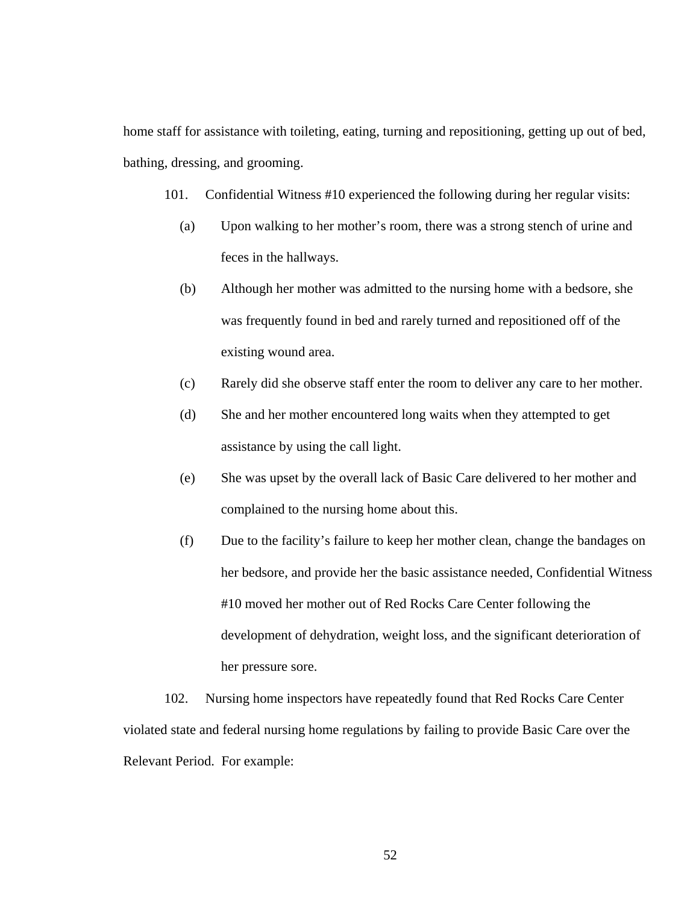home staff for assistance with toileting, eating, turning and repositioning, getting up out of bed, bathing, dressing, and grooming.

101. Confidential Witness #10 experienced the following during her regular visits:

(a) Upon walking to her mother's room, there was a strong stench of urine and feces in the hallways.

(b) Although her mother was admitted to the nursing home with a bedsore, she was frequently found in bed and rarely turned and repositioned off of the existing wound area.

(c) Rarely did she observe staff enter the room to deliver any care to her mother.

(d) She and her mother encountered long waits when they attempted to get assistance by using the call light.

(e) She was upset by the overall lack of Basic Care delivered to her mother and complained to the nursing home about this.

(f) Due to the facility's failure to keep her mother clean, change the bandages on her bedsore, and provide her the basic assistance needed, Confidential Witness #10 moved her mother out of Red Rocks Care Center following the development of dehydration, weight loss, and the significant deterioration of her pressure sore.

102. Nursing home inspectors have repeatedly found that Red Rocks Care Center violated state and federal nursing home regulations by failing to provide Basic Care over the Relevant Period. For example: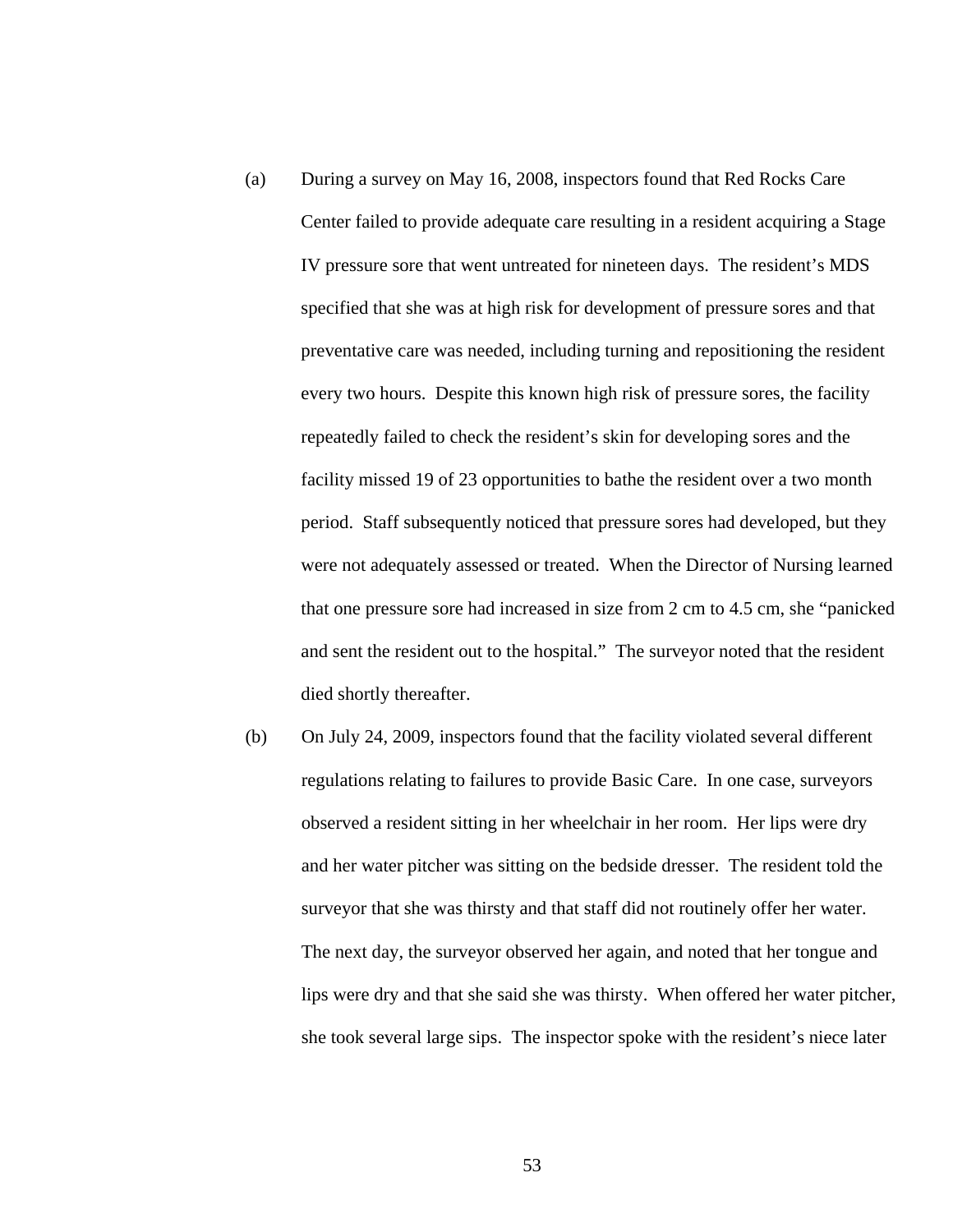(a) During a survey on May 16, 2008, inspectors found that Red Rocks Care Center failed to provide adequate care resulting in a resident acquiring a Stage IV pressure sore that went untreated for nineteen days. The resident's MDS specified that she was at high risk for development of pressure sores and that preventative care was needed, including turning and repositioning the resident every two hours. Despite this known high risk of pressure sores, the facility repeatedly failed to check the resident's skin for developing sores and the facility missed 19 of 23 opportunities to bathe the resident over a two month period. Staff subsequently noticed that pressure sores had developed, but they were not adequately assessed or treated. When the Director of Nursing learned that one pressure sore had increased in size from 2 cm to 4.5 cm, she "panicked and sent the resident out to the hospital." The surveyor noted that the resident died shortly thereafter.

(b) On July 24, 2009, inspectors found that the facility violated several different regulations relating to failures to provide Basic Care. In one case, surveyors observed a resident sitting in her wheelchair in her room. Her lips were dry and her water pitcher was sitting on the bedside dresser. The resident told the surveyor that she was thirsty and that staff did not routinely offer her water. The next day, the surveyor observed her again, and noted that her tongue and lips were dry and that she said she was thirsty. When offered her water pitcher, she took several large sips. The inspector spoke with the resident's niece later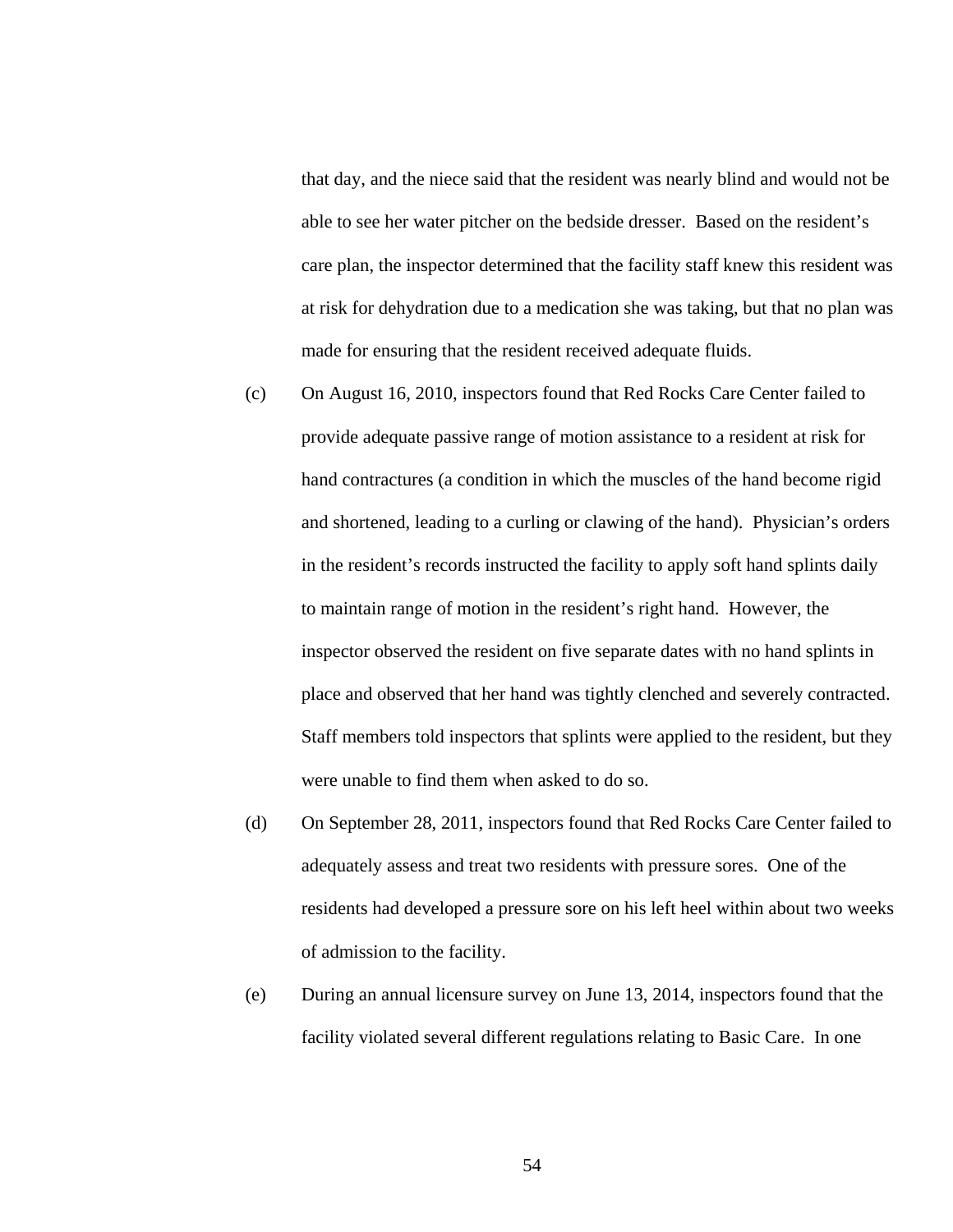that day, and the niece said that the resident was nearly blind and would not be able to see her water pitcher on the bedside dresser. Based on the resident's care plan, the inspector determined that the facility staff knew this resident was at risk for dehydration due to a medication she was taking, but that no plan was made for ensuring that the resident received adequate fluids.

(c) On August 16, 2010, inspectors found that Red Rocks Care Center failed to provide adequate passive range of motion assistance to a resident at risk for hand contractures (a condition in which the muscles of the hand become rigid and shortened, leading to a curling or clawing of the hand). Physician's orders in the resident's records instructed the facility to apply soft hand splints daily to maintain range of motion in the resident's right hand. However, the inspector observed the resident on five separate dates with no hand splints in place and observed that her hand was tightly clenched and severely contracted. Staff members told inspectors that splints were applied to the resident, but they were unable to find them when asked to do so.

(d) On September 28, 2011, inspectors found that Red Rocks Care Center failed to adequately assess and treat two residents with pressure sores. One of the residents had developed a pressure sore on his left heel within about two weeks of admission to the facility.

(e) During an annual licensure survey on June 13, 2014, inspectors found that the facility violated several different regulations relating to Basic Care. In one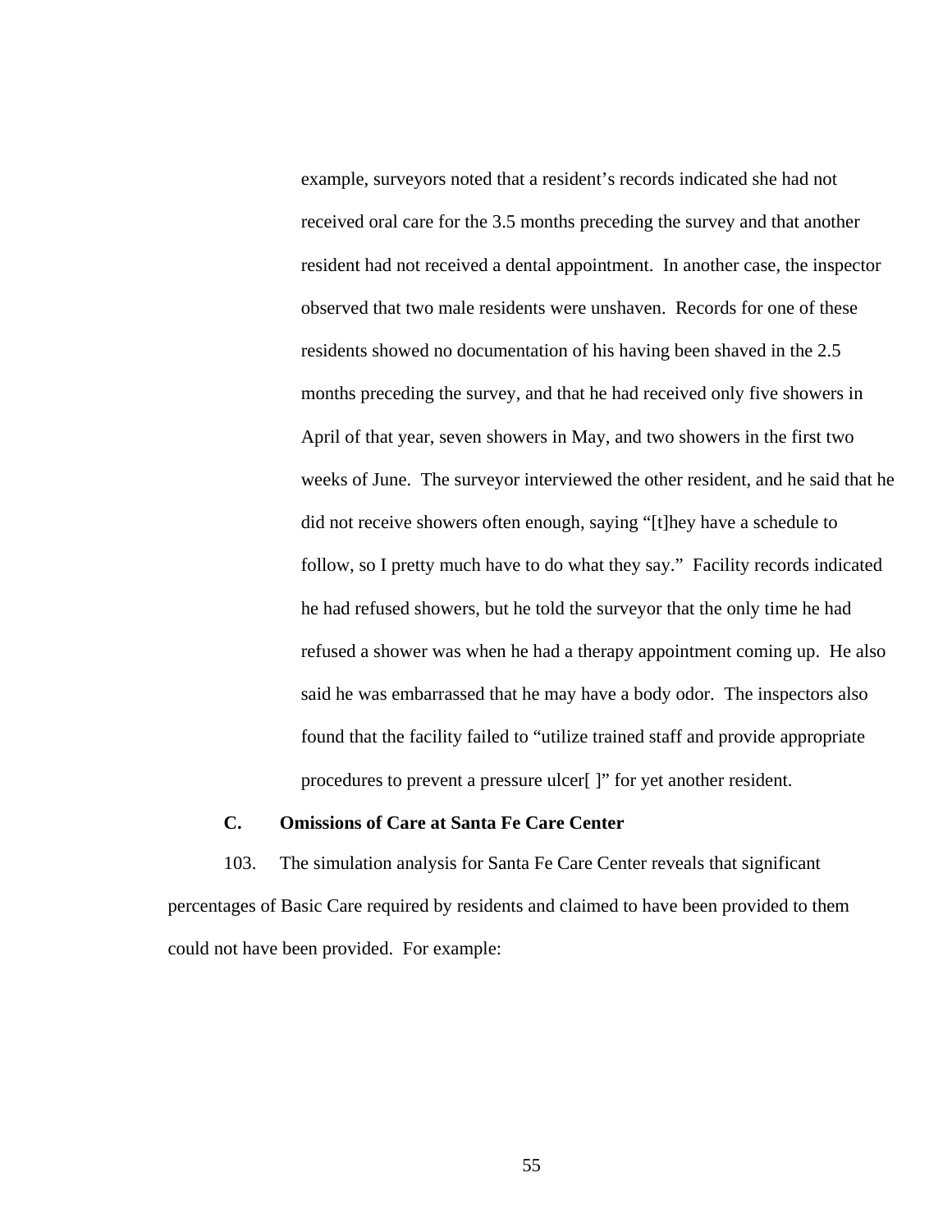example, surveyors noted that a resident's records indicated she had not received oral care for the 3.5 months preceding the survey and that another resident had not received a dental appointment. In another case, the inspector observed that two male residents were unshaven. Records for one of these residents showed no documentation of his having been shaved in the 2.5 months preceding the survey, and that he had received only five showers in April of that year, seven showers in May, and two showers in the first two weeks of June. The surveyor interviewed the other resident, and he said that he did not receive showers often enough, saying "[t]hey have a schedule to follow, so I pretty much have to do what they say." Facility records indicated he had refused showers, but he told the surveyor that the only time he had refused a shower was when he had a therapy appointment coming up. He also said he was embarrassed that he may have a body odor. The inspectors also found that the facility failed to "utilize trained staff and provide appropriate procedures to prevent a pressure ulcer[ ]" for yet another resident.

### C. Omissions of Care at Santa Fe Care Center

103. The simulation analysis for Santa Fe Care Center reveals that significant percentages of Basic Care required by residents and claimed to have been provided to them could not have been provided. For example: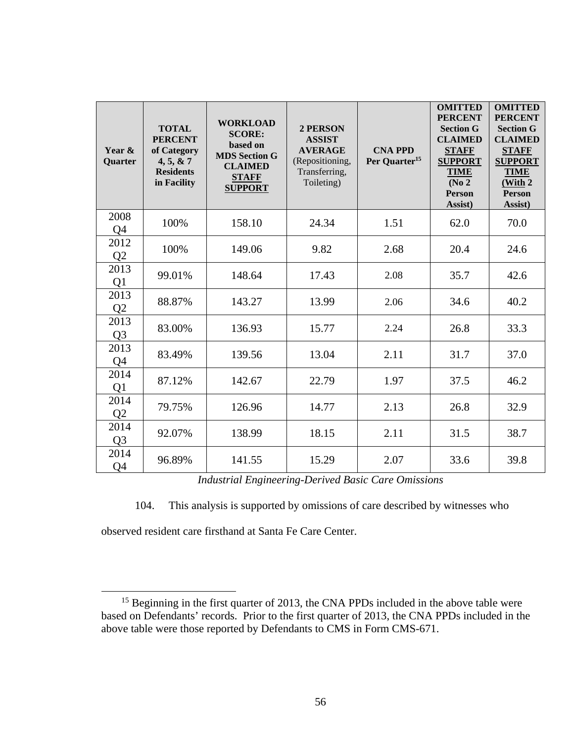| Year & Quarter | TOTAL PERCENT of Category 4, 5, & 7 Residents in Facility | WORKLOAD SCORE: based on MDS Section G CLAIMED STAFF SUPPORT | 2 PERSON ASSIST AVERAGE (Repositioning, Transferring, Toileting) | CNA PPD Per Quarter[15] | OMITTED PERCENT Section G CLAIMED STAFF SUPPORT TIME (No 2 Person Assist) | OMITTED PERCENT Section G CLAIMED STAFF SUPPORT TIME (With 2 Person Assist) |
|---|---|---|---|---|---|---|
| 2008 Q4 | 100% | 158.10 | 24.34 | 1.51 | 62.0 | 70.0 |
| 2012 Q2 | 100% | 149.06 | 9.82 | 2.68 | 20.4 | 24.6 |
| 2013 Q1 | 99.01% | 148.64 | 17.43 | 2.08 | 35.7 | 42.6 |
| 2013 Q2 | 88.87% | 143.27 | 13.99 | 2.06 | 34.6 | 40.2 |
| 2013 Q3 | 83.00% | 136.93 | 15.77 | 2.24 | 26.8 | 33.3 |
| 2013 Q4 | 83.49% | 139.56 | 13.04 | 2.11 | 31.7 | 37.0 |
| 2014 Q1 | 87.12% | 142.67 | 22.79 | 1.97 | 37.5 | 46.2 |
| 2014 Q2 | 79.75% | 126.96 | 14.77 | 2.13 | 26.8 | 32.9 |
| 2014 Q3 | 92.07% | 138.99 | 18.15 | 2.11 | 31.5 | 38.7 |
| 2014 Q4 | 96.89% | 141.55 | 15.29 | 2.07 | 33.6 | 39.8 |

*Industrial Engineering-Derived Basic Care Omissions*

104. This analysis is supported by omissions of care described by witnesses who observed resident care firsthand at Santa Fe Care Center.

[15] Beginning in the first quarter of 2013, the CNA PPDs included in the above table were based on Defendants' records. Prior to the first quarter of 2013, the CNA PPDs included in the above table were those reported by Defendants to CMS in Form CMS-671.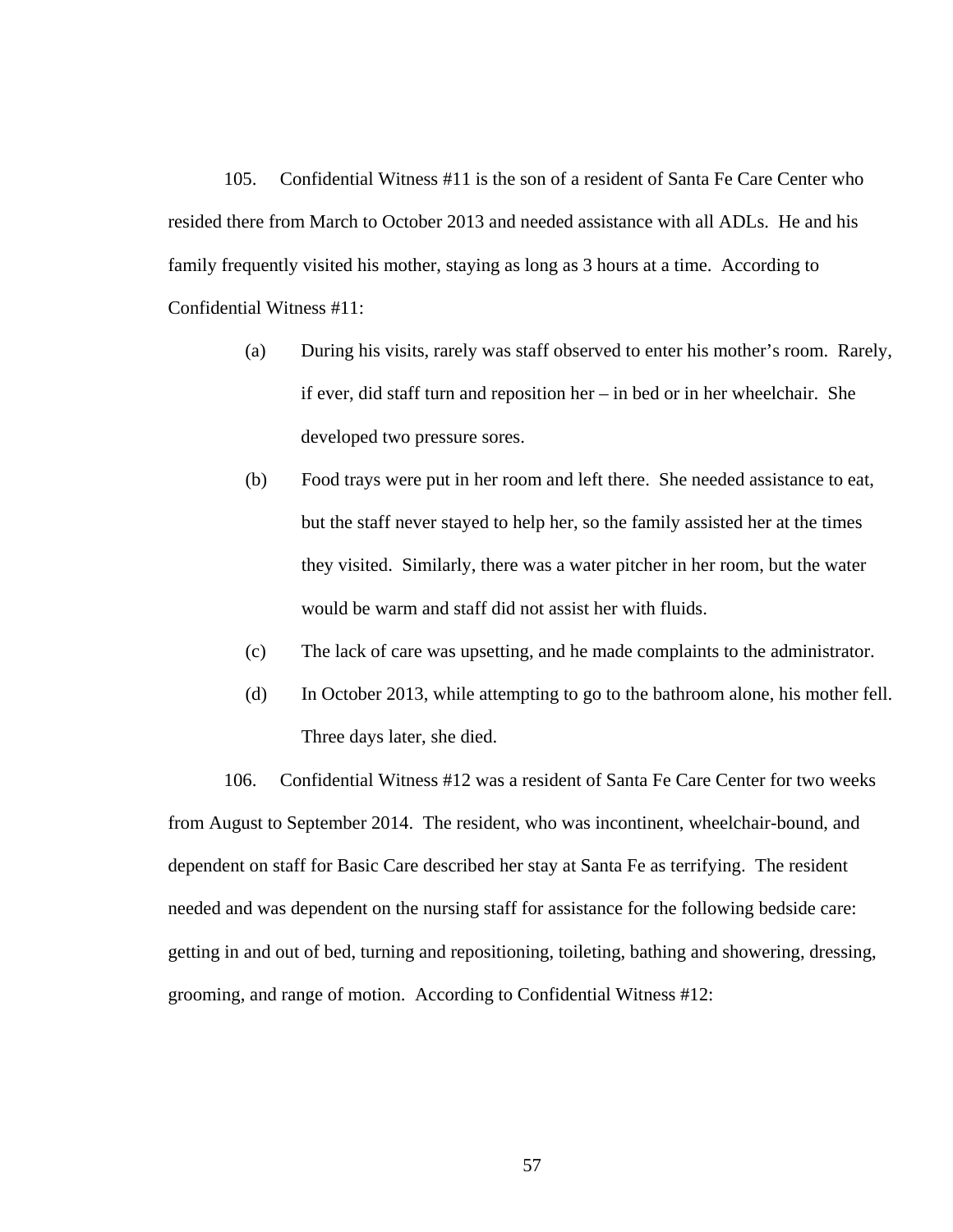105. Confidential Witness #11 is the son of a resident of Santa Fe Care Center who resided there from March to October 2013 and needed assistance with all ADLs. He and his family frequently visited his mother, staying as long as 3 hours at a time. According to Confidential Witness #11:

(a) During his visits, rarely was staff observed to enter his mother's room. Rarely, if ever, did staff turn and reposition her – in bed or in her wheelchair. She developed two pressure sores.

(b) Food trays were put in her room and left there. She needed assistance to eat, but the staff never stayed to help her, so the family assisted her at the times they visited. Similarly, there was a water pitcher in her room, but the water would be warm and staff did not assist her with fluids.

(c) The lack of care was upsetting, and he made complaints to the administrator.

(d) In October 2013, while attempting to go to the bathroom alone, his mother fell. Three days later, she died.

106. Confidential Witness #12 was a resident of Santa Fe Care Center for two weeks from August to September 2014. The resident, who was incontinent, wheelchair-bound, and dependent on staff for Basic Care described her stay at Santa Fe as terrifying. The resident needed and was dependent on the nursing staff for assistance for the following bedside care: getting in and out of bed, turning and repositioning, toileting, bathing and showering, dressing, grooming, and range of motion. According to Confidential Witness #12: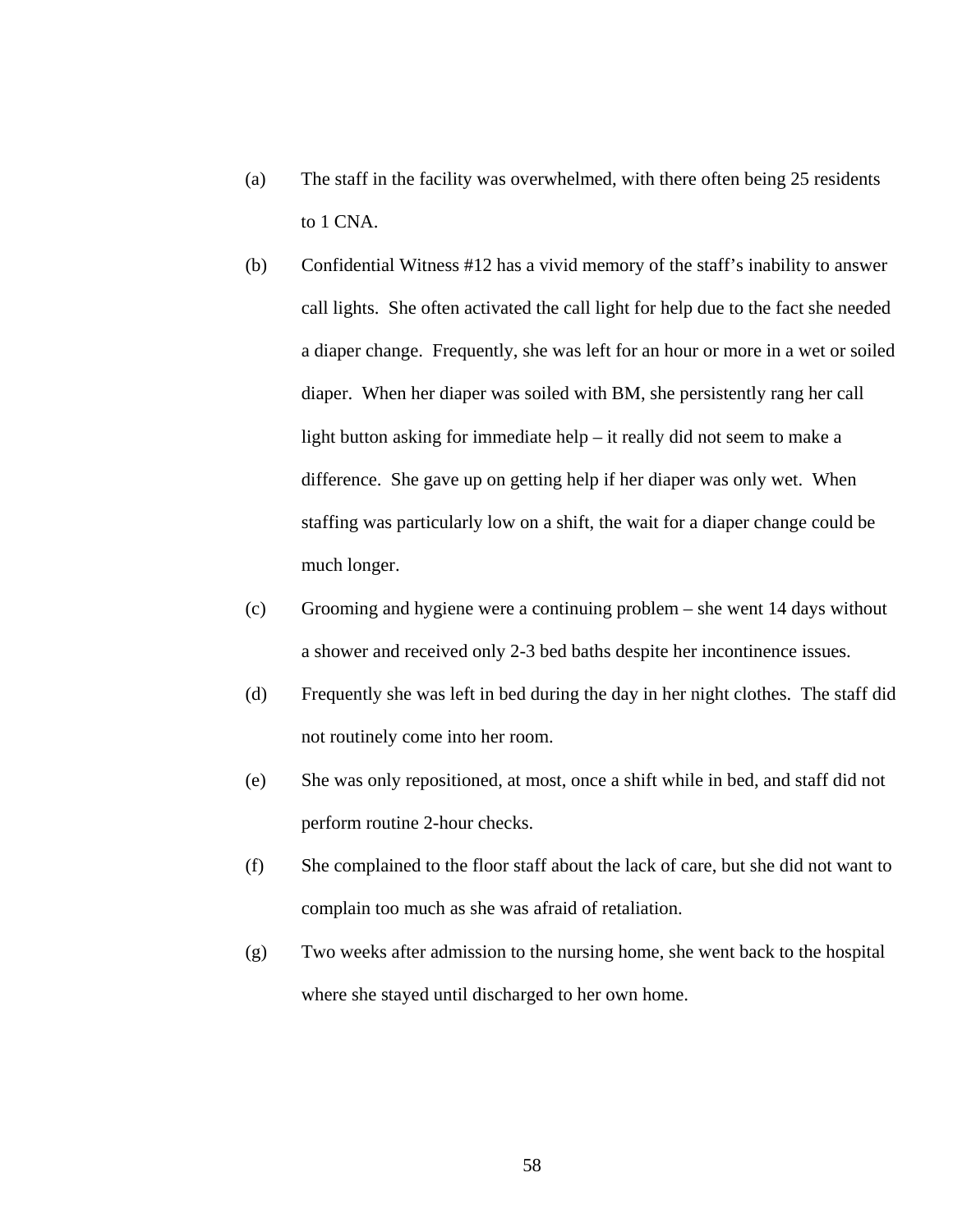(a) The staff in the facility was overwhelmed, with there often being 25 residents to 1 CNA.

(b) Confidential Witness #12 has a vivid memory of the staff's inability to answer call lights. She often activated the call light for help due to the fact she needed a diaper change. Frequently, she was left for an hour or more in a wet or soiled diaper. When her diaper was soiled with BM, she persistently rang her call light button asking for immediate help – it really did not seem to make a difference. She gave up on getting help if her diaper was only wet. When staffing was particularly low on a shift, the wait for a diaper change could be much longer.

(c) Grooming and hygiene were a continuing problem – she went 14 days without a shower and received only 2-3 bed baths despite her incontinence issues.

(d) Frequently she was left in bed during the day in her night clothes. The staff did not routinely come into her room.

(e) She was only repositioned, at most, once a shift while in bed, and staff did not perform routine 2-hour checks.

(f) She complained to the floor staff about the lack of care, but she did not want to complain too much as she was afraid of retaliation.

(g) Two weeks after admission to the nursing home, she went back to the hospital where she stayed until discharged to her own home.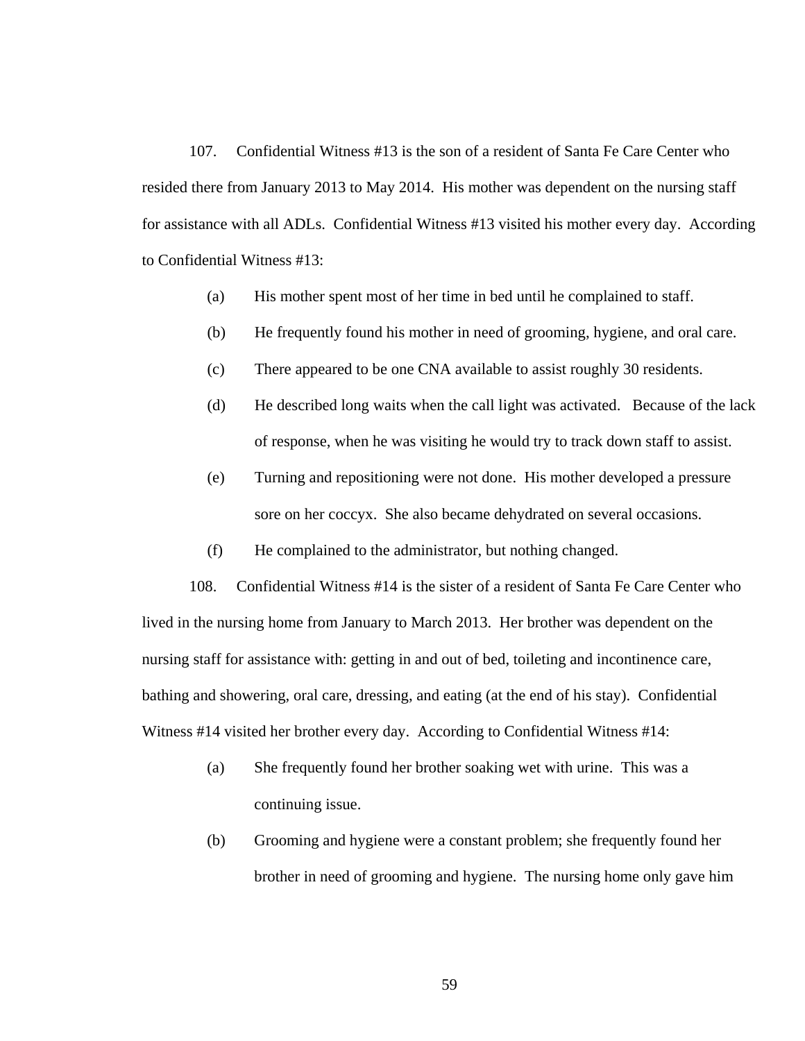107. Confidential Witness #13 is the son of a resident of Santa Fe Care Center who resided there from January 2013 to May 2014. His mother was dependent on the nursing staff for assistance with all ADLs. Confidential Witness #13 visited his mother every day. According to Confidential Witness #13:

(a) His mother spent most of her time in bed until he complained to staff.

(b) He frequently found his mother in need of grooming, hygiene, and oral care.

(c) There appeared to be one CNA available to assist roughly 30 residents.

(d) He described long waits when the call light was activated. Because of the lack of response, when he was visiting he would try to track down staff to assist.

(e) Turning and repositioning were not done. His mother developed a pressure sore on her coccyx. She also became dehydrated on several occasions.

(f) He complained to the administrator, but nothing changed.

108. Confidential Witness #14 is the sister of a resident of Santa Fe Care Center who lived in the nursing home from January to March 2013. Her brother was dependent on the nursing staff for assistance with: getting in and out of bed, toileting and incontinence care, bathing and showering, oral care, dressing, and eating (at the end of his stay). Confidential Witness #14 visited her brother every day. According to Confidential Witness #14:

(a) She frequently found her brother soaking wet with urine. This was a continuing issue.

(b) Grooming and hygiene were a constant problem; she frequently found her brother in need of grooming and hygiene. The nursing home only gave him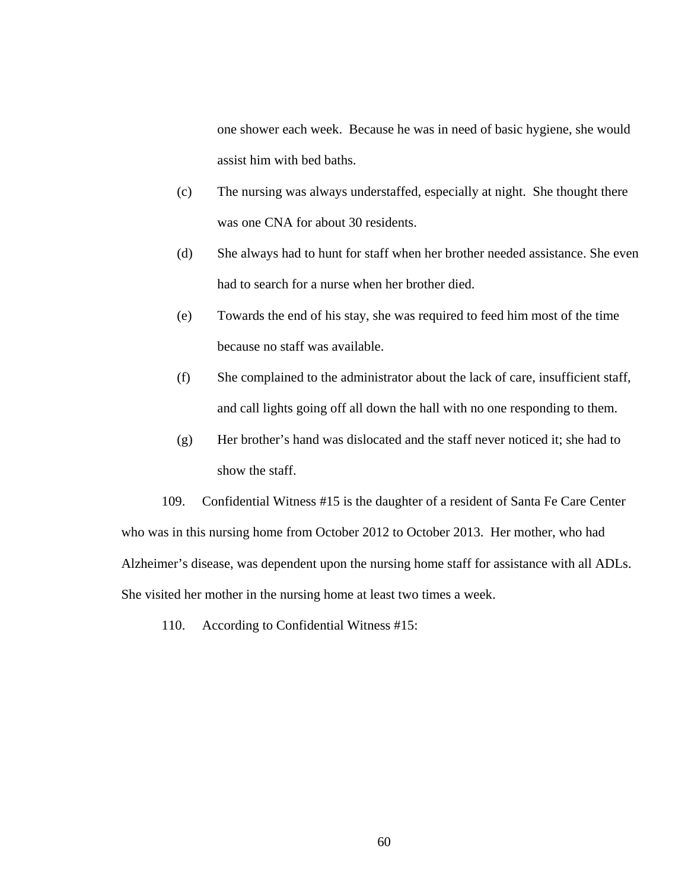one shower each week. Because he was in need of basic hygiene, she would assist him with bed baths.

(c) The nursing was always understaffed, especially at night. She thought there was one CNA for about 30 residents.

(d) She always had to hunt for staff when her brother needed assistance. She even had to search for a nurse when her brother died.

(e) Towards the end of his stay, she was required to feed him most of the time because no staff was available.

(f) She complained to the administrator about the lack of care, insufficient staff, and call lights going off all down the hall with no one responding to them.

(g) Her brother's hand was dislocated and the staff never noticed it; she had to show the staff.

109. Confidential Witness #15 is the daughter of a resident of Santa Fe Care Center who was in this nursing home from October 2012 to October 2013. Her mother, who had Alzheimer's disease, was dependent upon the nursing home staff for assistance with all ADLs. She visited her mother in the nursing home at least two times a week.

110. According to Confidential Witness #15: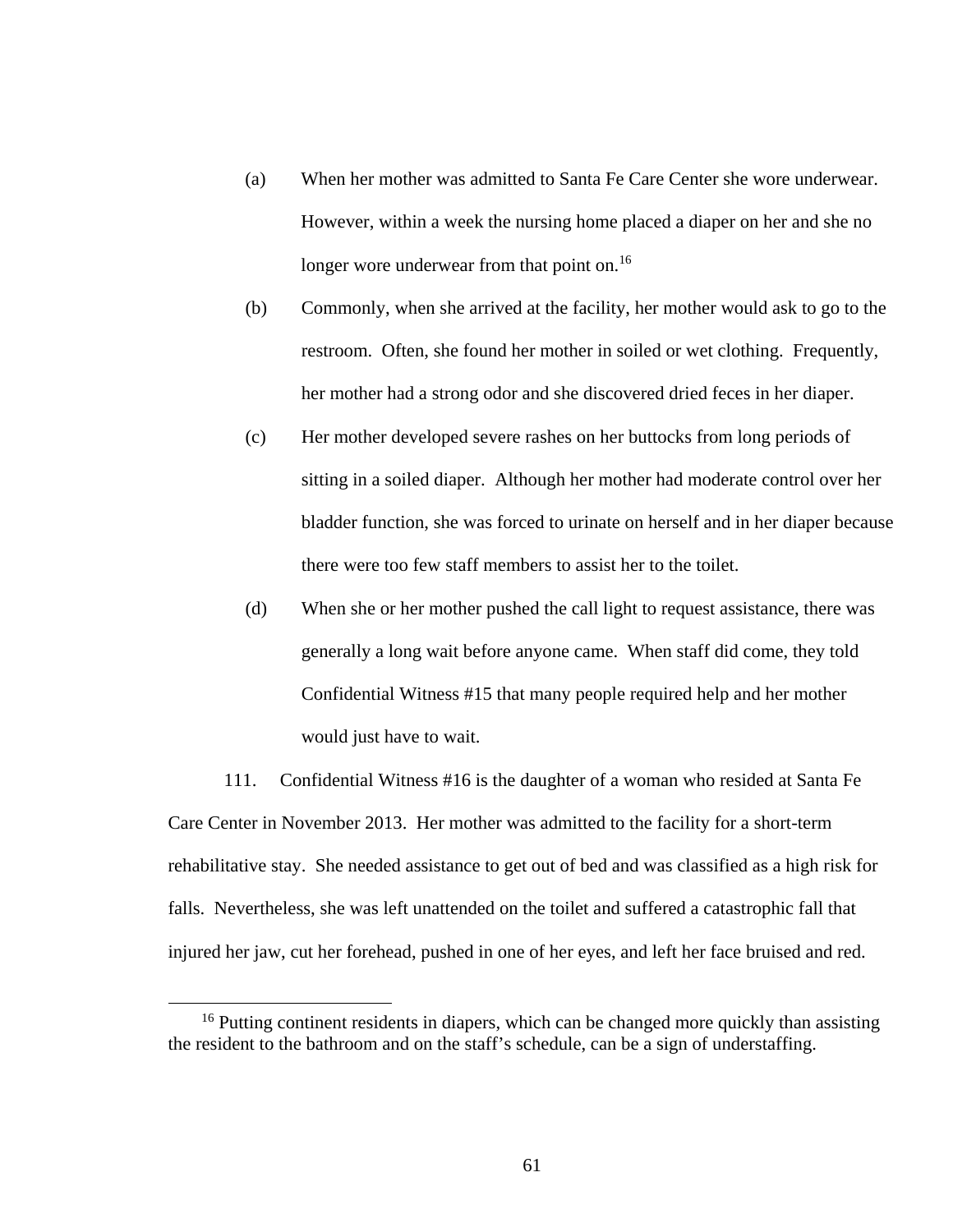(a) When her mother was admitted to Santa Fe Care Center she wore underwear. However, within a week the nursing home placed a diaper on her and she no longer wore underwear from that point on.[16]

(b) Commonly, when she arrived at the facility, her mother would ask to go to the restroom. Often, she found her mother in soiled or wet clothing. Frequently, her mother had a strong odor and she discovered dried feces in her diaper.

(c) Her mother developed severe rashes on her buttocks from long periods of sitting in a soiled diaper. Although her mother had moderate control over her bladder function, she was forced to urinate on herself and in her diaper because there were too few staff members to assist her to the toilet.

(d) When she or her mother pushed the call light to request assistance, there was generally a long wait before anyone came. When staff did come, they told Confidential Witness #15 that many people required help and her mother would just have to wait.

111. Confidential Witness #16 is the daughter of a woman who resided at Santa Fe Care Center in November 2013. Her mother was admitted to the facility for a short-term rehabilitative stay. She needed assistance to get out of bed and was classified as a high risk for falls. Nevertheless, she was left unattended on the toilet and suffered a catastrophic fall that injured her jaw, cut her forehead, pushed in one of her eyes, and left her face bruised and red.

[16] Putting continent residents in diapers, which can be changed more quickly than assisting the resident to the bathroom and on the staff's schedule, can be a sign of understaffing.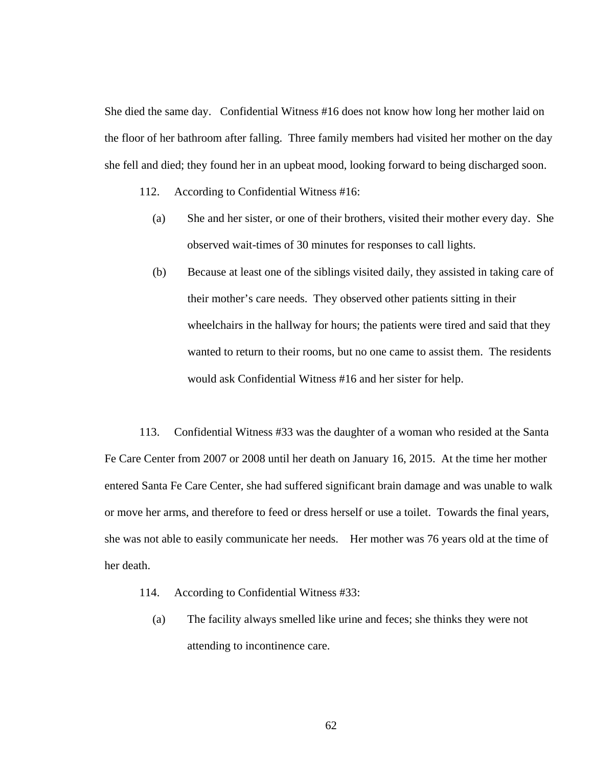She died the same day. Confidential Witness #16 does not know how long her mother laid on the floor of her bathroom after falling. Three family members had visited her mother on the day she fell and died; they found her in an upbeat mood, looking forward to being discharged soon.

112. According to Confidential Witness #16:

(a) She and her sister, or one of their brothers, visited their mother every day. She observed wait-times of 30 minutes for responses to call lights.

(b) Because at least one of the siblings visited daily, they assisted in taking care of their mother's care needs. They observed other patients sitting in their wheelchairs in the hallway for hours; the patients were tired and said that they wanted to return to their rooms, but no one came to assist them. The residents would ask Confidential Witness #16 and her sister for help.

113. Confidential Witness #33 was the daughter of a woman who resided at the Santa Fe Care Center from 2007 or 2008 until her death on January 16, 2015. At the time her mother entered Santa Fe Care Center, she had suffered significant brain damage and was unable to walk or move her arms, and therefore to feed or dress herself or use a toilet. Towards the final years, she was not able to easily communicate her needs. Her mother was 76 years old at the time of her death.

114. According to Confidential Witness #33:

(a) The facility always smelled like urine and feces; she thinks they were not attending to incontinence care.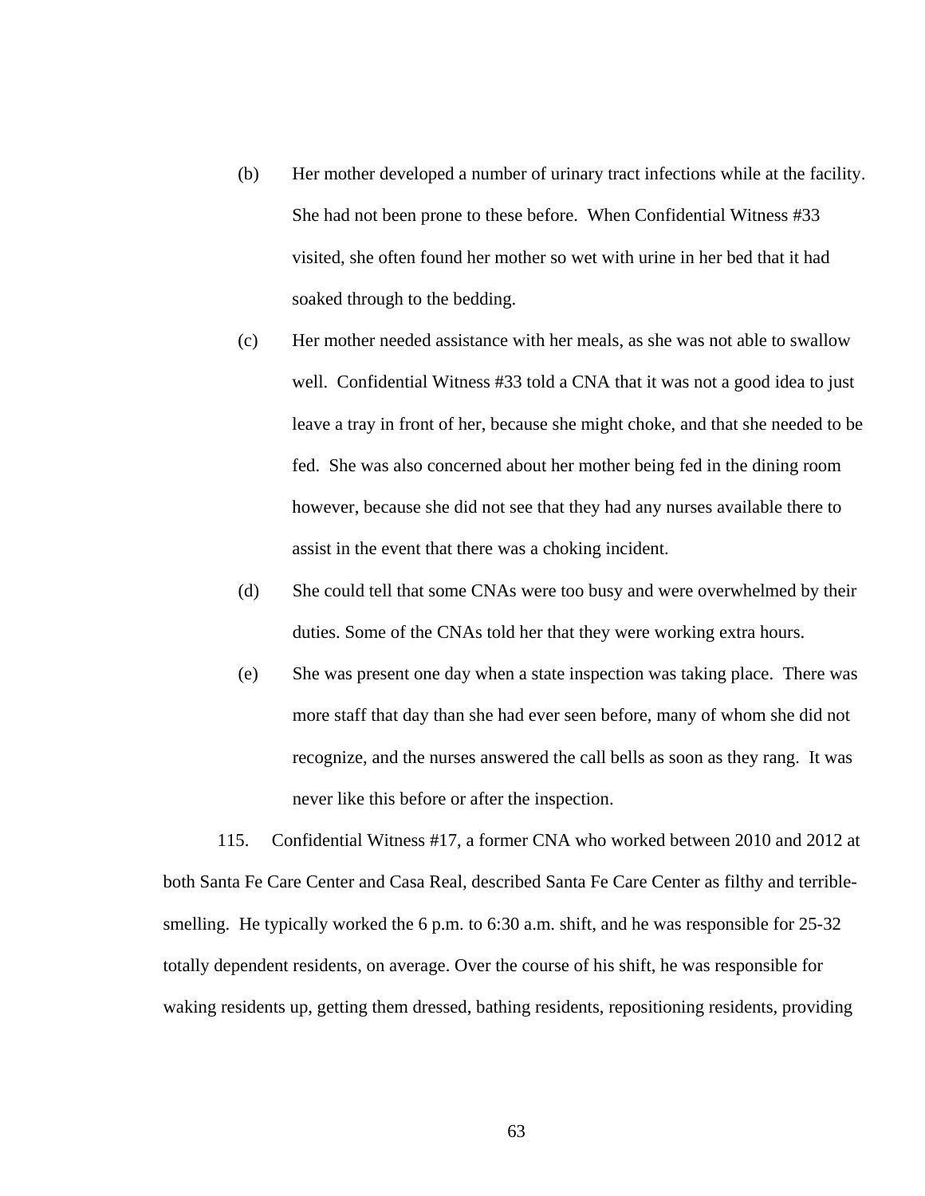(b) Her mother developed a number of urinary tract infections while at the facility. She had not been prone to these before. When Confidential Witness #33 visited, she often found her mother so wet with urine in her bed that it had soaked through to the bedding.

(c) Her mother needed assistance with her meals, as she was not able to swallow well. Confidential Witness #33 told a CNA that it was not a good idea to just leave a tray in front of her, because she might choke, and that she needed to be fed. She was also concerned about her mother being fed in the dining room however, because she did not see that they had any nurses available there to assist in the event that there was a choking incident.

(d) She could tell that some CNAs were too busy and were overwhelmed by their duties. Some of the CNAs told her that they were working extra hours.

(e) She was present one day when a state inspection was taking place. There was more staff that day than she had ever seen before, many of whom she did not recognize, and the nurses answered the call bells as soon as they rang. It was never like this before or after the inspection.

115. Confidential Witness #17, a former CNA who worked between 2010 and 2012 at both Santa Fe Care Center and Casa Real, described Santa Fe Care Center as filthy and terrible-smelling. He typically worked the 6 p.m. to 6:30 a.m. shift, and he was responsible for 25-32 totally dependent residents, on average. Over the course of his shift, he was responsible for waking residents up, getting them dressed, bathing residents, repositioning residents, providing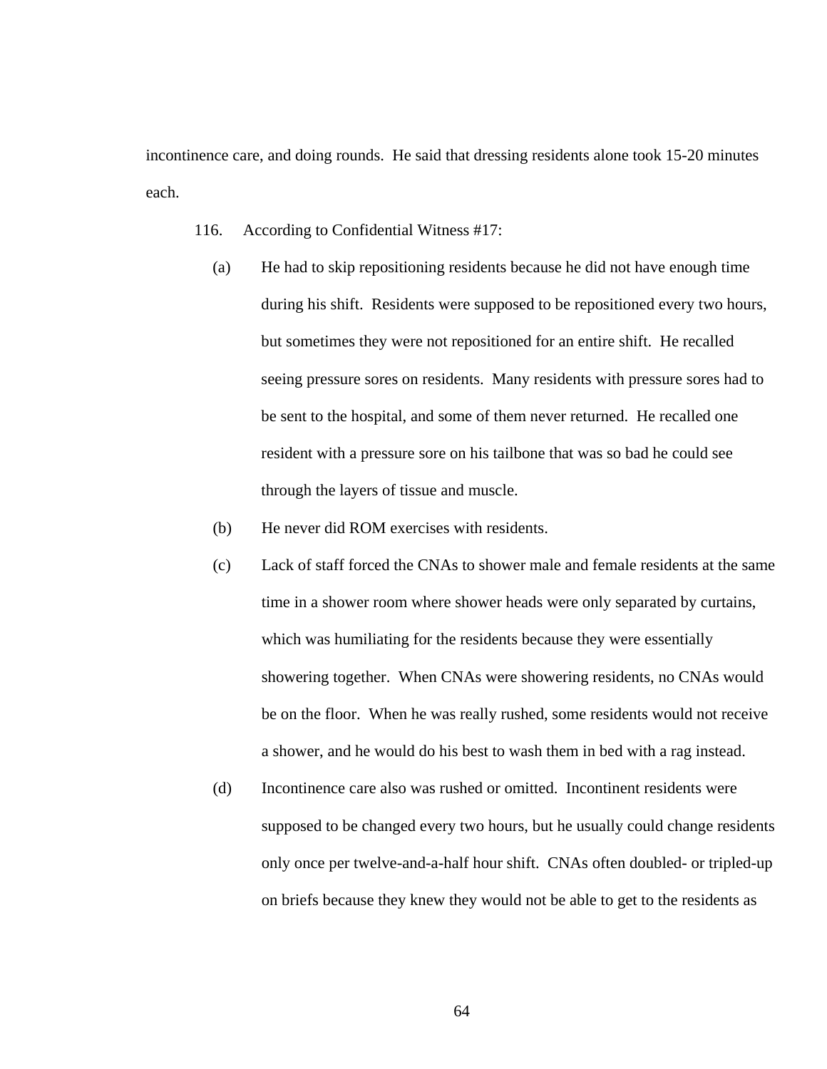incontinence care, and doing rounds. He said that dressing residents alone took 15-20 minutes each.

116. According to Confidential Witness #17:

(a) He had to skip repositioning residents because he did not have enough time during his shift. Residents were supposed to be repositioned every two hours, but sometimes they were not repositioned for an entire shift. He recalled seeing pressure sores on residents. Many residents with pressure sores had to be sent to the hospital, and some of them never returned. He recalled one resident with a pressure sore on his tailbone that was so bad he could see through the layers of tissue and muscle.

(b) He never did ROM exercises with residents.

(c) Lack of staff forced the CNAs to shower male and female residents at the same time in a shower room where shower heads were only separated by curtains, which was humiliating for the residents because they were essentially showering together. When CNAs were showering residents, no CNAs would be on the floor. When he was really rushed, some residents would not receive a shower, and he would do his best to wash them in bed with a rag instead.

(d) Incontinence care also was rushed or omitted. Incontinent residents were supposed to be changed every two hours, but he usually could change residents only once per twelve-and-a-half hour shift. CNAs often doubled- or tripled-up on briefs because they knew they would not be able to get to the residents as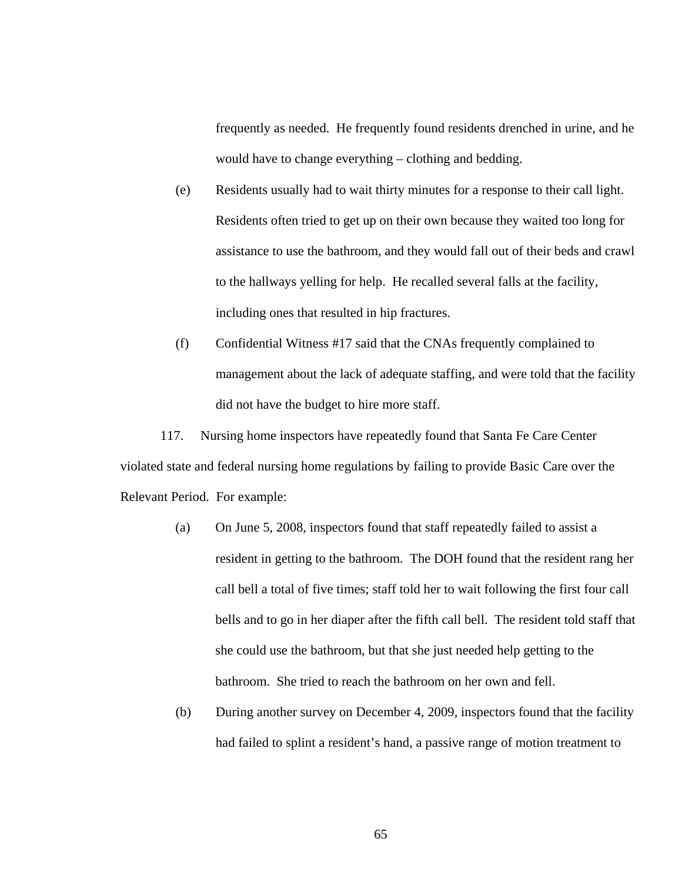frequently as needed. He frequently found residents drenched in urine, and he would have to change everything – clothing and bedding.

(e) Residents usually had to wait thirty minutes for a response to their call light. Residents often tried to get up on their own because they waited too long for assistance to use the bathroom, and they would fall out of their beds and crawl to the hallways yelling for help. He recalled several falls at the facility, including ones that resulted in hip fractures.

(f) Confidential Witness #17 said that the CNAs frequently complained to management about the lack of adequate staffing, and were told that the facility did not have the budget to hire more staff.

117. Nursing home inspectors have repeatedly found that Santa Fe Care Center violated state and federal nursing home regulations by failing to provide Basic Care over the Relevant Period. For example:

(a) On June 5, 2008, inspectors found that staff repeatedly failed to assist a resident in getting to the bathroom. The DOH found that the resident rang her call bell a total of five times; staff told her to wait following the first four call bells and to go in her diaper after the fifth call bell. The resident told staff that she could use the bathroom, but that she just needed help getting to the bathroom. She tried to reach the bathroom on her own and fell.

(b) During another survey on December 4, 2009, inspectors found that the facility had failed to splint a resident's hand, a passive range of motion treatment to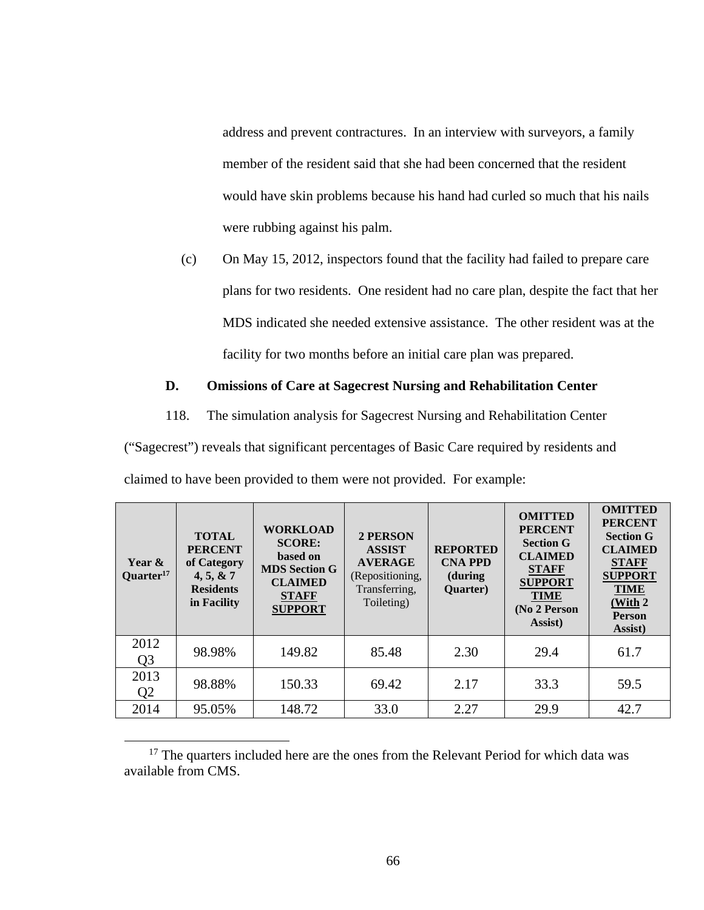address and prevent contractures. In an interview with surveyors, a family member of the resident said that she had been concerned that the resident would have skin problems because his hand had curled so much that his nails were rubbing against his palm.

(c) On May 15, 2012, inspectors found that the facility had failed to prepare care plans for two residents. One resident had no care plan, despite the fact that her MDS indicated she needed extensive assistance. The other resident was at the facility for two months before an initial care plan was prepared.

### D. Omissions of Care at Sagecrest Nursing and Rehabilitation Center

118. The simulation analysis for Sagecrest Nursing and Rehabilitation Center ("Sagecrest") reveals that significant percentages of Basic Care required by residents and claimed to have been provided to them were not provided. For example:

| Year & Quarter[17] | TOTAL PERCENT of Category 4, 5, & 7 Residents in Facility | WORKLOAD SCORE: based on MDS Section G CLAIMED STAFF SUPPORT | 2 PERSON ASSIST AVERAGE (Repositioning, Transferring, Toileting) | REPORTED CNA PPD (during Quarter) | OMITTED PERCENT Section G CLAIMED STAFF SUPPORT TIME (No 2 Person Assist) | OMITTED PERCENT Section G CLAIMED STAFF SUPPORT TIME (With 2 Person Assist) |
|---|---|---|---|---|---|---|
| 2012 Q3 | 98.98% | 149.82 | 85.48 | 2.30 | 29.4 | 61.7 |
| 2013 Q2 | 98.88% | 150.33 | 69.42 | 2.17 | 33.3 | 59.5 |
| 2014 | 95.05% | 148.72 | 33.0 | 2.27 | 29.9 | 42.7 |

[17] The quarters included here are the ones from the Relevant Period for which data was available from CMS.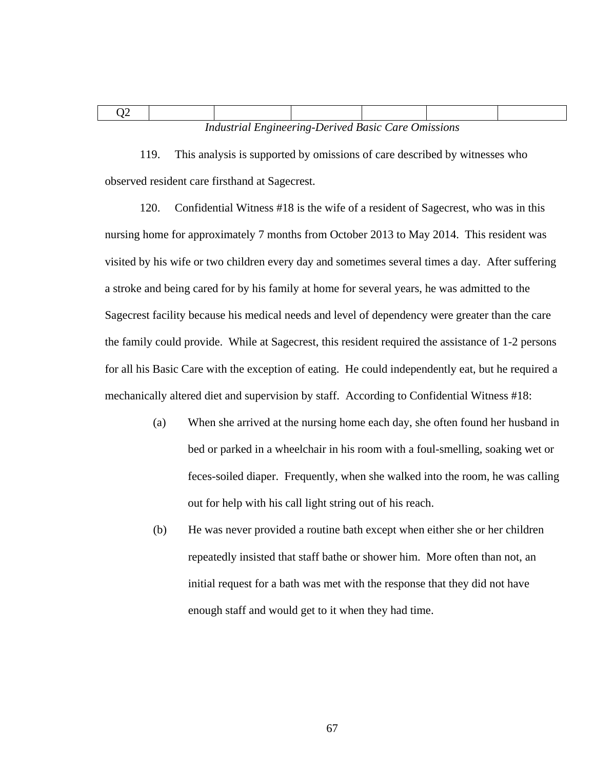| Q2 | | | | | | | |
|---|---|---|---|---|---|---|---|

*Industrial Engineering-Derived Basic Care Omissions*

119. This analysis is supported by omissions of care described by witnesses who observed resident care firsthand at Sagecrest.

120. Confidential Witness #18 is the wife of a resident of Sagecrest, who was in this nursing home for approximately 7 months from October 2013 to May 2014. This resident was visited by his wife or two children every day and sometimes several times a day. After suffering a stroke and being cared for by his family at home for several years, he was admitted to the Sagecrest facility because his medical needs and level of dependency were greater than the care the family could provide. While at Sagecrest, this resident required the assistance of 1-2 persons for all his Basic Care with the exception of eating. He could independently eat, but he required a mechanically altered diet and supervision by staff. According to Confidential Witness #18:

(a) When she arrived at the nursing home each day, she often found her husband in bed or parked in a wheelchair in his room with a foul-smelling, soaking wet or feces-soiled diaper. Frequently, when she walked into the room, he was calling out for help with his call light string out of his reach.

(b) He was never provided a routine bath except when either she or her children repeatedly insisted that staff bathe or shower him. More often than not, an initial request for a bath was met with the response that they did not have enough staff and would get to it when they had time.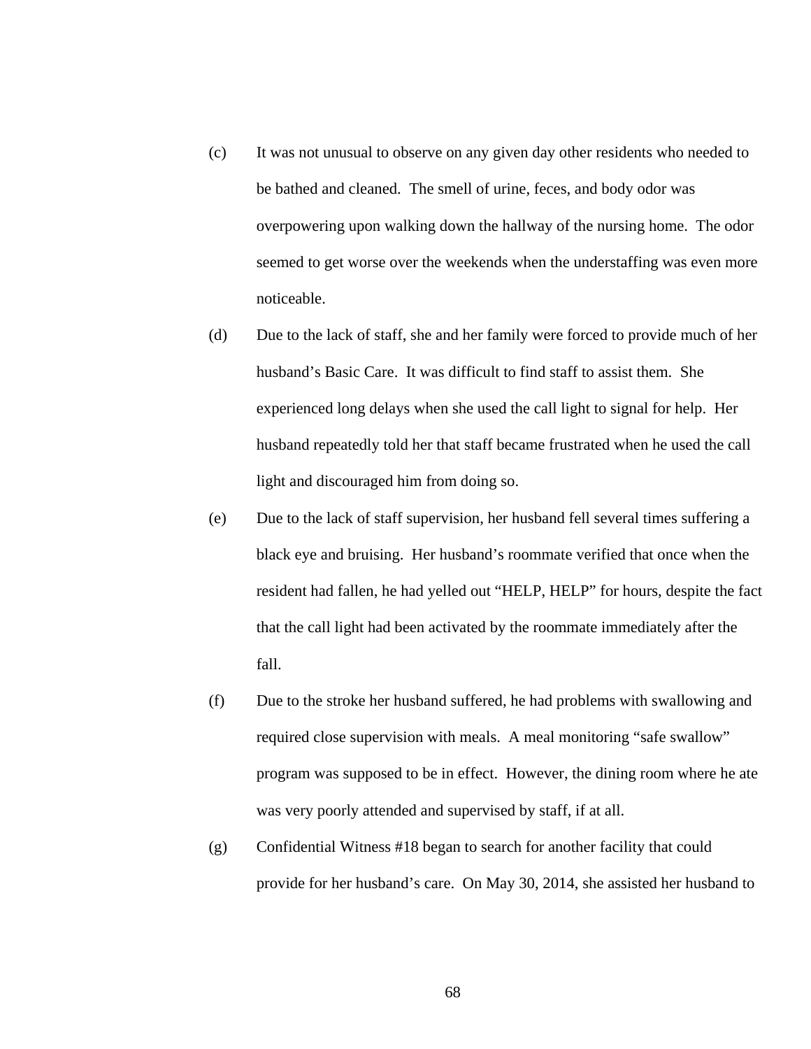(c) It was not unusual to observe on any given day other residents who needed to be bathed and cleaned. The smell of urine, feces, and body odor was overpowering upon walking down the hallway of the nursing home. The odor seemed to get worse over the weekends when the understaffing was even more noticeable.

(d) Due to the lack of staff, she and her family were forced to provide much of her husband's Basic Care. It was difficult to find staff to assist them. She experienced long delays when she used the call light to signal for help. Her husband repeatedly told her that staff became frustrated when he used the call light and discouraged him from doing so.

(e) Due to the lack of staff supervision, her husband fell several times suffering a black eye and bruising. Her husband's roommate verified that once when the resident had fallen, he had yelled out "HELP, HELP" for hours, despite the fact that the call light had been activated by the roommate immediately after the fall.

(f) Due to the stroke her husband suffered, he had problems with swallowing and required close supervision with meals. A meal monitoring "safe swallow" program was supposed to be in effect. However, the dining room where he ate was very poorly attended and supervised by staff, if at all.

(g) Confidential Witness #18 began to search for another facility that could provide for her husband's care. On May 30, 2014, she assisted her husband to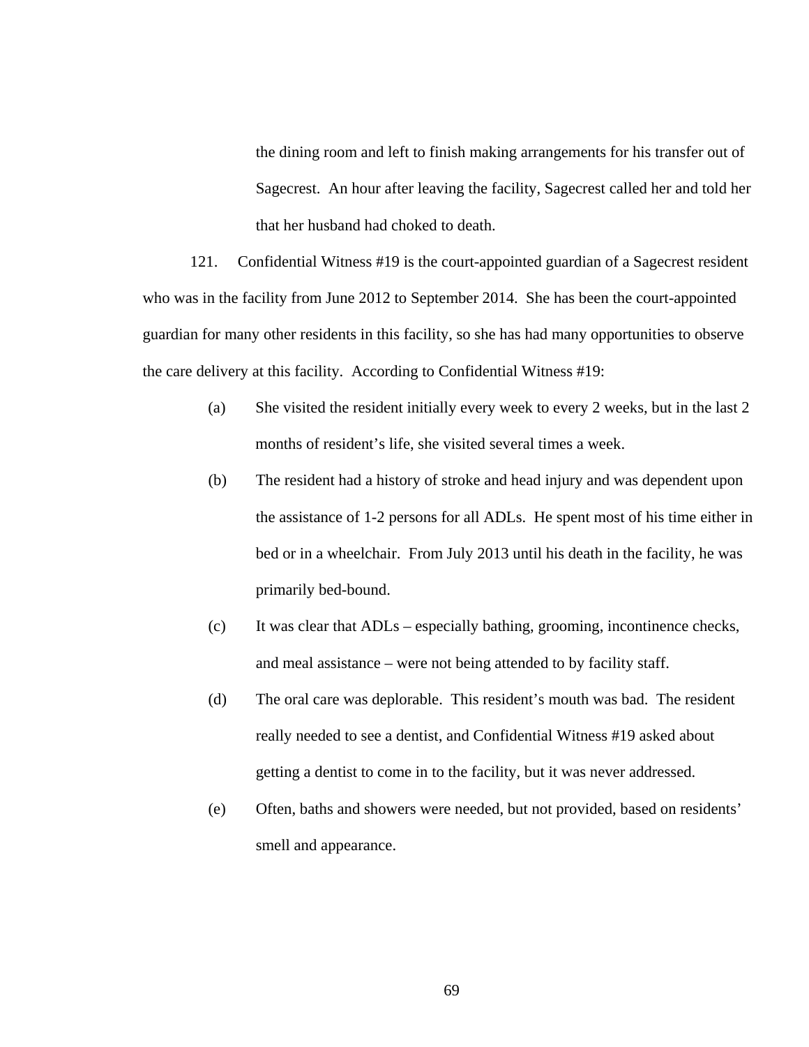the dining room and left to finish making arrangements for his transfer out of Sagecrest. An hour after leaving the facility, Sagecrest called her and told her that her husband had choked to death.

121. Confidential Witness #19 is the court-appointed guardian of a Sagecrest resident who was in the facility from June 2012 to September 2014. She has been the court-appointed guardian for many other residents in this facility, so she has had many opportunities to observe the care delivery at this facility. According to Confidential Witness #19:

(a) She visited the resident initially every week to every 2 weeks, but in the last 2 months of resident's life, she visited several times a week.

(b) The resident had a history of stroke and head injury and was dependent upon the assistance of 1-2 persons for all ADLs. He spent most of his time either in bed or in a wheelchair. From July 2013 until his death in the facility, he was primarily bed-bound.

(c) It was clear that ADLs – especially bathing, grooming, incontinence checks, and meal assistance – were not being attended to by facility staff.

(d) The oral care was deplorable. This resident's mouth was bad. The resident really needed to see a dentist, and Confidential Witness #19 asked about getting a dentist to come in to the facility, but it was never addressed.

(e) Often, baths and showers were needed, but not provided, based on residents' smell and appearance.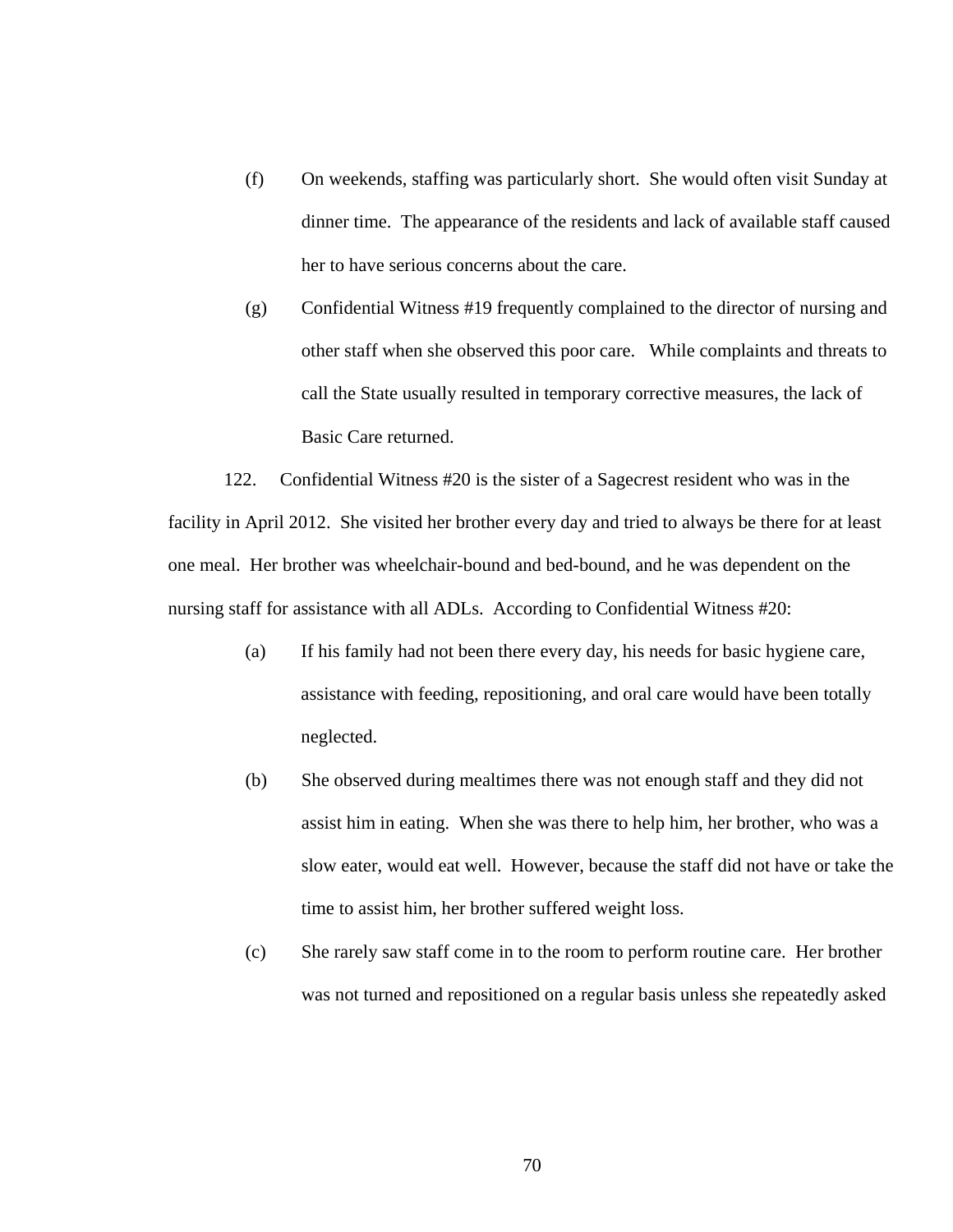(f) On weekends, staffing was particularly short. She would often visit Sunday at dinner time. The appearance of the residents and lack of available staff caused her to have serious concerns about the care.

(g) Confidential Witness #19 frequently complained to the director of nursing and other staff when she observed this poor care. While complaints and threats to call the State usually resulted in temporary corrective measures, the lack of Basic Care returned.

122. Confidential Witness #20 is the sister of a Sagecrest resident who was in the facility in April 2012. She visited her brother every day and tried to always be there for at least one meal. Her brother was wheelchair-bound and bed-bound, and he was dependent on the nursing staff for assistance with all ADLs. According to Confidential Witness #20:

(a) If his family had not been there every day, his needs for basic hygiene care, assistance with feeding, repositioning, and oral care would have been totally neglected.

(b) She observed during mealtimes there was not enough staff and they did not assist him in eating. When she was there to help him, her brother, who was a slow eater, would eat well. However, because the staff did not have or take the time to assist him, her brother suffered weight loss.

(c) She rarely saw staff come in to the room to perform routine care. Her brother was not turned and repositioned on a regular basis unless she repeatedly asked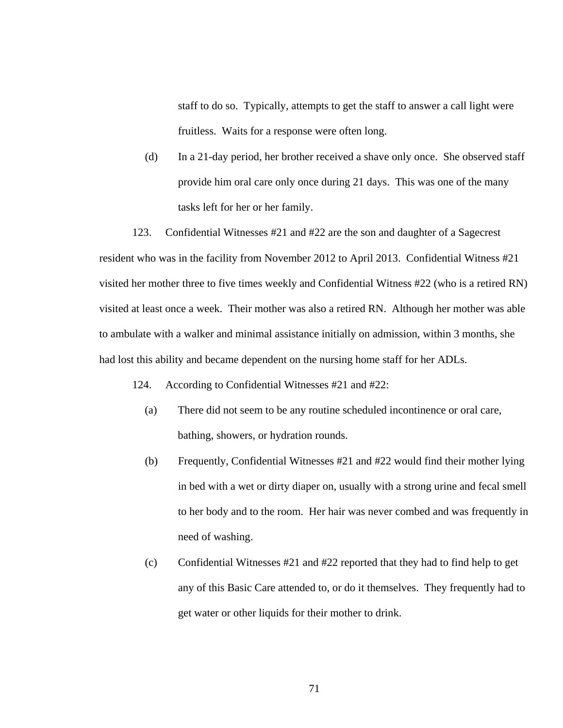staff to do so. Typically, attempts to get the staff to answer a call light were fruitless. Waits for a response were often long.

(d) In a 21-day period, her brother received a shave only once. She observed staff provide him oral care only once during 21 days. This was one of the many tasks left for her or her family.

123. Confidential Witnesses #21 and #22 are the son and daughter of a Sagecrest resident who was in the facility from November 2012 to April 2013. Confidential Witness #21 visited her mother three to five times weekly and Confidential Witness #22 (who is a retired RN) visited at least once a week. Their mother was also a retired RN. Although her mother was able to ambulate with a walker and minimal assistance initially on admission, within 3 months, she had lost this ability and became dependent on the nursing home staff for her ADLs.

124. According to Confidential Witnesses #21 and #22:

(a) There did not seem to be any routine scheduled incontinence or oral care, bathing, showers, or hydration rounds.

(b) Frequently, Confidential Witnesses #21 and #22 would find their mother lying in bed with a wet or dirty diaper on, usually with a strong urine and fecal smell to her body and to the room. Her hair was never combed and was frequently in need of washing.

(c) Confidential Witnesses #21 and #22 reported that they had to find help to get any of this Basic Care attended to, or do it themselves. They frequently had to get water or other liquids for their mother to drink.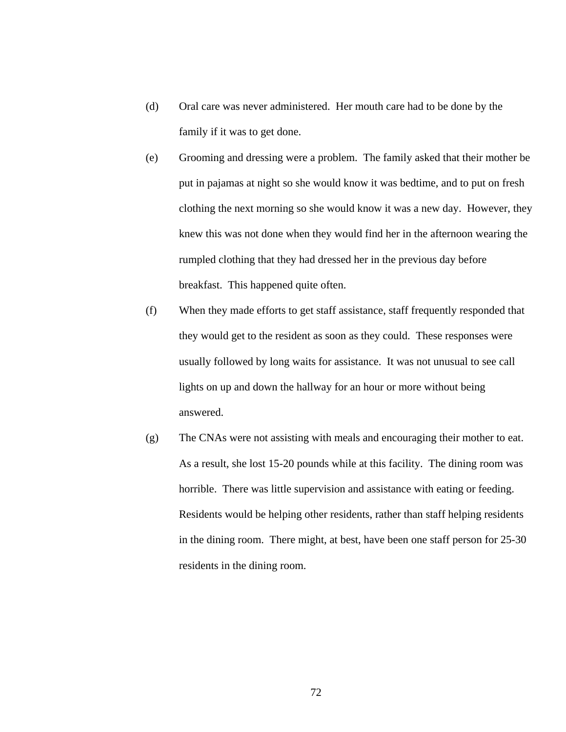(d) Oral care was never administered. Her mouth care had to be done by the family if it was to get done.

(e) Grooming and dressing were a problem. The family asked that their mother be put in pajamas at night so she would know it was bedtime, and to put on fresh clothing the next morning so she would know it was a new day. However, they knew this was not done when they would find her in the afternoon wearing the rumpled clothing that they had dressed her in the previous day before breakfast. This happened quite often.

(f) When they made efforts to get staff assistance, staff frequently responded that they would get to the resident as soon as they could. These responses were usually followed by long waits for assistance. It was not unusual to see call lights on up and down the hallway for an hour or more without being answered.

(g) The CNAs were not assisting with meals and encouraging their mother to eat. As a result, she lost 15-20 pounds while at this facility. The dining room was horrible. There was little supervision and assistance with eating or feeding. Residents would be helping other residents, rather than staff helping residents in the dining room. There might, at best, have been one staff person for 25-30 residents in the dining room.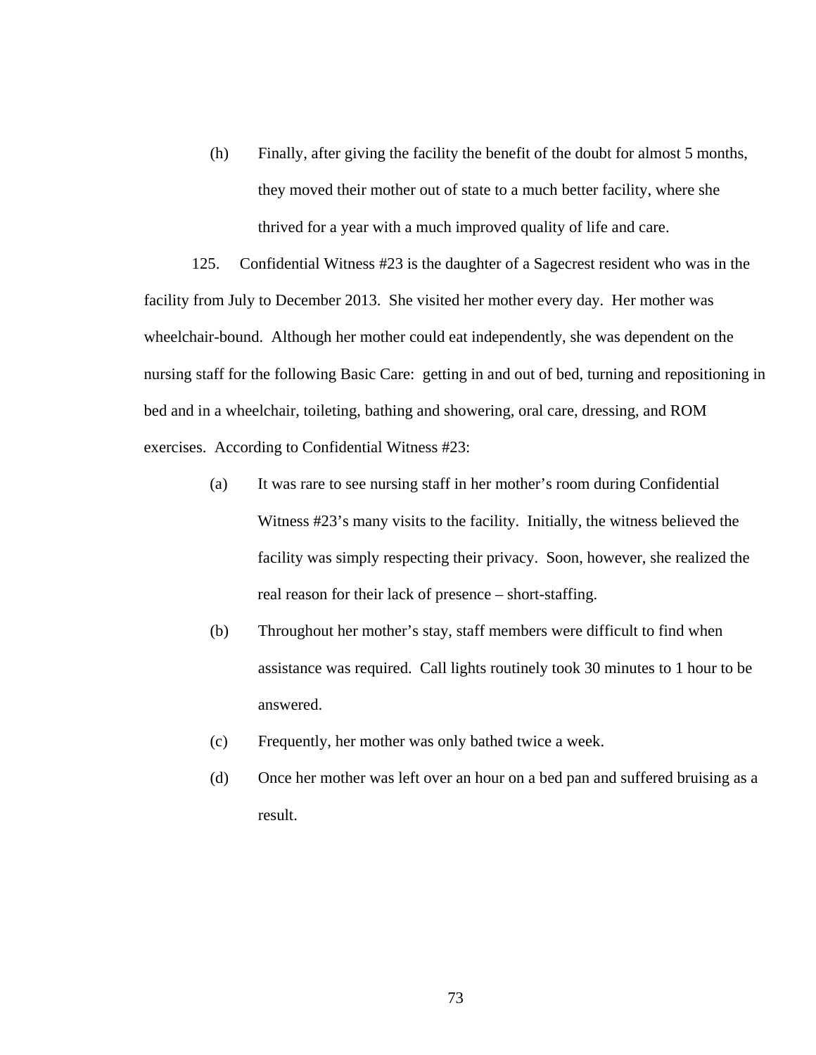(h) Finally, after giving the facility the benefit of the doubt for almost 5 months, they moved their mother out of state to a much better facility, where she thrived for a year with a much improved quality of life and care.

125. Confidential Witness #23 is the daughter of a Sagecrest resident who was in the facility from July to December 2013. She visited her mother every day. Her mother was wheelchair-bound. Although her mother could eat independently, she was dependent on the nursing staff for the following Basic Care: getting in and out of bed, turning and repositioning in bed and in a wheelchair, toileting, bathing and showering, oral care, dressing, and ROM exercises. According to Confidential Witness #23:

(a) It was rare to see nursing staff in her mother's room during Confidential Witness #23's many visits to the facility. Initially, the witness believed the facility was simply respecting their privacy. Soon, however, she realized the real reason for their lack of presence – short-staffing.

(b) Throughout her mother's stay, staff members were difficult to find when assistance was required. Call lights routinely took 30 minutes to 1 hour to be answered.

(c) Frequently, her mother was only bathed twice a week.

(d) Once her mother was left over an hour on a bed pan and suffered bruising as a result.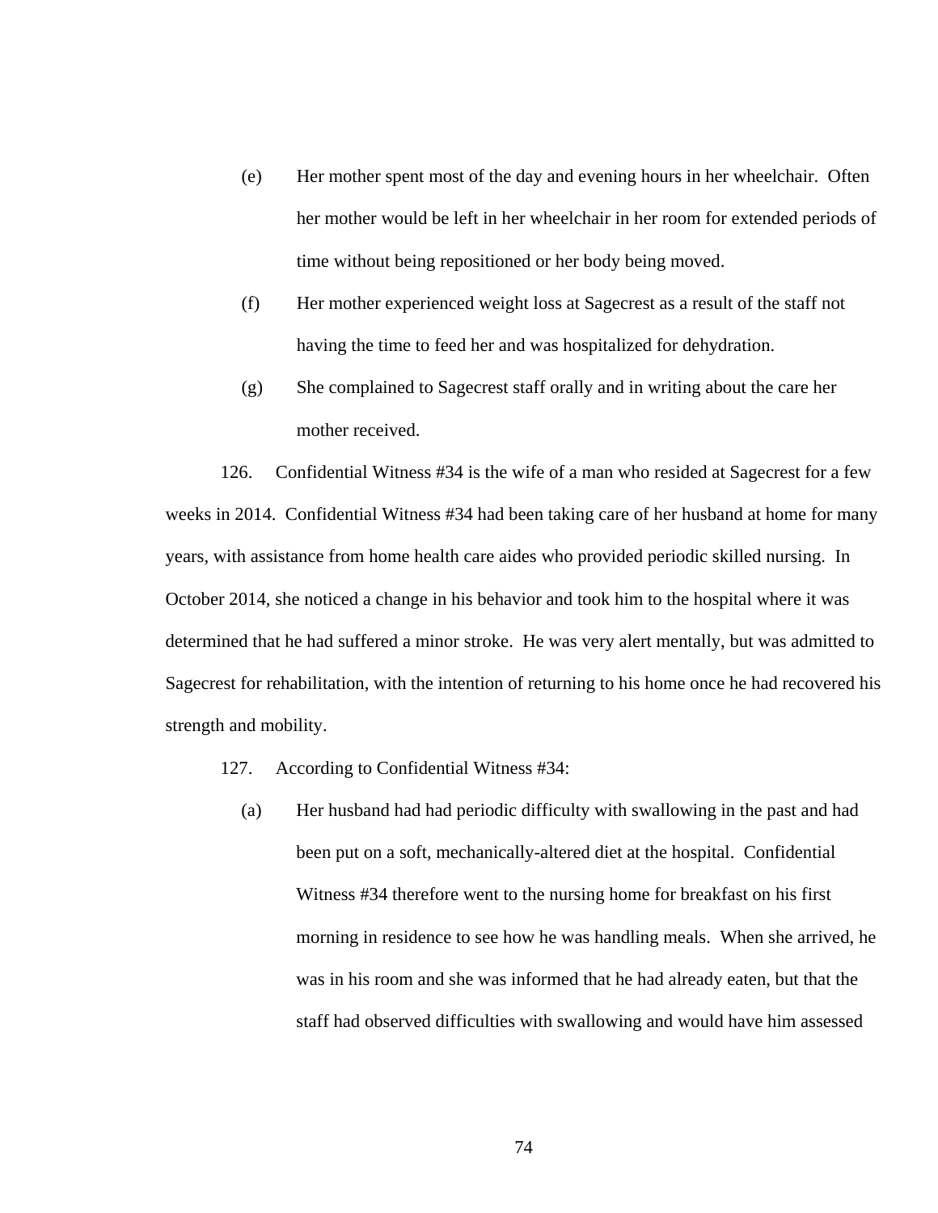(e) Her mother spent most of the day and evening hours in her wheelchair. Often her mother would be left in her wheelchair in her room for extended periods of time without being repositioned or her body being moved.

(f) Her mother experienced weight loss at Sagecrest as a result of the staff not having the time to feed her and was hospitalized for dehydration.

(g) She complained to Sagecrest staff orally and in writing about the care her mother received.

126. Confidential Witness #34 is the wife of a man who resided at Sagecrest for a few weeks in 2014. Confidential Witness #34 had been taking care of her husband at home for many years, with assistance from home health care aides who provided periodic skilled nursing. In October 2014, she noticed a change in his behavior and took him to the hospital where it was determined that he had suffered a minor stroke. He was very alert mentally, but was admitted to Sagecrest for rehabilitation, with the intention of returning to his home once he had recovered his strength and mobility.

127. According to Confidential Witness #34:

(a) Her husband had had periodic difficulty with swallowing in the past and had been put on a soft, mechanically-altered diet at the hospital. Confidential Witness #34 therefore went to the nursing home for breakfast on his first morning in residence to see how he was handling meals. When she arrived, he was in his room and she was informed that he had already eaten, but that the staff had observed difficulties with swallowing and would have him assessed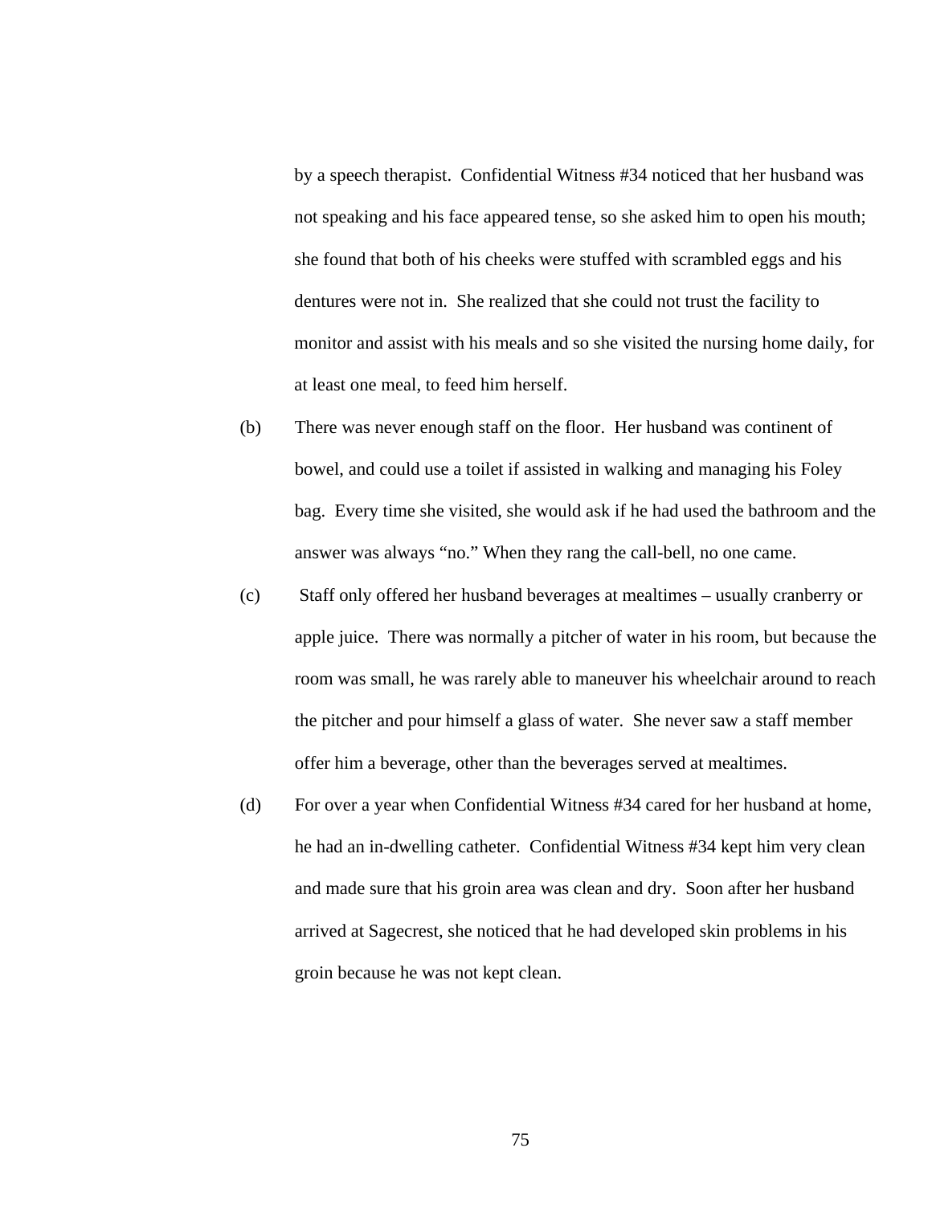by a speech therapist. Confidential Witness #34 noticed that her husband was not speaking and his face appeared tense, so she asked him to open his mouth; she found that both of his cheeks were stuffed with scrambled eggs and his dentures were not in. She realized that she could not trust the facility to monitor and assist with his meals and so she visited the nursing home daily, for at least one meal, to feed him herself.

(b) There was never enough staff on the floor. Her husband was continent of bowel, and could use a toilet if assisted in walking and managing his Foley bag. Every time she visited, she would ask if he had used the bathroom and the answer was always "no." When they rang the call-bell, no one came.

(c) Staff only offered her husband beverages at mealtimes – usually cranberry or apple juice. There was normally a pitcher of water in his room, but because the room was small, he was rarely able to maneuver his wheelchair around to reach the pitcher and pour himself a glass of water. She never saw a staff member offer him a beverage, other than the beverages served at mealtimes.

(d) For over a year when Confidential Witness #34 cared for her husband at home, he had an in-dwelling catheter. Confidential Witness #34 kept him very clean and made sure that his groin area was clean and dry. Soon after her husband arrived at Sagecrest, she noticed that he had developed skin problems in his groin because he was not kept clean.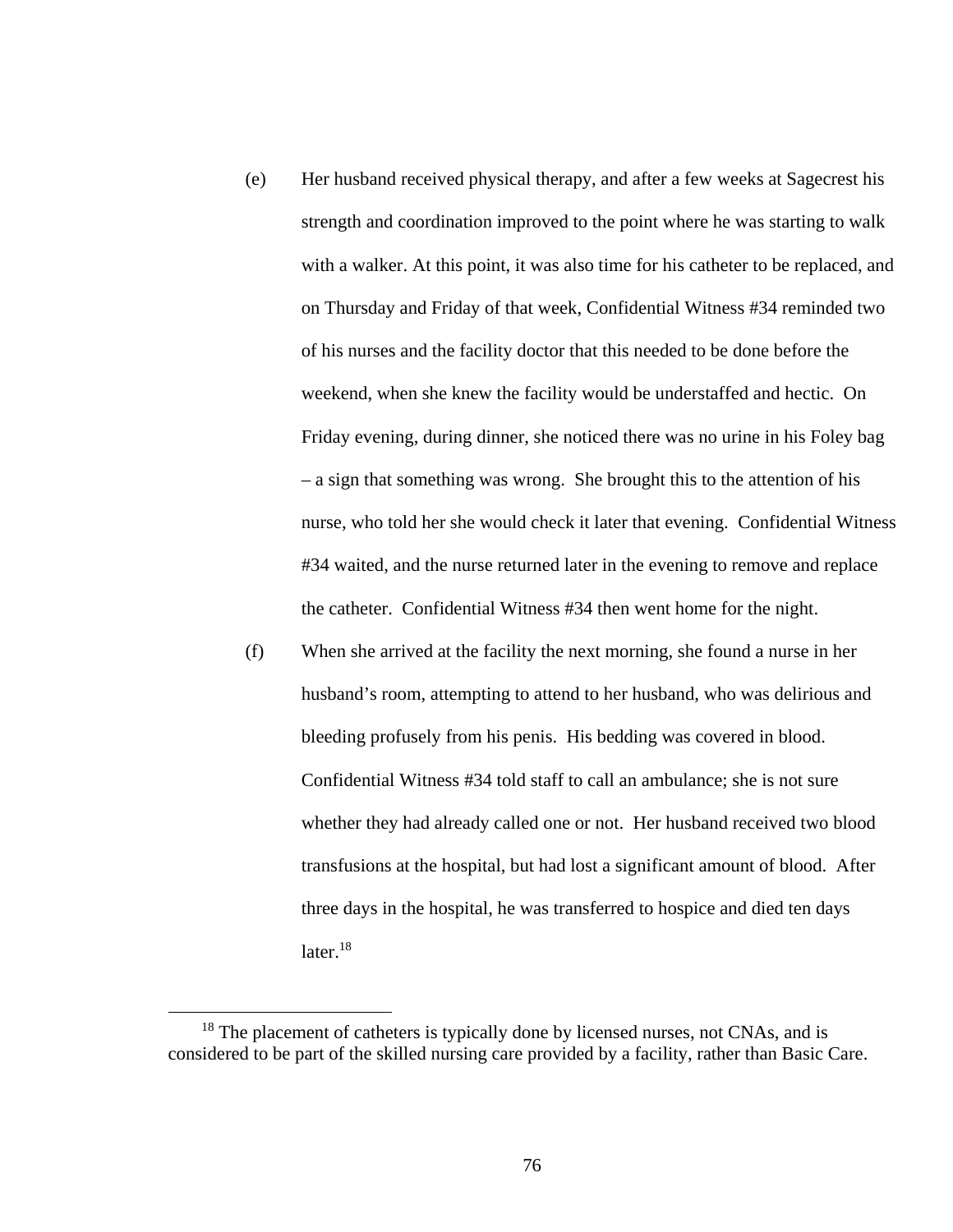(e) Her husband received physical therapy, and after a few weeks at Sagecrest his strength and coordination improved to the point where he was starting to walk with a walker. At this point, it was also time for his catheter to be replaced, and on Thursday and Friday of that week, Confidential Witness #34 reminded two of his nurses and the facility doctor that this needed to be done before the weekend, when she knew the facility would be understaffed and hectic. On Friday evening, during dinner, she noticed there was no urine in his Foley bag – a sign that something was wrong. She brought this to the attention of his nurse, who told her she would check it later that evening. Confidential Witness #34 waited, and the nurse returned later in the evening to remove and replace the catheter. Confidential Witness #34 then went home for the night.

(f) When she arrived at the facility the next morning, she found a nurse in her husband's room, attempting to attend to her husband, who was delirious and bleeding profusely from his penis. His bedding was covered in blood. Confidential Witness #34 told staff to call an ambulance; she is not sure whether they had already called one or not. Her husband received two blood transfusions at the hospital, but had lost a significant amount of blood. After three days in the hospital, he was transferred to hospice and died ten days later.[18]

---

[18] The placement of catheters is typically done by licensed nurses, not CNAs, and is considered to be part of the skilled nursing care provided by a facility, rather than Basic Care.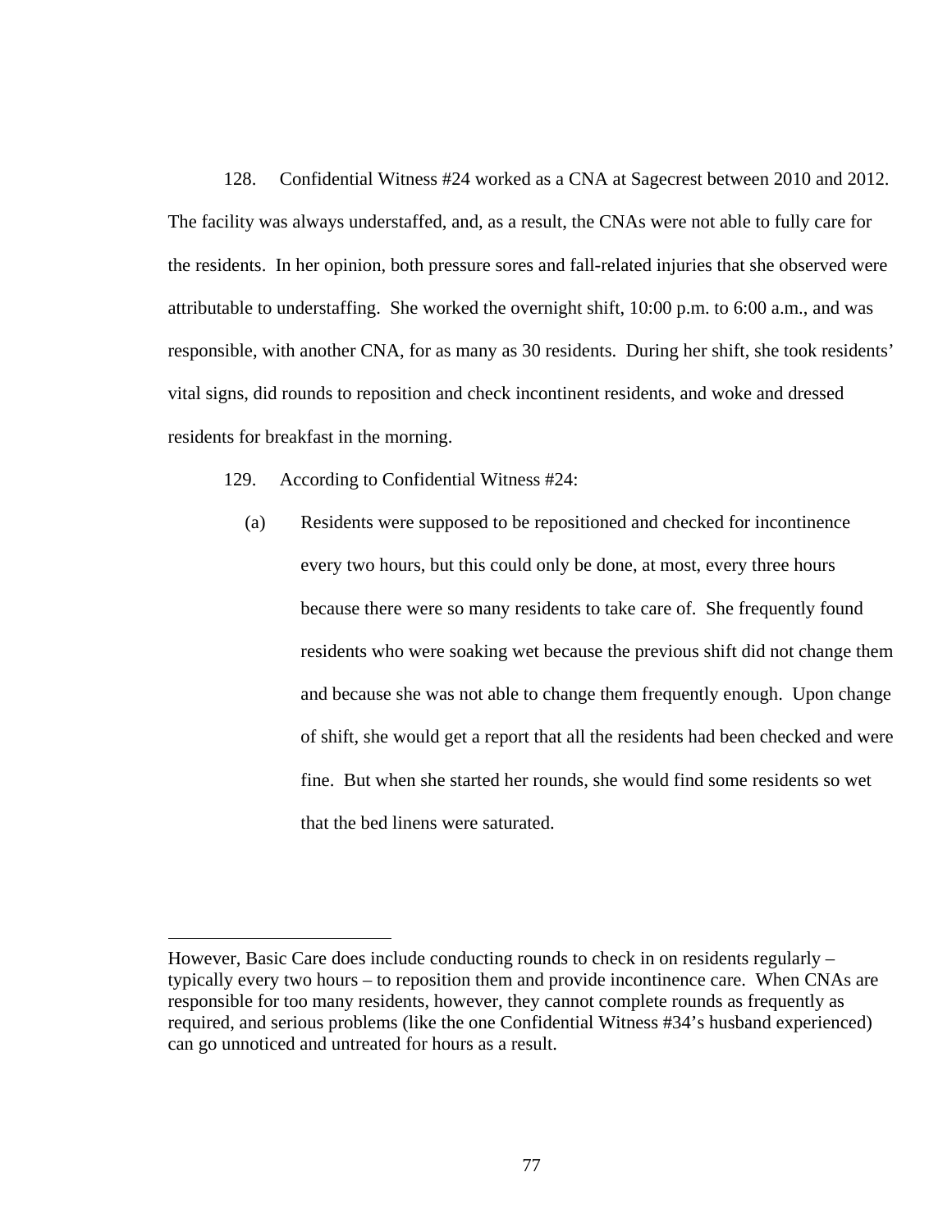128. Confidential Witness #24 worked as a CNA at Sagecrest between 2010 and 2012. The facility was always understaffed, and, as a result, the CNAs were not able to fully care for the residents. In her opinion, both pressure sores and fall-related injuries that she observed were attributable to understaffing. She worked the overnight shift, 10:00 p.m. to 6:00 a.m., and was responsible, with another CNA, for as many as 30 residents. During her shift, she took residents' vital signs, did rounds to reposition and check incontinent residents, and woke and dressed residents for breakfast in the morning.

129. According to Confidential Witness #24:

(a) Residents were supposed to be repositioned and checked for incontinence every two hours, but this could only be done, at most, every three hours because there were so many residents to take care of. She frequently found residents who were soaking wet because the previous shift did not change them and because she was not able to change them frequently enough. Upon change of shift, she would get a report that all the residents had been checked and were fine. But when she started her rounds, she would find some residents so wet that the bed linens were saturated.

---

However, Basic Care does include conducting rounds to check in on residents regularly – typically every two hours – to reposition them and provide incontinence care. When CNAs are responsible for too many residents, however, they cannot complete rounds as frequently as required, and serious problems (like the one Confidential Witness #34's husband experienced) can go unnoticed and untreated for hours as a result.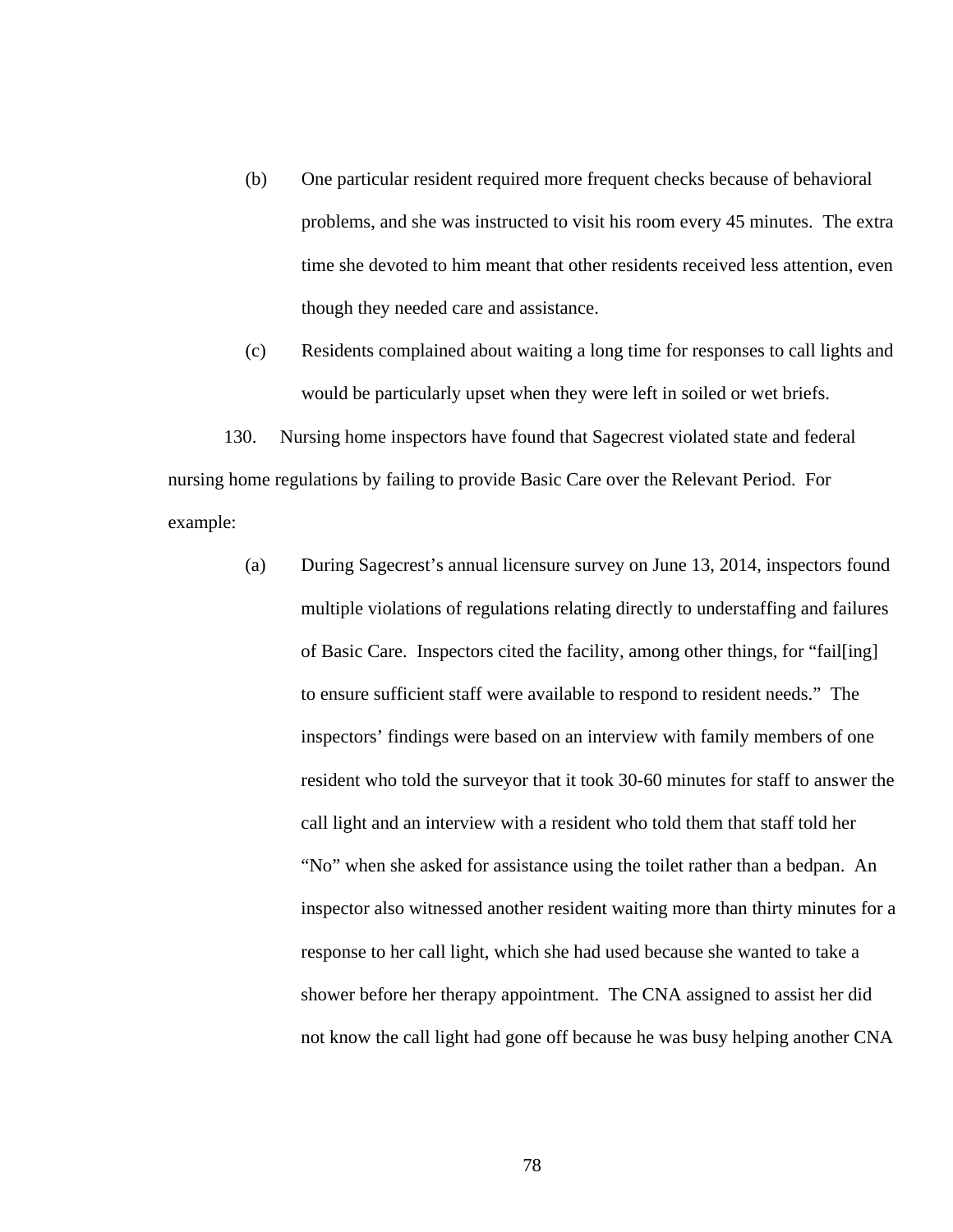(b) One particular resident required more frequent checks because of behavioral problems, and she was instructed to visit his room every 45 minutes. The extra time she devoted to him meant that other residents received less attention, even though they needed care and assistance.

(c) Residents complained about waiting a long time for responses to call lights and would be particularly upset when they were left in soiled or wet briefs.

130. Nursing home inspectors have found that Sagecrest violated state and federal nursing home regulations by failing to provide Basic Care over the Relevant Period. For example:

(a) During Sagecrest's annual licensure survey on June 13, 2014, inspectors found multiple violations of regulations relating directly to understaffing and failures of Basic Care. Inspectors cited the facility, among other things, for "fail[ing] to ensure sufficient staff were available to respond to resident needs." The inspectors' findings were based on an interview with family members of one resident who told the surveyor that it took 30-60 minutes for staff to answer the call light and an interview with a resident who told them that staff told her "No" when she asked for assistance using the toilet rather than a bedpan. An inspector also witnessed another resident waiting more than thirty minutes for a response to her call light, which she had used because she wanted to take a shower before her therapy appointment. The CNA assigned to assist her did not know the call light had gone off because he was busy helping another CNA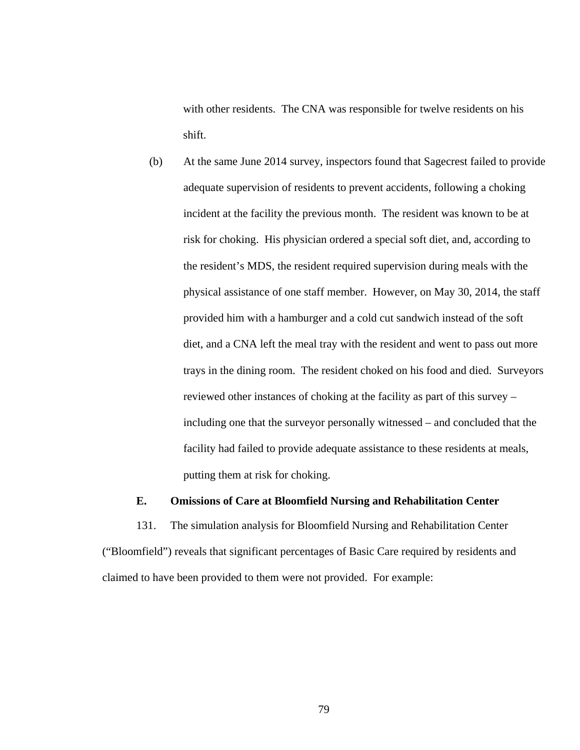with other residents. The CNA was responsible for twelve residents on his shift.

(b) At the same June 2014 survey, inspectors found that Sagecrest failed to provide adequate supervision of residents to prevent accidents, following a choking incident at the facility the previous month. The resident was known to be at risk for choking. His physician ordered a special soft diet, and, according to the resident's MDS, the resident required supervision during meals with the physical assistance of one staff member. However, on May 30, 2014, the staff provided him with a hamburger and a cold cut sandwich instead of the soft diet, and a CNA left the meal tray with the resident and went to pass out more trays in the dining room. The resident choked on his food and died. Surveyors reviewed other instances of choking at the facility as part of this survey – including one that the surveyor personally witnessed – and concluded that the facility had failed to provide adequate assistance to these residents at meals, putting them at risk for choking.

### E. Omissions of Care at Bloomfield Nursing and Rehabilitation Center

131. The simulation analysis for Bloomfield Nursing and Rehabilitation Center ("Bloomfield") reveals that significant percentages of Basic Care required by residents and claimed to have been provided to them were not provided. For example: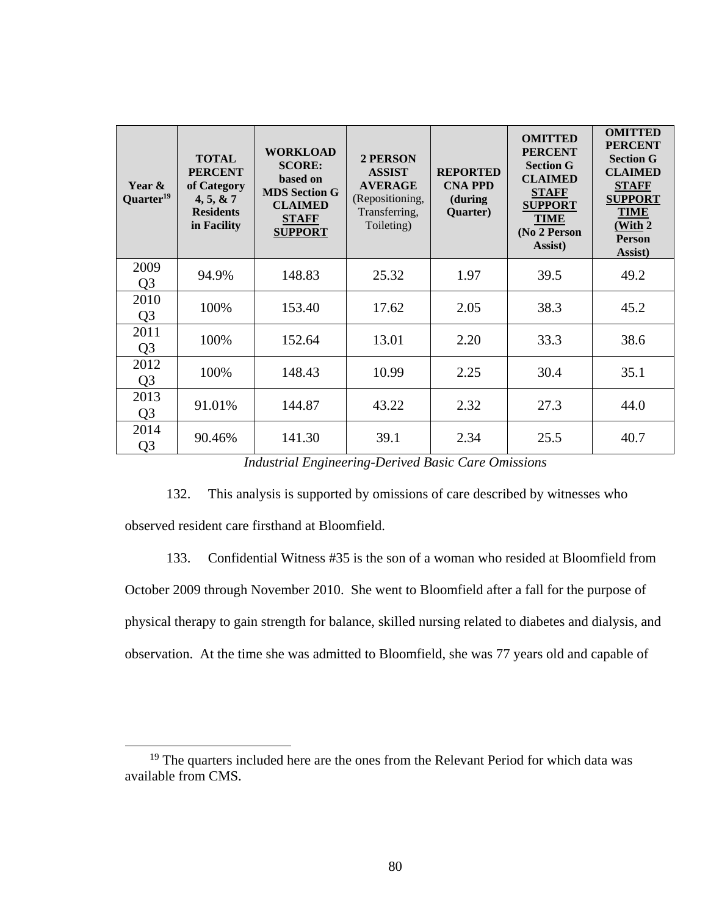| Year & Quarter[19] | TOTAL PERCENT of Category 4, 5, & 7 Residents in Facility | WORKLOAD SCORE: based on MDS Section G CLAIMED STAFF SUPPORT | 2 PERSON ASSIST AVERAGE (Repositioning, Transferring, Toileting) | REPORTED CNA PPD (during Quarter) | OMITTED PERCENT Section G CLAIMED STAFF SUPPORT TIME (No 2 Person Assist) | OMITTED PERCENT Section G CLAIMED STAFF SUPPORT TIME (With 2 Person Assist) |
|---|---|---|---|---|---|---|
| 2009 Q3 | 94.9% | 148.83 | 25.32 | 1.97 | 39.5 | 49.2 |
| 2010 Q3 | 100% | 153.40 | 17.62 | 2.05 | 38.3 | 45.2 |
| 2011 Q3 | 100% | 152.64 | 13.01 | 2.20 | 33.3 | 38.6 |
| 2012 Q3 | 100% | 148.43 | 10.99 | 2.25 | 30.4 | 35.1 |
| 2013 Q3 | 91.01% | 144.87 | 43.22 | 2.32 | 27.3 | 44.0 |
| 2014 Q3 | 90.46% | 141.30 | 39.1 | 2.34 | 25.5 | 40.7 |

*Industrial Engineering-Derived Basic Care Omissions*

132. This analysis is supported by omissions of care described by witnesses who observed resident care firsthand at Bloomfield.

133. Confidential Witness #35 is the son of a woman who resided at Bloomfield from October 2009 through November 2010. She went to Bloomfield after a fall for the purpose of physical therapy to gain strength for balance, skilled nursing related to diabetes and dialysis, and observation. At the time she was admitted to Bloomfield, she was 77 years old and capable of

[19] The quarters included here are the ones from the Relevant Period for which data was available from CMS.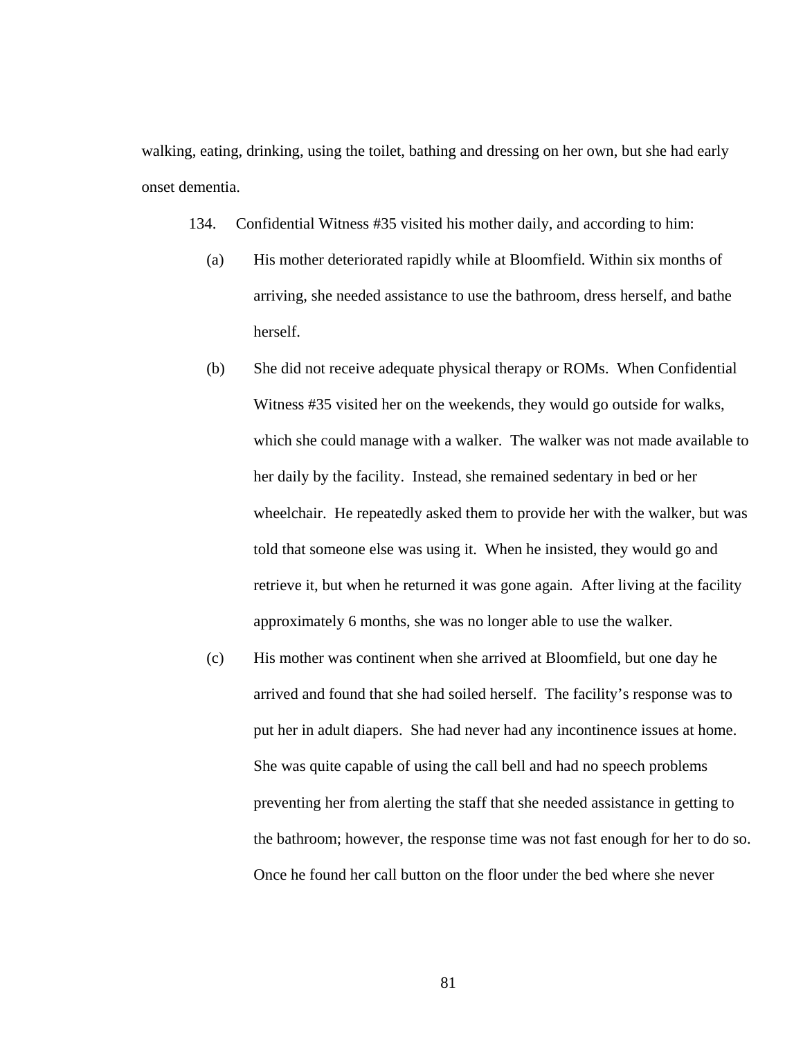walking, eating, drinking, using the toilet, bathing and dressing on her own, but she had early onset dementia.

134. Confidential Witness #35 visited his mother daily, and according to him:

(a) His mother deteriorated rapidly while at Bloomfield. Within six months of arriving, she needed assistance to use the bathroom, dress herself, and bathe herself.

(b) She did not receive adequate physical therapy or ROMs. When Confidential Witness #35 visited her on the weekends, they would go outside for walks, which she could manage with a walker. The walker was not made available to her daily by the facility. Instead, she remained sedentary in bed or her wheelchair. He repeatedly asked them to provide her with the walker, but was told that someone else was using it. When he insisted, they would go and retrieve it, but when he returned it was gone again. After living at the facility approximately 6 months, she was no longer able to use the walker.

(c) His mother was continent when she arrived at Bloomfield, but one day he arrived and found that she had soiled herself. The facility's response was to put her in adult diapers. She had never had any incontinence issues at home. She was quite capable of using the call bell and had no speech problems preventing her from alerting the staff that she needed assistance in getting to the bathroom; however, the response time was not fast enough for her to do so. Once he found her call button on the floor under the bed where she never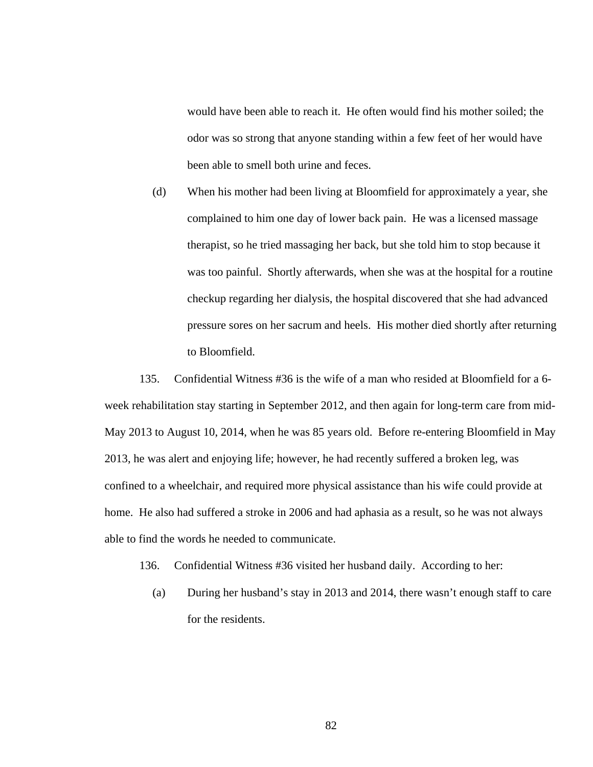would have been able to reach it. He often would find his mother soiled; the odor was so strong that anyone standing within a few feet of her would have been able to smell both urine and feces.

(d) When his mother had been living at Bloomfield for approximately a year, she complained to him one day of lower back pain. He was a licensed massage therapist, so he tried massaging her back, but she told him to stop because it was too painful. Shortly afterwards, when she was at the hospital for a routine checkup regarding her dialysis, the hospital discovered that she had advanced pressure sores on her sacrum and heels. His mother died shortly after returning to Bloomfield.

135. Confidential Witness #36 is the wife of a man who resided at Bloomfield for a 6-week rehabilitation stay starting in September 2012, and then again for long-term care from mid-May 2013 to August 10, 2014, when he was 85 years old. Before re-entering Bloomfield in May 2013, he was alert and enjoying life; however, he had recently suffered a broken leg, was confined to a wheelchair, and required more physical assistance than his wife could provide at home. He also had suffered a stroke in 2006 and had aphasia as a result, so he was not always able to find the words he needed to communicate.

136. Confidential Witness #36 visited her husband daily. According to her:

(a) During her husband's stay in 2013 and 2014, there wasn't enough staff to care for the residents.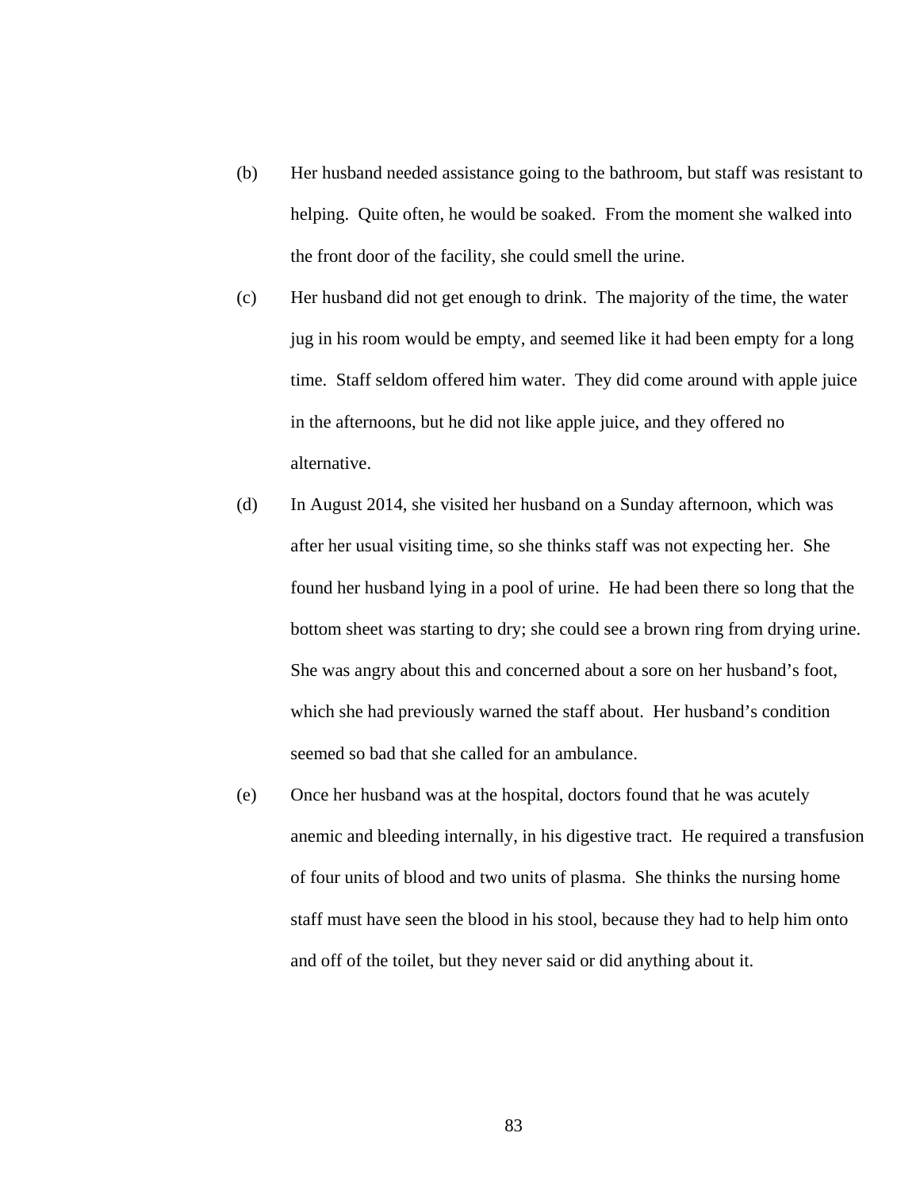(b) Her husband needed assistance going to the bathroom, but staff was resistant to helping. Quite often, he would be soaked. From the moment she walked into the front door of the facility, she could smell the urine.

(c) Her husband did not get enough to drink. The majority of the time, the water jug in his room would be empty, and seemed like it had been empty for a long time. Staff seldom offered him water. They did come around with apple juice in the afternoons, but he did not like apple juice, and they offered no alternative.

(d) In August 2014, she visited her husband on a Sunday afternoon, which was after her usual visiting time, so she thinks staff was not expecting her. She found her husband lying in a pool of urine. He had been there so long that the bottom sheet was starting to dry; she could see a brown ring from drying urine. She was angry about this and concerned about a sore on her husband's foot, which she had previously warned the staff about. Her husband's condition seemed so bad that she called for an ambulance.

(e) Once her husband was at the hospital, doctors found that he was acutely anemic and bleeding internally, in his digestive tract. He required a transfusion of four units of blood and two units of plasma. She thinks the nursing home staff must have seen the blood in his stool, because they had to help him onto and off of the toilet, but they never said or did anything about it.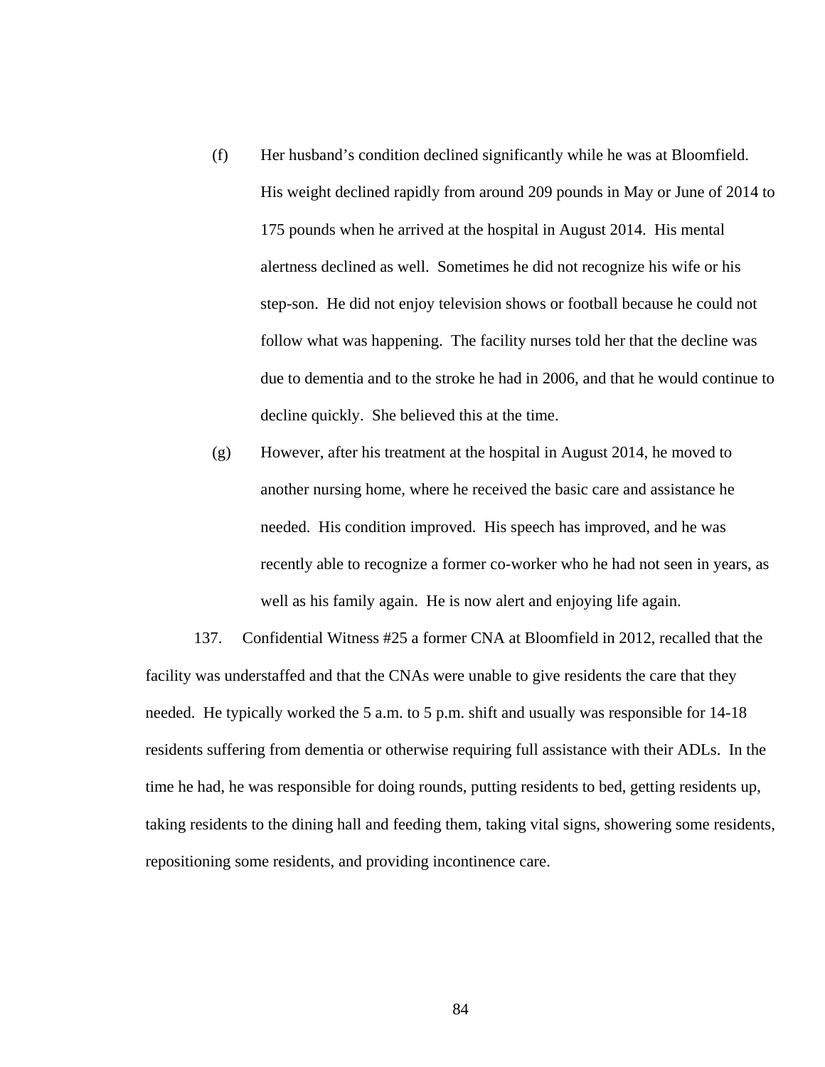(f) Her husband's condition declined significantly while he was at Bloomfield. His weight declined rapidly from around 209 pounds in May or June of 2014 to 175 pounds when he arrived at the hospital in August 2014. His mental alertness declined as well. Sometimes he did not recognize his wife or his step-son. He did not enjoy television shows or football because he could not follow what was happening. The facility nurses told her that the decline was due to dementia and to the stroke he had in 2006, and that he would continue to decline quickly. She believed this at the time.

(g) However, after his treatment at the hospital in August 2014, he moved to another nursing home, where he received the basic care and assistance he needed. His condition improved. His speech has improved, and he was recently able to recognize a former co-worker who he had not seen in years, as well as his family again. He is now alert and enjoying life again.

137. Confidential Witness #25 a former CNA at Bloomfield in 2012, recalled that the facility was understaffed and that the CNAs were unable to give residents the care that they needed. He typically worked the 5 a.m. to 5 p.m. shift and usually was responsible for 14-18 residents suffering from dementia or otherwise requiring full assistance with their ADLs. In the time he had, he was responsible for doing rounds, putting residents to bed, getting residents up, taking residents to the dining hall and feeding them, taking vital signs, showering some residents, repositioning some residents, and providing incontinence care.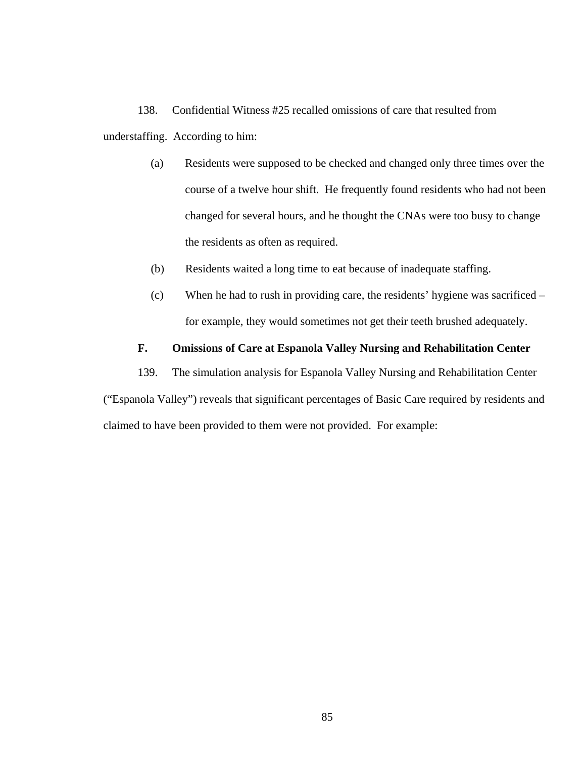138. Confidential Witness #25 recalled omissions of care that resulted from understaffing. According to him:

(a) Residents were supposed to be checked and changed only three times over the course of a twelve hour shift. He frequently found residents who had not been changed for several hours, and he thought the CNAs were too busy to change the residents as often as required.

(b) Residents waited a long time to eat because of inadequate staffing.

(c) When he had to rush in providing care, the residents' hygiene was sacrificed – for example, they would sometimes not get their teeth brushed adequately.

### F. Omissions of Care at Espanola Valley Nursing and Rehabilitation Center

139. The simulation analysis for Espanola Valley Nursing and Rehabilitation Center ("Espanola Valley") reveals that significant percentages of Basic Care required by residents and claimed to have been provided to them were not provided. For example: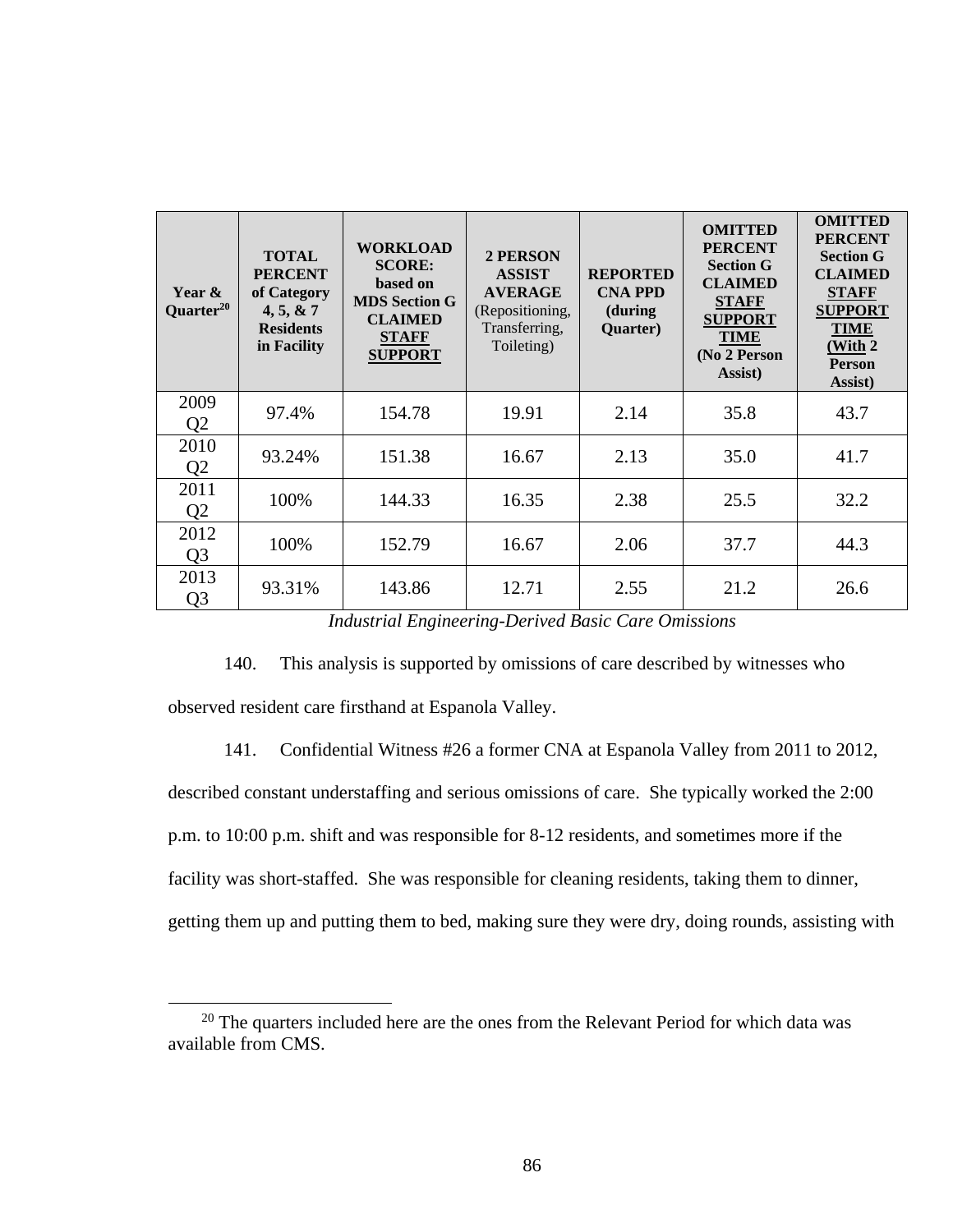| Year & Quarter[20] | TOTAL PERCENT of Category 4, 5, & 7 Residents in Facility | WORKLOAD SCORE: based on MDS Section G CLAIMED STAFF SUPPORT | 2 PERSON ASSIST AVERAGE (Repositioning, Transferring, Toileting) | REPORTED CNA PPD (during Quarter) | OMITTED PERCENT Section G CLAIMED STAFF SUPPORT TIME (No 2 Person Assist) | OMITTED PERCENT Section G CLAIMED STAFF SUPPORT TIME (With 2 Person Assist) |
|---|---|---|---|---|---|---|
| 2009 Q2 | 97.4% | 154.78 | 19.91 | 2.14 | 35.8 | 43.7 |
| 2010 Q2 | 93.24% | 151.38 | 16.67 | 2.13 | 35.0 | 41.7 |
| 2011 Q2 | 100% | 144.33 | 16.35 | 2.38 | 25.5 | 32.2 |
| 2012 Q3 | 100% | 152.79 | 16.67 | 2.06 | 37.7 | 44.3 |
| 2013 Q3 | 93.31% | 143.86 | 12.71 | 2.55 | 21.2 | 26.6 |

*Industrial Engineering-Derived Basic Care Omissions*

140. This analysis is supported by omissions of care described by witnesses who observed resident care firsthand at Espanola Valley.

141. Confidential Witness #26 a former CNA at Espanola Valley from 2011 to 2012, described constant understaffing and serious omissions of care. She typically worked the 2:00 p.m. to 10:00 p.m. shift and was responsible for 8-12 residents, and sometimes more if the facility was short-staffed. She was responsible for cleaning residents, taking them to dinner, getting them up and putting them to bed, making sure they were dry, doing rounds, assisting with

[20] The quarters included here are the ones from the Relevant Period for which data was available from CMS.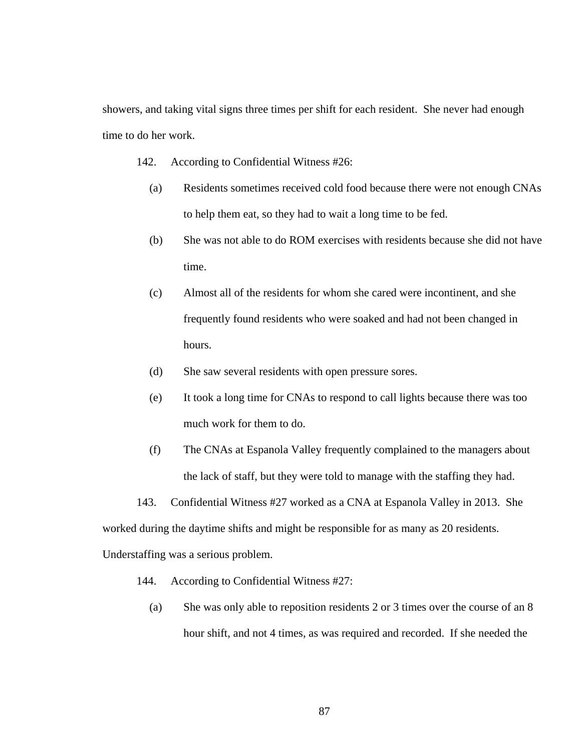showers, and taking vital signs three times per shift for each resident. She never had enough time to do her work.

142. According to Confidential Witness #26:

(a) Residents sometimes received cold food because there were not enough CNAs to help them eat, so they had to wait a long time to be fed.

(b) She was not able to do ROM exercises with residents because she did not have time.

(c) Almost all of the residents for whom she cared were incontinent, and she frequently found residents who were soaked and had not been changed in hours.

(d) She saw several residents with open pressure sores.

(e) It took a long time for CNAs to respond to call lights because there was too much work for them to do.

(f) The CNAs at Espanola Valley frequently complained to the managers about the lack of staff, but they were told to manage with the staffing they had.

143. Confidential Witness #27 worked as a CNA at Espanola Valley in 2013. She worked during the daytime shifts and might be responsible for as many as 20 residents. Understaffing was a serious problem.

144. According to Confidential Witness #27:

(a) She was only able to reposition residents 2 or 3 times over the course of an 8 hour shift, and not 4 times, as was required and recorded. If she needed the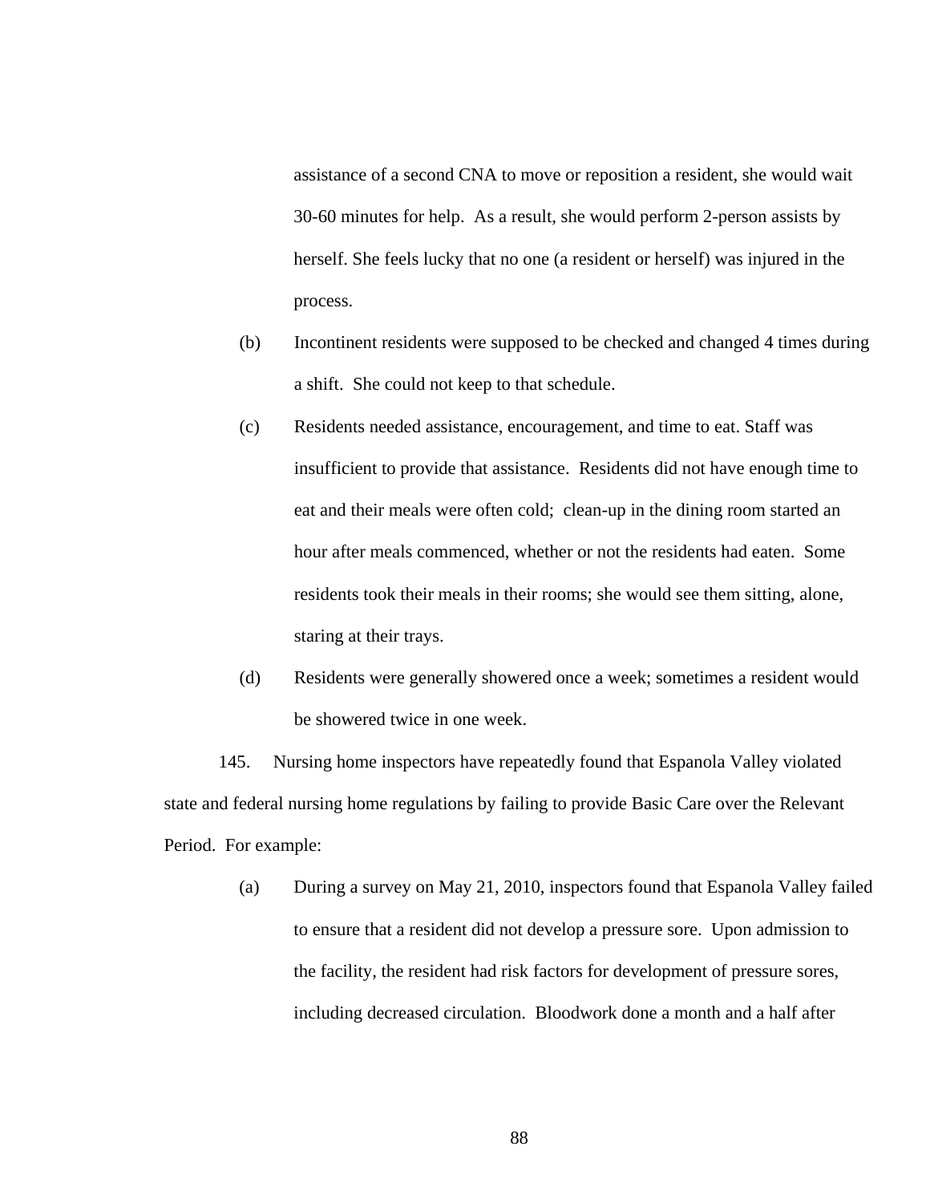assistance of a second CNA to move or reposition a resident, she would wait 30-60 minutes for help. As a result, she would perform 2-person assists by herself. She feels lucky that no one (a resident or herself) was injured in the process.

(b) Incontinent residents were supposed to be checked and changed 4 times during a shift. She could not keep to that schedule.

(c) Residents needed assistance, encouragement, and time to eat. Staff was insufficient to provide that assistance. Residents did not have enough time to eat and their meals were often cold; clean-up in the dining room started an hour after meals commenced, whether or not the residents had eaten. Some residents took their meals in their rooms; she would see them sitting, alone, staring at their trays.

(d) Residents were generally showered once a week; sometimes a resident would be showered twice in one week.

145. Nursing home inspectors have repeatedly found that Espanola Valley violated state and federal nursing home regulations by failing to provide Basic Care over the Relevant Period. For example:

(a) During a survey on May 21, 2010, inspectors found that Espanola Valley failed to ensure that a resident did not develop a pressure sore. Upon admission to the facility, the resident had risk factors for development of pressure sores, including decreased circulation. Bloodwork done a month and a half after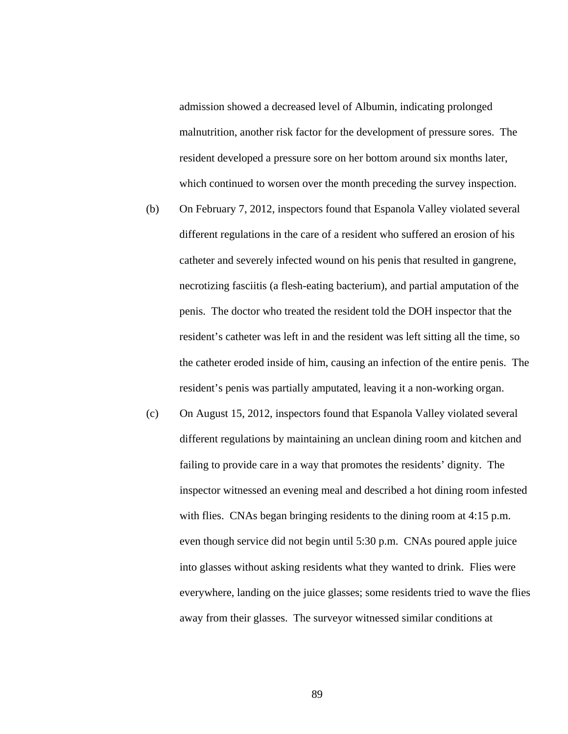admission showed a decreased level of Albumin, indicating prolonged malnutrition, another risk factor for the development of pressure sores. The resident developed a pressure sore on her bottom around six months later, which continued to worsen over the month preceding the survey inspection.

(b) On February 7, 2012, inspectors found that Espanola Valley violated several different regulations in the care of a resident who suffered an erosion of his catheter and severely infected wound on his penis that resulted in gangrene, necrotizing fasciitis (a flesh-eating bacterium), and partial amputation of the penis. The doctor who treated the resident told the DOH inspector that the resident's catheter was left in and the resident was left sitting all the time, so the catheter eroded inside of him, causing an infection of the entire penis. The resident's penis was partially amputated, leaving it a non-working organ.

(c) On August 15, 2012, inspectors found that Espanola Valley violated several different regulations by maintaining an unclean dining room and kitchen and failing to provide care in a way that promotes the residents' dignity. The inspector witnessed an evening meal and described a hot dining room infested with flies. CNAs began bringing residents to the dining room at 4:15 p.m. even though service did not begin until 5:30 p.m. CNAs poured apple juice into glasses without asking residents what they wanted to drink. Flies were everywhere, landing on the juice glasses; some residents tried to wave the flies away from their glasses. The surveyor witnessed similar conditions at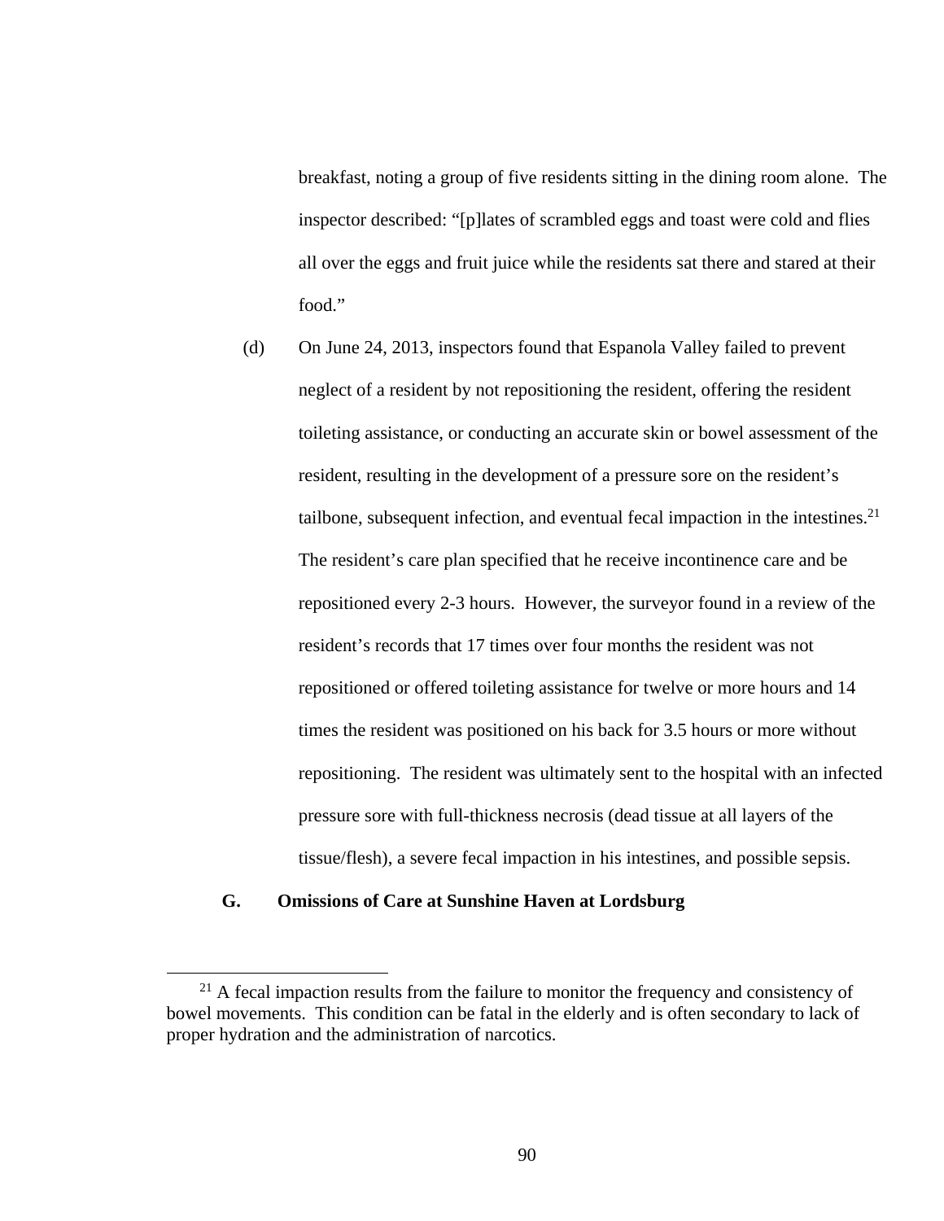breakfast, noting a group of five residents sitting in the dining room alone. The inspector described: "[p]lates of scrambled eggs and toast were cold and flies all over the eggs and fruit juice while the residents sat there and stared at their food."

(d) On June 24, 2013, inspectors found that Espanola Valley failed to prevent neglect of a resident by not repositioning the resident, offering the resident toileting assistance, or conducting an accurate skin or bowel assessment of the resident, resulting in the development of a pressure sore on the resident's tailbone, subsequent infection, and eventual fecal impaction in the intestines.[21] The resident's care plan specified that he receive incontinence care and be repositioned every 2-3 hours. However, the surveyor found in a review of the resident's records that 17 times over four months the resident was not repositioned or offered toileting assistance for twelve or more hours and 14 times the resident was positioned on his back for 3.5 hours or more without repositioning. The resident was ultimately sent to the hospital with an infected pressure sore with full-thickness necrosis (dead tissue at all layers of the tissue/flesh), a severe fecal impaction in his intestines, and possible sepsis.

### G. Omissions of Care at Sunshine Haven at Lordsburg

[21] A fecal impaction results from the failure to monitor the frequency and consistency of bowel movements. This condition can be fatal in the elderly and is often secondary to lack of proper hydration and the administration of narcotics.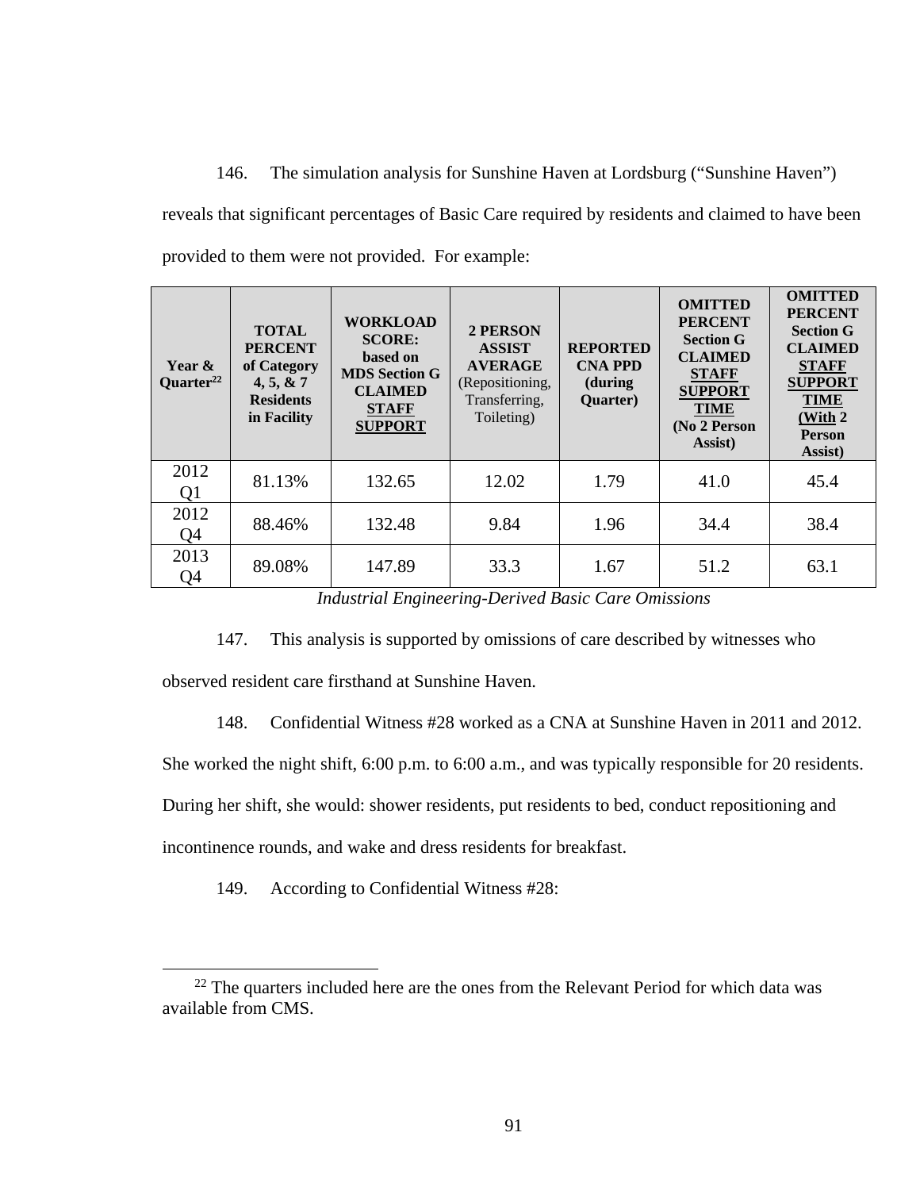146. The simulation analysis for Sunshine Haven at Lordsburg ("Sunshine Haven") reveals that significant percentages of Basic Care required by residents and claimed to have been provided to them were not provided. For example:

| Year & Quarter[22] | TOTAL PERCENT of Category 4, 5, & 7 Residents in Facility | WORKLOAD SCORE: based on MDS Section G CLAIMED STAFF SUPPORT | 2 PERSON ASSIST AVERAGE (Repositioning, Transferring, Toileting) | REPORTED CNA PPD (during Quarter) | OMITTED PERCENT Section G CLAIMED STAFF SUPPORT TIME (No 2 Person Assist) | OMITTED PERCENT Section G CLAIMED STAFF SUPPORT TIME (With 2 Person Assist) |
|---|---|---|---|---|---|---|
| 2012 Q1 | 81.13% | 132.65 | 12.02 | 1.79 | 41.0 | 45.4 |
| 2012 Q4 | 88.46% | 132.48 | 9.84 | 1.96 | 34.4 | 38.4 |
| 2013 Q4 | 89.08% | 147.89 | 33.3 | 1.67 | 51.2 | 63.1 |

*Industrial Engineering-Derived Basic Care Omissions*

147. This analysis is supported by omissions of care described by witnesses who observed resident care firsthand at Sunshine Haven.

148. Confidential Witness #28 worked as a CNA at Sunshine Haven in 2011 and 2012. She worked the night shift, 6:00 p.m. to 6:00 a.m., and was typically responsible for 20 residents. During her shift, she would: shower residents, put residents to bed, conduct repositioning and incontinence rounds, and wake and dress residents for breakfast.

149. According to Confidential Witness #28:

[22] The quarters included here are the ones from the Relevant Period for which data was available from CMS.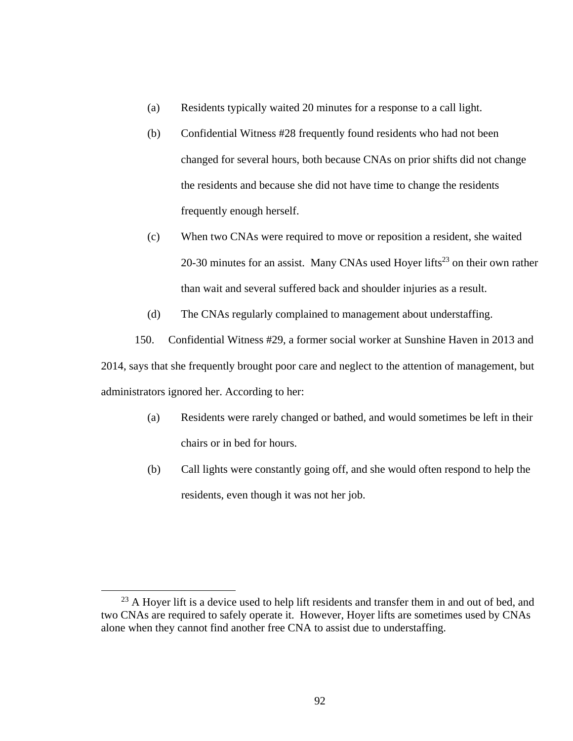(a) Residents typically waited 20 minutes for a response to a call light.

(b) Confidential Witness #28 frequently found residents who had not been changed for several hours, both because CNAs on prior shifts did not change the residents and because she did not have time to change the residents frequently enough herself.

(c) When two CNAs were required to move or reposition a resident, she waited 20-30 minutes for an assist. Many CNAs used Hoyer lifts[23] on their own rather than wait and several suffered back and shoulder injuries as a result.

(d) The CNAs regularly complained to management about understaffing.

150. Confidential Witness #29, a former social worker at Sunshine Haven in 2013 and 2014, says that she frequently brought poor care and neglect to the attention of management, but administrators ignored her. According to her:

(a) Residents were rarely changed or bathed, and would sometimes be left in their chairs or in bed for hours.

(b) Call lights were constantly going off, and she would often respond to help the residents, even though it was not her job.

---

[23] A Hoyer lift is a device used to help lift residents and transfer them in and out of bed, and two CNAs are required to safely operate it. However, Hoyer lifts are sometimes used by CNAs alone when they cannot find another free CNA to assist due to understaffing.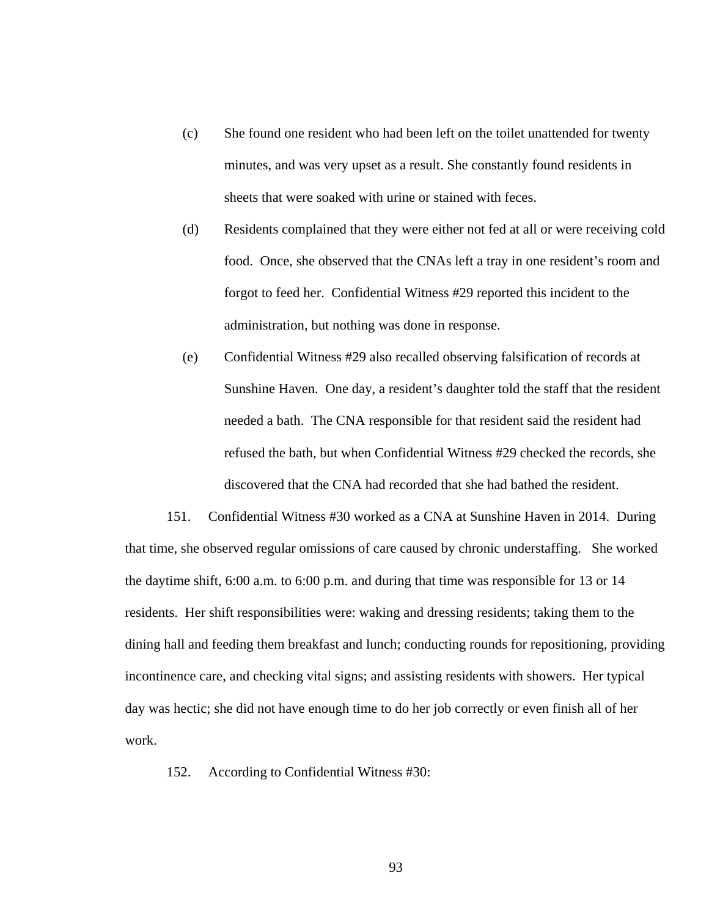(c) She found one resident who had been left on the toilet unattended for twenty minutes, and was very upset as a result. She constantly found residents in sheets that were soaked with urine or stained with feces.

(d) Residents complained that they were either not fed at all or were receiving cold food. Once, she observed that the CNAs left a tray in one resident's room and forgot to feed her. Confidential Witness #29 reported this incident to the administration, but nothing was done in response.

(e) Confidential Witness #29 also recalled observing falsification of records at Sunshine Haven. One day, a resident's daughter told the staff that the resident needed a bath. The CNA responsible for that resident said the resident had refused the bath, but when Confidential Witness #29 checked the records, she discovered that the CNA had recorded that she had bathed the resident.

151. Confidential Witness #30 worked as a CNA at Sunshine Haven in 2014. During that time, she observed regular omissions of care caused by chronic understaffing. She worked the daytime shift, 6:00 a.m. to 6:00 p.m. and during that time was responsible for 13 or 14 residents. Her shift responsibilities were: waking and dressing residents; taking them to the dining hall and feeding them breakfast and lunch; conducting rounds for repositioning, providing incontinence care, and checking vital signs; and assisting residents with showers. Her typical day was hectic; she did not have enough time to do her job correctly or even finish all of her work.

152. According to Confidential Witness #30: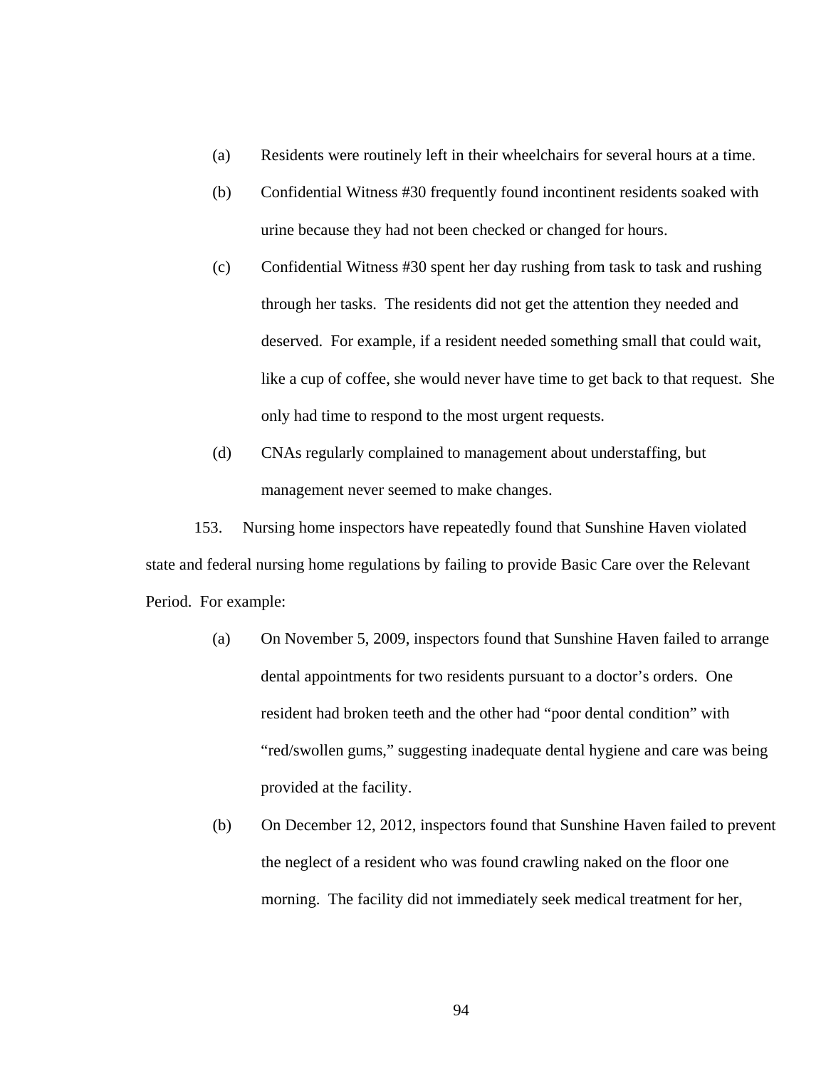(a) Residents were routinely left in their wheelchairs for several hours at a time.

(b) Confidential Witness #30 frequently found incontinent residents soaked with urine because they had not been checked or changed for hours.

(c) Confidential Witness #30 spent her day rushing from task to task and rushing through her tasks. The residents did not get the attention they needed and deserved. For example, if a resident needed something small that could wait, like a cup of coffee, she would never have time to get back to that request. She only had time to respond to the most urgent requests.

(d) CNAs regularly complained to management about understaffing, but management never seemed to make changes.

153. Nursing home inspectors have repeatedly found that Sunshine Haven violated state and federal nursing home regulations by failing to provide Basic Care over the Relevant Period. For example:

(a) On November 5, 2009, inspectors found that Sunshine Haven failed to arrange dental appointments for two residents pursuant to a doctor's orders. One resident had broken teeth and the other had "poor dental condition" with "red/swollen gums," suggesting inadequate dental hygiene and care was being provided at the facility.

(b) On December 12, 2012, inspectors found that Sunshine Haven failed to prevent the neglect of a resident who was found crawling naked on the floor one morning. The facility did not immediately seek medical treatment for her,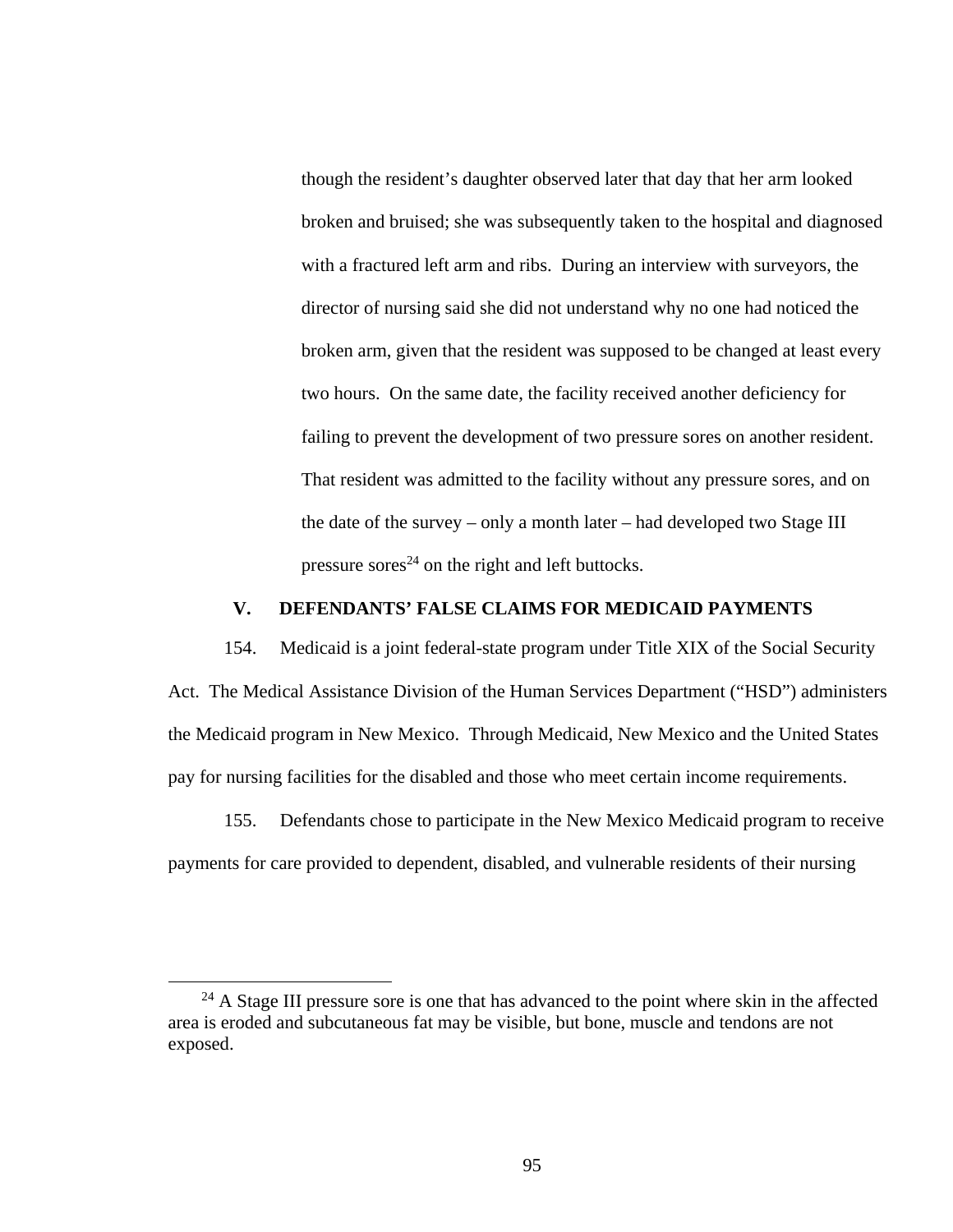though the resident's daughter observed later that day that her arm looked broken and bruised; she was subsequently taken to the hospital and diagnosed with a fractured left arm and ribs. During an interview with surveyors, the director of nursing said she did not understand why no one had noticed the broken arm, given that the resident was supposed to be changed at least every two hours. On the same date, the facility received another deficiency for failing to prevent the development of two pressure sores on another resident. That resident was admitted to the facility without any pressure sores, and on the date of the survey – only a month later – had developed two Stage III pressure sores[24] on the right and left buttocks.

## V. DEFENDANTS' FALSE CLAIMS FOR MEDICAID PAYMENTS

154. Medicaid is a joint federal-state program under Title XIX of the Social Security Act. The Medical Assistance Division of the Human Services Department ("HSD") administers the Medicaid program in New Mexico. Through Medicaid, New Mexico and the United States pay for nursing facilities for the disabled and those who meet certain income requirements.

155. Defendants chose to participate in the New Mexico Medicaid program to receive payments for care provided to dependent, disabled, and vulnerable residents of their nursing

[24] A Stage III pressure sore is one that has advanced to the point where skin in the affected area is eroded and subcutaneous fat may be visible, but bone, muscle and tendons are not exposed.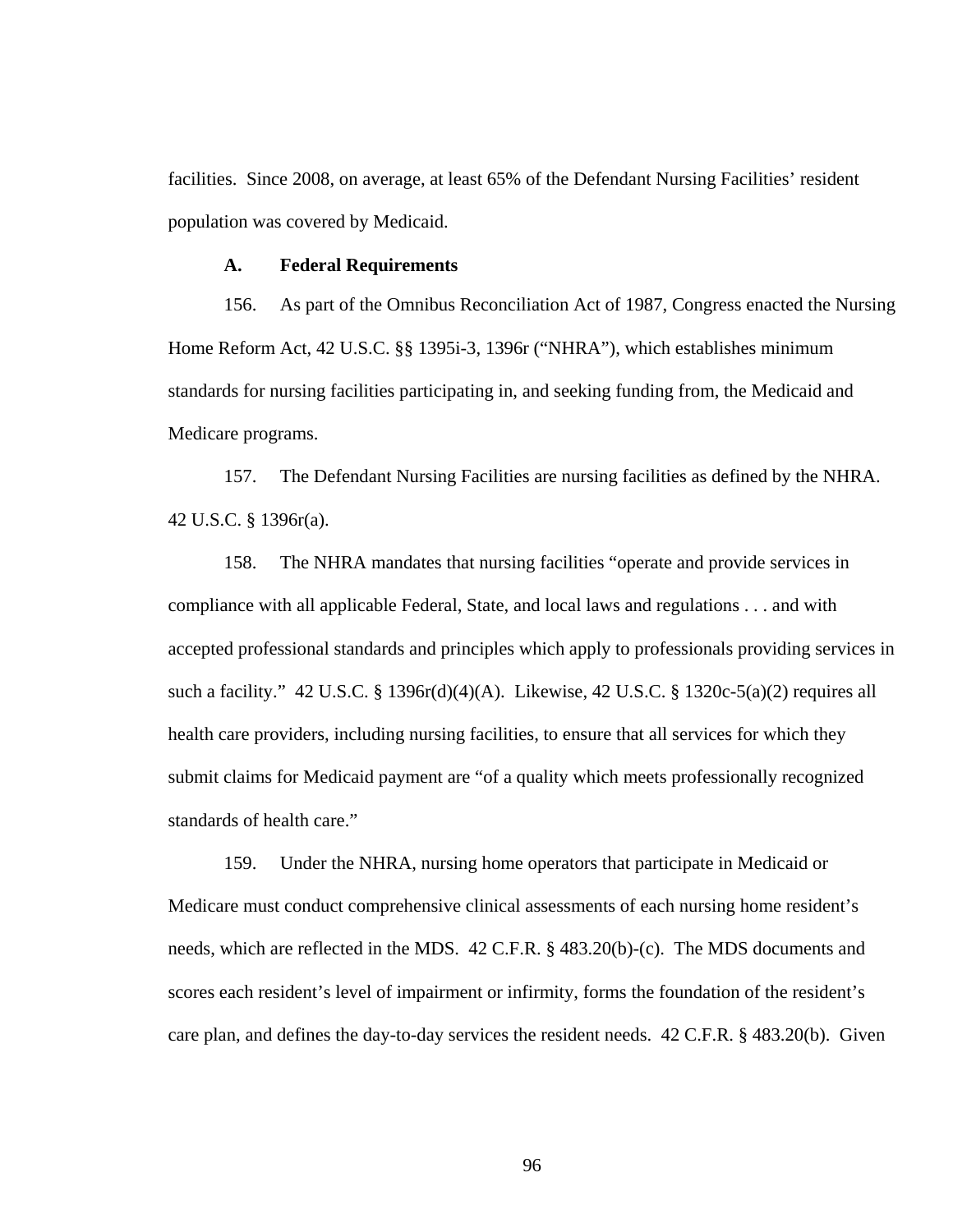facilities. Since 2008, on average, at least 65% of the Defendant Nursing Facilities' resident population was covered by Medicaid.

### A. Federal Requirements

156. As part of the Omnibus Reconciliation Act of 1987, Congress enacted the Nursing Home Reform Act, 42 U.S.C. §§ 1395i-3, 1396r ("NHRA"), which establishes minimum standards for nursing facilities participating in, and seeking funding from, the Medicaid and Medicare programs.

157. The Defendant Nursing Facilities are nursing facilities as defined by the NHRA. 42 U.S.C. § 1396r(a).

158. The NHRA mandates that nursing facilities "operate and provide services in compliance with all applicable Federal, State, and local laws and regulations . . . and with accepted professional standards and principles which apply to professionals providing services in such a facility." 42 U.S.C. § 1396r(d)(4)(A). Likewise, 42 U.S.C. § 1320c-5(a)(2) requires all health care providers, including nursing facilities, to ensure that all services for which they submit claims for Medicaid payment are "of a quality which meets professionally recognized standards of health care."

159. Under the NHRA, nursing home operators that participate in Medicaid or Medicare must conduct comprehensive clinical assessments of each nursing home resident's needs, which are reflected in the MDS. 42 C.F.R. § 483.20(b)-(c). The MDS documents and scores each resident's level of impairment or infirmity, forms the foundation of the resident's care plan, and defines the day-to-day services the resident needs. 42 C.F.R. § 483.20(b). Given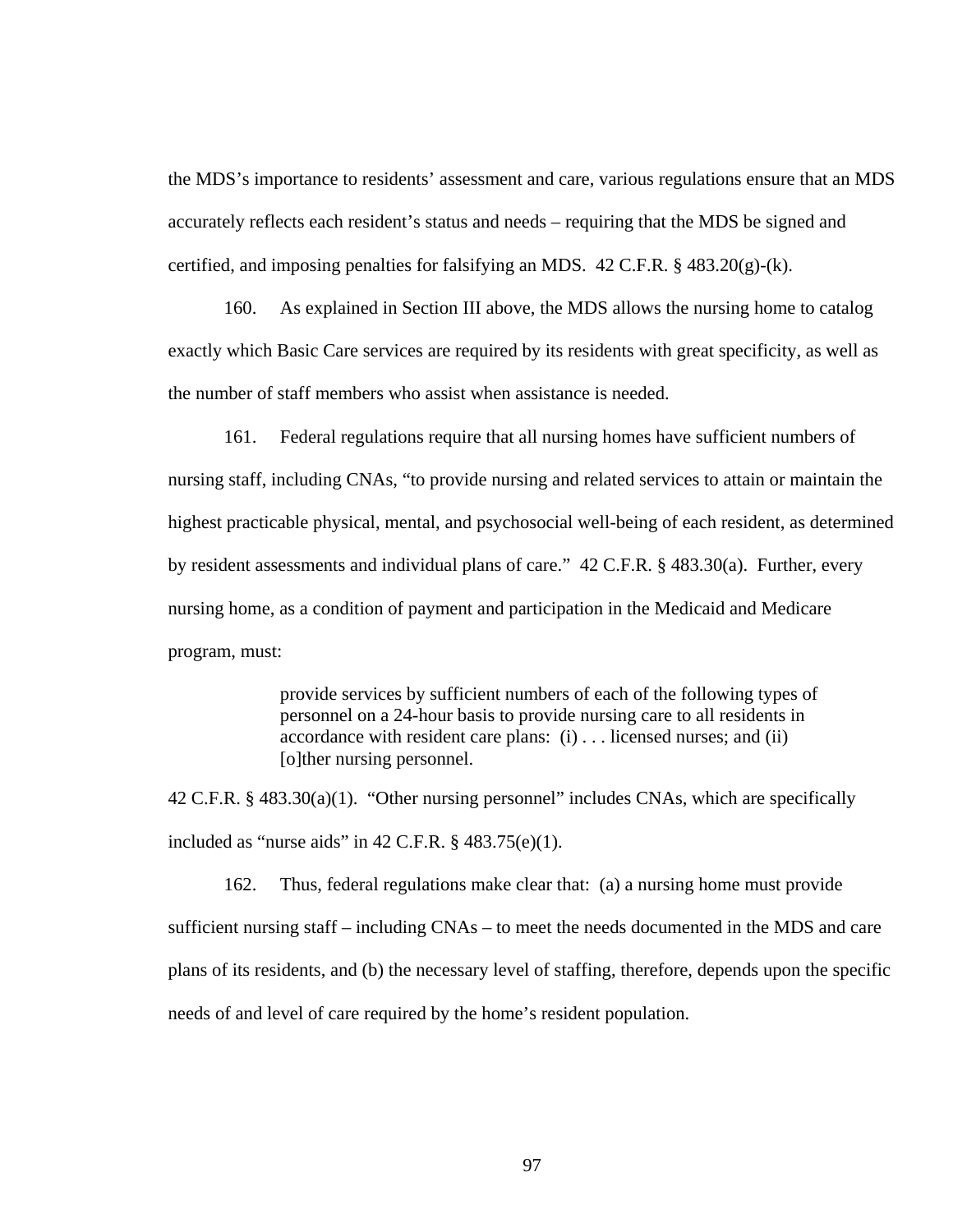the MDS's importance to residents' assessment and care, various regulations ensure that an MDS accurately reflects each resident's status and needs – requiring that the MDS be signed and certified, and imposing penalties for falsifying an MDS. 42 C.F.R. § 483.20(g)-(k).

160. As explained in Section III above, the MDS allows the nursing home to catalog exactly which Basic Care services are required by its residents with great specificity, as well as the number of staff members who assist when assistance is needed.

161. Federal regulations require that all nursing homes have sufficient numbers of nursing staff, including CNAs, "to provide nursing and related services to attain or maintain the highest practicable physical, mental, and psychosocial well-being of each resident, as determined by resident assessments and individual plans of care." 42 C.F.R. § 483.30(a). Further, every nursing home, as a condition of payment and participation in the Medicaid and Medicare program, must:

> provide services by sufficient numbers of each of the following types of personnel on a 24-hour basis to provide nursing care to all residents in accordance with resident care plans: (i) . . . licensed nurses; and (ii) [o]ther nursing personnel.

42 C.F.R. § 483.30(a)(1). "Other nursing personnel" includes CNAs, which are specifically included as "nurse aids" in 42 C.F.R. § 483.75(e)(1).

162. Thus, federal regulations make clear that: (a) a nursing home must provide sufficient nursing staff – including CNAs – to meet the needs documented in the MDS and care plans of its residents, and (b) the necessary level of staffing, therefore, depends upon the specific needs of and level of care required by the home's resident population.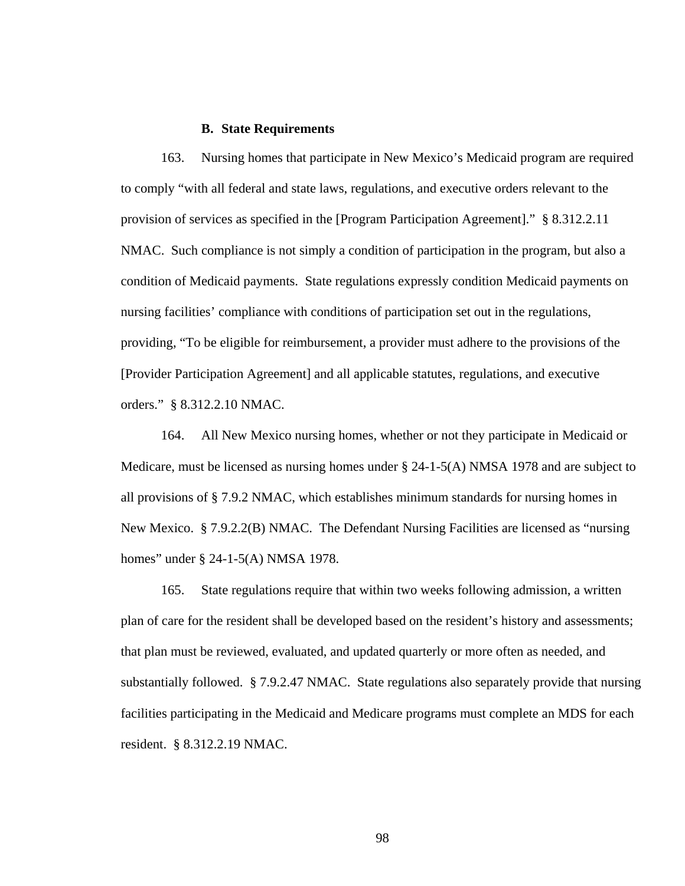### B. State Requirements

163. Nursing homes that participate in New Mexico's Medicaid program are required to comply "with all federal and state laws, regulations, and executive orders relevant to the provision of services as specified in the [Program Participation Agreement]." § 8.312.2.11 NMAC. Such compliance is not simply a condition of participation in the program, but also a condition of Medicaid payments. State regulations expressly condition Medicaid payments on nursing facilities' compliance with conditions of participation set out in the regulations, providing, "To be eligible for reimbursement, a provider must adhere to the provisions of the [Provider Participation Agreement] and all applicable statutes, regulations, and executive orders." § 8.312.2.10 NMAC.

164. All New Mexico nursing homes, whether or not they participate in Medicaid or Medicare, must be licensed as nursing homes under § 24-1-5(A) NMSA 1978 and are subject to all provisions of § 7.9.2 NMAC, which establishes minimum standards for nursing homes in New Mexico. § 7.9.2.2(B) NMAC. The Defendant Nursing Facilities are licensed as "nursing homes" under § 24-1-5(A) NMSA 1978.

165. State regulations require that within two weeks following admission, a written plan of care for the resident shall be developed based on the resident's history and assessments; that plan must be reviewed, evaluated, and updated quarterly or more often as needed, and substantially followed. § 7.9.2.47 NMAC. State regulations also separately provide that nursing facilities participating in the Medicaid and Medicare programs must complete an MDS for each resident. § 8.312.2.19 NMAC.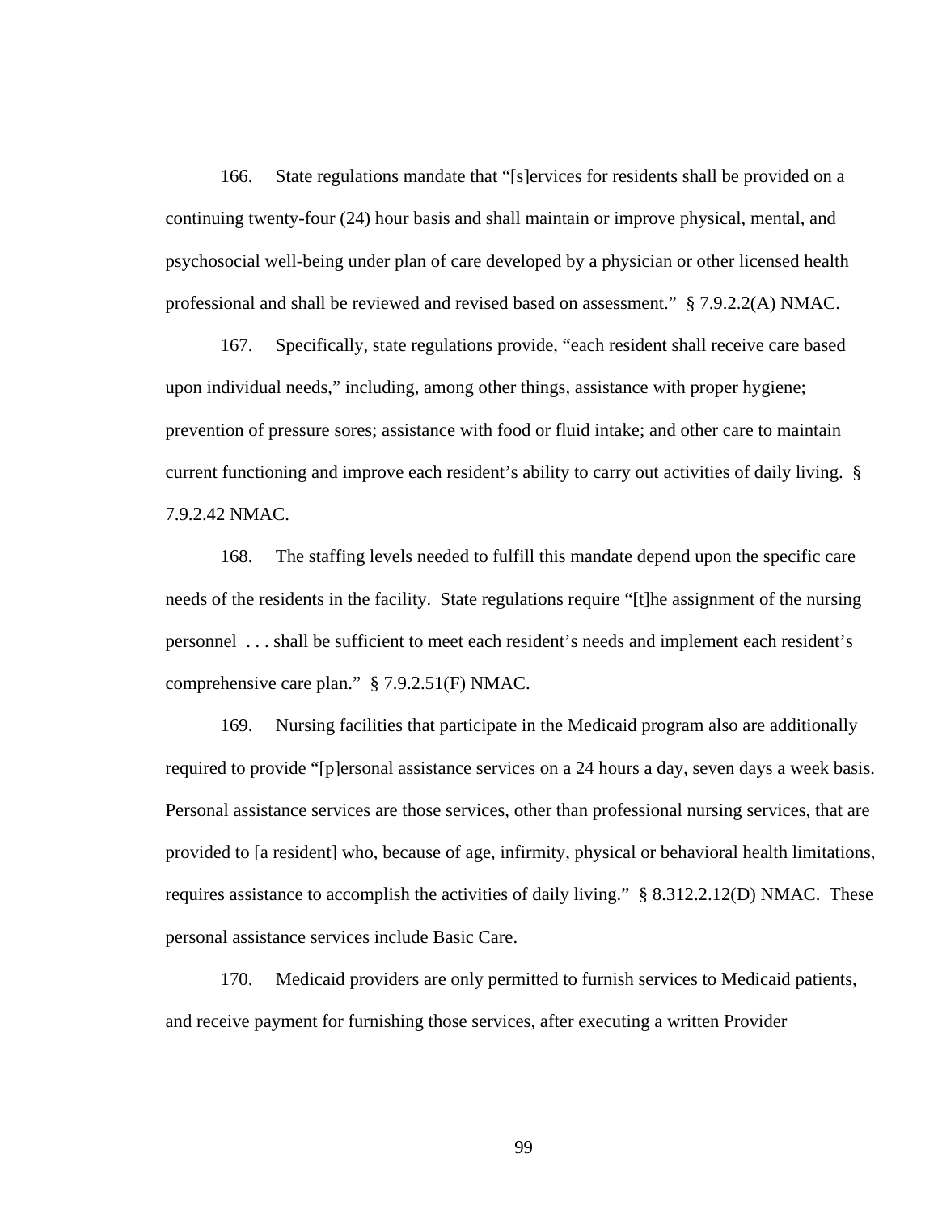166. State regulations mandate that "[s]ervices for residents shall be provided on a continuing twenty-four (24) hour basis and shall maintain or improve physical, mental, and psychosocial well-being under plan of care developed by a physician or other licensed health professional and shall be reviewed and revised based on assessment." § 7.9.2.2(A) NMAC.

167. Specifically, state regulations provide, "each resident shall receive care based upon individual needs," including, among other things, assistance with proper hygiene; prevention of pressure sores; assistance with food or fluid intake; and other care to maintain current functioning and improve each resident's ability to carry out activities of daily living. § 7.9.2.42 NMAC.

168. The staffing levels needed to fulfill this mandate depend upon the specific care needs of the residents in the facility. State regulations require "[t]he assignment of the nursing personnel . . . shall be sufficient to meet each resident's needs and implement each resident's comprehensive care plan." § 7.9.2.51(F) NMAC.

169. Nursing facilities that participate in the Medicaid program also are additionally required to provide "[p]ersonal assistance services on a 24 hours a day, seven days a week basis. Personal assistance services are those services, other than professional nursing services, that are provided to [a resident] who, because of age, infirmity, physical or behavioral health limitations, requires assistance to accomplish the activities of daily living." § 8.312.2.12(D) NMAC. These personal assistance services include Basic Care.

170. Medicaid providers are only permitted to furnish services to Medicaid patients, and receive payment for furnishing those services, after executing a written Provider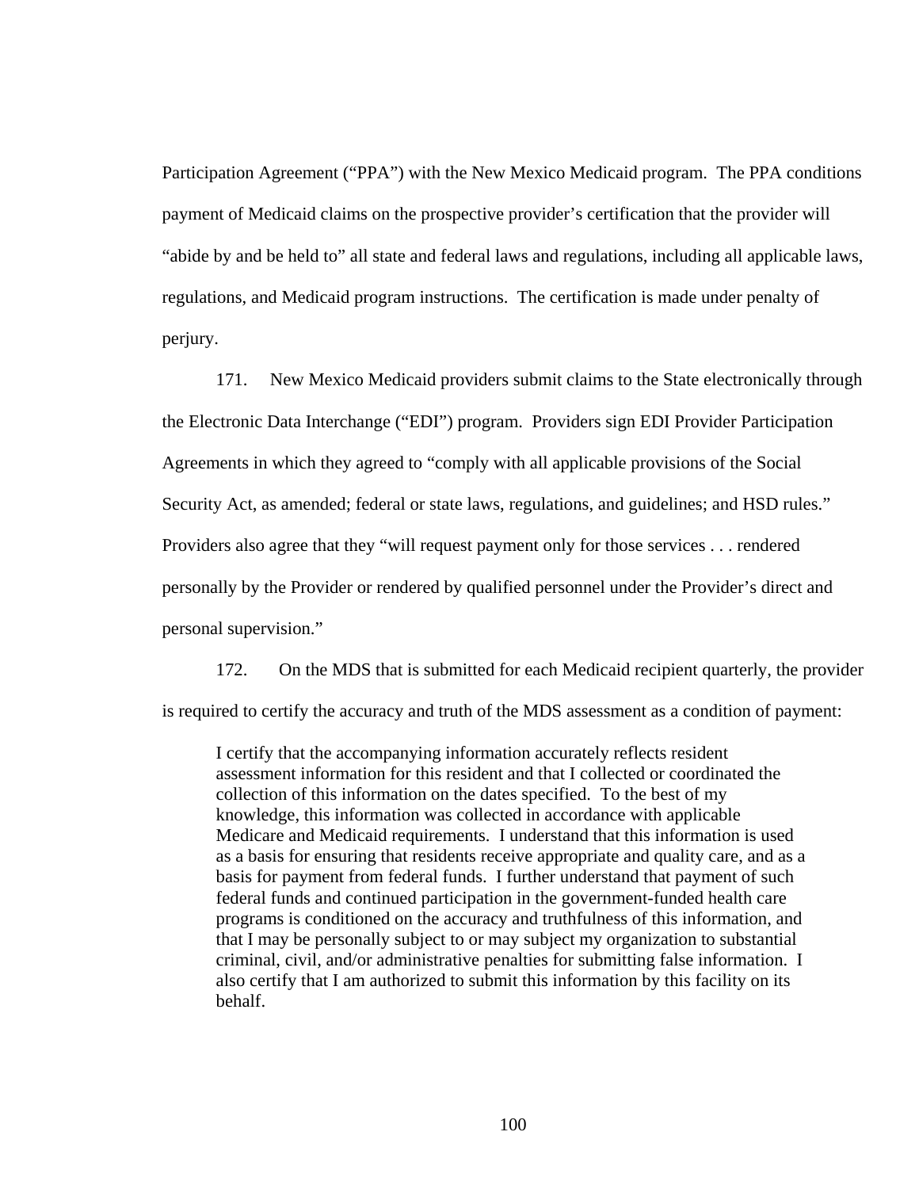Participation Agreement ("PPA") with the New Mexico Medicaid program. The PPA conditions payment of Medicaid claims on the prospective provider's certification that the provider will "abide by and be held to" all state and federal laws and regulations, including all applicable laws, regulations, and Medicaid program instructions. The certification is made under penalty of perjury.

171. New Mexico Medicaid providers submit claims to the State electronically through the Electronic Data Interchange ("EDI") program. Providers sign EDI Provider Participation Agreements in which they agreed to "comply with all applicable provisions of the Social Security Act, as amended; federal or state laws, regulations, and guidelines; and HSD rules." Providers also agree that they "will request payment only for those services . . . rendered personally by the Provider or rendered by qualified personnel under the Provider's direct and personal supervision."

172. On the MDS that is submitted for each Medicaid recipient quarterly, the provider is required to certify the accuracy and truth of the MDS assessment as a condition of payment:

> I certify that the accompanying information accurately reflects resident assessment information for this resident and that I collected or coordinated the collection of this information on the dates specified. To the best of my knowledge, this information was collected in accordance with applicable Medicare and Medicaid requirements. I understand that this information is used as a basis for ensuring that residents receive appropriate and quality care, and as a basis for payment from federal funds. I further understand that payment of such federal funds and continued participation in the government-funded health care programs is conditioned on the accuracy and truthfulness of this information, and that I may be personally subject to or may subject my organization to substantial criminal, civil, and/or administrative penalties for submitting false information. I also certify that I am authorized to submit this information by this facility on its behalf.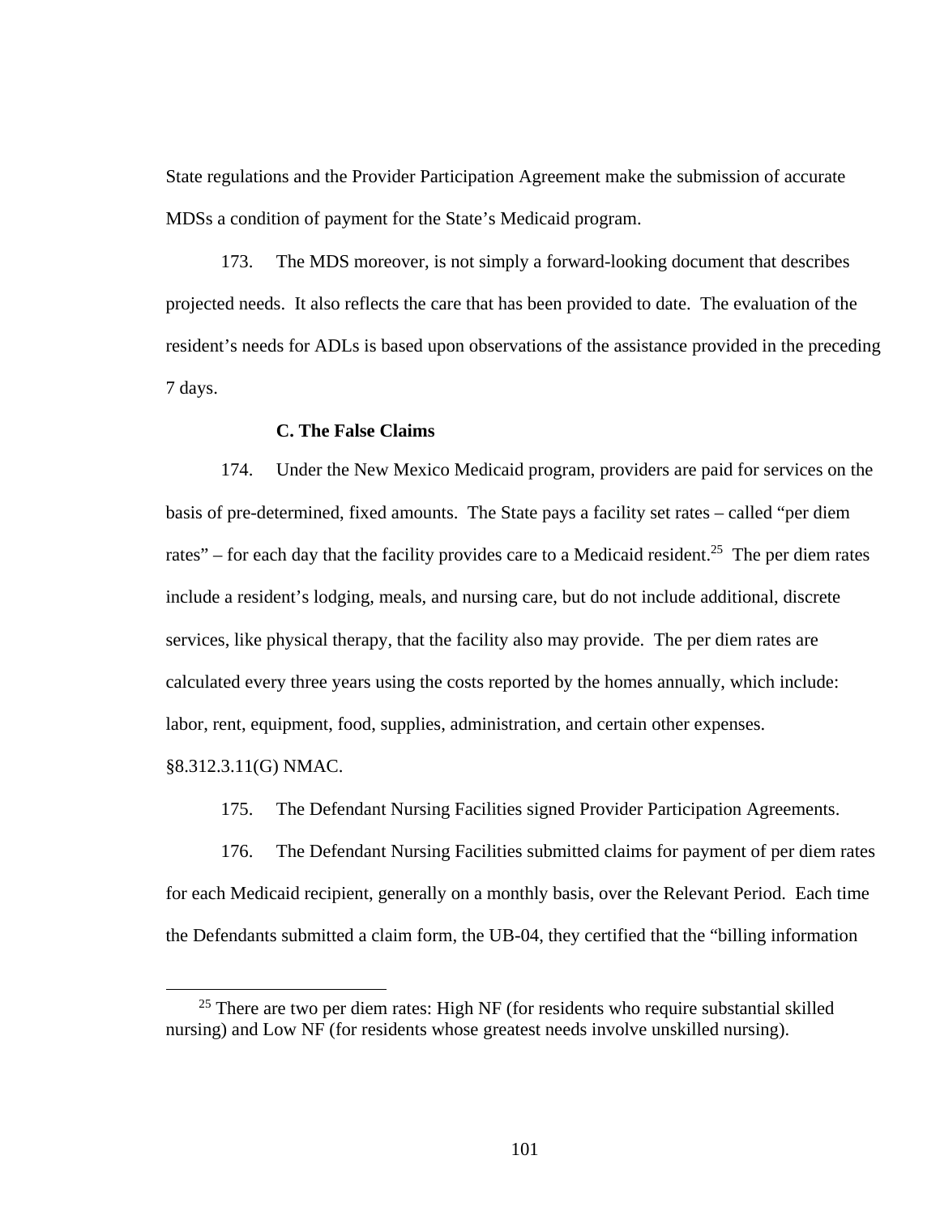State regulations and the Provider Participation Agreement make the submission of accurate MDSs a condition of payment for the State's Medicaid program.

173. The MDS moreover, is not simply a forward-looking document that describes projected needs. It also reflects the care that has been provided to date. The evaluation of the resident's needs for ADLs is based upon observations of the assistance provided in the preceding 7 days.

### C. The False Claims

174. Under the New Mexico Medicaid program, providers are paid for services on the basis of pre-determined, fixed amounts. The State pays a facility set rates – called "per diem rates" – for each day that the facility provides care to a Medicaid resident.[25] The per diem rates include a resident's lodging, meals, and nursing care, but do not include additional, discrete services, like physical therapy, that the facility also may provide. The per diem rates are calculated every three years using the costs reported by the homes annually, which include: labor, rent, equipment, food, supplies, administration, and certain other expenses. §8.312.3.11(G) NMAC.

175. The Defendant Nursing Facilities signed Provider Participation Agreements.

176. The Defendant Nursing Facilities submitted claims for payment of per diem rates for each Medicaid recipient, generally on a monthly basis, over the Relevant Period. Each time the Defendants submitted a claim form, the UB-04, they certified that the "billing information

---

[25] There are two per diem rates: High NF (for residents who require substantial skilled nursing) and Low NF (for residents whose greatest needs involve unskilled nursing).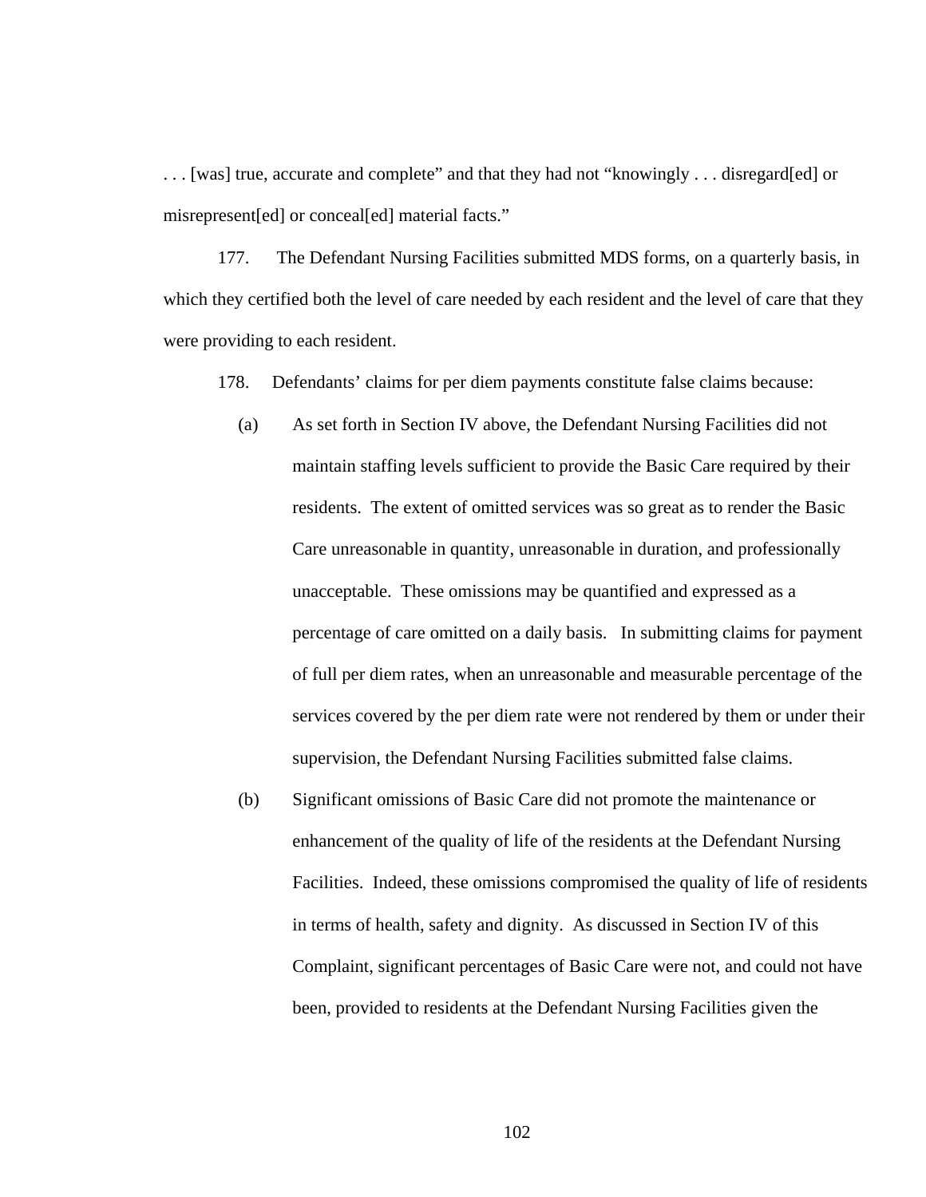. . . [was] true, accurate and complete" and that they had not "knowingly . . . disregard[ed] or misrepresent[ed] or conceal[ed] material facts."

177. The Defendant Nursing Facilities submitted MDS forms, on a quarterly basis, in which they certified both the level of care needed by each resident and the level of care that they were providing to each resident.

178. Defendants' claims for per diem payments constitute false claims because:

(a) As set forth in Section IV above, the Defendant Nursing Facilities did not maintain staffing levels sufficient to provide the Basic Care required by their residents. The extent of omitted services was so great as to render the Basic Care unreasonable in quantity, unreasonable in duration, and professionally unacceptable. These omissions may be quantified and expressed as a percentage of care omitted on a daily basis. In submitting claims for payment of full per diem rates, when an unreasonable and measurable percentage of the services covered by the per diem rate were not rendered by them or under their supervision, the Defendant Nursing Facilities submitted false claims.

(b) Significant omissions of Basic Care did not promote the maintenance or enhancement of the quality of life of the residents at the Defendant Nursing Facilities. Indeed, these omissions compromised the quality of life of residents in terms of health, safety and dignity. As discussed in Section IV of this Complaint, significant percentages of Basic Care were not, and could not have been, provided to residents at the Defendant Nursing Facilities given the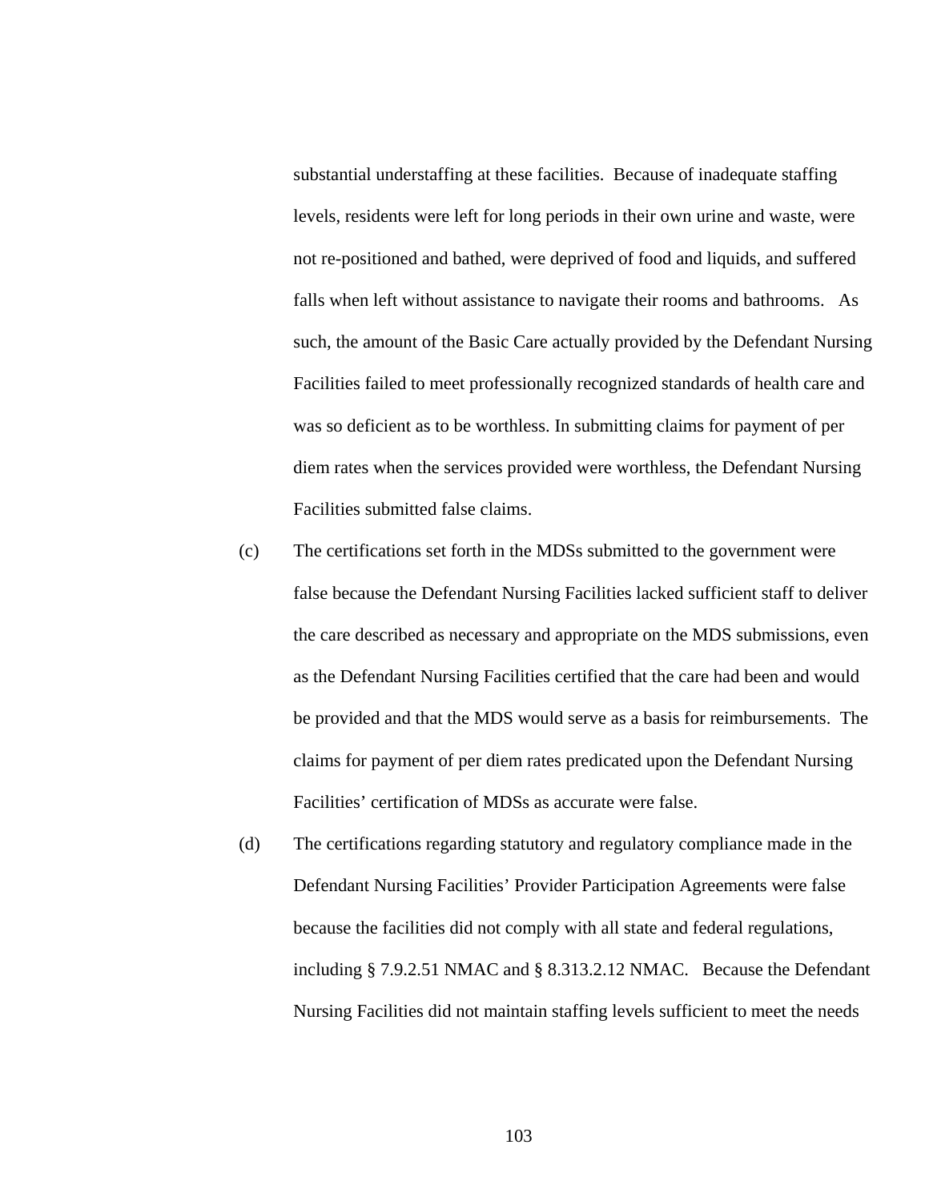substantial understaffing at these facilities. Because of inadequate staffing levels, residents were left for long periods in their own urine and waste, were not re-positioned and bathed, were deprived of food and liquids, and suffered falls when left without assistance to navigate their rooms and bathrooms. As such, the amount of the Basic Care actually provided by the Defendant Nursing Facilities failed to meet professionally recognized standards of health care and was so deficient as to be worthless. In submitting claims for payment of per diem rates when the services provided were worthless, the Defendant Nursing Facilities submitted false claims.

(c) The certifications set forth in the MDSs submitted to the government were false because the Defendant Nursing Facilities lacked sufficient staff to deliver the care described as necessary and appropriate on the MDS submissions, even as the Defendant Nursing Facilities certified that the care had been and would be provided and that the MDS would serve as a basis for reimbursements. The claims for payment of per diem rates predicated upon the Defendant Nursing Facilities' certification of MDSs as accurate were false.

(d) The certifications regarding statutory and regulatory compliance made in the Defendant Nursing Facilities' Provider Participation Agreements were false because the facilities did not comply with all state and federal regulations, including § 7.9.2.51 NMAC and § 8.313.2.12 NMAC. Because the Defendant Nursing Facilities did not maintain staffing levels sufficient to meet the needs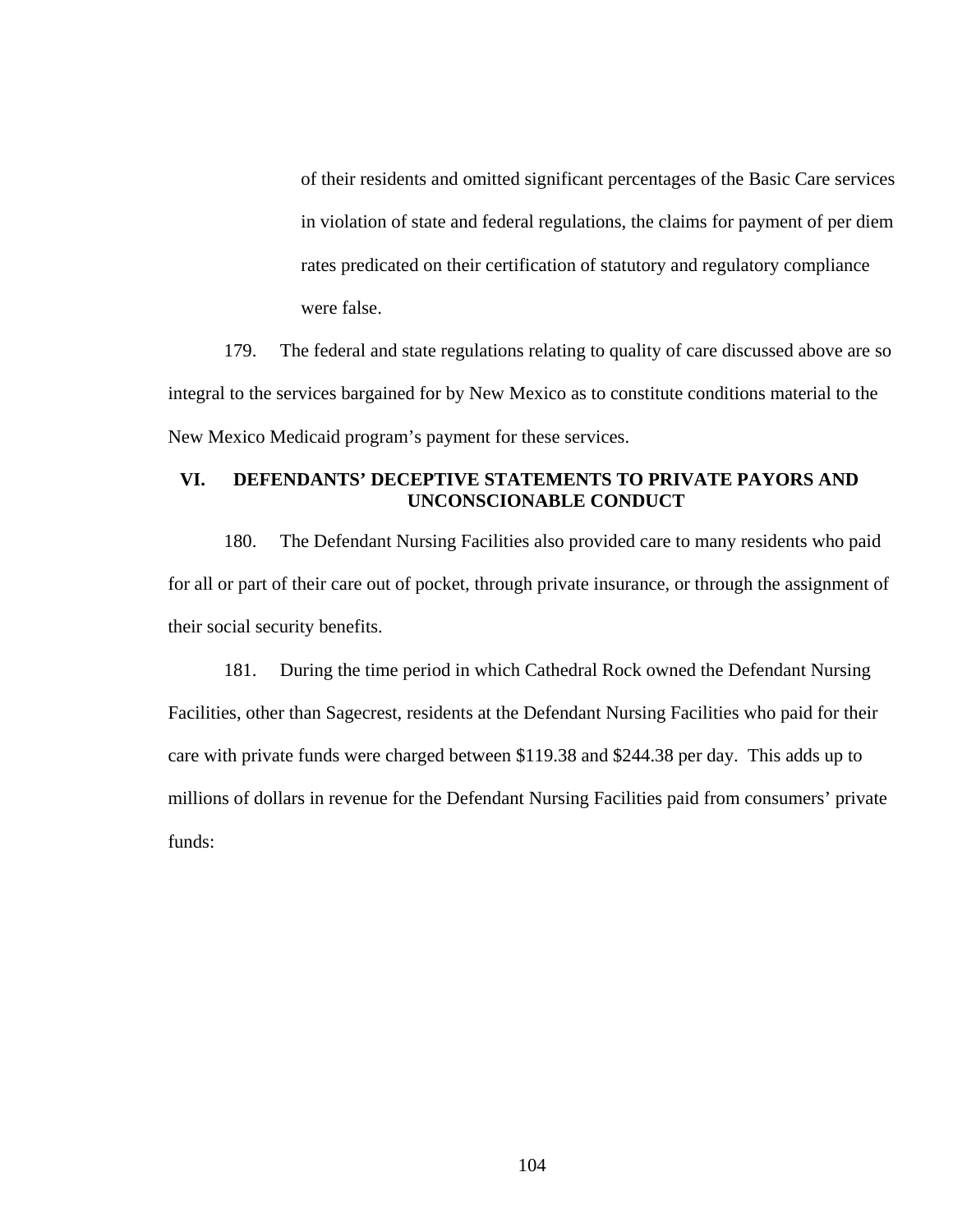of their residents and omitted significant percentages of the Basic Care services in violation of state and federal regulations, the claims for payment of per diem rates predicated on their certification of statutory and regulatory compliance were false.

179. The federal and state regulations relating to quality of care discussed above are so integral to the services bargained for by New Mexico as to constitute conditions material to the New Mexico Medicaid program's payment for these services.

## VI. DEFENDANTS' DECEPTIVE STATEMENTS TO PRIVATE PAYORS AND UNCONSCIONABLE CONDUCT

180. The Defendant Nursing Facilities also provided care to many residents who paid for all or part of their care out of pocket, through private insurance, or through the assignment of their social security benefits.

181. During the time period in which Cathedral Rock owned the Defendant Nursing Facilities, other than Sagecrest, residents at the Defendant Nursing Facilities who paid for their care with private funds were charged between $119.38 and $244.38 per day. This adds up to millions of dollars in revenue for the Defendant Nursing Facilities paid from consumers' private funds: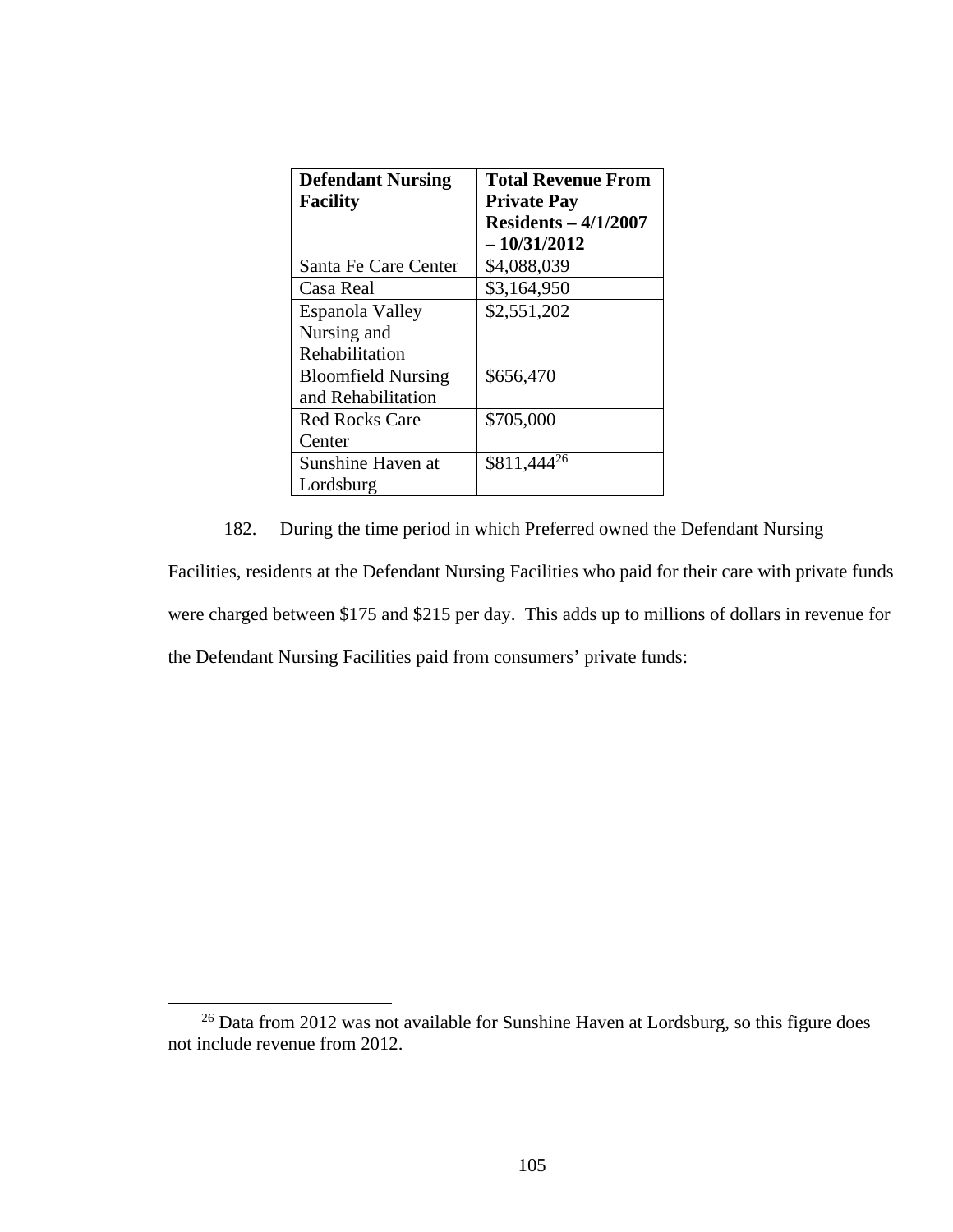| **Defendant Nursing Facility** | **Total Revenue From Private Pay Residents – 4/1/2007 – 10/31/2012** |
|---|---|
| Santa Fe Care Center | $4,088,039 |
| Casa Real | $3,164,950 |
| Espanola Valley Nursing and Rehabilitation | $2,551,202 |
| Bloomfield Nursing and Rehabilitation | $656,470 |
| Red Rocks Care Center | $705,000 |
| Sunshine Haven at Lordsburg | $811,444[26] |

182. During the time period in which Preferred owned the Defendant Nursing Facilities, residents at the Defendant Nursing Facilities who paid for their care with private funds were charged between $175 and $215 per day. This adds up to millions of dollars in revenue for the Defendant Nursing Facilities paid from consumers' private funds:

[26] Data from 2012 was not available for Sunshine Haven at Lordsburg, so this figure does not include revenue from 2012.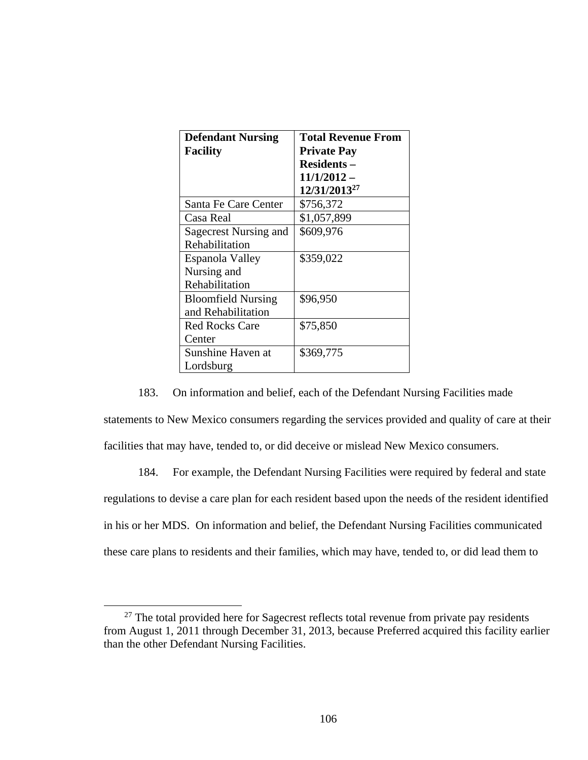| Defendant Nursing Facility | Total Revenue From Private Pay Residents – 11/1/2012 – 12/31/2013[27] |
| --- | --- |
| Santa Fe Care Center | $756,372 |
| Casa Real | $1,057,899 |
| Sagecrest Nursing and Rehabilitation | $609,976 |
| Espanola Valley Nursing and Rehabilitation | $359,022 |
| Bloomfield Nursing and Rehabilitation | $96,950 |
| Red Rocks Care Center | $75,850 |
| Sunshine Haven at Lordsburg | $369,775 |

183. On information and belief, each of the Defendant Nursing Facilities made statements to New Mexico consumers regarding the services provided and quality of care at their facilities that may have, tended to, or did deceive or mislead New Mexico consumers.

184. For example, the Defendant Nursing Facilities were required by federal and state regulations to devise a care plan for each resident based upon the needs of the resident identified in his or her MDS. On information and belief, the Defendant Nursing Facilities communicated these care plans to residents and their families, which may have, tended to, or did lead them to

[27] The total provided here for Sagecrest reflects total revenue from private pay residents from August 1, 2011 through December 31, 2013, because Preferred acquired this facility earlier than the other Defendant Nursing Facilities.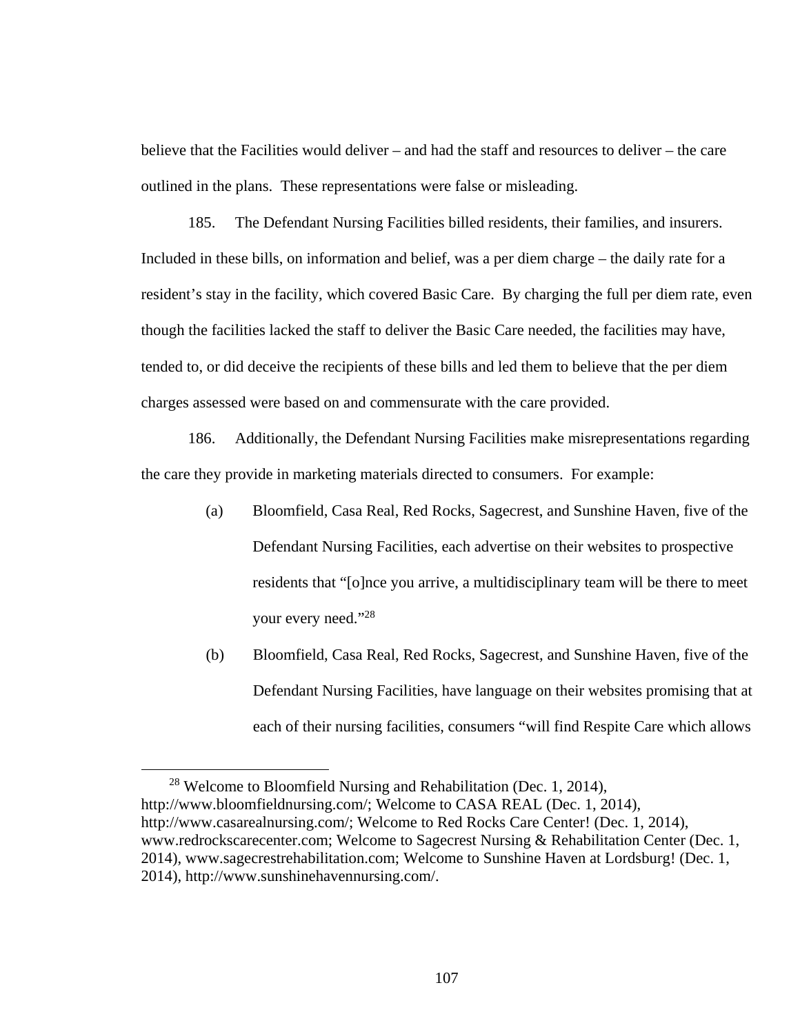believe that the Facilities would deliver – and had the staff and resources to deliver – the care outlined in the plans. These representations were false or misleading.

185. The Defendant Nursing Facilities billed residents, their families, and insurers. Included in these bills, on information and belief, was a per diem charge – the daily rate for a resident's stay in the facility, which covered Basic Care. By charging the full per diem rate, even though the facilities lacked the staff to deliver the Basic Care needed, the facilities may have, tended to, or did deceive the recipients of these bills and led them to believe that the per diem charges assessed were based on and commensurate with the care provided.

186. Additionally, the Defendant Nursing Facilities make misrepresentations regarding the care they provide in marketing materials directed to consumers. For example:

(a) Bloomfield, Casa Real, Red Rocks, Sagecrest, and Sunshine Haven, five of the Defendant Nursing Facilities, each advertise on their websites to prospective residents that "[o]nce you arrive, a multidisciplinary team will be there to meet your every need."[28]

(b) Bloomfield, Casa Real, Red Rocks, Sagecrest, and Sunshine Haven, five of the Defendant Nursing Facilities, have language on their websites promising that at each of their nursing facilities, consumers "will find Respite Care which allows

---

[28] Welcome to Bloomfield Nursing and Rehabilitation (Dec. 1, 2014), http://www.bloomfieldnursing.com/; Welcome to CASA REAL (Dec. 1, 2014), http://www.casarealnursing.com/; Welcome to Red Rocks Care Center! (Dec. 1, 2014), www.redrockscarecenter.com; Welcome to Sagecrest Nursing & Rehabilitation Center (Dec. 1, 2014), www.sagecrestrehabilitation.com; Welcome to Sunshine Haven at Lordsburg! (Dec. 1, 2014), http://www.sunshinehavennursing.com/.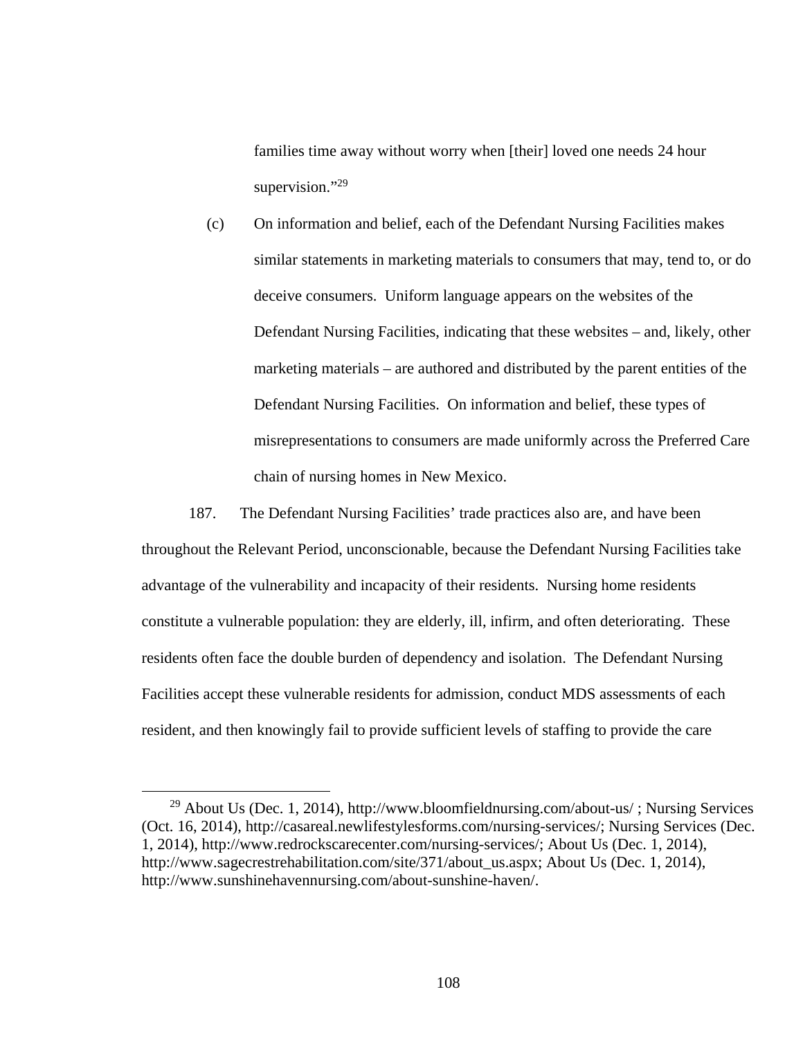families time away without worry when [their] loved one needs 24 hour supervision."[29]

(c) On information and belief, each of the Defendant Nursing Facilities makes similar statements in marketing materials to consumers that may, tend to, or do deceive consumers. Uniform language appears on the websites of the Defendant Nursing Facilities, indicating that these websites – and, likely, other marketing materials – are authored and distributed by the parent entities of the Defendant Nursing Facilities. On information and belief, these types of misrepresentations to consumers are made uniformly across the Preferred Care chain of nursing homes in New Mexico.

187. The Defendant Nursing Facilities' trade practices also are, and have been throughout the Relevant Period, unconscionable, because the Defendant Nursing Facilities take advantage of the vulnerability and incapacity of their residents. Nursing home residents constitute a vulnerable population: they are elderly, ill, infirm, and often deteriorating. These residents often face the double burden of dependency and isolation. The Defendant Nursing Facilities accept these vulnerable residents for admission, conduct MDS assessments of each resident, and then knowingly fail to provide sufficient levels of staffing to provide the care

---

[29] About Us (Dec. 1, 2014), http://www.bloomfieldnursing.com/about-us/ ; Nursing Services (Oct. 16, 2014), http://casareal.newlifestylesforms.com/nursing-services/; Nursing Services (Dec. 1, 2014), http://www.redrockscarecenter.com/nursing-services/; About Us (Dec. 1, 2014), http://www.sagecrestrehabilitation.com/site/371/about_us.aspx; About Us (Dec. 1, 2014), http://www.sunshinehavennursing.com/about-sunshine-haven/.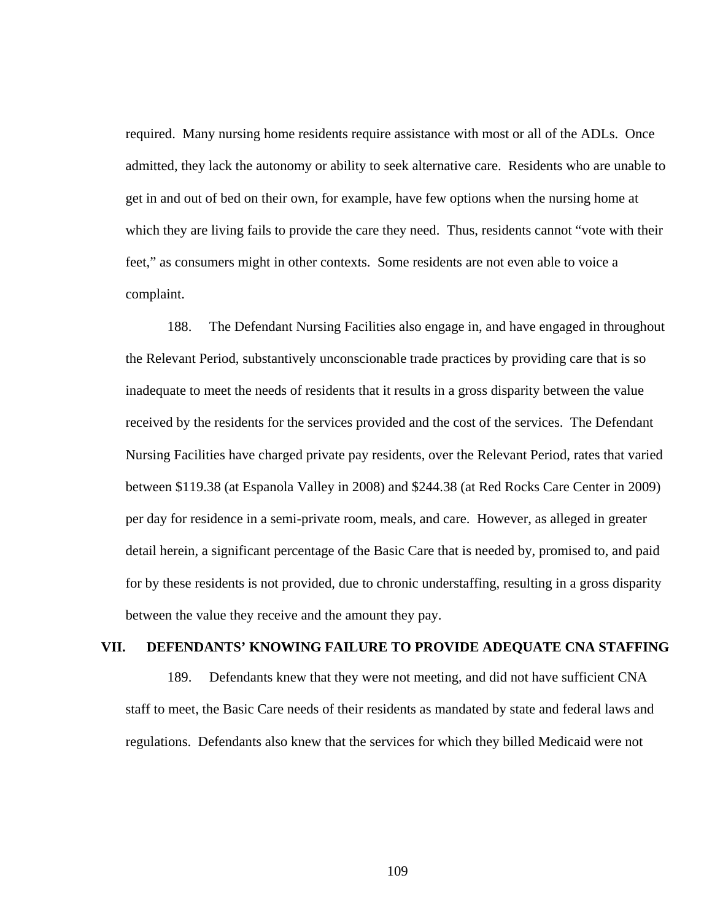required. Many nursing home residents require assistance with most or all of the ADLs. Once admitted, they lack the autonomy or ability to seek alternative care. Residents who are unable to get in and out of bed on their own, for example, have few options when the nursing home at which they are living fails to provide the care they need. Thus, residents cannot "vote with their feet," as consumers might in other contexts. Some residents are not even able to voice a complaint.

188. The Defendant Nursing Facilities also engage in, and have engaged in throughout the Relevant Period, substantively unconscionable trade practices by providing care that is so inadequate to meet the needs of residents that it results in a gross disparity between the value received by the residents for the services provided and the cost of the services. The Defendant Nursing Facilities have charged private pay residents, over the Relevant Period, rates that varied between $119.38 (at Espanola Valley in 2008) and $244.38 (at Red Rocks Care Center in 2009) per day for residence in a semi-private room, meals, and care. However, as alleged in greater detail herein, a significant percentage of the Basic Care that is needed by, promised to, and paid for by these residents is not provided, due to chronic understaffing, resulting in a gross disparity between the value they receive and the amount they pay.

## VII. DEFENDANTS' KNOWING FAILURE TO PROVIDE ADEQUATE CNA STAFFING

189. Defendants knew that they were not meeting, and did not have sufficient CNA staff to meet, the Basic Care needs of their residents as mandated by state and federal laws and regulations. Defendants also knew that the services for which they billed Medicaid were not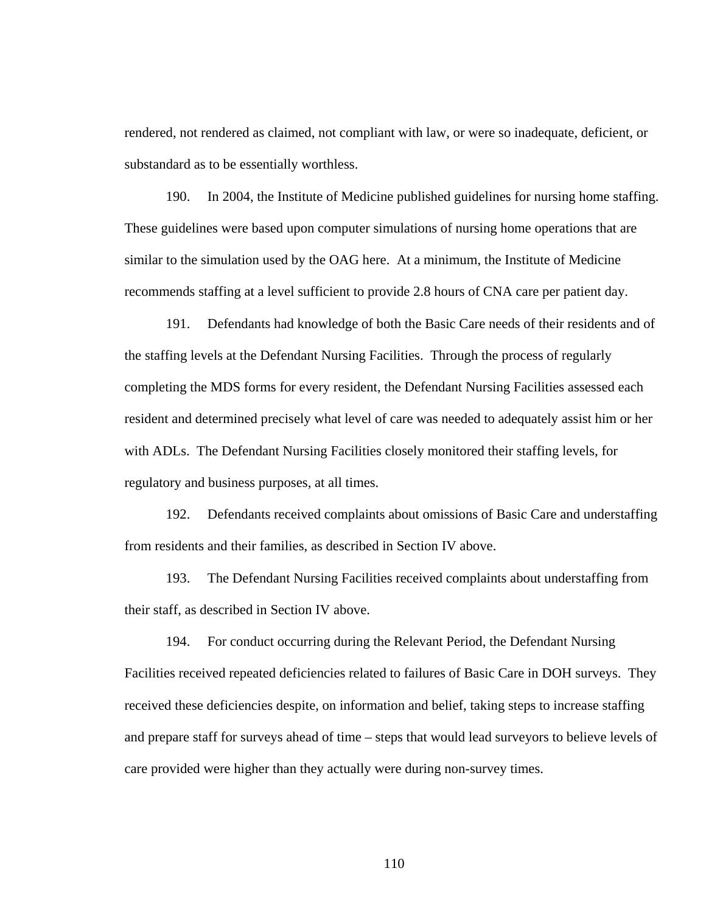rendered, not rendered as claimed, not compliant with law, or were so inadequate, deficient, or substandard as to be essentially worthless.

190. In 2004, the Institute of Medicine published guidelines for nursing home staffing. These guidelines were based upon computer simulations of nursing home operations that are similar to the simulation used by the OAG here. At a minimum, the Institute of Medicine recommends staffing at a level sufficient to provide 2.8 hours of CNA care per patient day.

191. Defendants had knowledge of both the Basic Care needs of their residents and of the staffing levels at the Defendant Nursing Facilities. Through the process of regularly completing the MDS forms for every resident, the Defendant Nursing Facilities assessed each resident and determined precisely what level of care was needed to adequately assist him or her with ADLs. The Defendant Nursing Facilities closely monitored their staffing levels, for regulatory and business purposes, at all times.

192. Defendants received complaints about omissions of Basic Care and understaffing from residents and their families, as described in Section IV above.

193. The Defendant Nursing Facilities received complaints about understaffing from their staff, as described in Section IV above.

194. For conduct occurring during the Relevant Period, the Defendant Nursing Facilities received repeated deficiencies related to failures of Basic Care in DOH surveys. They received these deficiencies despite, on information and belief, taking steps to increase staffing and prepare staff for surveys ahead of time – steps that would lead surveyors to believe levels of care provided were higher than they actually were during non-survey times.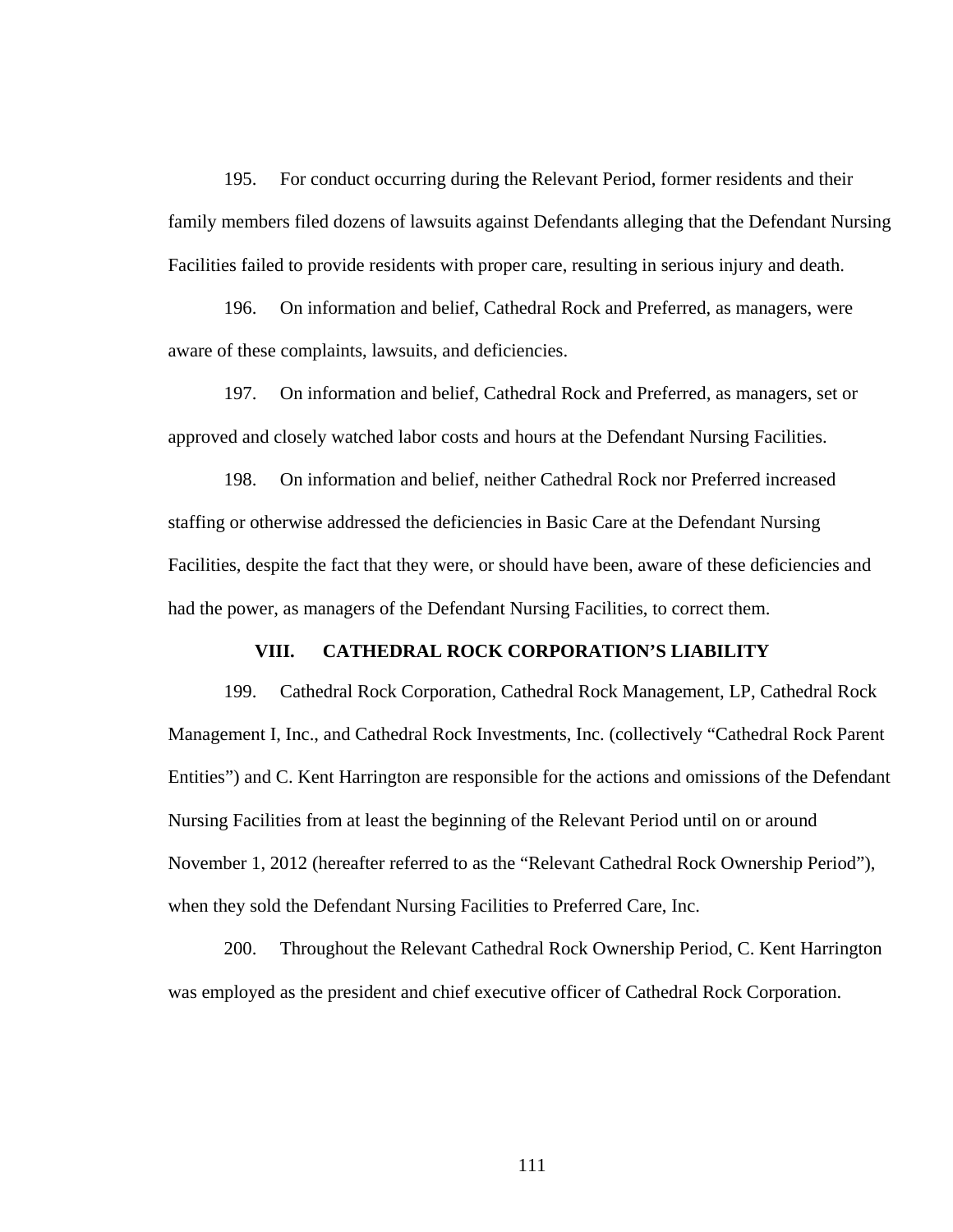195. For conduct occurring during the Relevant Period, former residents and their family members filed dozens of lawsuits against Defendants alleging that the Defendant Nursing Facilities failed to provide residents with proper care, resulting in serious injury and death.

196. On information and belief, Cathedral Rock and Preferred, as managers, were aware of these complaints, lawsuits, and deficiencies.

197. On information and belief, Cathedral Rock and Preferred, as managers, set or approved and closely watched labor costs and hours at the Defendant Nursing Facilities.

198. On information and belief, neither Cathedral Rock nor Preferred increased staffing or otherwise addressed the deficiencies in Basic Care at the Defendant Nursing Facilities, despite the fact that they were, or should have been, aware of these deficiencies and had the power, as managers of the Defendant Nursing Facilities, to correct them.

## VIII. CATHEDRAL ROCK CORPORATION'S LIABILITY

199. Cathedral Rock Corporation, Cathedral Rock Management, LP, Cathedral Rock Management I, Inc., and Cathedral Rock Investments, Inc. (collectively "Cathedral Rock Parent Entities") and C. Kent Harrington are responsible for the actions and omissions of the Defendant Nursing Facilities from at least the beginning of the Relevant Period until on or around November 1, 2012 (hereafter referred to as the "Relevant Cathedral Rock Ownership Period"), when they sold the Defendant Nursing Facilities to Preferred Care, Inc.

200. Throughout the Relevant Cathedral Rock Ownership Period, C. Kent Harrington was employed as the president and chief executive officer of Cathedral Rock Corporation.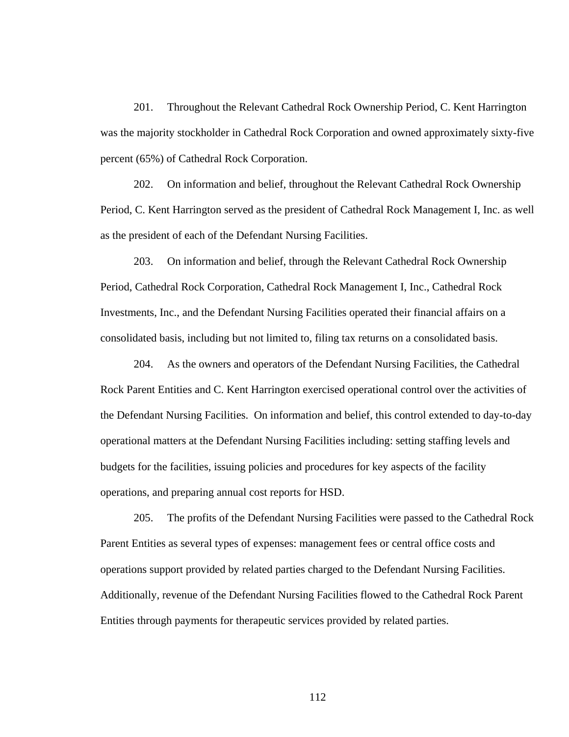201. Throughout the Relevant Cathedral Rock Ownership Period, C. Kent Harrington was the majority stockholder in Cathedral Rock Corporation and owned approximately sixty-five percent (65%) of Cathedral Rock Corporation.

202. On information and belief, throughout the Relevant Cathedral Rock Ownership Period, C. Kent Harrington served as the president of Cathedral Rock Management I, Inc. as well as the president of each of the Defendant Nursing Facilities.

203. On information and belief, through the Relevant Cathedral Rock Ownership Period, Cathedral Rock Corporation, Cathedral Rock Management I, Inc., Cathedral Rock Investments, Inc., and the Defendant Nursing Facilities operated their financial affairs on a consolidated basis, including but not limited to, filing tax returns on a consolidated basis.

204. As the owners and operators of the Defendant Nursing Facilities, the Cathedral Rock Parent Entities and C. Kent Harrington exercised operational control over the activities of the Defendant Nursing Facilities. On information and belief, this control extended to day-to-day operational matters at the Defendant Nursing Facilities including: setting staffing levels and budgets for the facilities, issuing policies and procedures for key aspects of the facility operations, and preparing annual cost reports for HSD.

205. The profits of the Defendant Nursing Facilities were passed to the Cathedral Rock Parent Entities as several types of expenses: management fees or central office costs and operations support provided by related parties charged to the Defendant Nursing Facilities. Additionally, revenue of the Defendant Nursing Facilities flowed to the Cathedral Rock Parent Entities through payments for therapeutic services provided by related parties.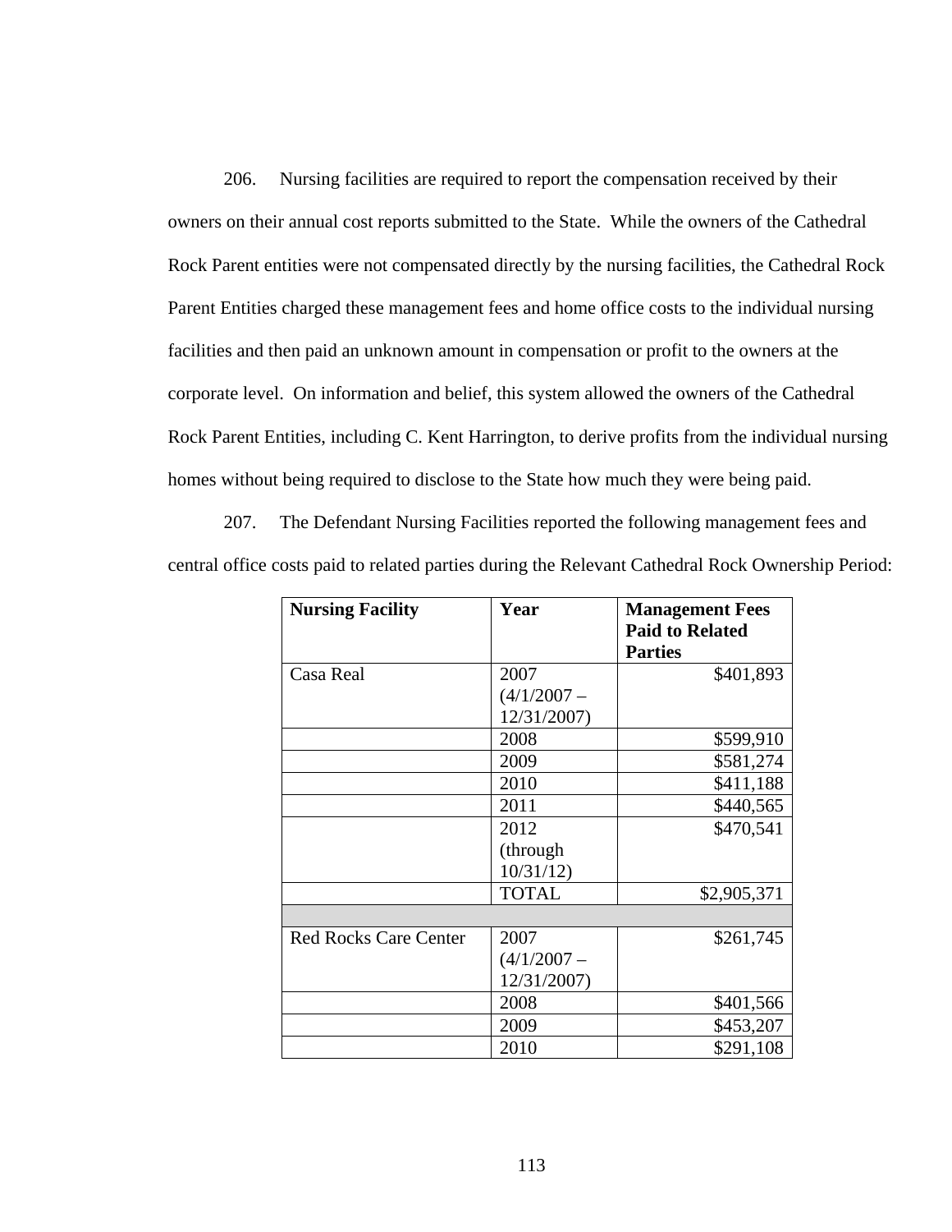206. Nursing facilities are required to report the compensation received by their owners on their annual cost reports submitted to the State. While the owners of the Cathedral Rock Parent entities were not compensated directly by the nursing facilities, the Cathedral Rock Parent Entities charged these management fees and home office costs to the individual nursing facilities and then paid an unknown amount in compensation or profit to the owners at the corporate level. On information and belief, this system allowed the owners of the Cathedral Rock Parent Entities, including C. Kent Harrington, to derive profits from the individual nursing homes without being required to disclose to the State how much they were being paid.

207. The Defendant Nursing Facilities reported the following management fees and central office costs paid to related parties during the Relevant Cathedral Rock Ownership Period:

| **Nursing Facility** | **Year** | **Management Fees Paid to Related Parties** |
|---|---|---|
| Casa Real | 2007 (4/1/2007 – 12/31/2007) | $401,893 |
| | 2008 | $599,910 |
| | 2009 | $581,274 |
| | 2010 | $411,188 |
| | 2011 | $440,565 |
| | 2012 (through 10/31/12) | $470,541 |
| | TOTAL | $2,905,371 |
| | | |
| Red Rocks Care Center | 2007 (4/1/2007 – 12/31/2007) | $261,745 |
| | 2008 | $401,566 |
| | 2009 | $453,207 |
| | 2010 | $291,108 |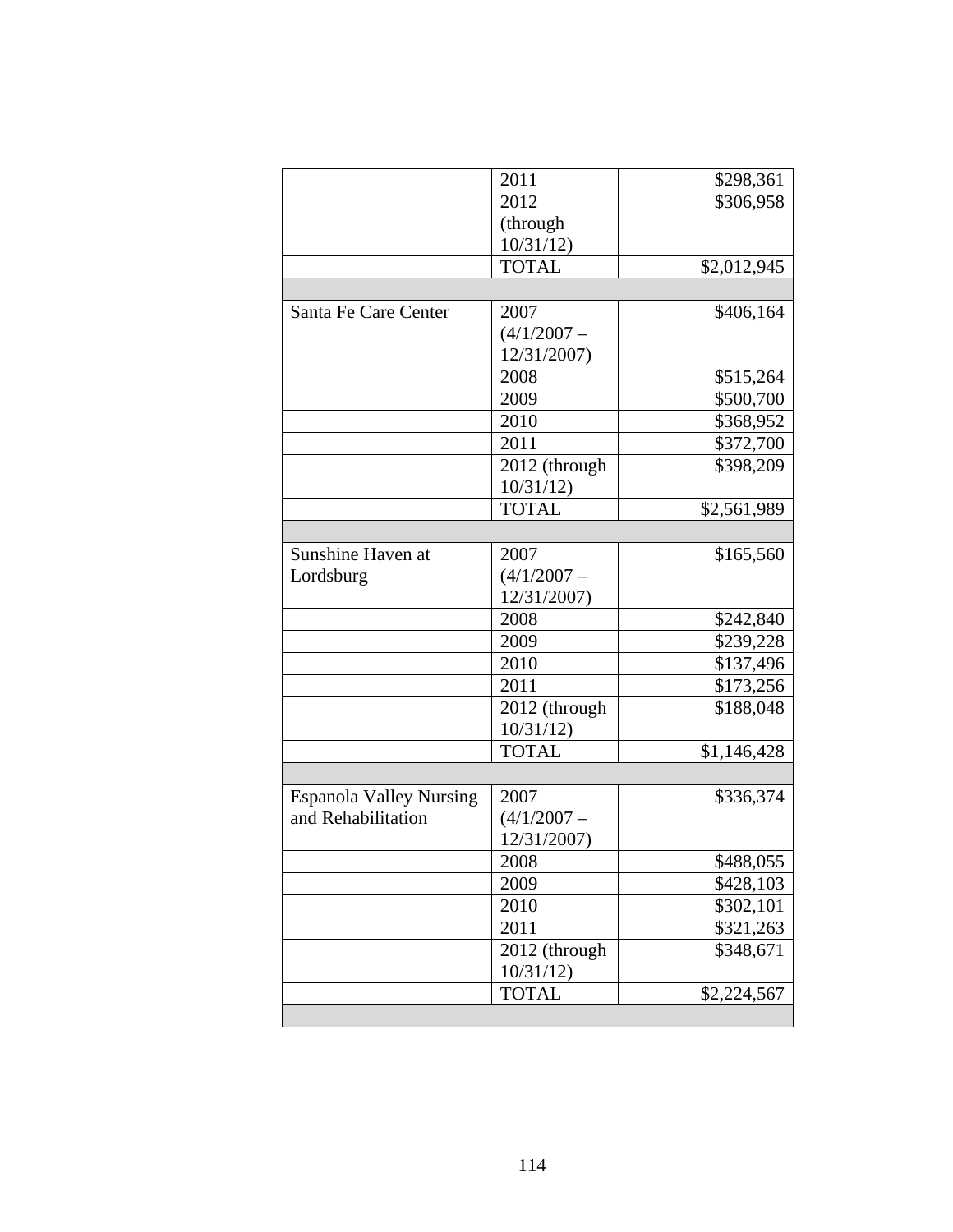| | | |
|---|---|---|
| | 2011 | $298,361 |
| | 2012 (through 10/31/12) | $306,958 |
| | TOTAL | $2,012,945 |
| | | |
| Santa Fe Care Center | 2007 (4/1/2007 – 12/31/2007) | $406,164 |
| | 2008 | $515,264 |
| | 2009 | $500,700 |
| | 2010 | $368,952 |
| | 2011 | $372,700 |
| | 2012 (through 10/31/12) | $398,209 |
| | TOTAL | $2,561,989 |
| | | |
| Sunshine Haven at Lordsburg | 2007 (4/1/2007 – 12/31/2007) | $165,560 |
| | 2008 | $242,840 |
| | 2009 | $239,228 |
| | 2010 | $137,496 |
| | 2011 | $173,256 |
| | 2012 (through 10/31/12) | $188,048 |
| | TOTAL | $1,146,428 |
| | | |
| Espanola Valley Nursing and Rehabilitation | 2007 (4/1/2007 – 12/31/2007) | $336,374 |
| | 2008 | $488,055 |
| | 2009 | $428,103 |
| | 2010 | $302,101 |
| | 2011 | $321,263 |
| | 2012 (through 10/31/12) | $348,671 |
| | TOTAL | $2,224,567 |
| | | |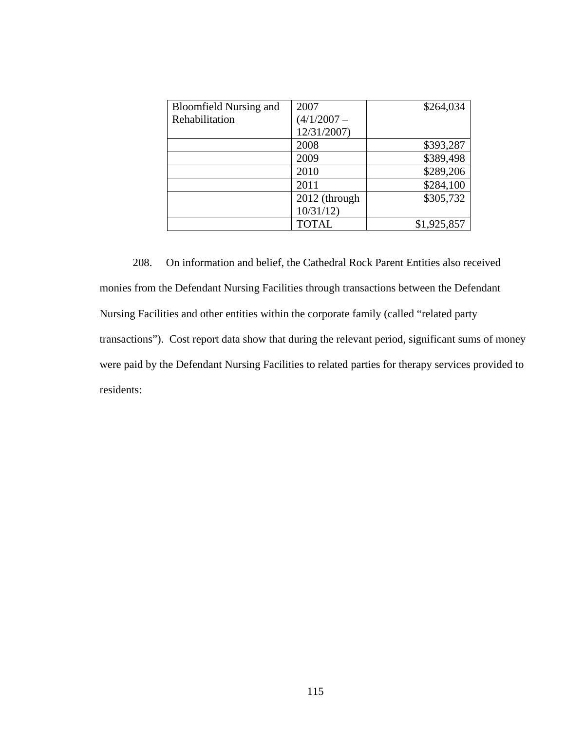| | | |
|---|---|---|
| Bloomfield Nursing and Rehabilitation | 2007 (4/1/2007 – 12/31/2007) | $264,034 |
| | 2008 | $393,287 |
| | 2009 | $389,498 |
| | 2010 | $289,206 |
| | 2011 | $284,100 |
| | 2012 (through 10/31/12) | $305,732 |
| | TOTAL | $1,925,857 |

208. On information and belief, the Cathedral Rock Parent Entities also received monies from the Defendant Nursing Facilities through transactions between the Defendant Nursing Facilities and other entities within the corporate family (called "related party transactions"). Cost report data show that during the relevant period, significant sums of money were paid by the Defendant Nursing Facilities to related parties for therapy services provided to residents: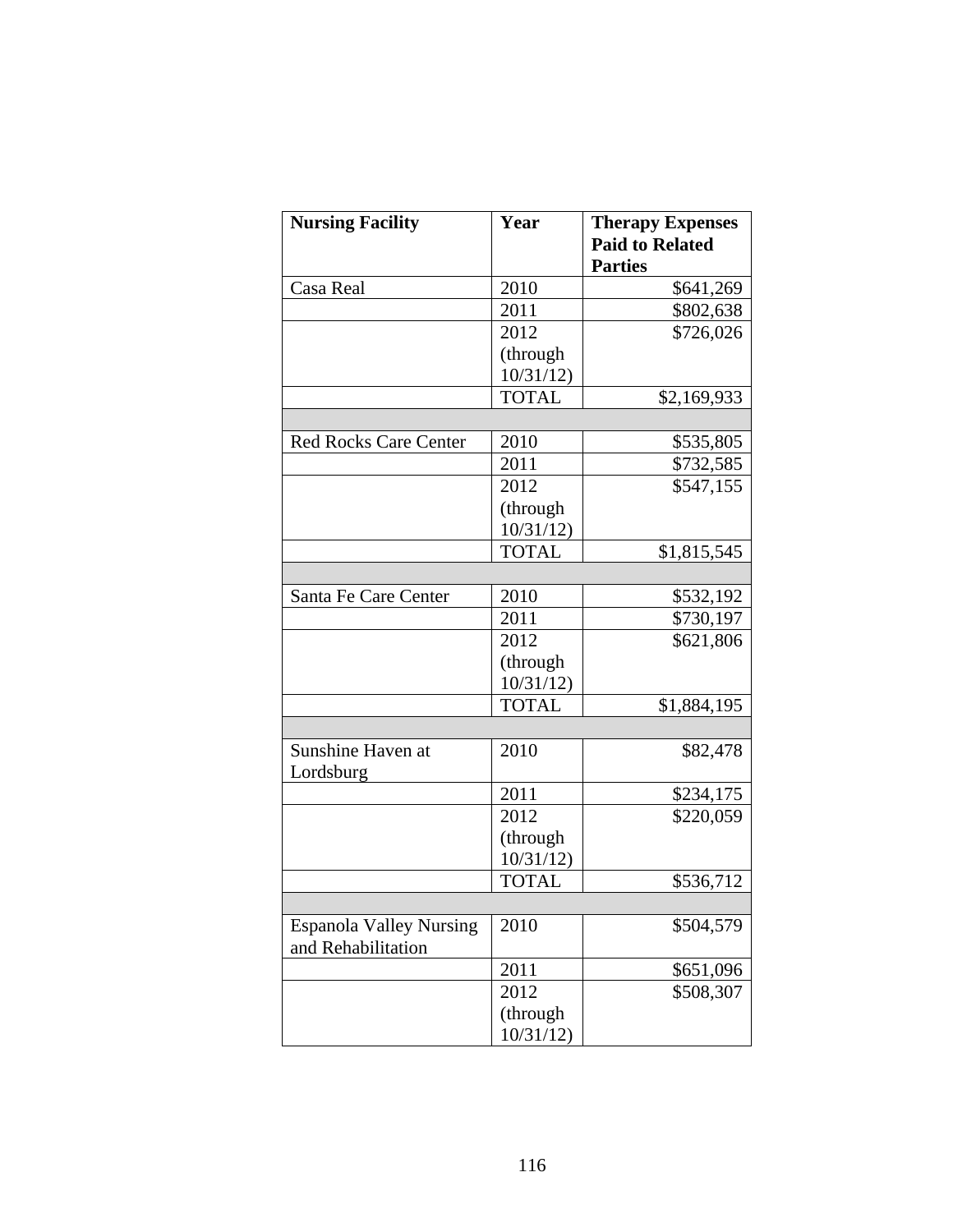| Nursing Facility | Year | Therapy Expenses Paid to Related Parties |
|---|---|---|
| Casa Real | 2010 | $641,269 |
| | 2011 | $802,638 |
| | 2012 (through 10/31/12) | $726,026 |
| | TOTAL | $2,169,933 |
| | | |
| Red Rocks Care Center | 2010 | $535,805 |
| | 2011 | $732,585 |
| | 2012 (through 10/31/12) | $547,155 |
| | TOTAL | $1,815,545 |
| | | |
| Santa Fe Care Center | 2010 | $532,192 |
| | 2011 | $730,197 |
| | 2012 (through 10/31/12) | $621,806 |
| | TOTAL | $1,884,195 |
| | | |
| Sunshine Haven at Lordsburg | 2010 | $82,478 |
| | 2011 | $234,175 |
| | 2012 (through 10/31/12) | $220,059 |
| | TOTAL | $536,712 |
| | | |
| Espanola Valley Nursing and Rehabilitation | 2010 | $504,579 |
| | 2011 | $651,096 |
| | 2012 (through 10/31/12) | $508,307 |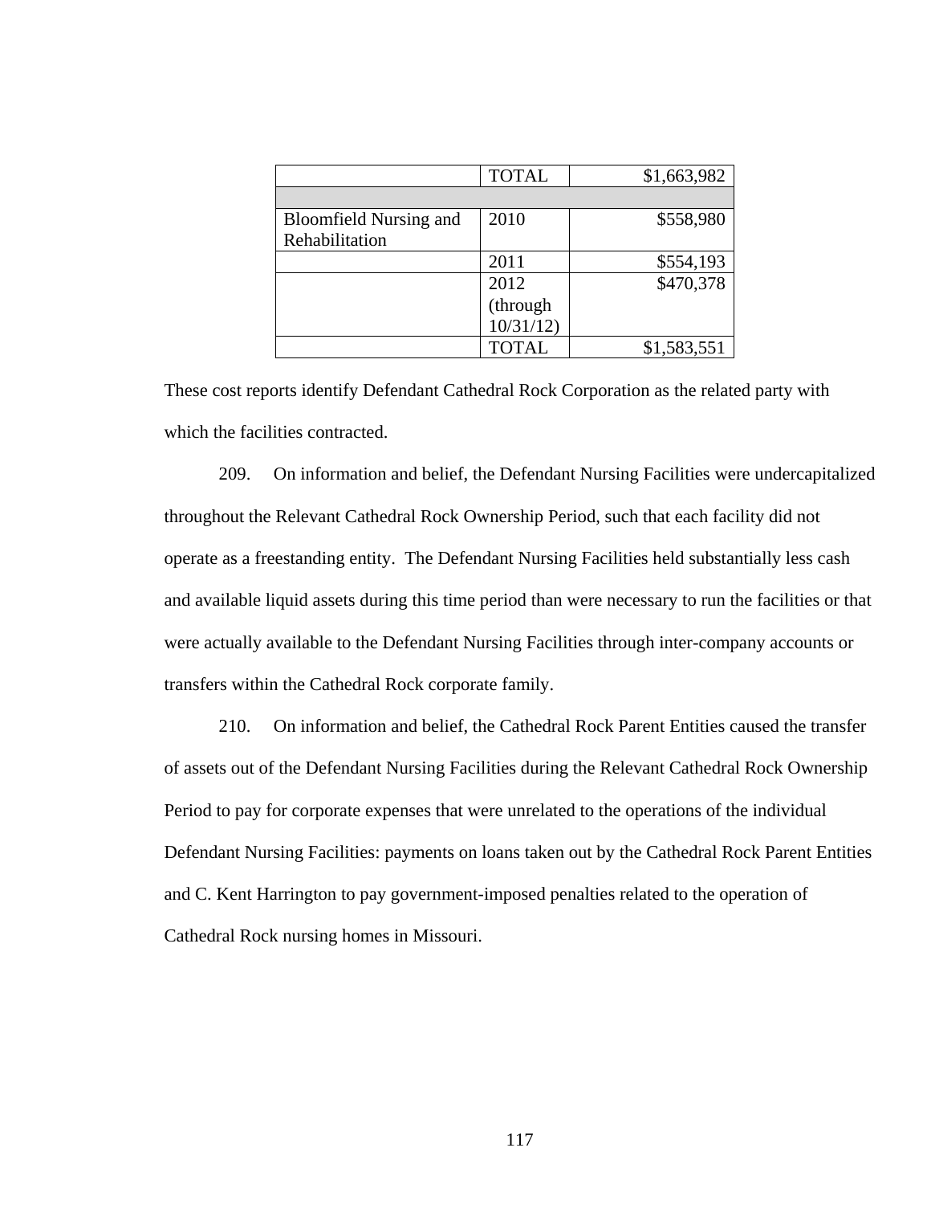| | | |
|---|---|---|
| | TOTAL | $1,663,982 |
| | | |
| Bloomfield Nursing and Rehabilitation | 2010 | $558,980 |
| | 2011 | $554,193 |
| | 2012 (through 10/31/12) | $470,378 |
| | TOTAL | $1,583,551 |

These cost reports identify Defendant Cathedral Rock Corporation as the related party with which the facilities contracted.

209. On information and belief, the Defendant Nursing Facilities were undercapitalized throughout the Relevant Cathedral Rock Ownership Period, such that each facility did not operate as a freestanding entity. The Defendant Nursing Facilities held substantially less cash and available liquid assets during this time period than were necessary to run the facilities or that were actually available to the Defendant Nursing Facilities through inter-company accounts or transfers within the Cathedral Rock corporate family.

210. On information and belief, the Cathedral Rock Parent Entities caused the transfer of assets out of the Defendant Nursing Facilities during the Relevant Cathedral Rock Ownership Period to pay for corporate expenses that were unrelated to the operations of the individual Defendant Nursing Facilities: payments on loans taken out by the Cathedral Rock Parent Entities and C. Kent Harrington to pay government-imposed penalties related to the operation of Cathedral Rock nursing homes in Missouri.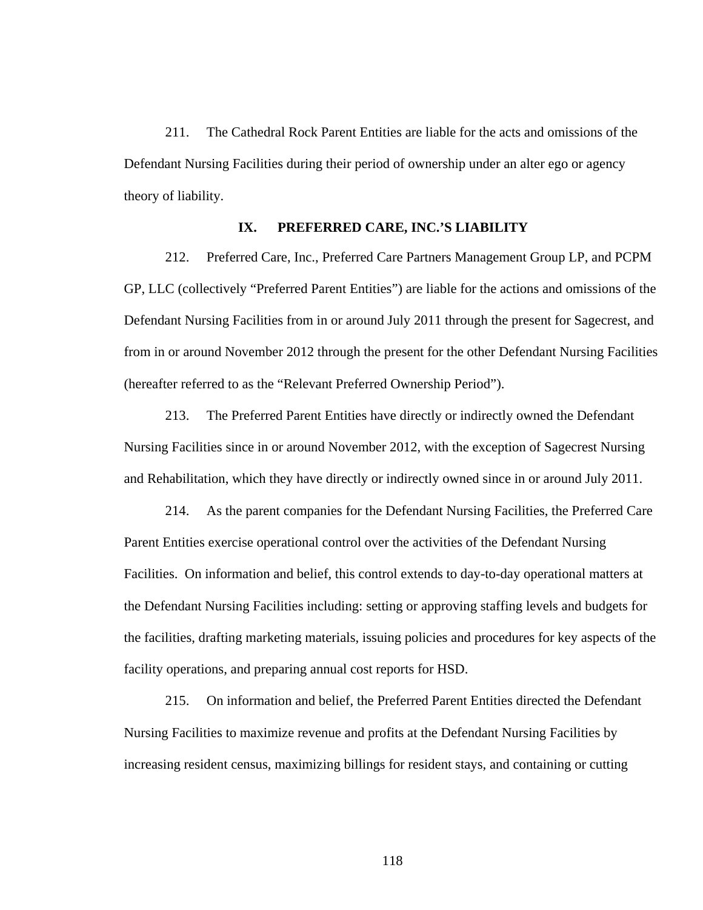211. The Cathedral Rock Parent Entities are liable for the acts and omissions of the Defendant Nursing Facilities during their period of ownership under an alter ego or agency theory of liability.

## IX. PREFERRED CARE, INC.'S LIABILITY

212. Preferred Care, Inc., Preferred Care Partners Management Group LP, and PCPM GP, LLC (collectively "Preferred Parent Entities") are liable for the actions and omissions of the Defendant Nursing Facilities from in or around July 2011 through the present for Sagecrest, and from in or around November 2012 through the present for the other Defendant Nursing Facilities (hereafter referred to as the "Relevant Preferred Ownership Period").

213. The Preferred Parent Entities have directly or indirectly owned the Defendant Nursing Facilities since in or around November 2012, with the exception of Sagecrest Nursing and Rehabilitation, which they have directly or indirectly owned since in or around July 2011.

214. As the parent companies for the Defendant Nursing Facilities, the Preferred Care Parent Entities exercise operational control over the activities of the Defendant Nursing Facilities. On information and belief, this control extends to day-to-day operational matters at the Defendant Nursing Facilities including: setting or approving staffing levels and budgets for the facilities, drafting marketing materials, issuing policies and procedures for key aspects of the facility operations, and preparing annual cost reports for HSD.

215. On information and belief, the Preferred Parent Entities directed the Defendant Nursing Facilities to maximize revenue and profits at the Defendant Nursing Facilities by increasing resident census, maximizing billings for resident stays, and containing or cutting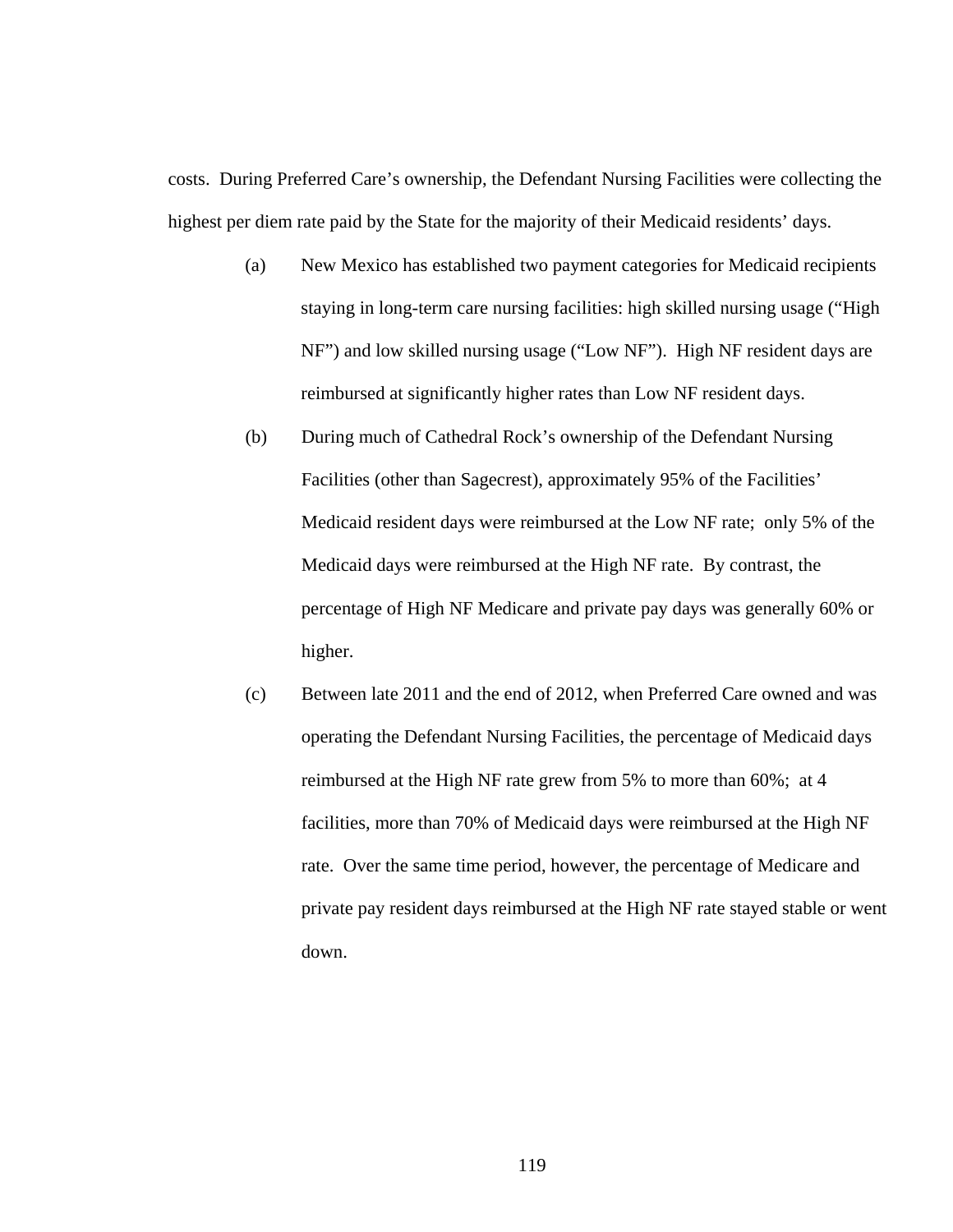costs. During Preferred Care's ownership, the Defendant Nursing Facilities were collecting the highest per diem rate paid by the State for the majority of their Medicaid residents' days.

(a) New Mexico has established two payment categories for Medicaid recipients staying in long-term care nursing facilities: high skilled nursing usage ("High NF") and low skilled nursing usage ("Low NF"). High NF resident days are reimbursed at significantly higher rates than Low NF resident days.

(b) During much of Cathedral Rock's ownership of the Defendant Nursing Facilities (other than Sagecrest), approximately 95% of the Facilities' Medicaid resident days were reimbursed at the Low NF rate; only 5% of the Medicaid days were reimbursed at the High NF rate. By contrast, the percentage of High NF Medicare and private pay days was generally 60% or higher.

(c) Between late 2011 and the end of 2012, when Preferred Care owned and was operating the Defendant Nursing Facilities, the percentage of Medicaid days reimbursed at the High NF rate grew from 5% to more than 60%; at 4 facilities, more than 70% of Medicaid days were reimbursed at the High NF rate. Over the same time period, however, the percentage of Medicare and private pay resident days reimbursed at the High NF rate stayed stable or went down.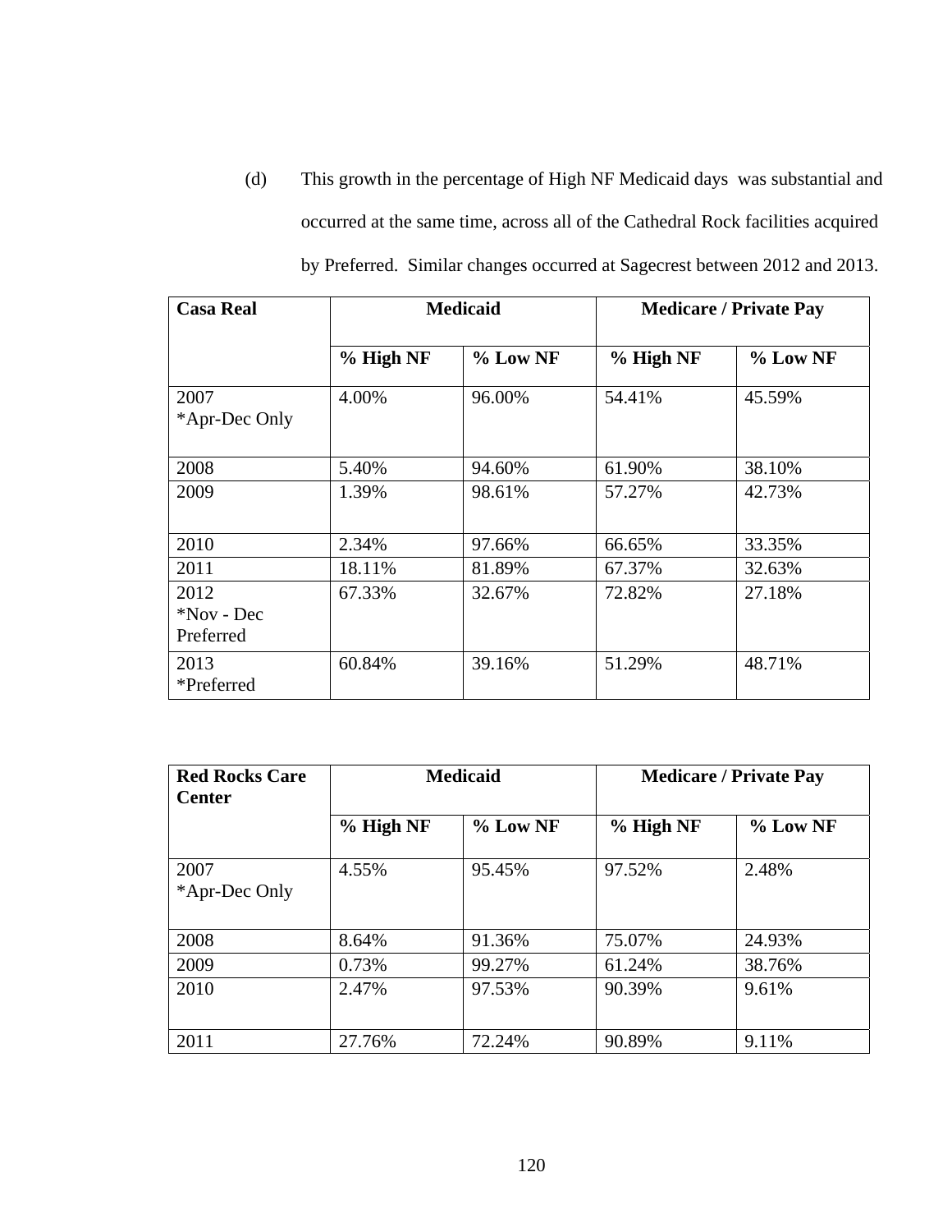(d) This growth in the percentage of High NF Medicaid days was substantial and occurred at the same time, across all of the Cathedral Rock facilities acquired by Preferred. Similar changes occurred at Sagecrest between 2012 and 2013.

| Casa Real | Medicaid | | Medicare / Private Pay | |
|---|---|---|---|---|
| | % High NF | % Low NF | % High NF | % Low NF |
| 2007 *Apr-Dec Only | 4.00% | 96.00% | 54.41% | 45.59% |
| 2008 | 5.40% | 94.60% | 61.90% | 38.10% |
| 2009 | 1.39% | 98.61% | 57.27% | 42.73% |
| 2010 | 2.34% | 97.66% | 66.65% | 33.35% |
| 2011 | 18.11% | 81.89% | 67.37% | 32.63% |
| 2012 *Nov - Dec Preferred | 67.33% | 32.67% | 72.82% | 27.18% |
| 2013 *Preferred | 60.84% | 39.16% | 51.29% | 48.71% |

| Red Rocks Care Center | Medicaid | | Medicare / Private Pay | |
|---|---|---|---|---|
| | % High NF | % Low NF | % High NF | % Low NF |
| 2007 *Apr-Dec Only | 4.55% | 95.45% | 97.52% | 2.48% |
| 2008 | 8.64% | 91.36% | 75.07% | 24.93% |
| 2009 | 0.73% | 99.27% | 61.24% | 38.76% |
| 2010 | 2.47% | 97.53% | 90.39% | 9.61% |
| 2011 | 27.76% | 72.24% | 90.89% | 9.11% |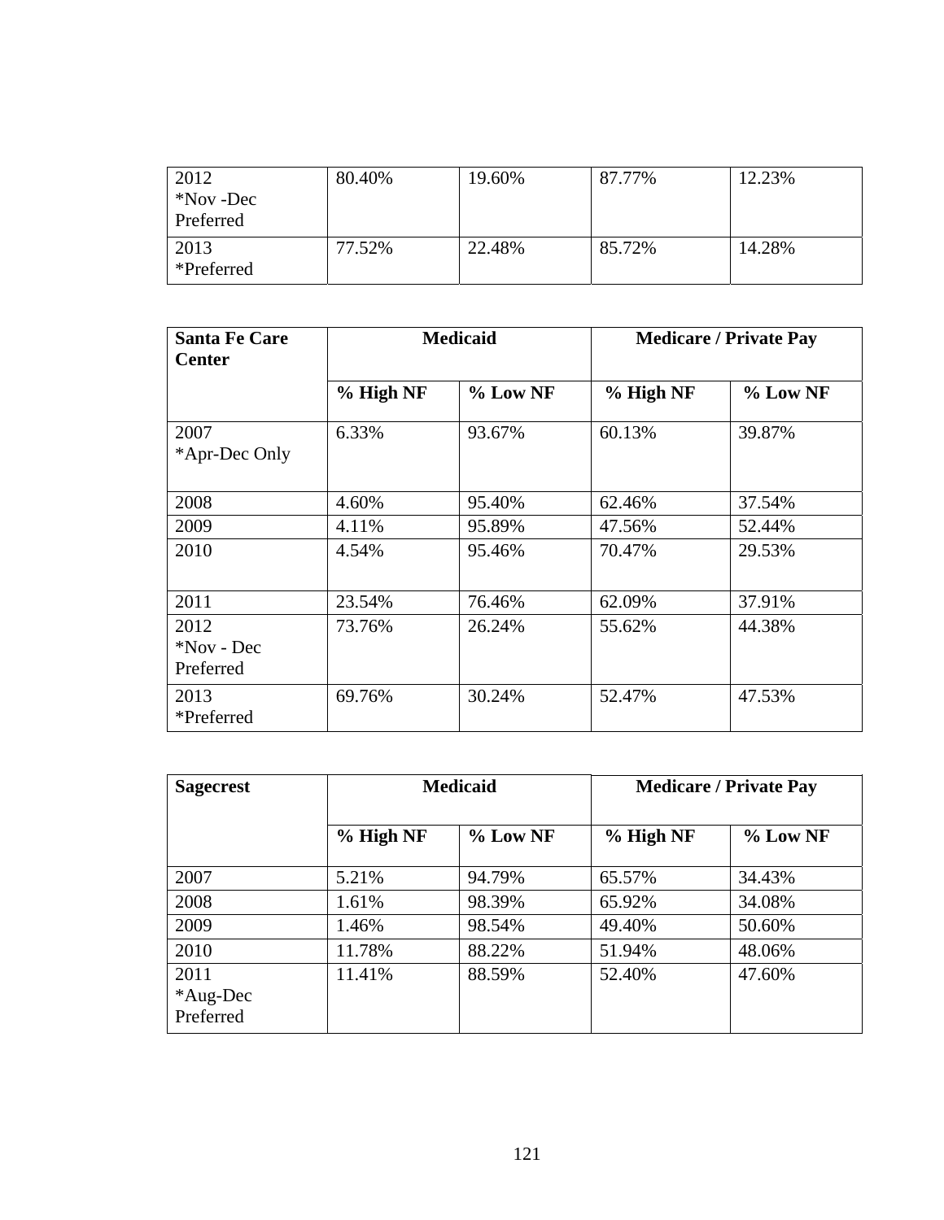| | | | | |
|---|---|---|---|---|
| 2012 *Nov -Dec Preferred | 80.40% | 19.60% | 87.77% | 12.23% |
| 2013 *Preferred | 77.52% | 22.48% | 85.72% | 14.28% |

| Santa Fe Care Center | Medicaid | | Medicare / Private Pay | |
|---|---|---|---|---|
| | % High NF | % Low NF | % High NF | % Low NF |
| 2007 *Apr-Dec Only | 6.33% | 93.67% | 60.13% | 39.87% |
| 2008 | 4.60% | 95.40% | 62.46% | 37.54% |
| 2009 | 4.11% | 95.89% | 47.56% | 52.44% |
| 2010 | 4.54% | 95.46% | 70.47% | 29.53% |
| 2011 | 23.54% | 76.46% | 62.09% | 37.91% |
| 2012 *Nov - Dec Preferred | 73.76% | 26.24% | 55.62% | 44.38% |
| 2013 *Preferred | 69.76% | 30.24% | 52.47% | 47.53% |

| Sagecrest | Medicaid | | Medicare / Private Pay | |
|---|---|---|---|---|
| | % High NF | % Low NF | % High NF | % Low NF |
| 2007 | 5.21% | 94.79% | 65.57% | 34.43% |
| 2008 | 1.61% | 98.39% | 65.92% | 34.08% |
| 2009 | 1.46% | 98.54% | 49.40% | 50.60% |
| 2010 | 11.78% | 88.22% | 51.94% | 48.06% |
| 2011 *Aug-Dec Preferred | 11.41% | 88.59% | 52.40% | 47.60% |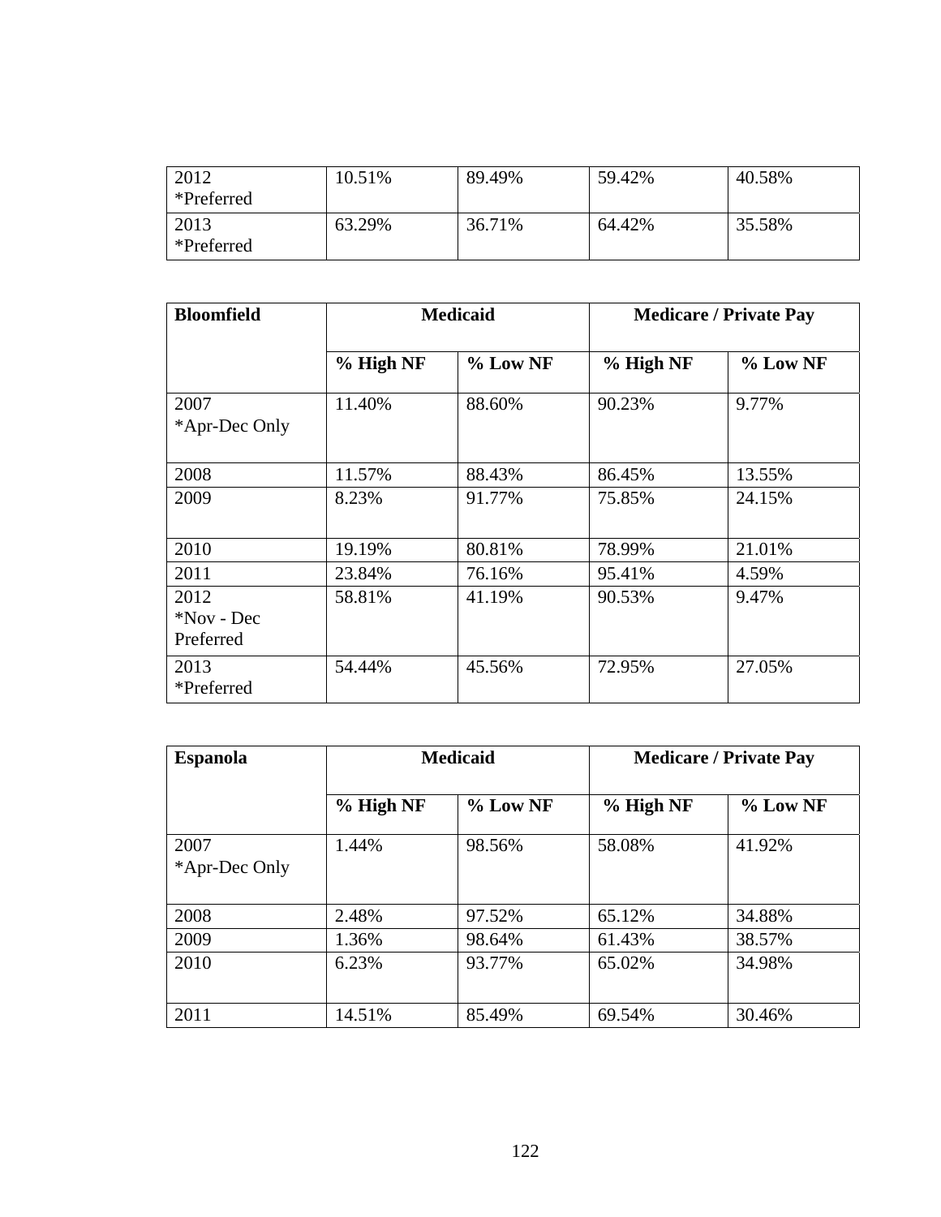| | | | | |
|---|---|---|---|---|
| 2012 *Preferred | 10.51% | 89.49% | 59.42% | 40.58% |
| 2013 *Preferred | 63.29% | 36.71% | 64.42% | 35.58% |

| **Bloomfield** | **Medicaid** | | **Medicare / Private Pay** | |
|---|---|---|---|---|
| | **% High NF** | **% Low NF** | **% High NF** | **% Low NF** |
| 2007 *Apr-Dec Only | 11.40% | 88.60% | 90.23% | 9.77% |
| 2008 | 11.57% | 88.43% | 86.45% | 13.55% |
| 2009 | 8.23% | 91.77% | 75.85% | 24.15% |
| 2010 | 19.19% | 80.81% | 78.99% | 21.01% |
| 2011 | 23.84% | 76.16% | 95.41% | 4.59% |
| 2012 *Nov - Dec Preferred | 58.81% | 41.19% | 90.53% | 9.47% |
| 2013 *Preferred | 54.44% | 45.56% | 72.95% | 27.05% |

| **Espanola** | **Medicaid** | | **Medicare / Private Pay** | |
|---|---|---|---|---|
| | **% High NF** | **% Low NF** | **% High NF** | **% Low NF** |
| 2007 *Apr-Dec Only | 1.44% | 98.56% | 58.08% | 41.92% |
| 2008 | 2.48% | 97.52% | 65.12% | 34.88% |
| 2009 | 1.36% | 98.64% | 61.43% | 38.57% |
| 2010 | 6.23% | 93.77% | 65.02% | 34.98% |
| 2011 | 14.51% | 85.49% | 69.54% | 30.46% |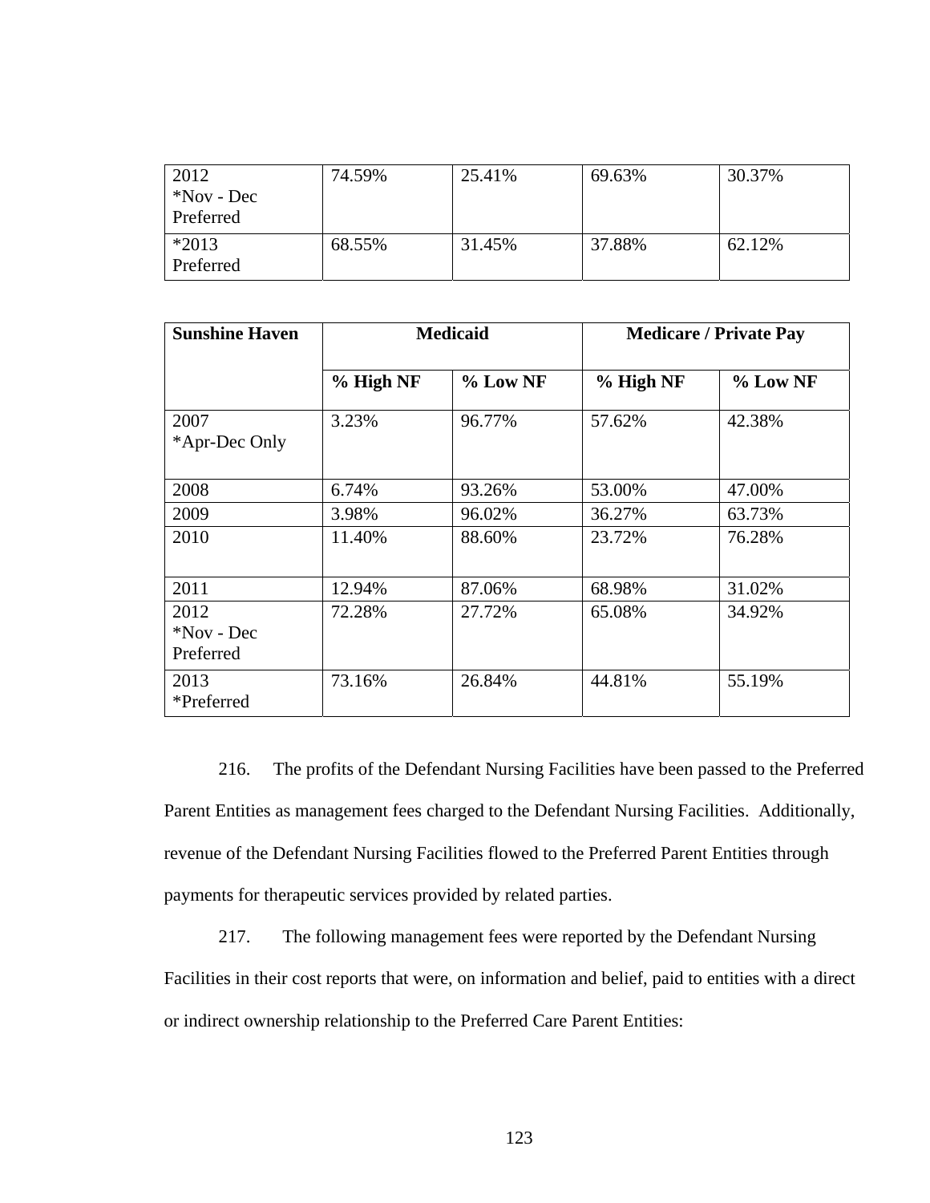| | | | | |
|---|---|---|---|---|
| 2012<br>*Nov - Dec<br>Preferred | 74.59% | 25.41% | 69.63% | 30.37% |
| *2013<br>Preferred | 68.55% | 31.45% | 37.88% | 62.12% |

| **Sunshine Haven** | **Medicaid** | | **Medicare / Private Pay** | |
|---|---|---|---|---|
| | **% High NF** | **% Low NF** | **% High NF** | **% Low NF** |
| 2007<br>*Apr-Dec Only | 3.23% | 96.77% | 57.62% | 42.38% |
| 2008 | 6.74% | 93.26% | 53.00% | 47.00% |
| 2009 | 3.98% | 96.02% | 36.27% | 63.73% |
| 2010 | 11.40% | 88.60% | 23.72% | 76.28% |
| 2011 | 12.94% | 87.06% | 68.98% | 31.02% |
| 2012<br>*Nov - Dec<br>Preferred | 72.28% | 27.72% | 65.08% | 34.92% |
| 2013<br>*Preferred | 73.16% | 26.84% | 44.81% | 55.19% |

216. The profits of the Defendant Nursing Facilities have been passed to the Preferred Parent Entities as management fees charged to the Defendant Nursing Facilities. Additionally, revenue of the Defendant Nursing Facilities flowed to the Preferred Parent Entities through payments for therapeutic services provided by related parties.

217. The following management fees were reported by the Defendant Nursing Facilities in their cost reports that were, on information and belief, paid to entities with a direct or indirect ownership relationship to the Preferred Care Parent Entities: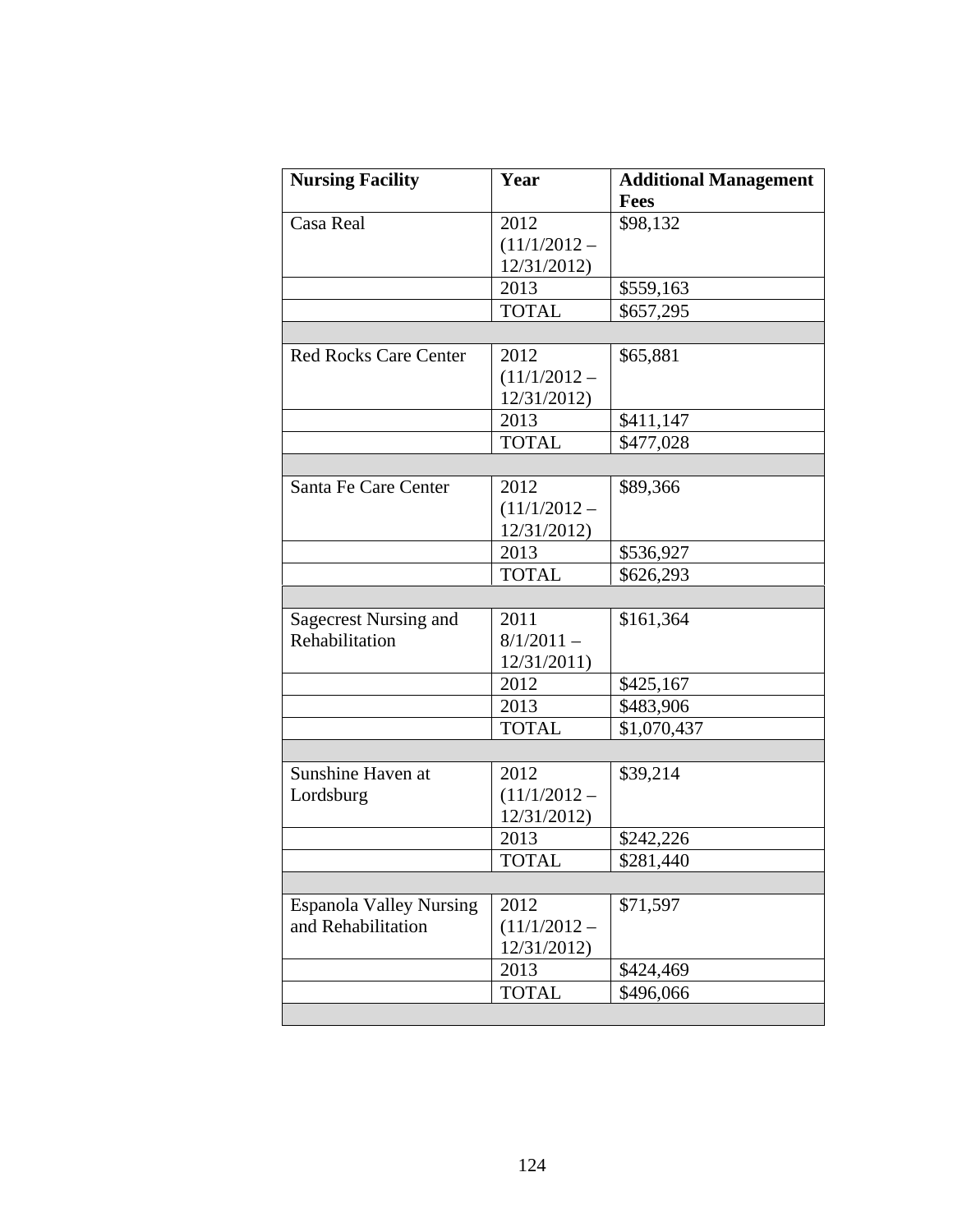| Nursing Facility | Year | Additional Management Fees |
|---|---|---|
| Casa Real | 2012 (11/1/2012 – 12/31/2012) | $98,132 |
| | 2013 | $559,163 |
| | TOTAL | $657,295 |
| | | |
| Red Rocks Care Center | 2012 (11/1/2012 – 12/31/2012) | $65,881 |
| | 2013 | $411,147 |
| | TOTAL | $477,028 |
| | | |
| Santa Fe Care Center | 2012 (11/1/2012 – 12/31/2012) | $89,366 |
| | 2013 | $536,927 |
| | TOTAL | $626,293 |
| | | |
| Sagecrest Nursing and Rehabilitation | 2011 8/1/2011 – 12/31/2011) | $161,364 |
| | 2012 | $425,167 |
| | 2013 | $483,906 |
| | TOTAL | $1,070,437 |
| | | |
| Sunshine Haven at Lordsburg | 2012 (11/1/2012 – 12/31/2012) | $39,214 |
| | 2013 | $242,226 |
| | TOTAL | $281,440 |
| | | |
| Espanola Valley Nursing and Rehabilitation | 2012 (11/1/2012 – 12/31/2012) | $71,597 |
| | 2013 | $424,469 |
| | TOTAL | $496,066 |
| | | |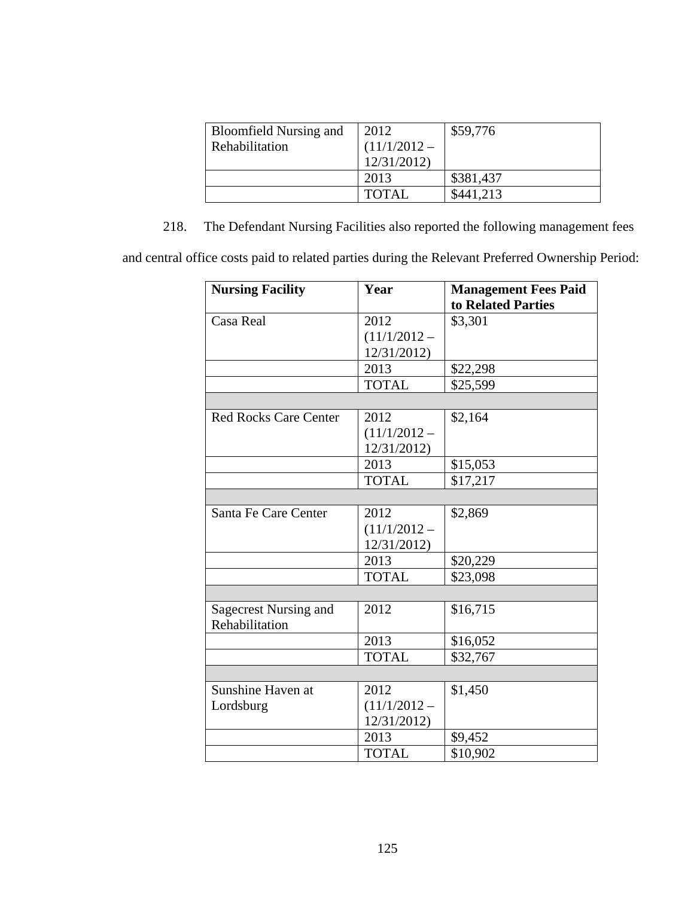| | | |
|---|---|---|
| Bloomfield Nursing and Rehabilitation | 2012 (11/1/2012 – 12/31/2012) | $59,776 |
| | 2013 | $381,437 |
| | TOTAL | $441,213 |

218. The Defendant Nursing Facilities also reported the following management fees and central office costs paid to related parties during the Relevant Preferred Ownership Period:

| **Nursing Facility** | **Year** | **Management Fees Paid to Related Parties** |
|---|---|---|
| Casa Real | 2012 (11/1/2012 – 12/31/2012) | $3,301 |
| | 2013 | $22,298 |
| | TOTAL | $25,599 |
| | | |
| Red Rocks Care Center | 2012 (11/1/2012 – 12/31/2012) | $2,164 |
| | 2013 | $15,053 |
| | TOTAL | $17,217 |
| | | |
| Santa Fe Care Center | 2012 (11/1/2012 – 12/31/2012) | $2,869 |
| | 2013 | $20,229 |
| | TOTAL | $23,098 |
| | | |
| Sagecrest Nursing and Rehabilitation | 2012 | $16,715 |
| | 2013 | $16,052 |
| | TOTAL | $32,767 |
| | | |
| Sunshine Haven at Lordsburg | 2012 (11/1/2012 – 12/31/2012) | $1,450 |
| | 2013 | $9,452 |
| | TOTAL | $10,902 |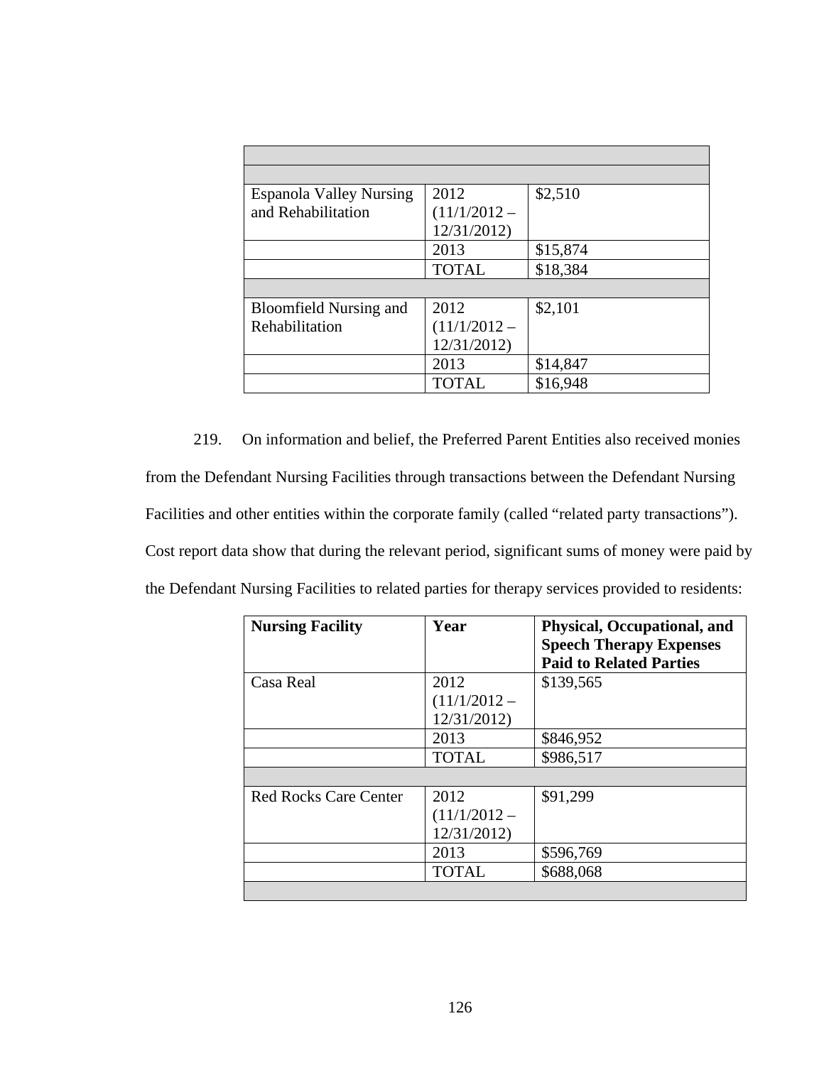| | | |
|---|---|---|
| | | |
| | | |
| Espanola Valley Nursing and Rehabilitation | 2012 (11/1/2012 – 12/31/2012) | $2,510 |
| | 2013 | $15,874 |
| | TOTAL | $18,384 |
| | | |
| Bloomfield Nursing and Rehabilitation | 2012 (11/1/2012 – 12/31/2012) | $2,101 |
| | 2013 | $14,847 |
| | TOTAL | $16,948 |

219. On information and belief, the Preferred Parent Entities also received monies from the Defendant Nursing Facilities through transactions between the Defendant Nursing Facilities and other entities within the corporate family (called "related party transactions"). Cost report data show that during the relevant period, significant sums of money were paid by the Defendant Nursing Facilities to related parties for therapy services provided to residents:

| **Nursing Facility** | **Year** | **Physical, Occupational, and Speech Therapy Expenses Paid to Related Parties** |
|---|---|---|
| Casa Real | 2012 (11/1/2012 – 12/31/2012) | $139,565 |
| | 2013 | $846,952 |
| | TOTAL | $986,517 |
| | | |
| Red Rocks Care Center | 2012 (11/1/2012 – 12/31/2012) | $91,299 |
| | 2013 | $596,769 |
| | TOTAL | $688,068 |
| | | |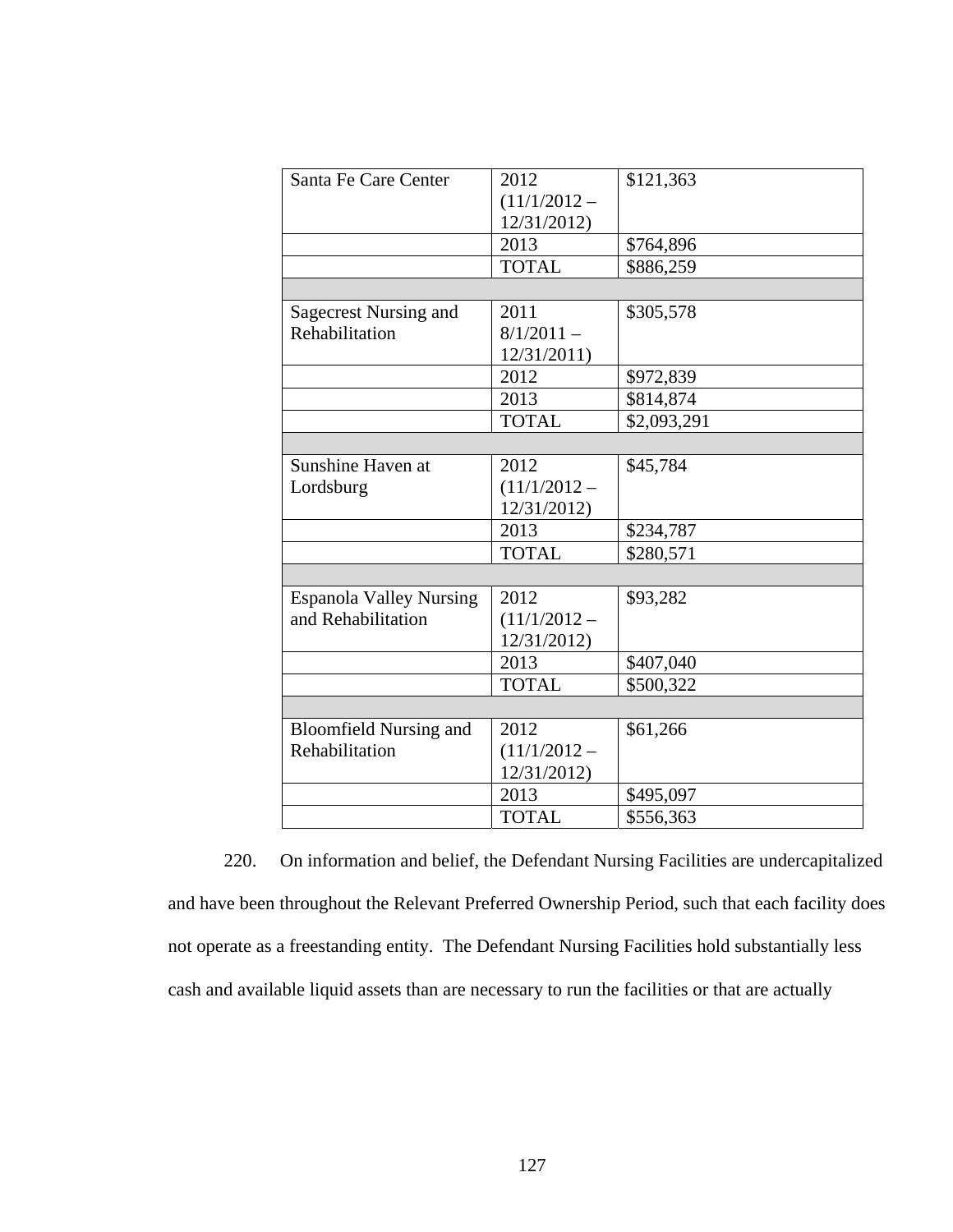| | | |
|---|---|---|
| Santa Fe Care Center | 2012 (11/1/2012 – 12/31/2012) | $121,363 |
| | 2013 | $764,896 |
| | TOTAL | $886,259 |
| | | |
| Sagecrest Nursing and Rehabilitation | 2011 8/1/2011 – 12/31/2011) | $305,578 |
| | 2012 | $972,839 |
| | 2013 | $814,874 |
| | TOTAL | $2,093,291 |
| | | |
| Sunshine Haven at Lordsburg | 2012 (11/1/2012 – 12/31/2012) | $45,784 |
| | 2013 | $234,787 |
| | TOTAL | $280,571 |
| | | |
| Espanola Valley Nursing and Rehabilitation | 2012 (11/1/2012 – 12/31/2012) | $93,282 |
| | 2013 | $407,040 |
| | TOTAL | $500,322 |
| | | |
| Bloomfield Nursing and Rehabilitation | 2012 (11/1/2012 – 12/31/2012) | $61,266 |
| | 2013 | $495,097 |
| | TOTAL | $556,363 |

220. On information and belief, the Defendant Nursing Facilities are undercapitalized and have been throughout the Relevant Preferred Ownership Period, such that each facility does not operate as a freestanding entity. The Defendant Nursing Facilities hold substantially less cash and available liquid assets than are necessary to run the facilities or that are actually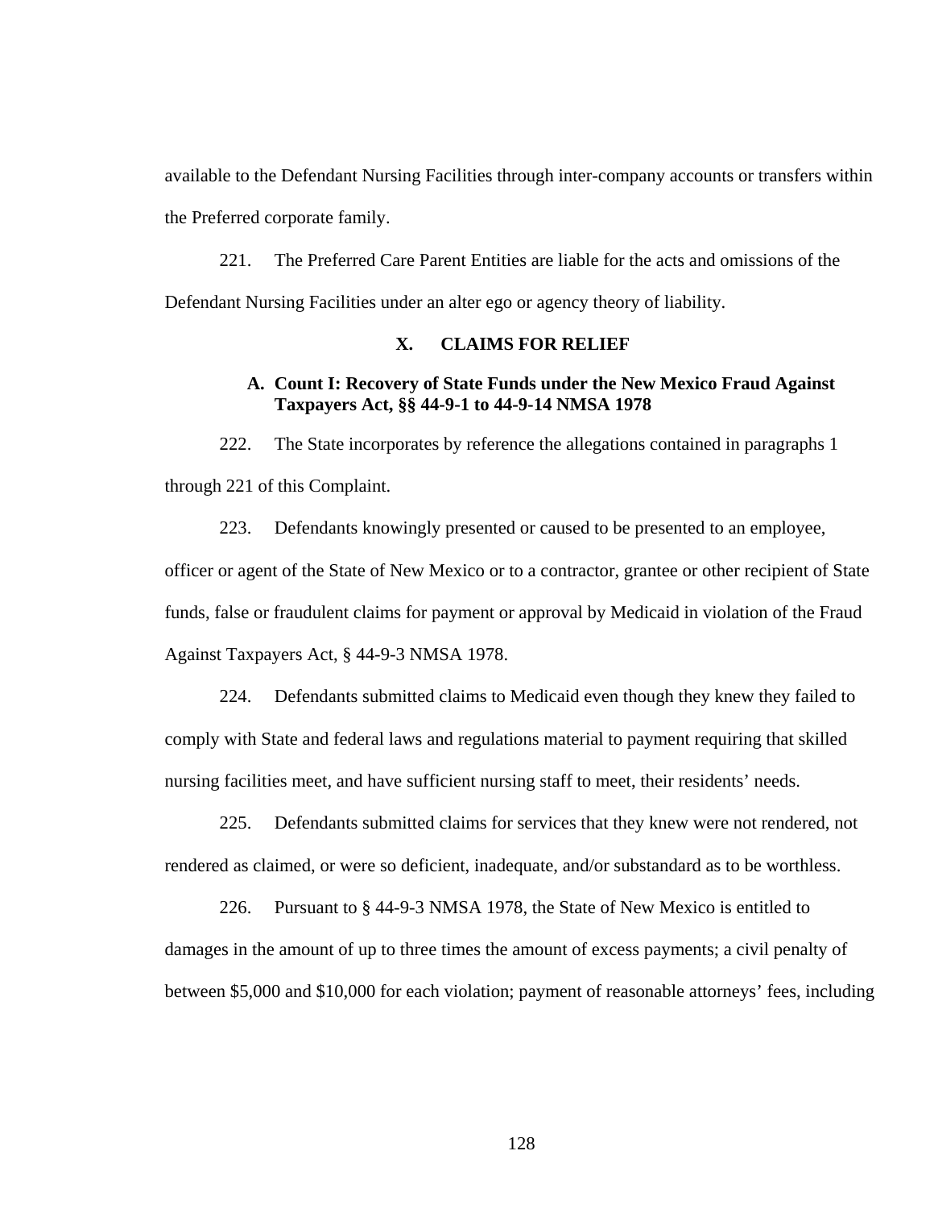available to the Defendant Nursing Facilities through inter-company accounts or transfers within the Preferred corporate family.

221. The Preferred Care Parent Entities are liable for the acts and omissions of the Defendant Nursing Facilities under an alter ego or agency theory of liability.

## X. CLAIMS FOR RELIEF

### A. Count I: Recovery of State Funds under the New Mexico Fraud Against Taxpayers Act, §§ 44-9-1 to 44-9-14 NMSA 1978

222. The State incorporates by reference the allegations contained in paragraphs 1 through 221 of this Complaint.

223. Defendants knowingly presented or caused to be presented to an employee, officer or agent of the State of New Mexico or to a contractor, grantee or other recipient of State funds, false or fraudulent claims for payment or approval by Medicaid in violation of the Fraud Against Taxpayers Act, § 44-9-3 NMSA 1978.

224. Defendants submitted claims to Medicaid even though they knew they failed to comply with State and federal laws and regulations material to payment requiring that skilled nursing facilities meet, and have sufficient nursing staff to meet, their residents' needs.

225. Defendants submitted claims for services that they knew were not rendered, not rendered as claimed, or were so deficient, inadequate, and/or substandard as to be worthless.

226. Pursuant to § 44-9-3 NMSA 1978, the State of New Mexico is entitled to damages in the amount of up to three times the amount of excess payments; a civil penalty of between $5,000 and $10,000 for each violation; payment of reasonable attorneys' fees, including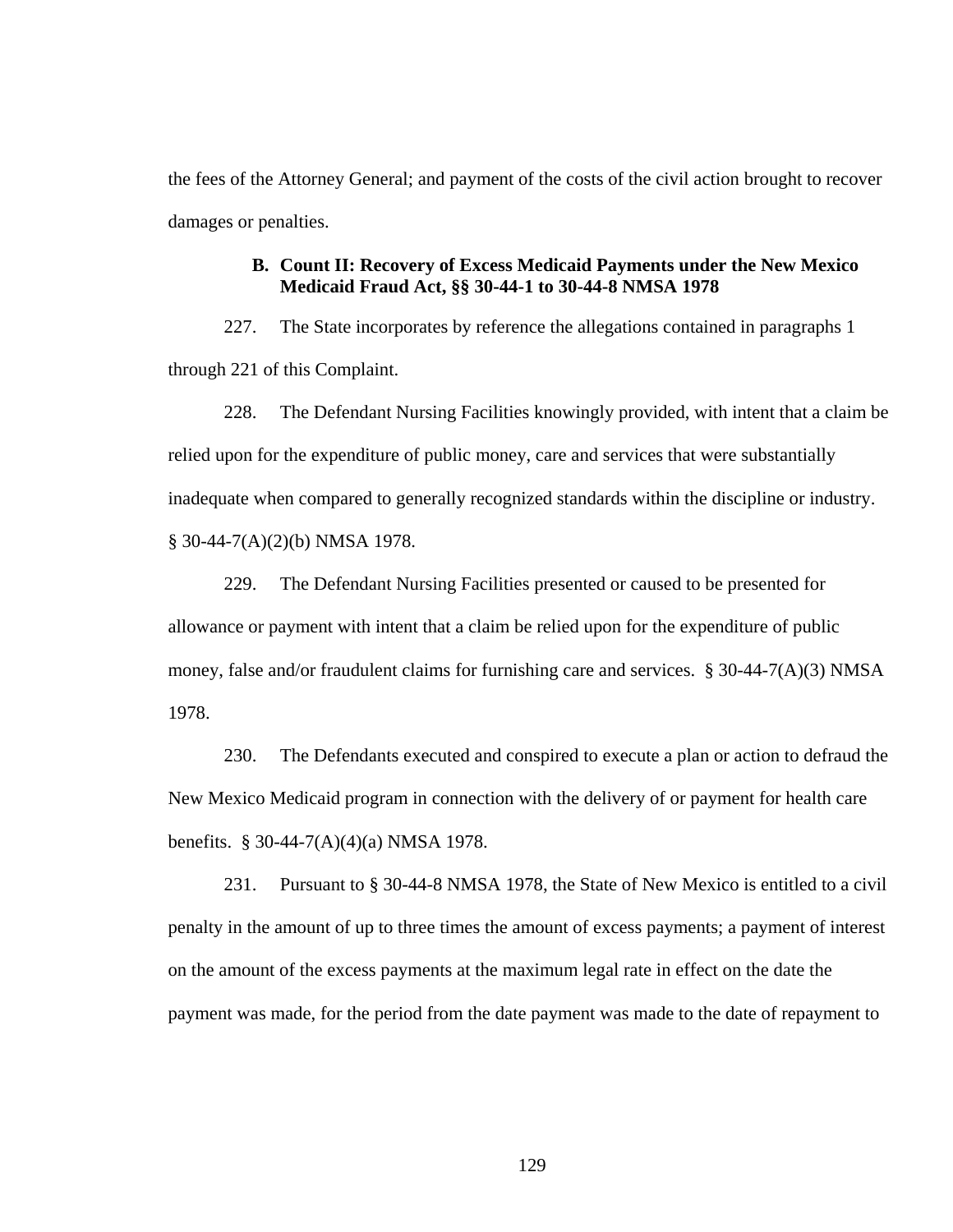the fees of the Attorney General; and payment of the costs of the civil action brought to recover damages or penalties.

### B. Count II: Recovery of Excess Medicaid Payments under the New Mexico Medicaid Fraud Act, §§ 30-44-1 to 30-44-8 NMSA 1978

227. The State incorporates by reference the allegations contained in paragraphs 1 through 221 of this Complaint.

228. The Defendant Nursing Facilities knowingly provided, with intent that a claim be relied upon for the expenditure of public money, care and services that were substantially inadequate when compared to generally recognized standards within the discipline or industry. § 30-44-7(A)(2)(b) NMSA 1978.

229. The Defendant Nursing Facilities presented or caused to be presented for allowance or payment with intent that a claim be relied upon for the expenditure of public money, false and/or fraudulent claims for furnishing care and services. § 30-44-7(A)(3) NMSA 1978.

230. The Defendants executed and conspired to execute a plan or action to defraud the New Mexico Medicaid program in connection with the delivery of or payment for health care benefits. § 30-44-7(A)(4)(a) NMSA 1978.

231. Pursuant to § 30-44-8 NMSA 1978, the State of New Mexico is entitled to a civil penalty in the amount of up to three times the amount of excess payments; a payment of interest on the amount of the excess payments at the maximum legal rate in effect on the date the payment was made, for the period from the date payment was made to the date of repayment to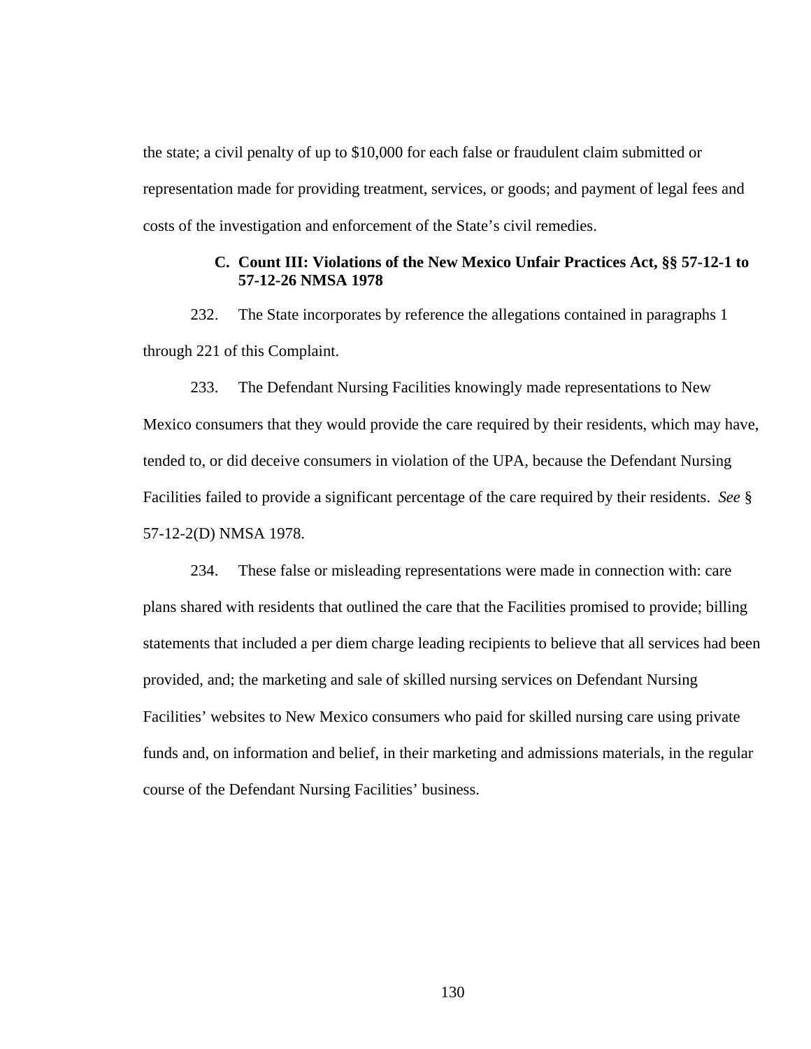the state; a civil penalty of up to $10,000 for each false or fraudulent claim submitted or representation made for providing treatment, services, or goods; and payment of legal fees and costs of the investigation and enforcement of the State's civil remedies.

### C. Count III: Violations of the New Mexico Unfair Practices Act, §§ 57-12-1 to 57-12-26 NMSA 1978

232. The State incorporates by reference the allegations contained in paragraphs 1 through 221 of this Complaint.

233. The Defendant Nursing Facilities knowingly made representations to New Mexico consumers that they would provide the care required by their residents, which may have, tended to, or did deceive consumers in violation of the UPA, because the Defendant Nursing Facilities failed to provide a significant percentage of the care required by their residents. *See* § 57-12-2(D) NMSA 1978.

234. These false or misleading representations were made in connection with: care plans shared with residents that outlined the care that the Facilities promised to provide; billing statements that included a per diem charge leading recipients to believe that all services had been provided, and; the marketing and sale of skilled nursing services on Defendant Nursing Facilities' websites to New Mexico consumers who paid for skilled nursing care using private funds and, on information and belief, in their marketing and admissions materials, in the regular course of the Defendant Nursing Facilities' business.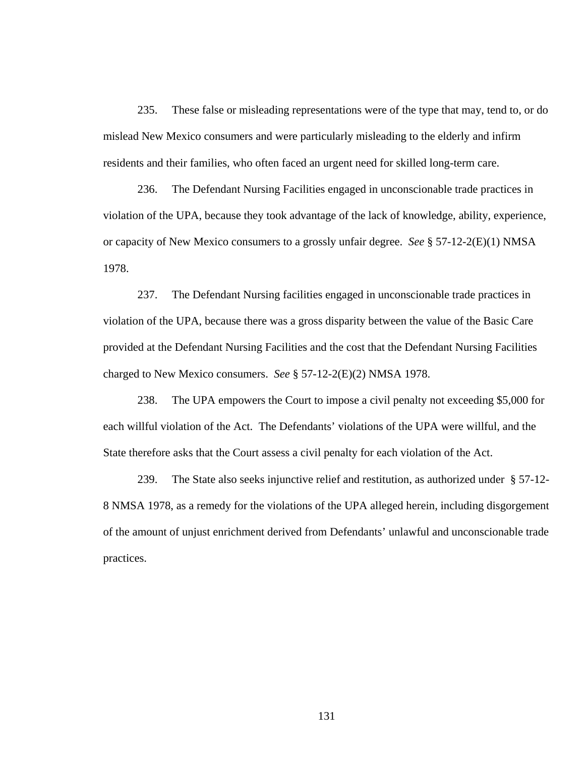235. These false or misleading representations were of the type that may, tend to, or do mislead New Mexico consumers and were particularly misleading to the elderly and infirm residents and their families, who often faced an urgent need for skilled long-term care.

236. The Defendant Nursing Facilities engaged in unconscionable trade practices in violation of the UPA, because they took advantage of the lack of knowledge, ability, experience, or capacity of New Mexico consumers to a grossly unfair degree. *See* § 57-12-2(E)(1) NMSA 1978.

237. The Defendant Nursing facilities engaged in unconscionable trade practices in violation of the UPA, because there was a gross disparity between the value of the Basic Care provided at the Defendant Nursing Facilities and the cost that the Defendant Nursing Facilities charged to New Mexico consumers. *See* § 57-12-2(E)(2) NMSA 1978.

238. The UPA empowers the Court to impose a civil penalty not exceeding $5,000 for each willful violation of the Act. The Defendants' violations of the UPA were willful, and the State therefore asks that the Court assess a civil penalty for each violation of the Act.

239. The State also seeks injunctive relief and restitution, as authorized under § 57-12-8 NMSA 1978, as a remedy for the violations of the UPA alleged herein, including disgorgement of the amount of unjust enrichment derived from Defendants' unlawful and unconscionable trade practices.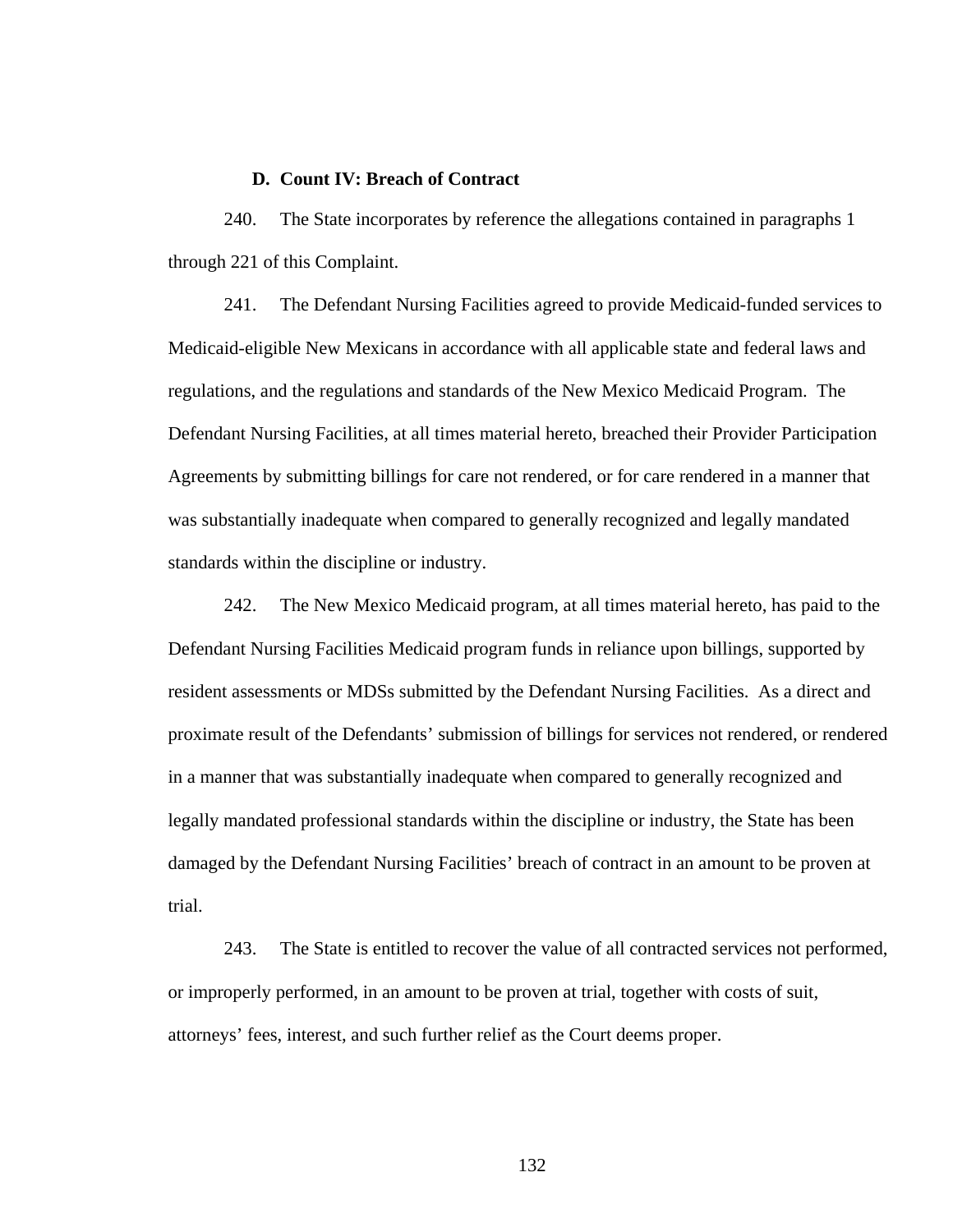### D. Count IV: Breach of Contract

240. The State incorporates by reference the allegations contained in paragraphs 1 through 221 of this Complaint.

241. The Defendant Nursing Facilities agreed to provide Medicaid-funded services to Medicaid-eligible New Mexicans in accordance with all applicable state and federal laws and regulations, and the regulations and standards of the New Mexico Medicaid Program. The Defendant Nursing Facilities, at all times material hereto, breached their Provider Participation Agreements by submitting billings for care not rendered, or for care rendered in a manner that was substantially inadequate when compared to generally recognized and legally mandated standards within the discipline or industry.

242. The New Mexico Medicaid program, at all times material hereto, has paid to the Defendant Nursing Facilities Medicaid program funds in reliance upon billings, supported by resident assessments or MDSs submitted by the Defendant Nursing Facilities. As a direct and proximate result of the Defendants' submission of billings for services not rendered, or rendered in a manner that was substantially inadequate when compared to generally recognized and legally mandated professional standards within the discipline or industry, the State has been damaged by the Defendant Nursing Facilities' breach of contract in an amount to be proven at trial.

243. The State is entitled to recover the value of all contracted services not performed, or improperly performed, in an amount to be proven at trial, together with costs of suit, attorneys' fees, interest, and such further relief as the Court deems proper.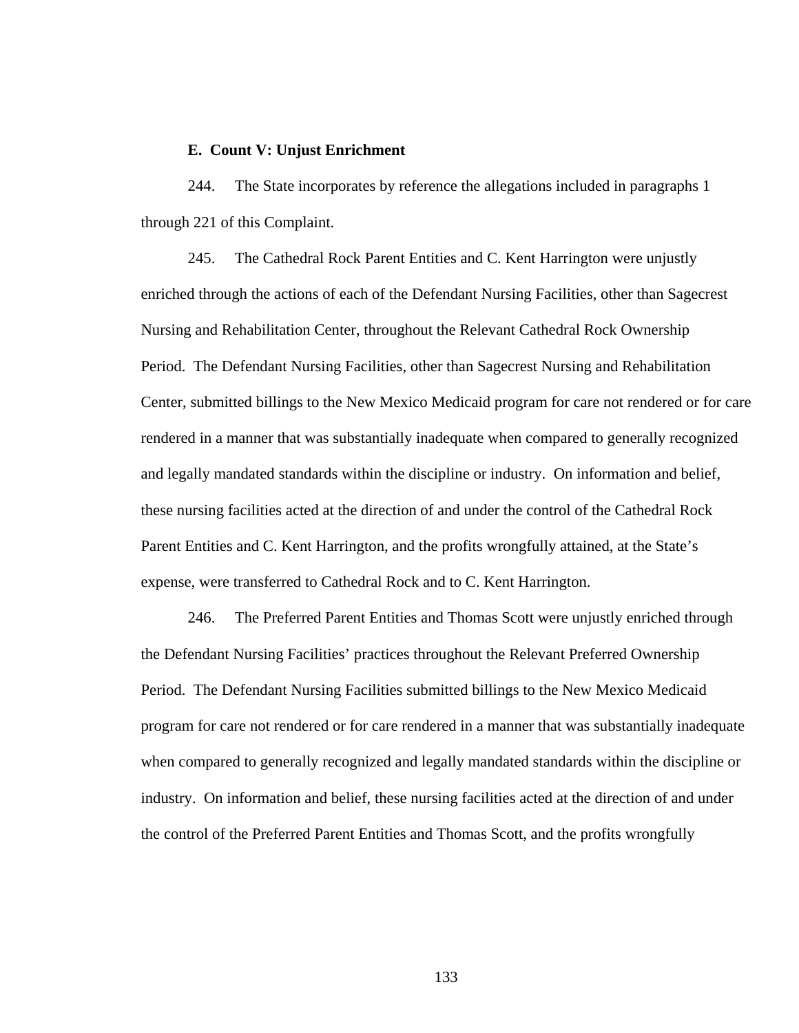### E. Count V: Unjust Enrichment

244. The State incorporates by reference the allegations included in paragraphs 1 through 221 of this Complaint.

245. The Cathedral Rock Parent Entities and C. Kent Harrington were unjustly enriched through the actions of each of the Defendant Nursing Facilities, other than Sagecrest Nursing and Rehabilitation Center, throughout the Relevant Cathedral Rock Ownership Period. The Defendant Nursing Facilities, other than Sagecrest Nursing and Rehabilitation Center, submitted billings to the New Mexico Medicaid program for care not rendered or for care rendered in a manner that was substantially inadequate when compared to generally recognized and legally mandated standards within the discipline or industry. On information and belief, these nursing facilities acted at the direction of and under the control of the Cathedral Rock Parent Entities and C. Kent Harrington, and the profits wrongfully attained, at the State's expense, were transferred to Cathedral Rock and to C. Kent Harrington.

246. The Preferred Parent Entities and Thomas Scott were unjustly enriched through the Defendant Nursing Facilities' practices throughout the Relevant Preferred Ownership Period. The Defendant Nursing Facilities submitted billings to the New Mexico Medicaid program for care not rendered or for care rendered in a manner that was substantially inadequate when compared to generally recognized and legally mandated standards within the discipline or industry. On information and belief, these nursing facilities acted at the direction of and under the control of the Preferred Parent Entities and Thomas Scott, and the profits wrongfully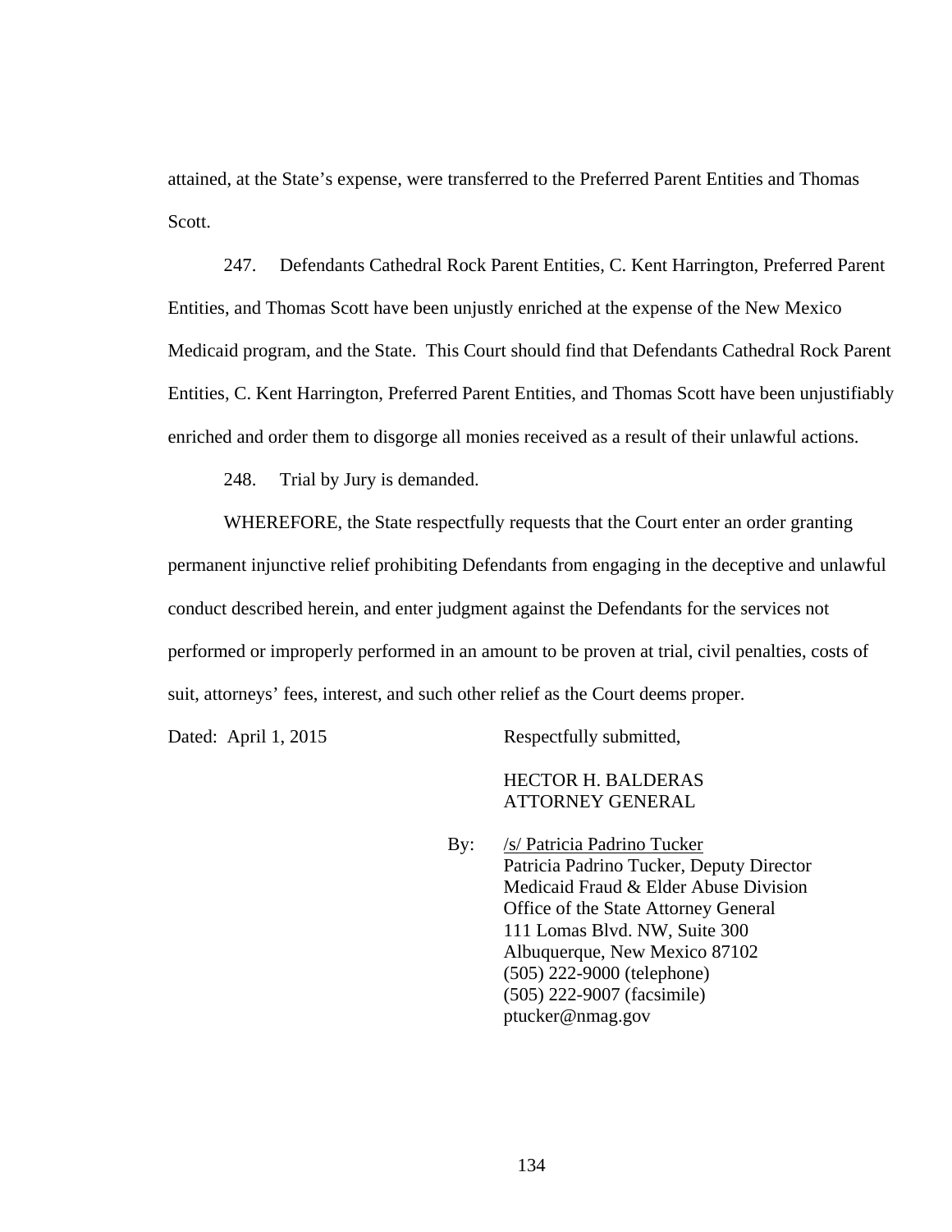attained, at the State's expense, were transferred to the Preferred Parent Entities and Thomas Scott.

247. Defendants Cathedral Rock Parent Entities, C. Kent Harrington, Preferred Parent Entities, and Thomas Scott have been unjustly enriched at the expense of the New Mexico Medicaid program, and the State. This Court should find that Defendants Cathedral Rock Parent Entities, C. Kent Harrington, Preferred Parent Entities, and Thomas Scott have been unjustifiably enriched and order them to disgorge all monies received as a result of their unlawful actions.

248. Trial by Jury is demanded.

WHEREFORE, the State respectfully requests that the Court enter an order granting permanent injunctive relief prohibiting Defendants from engaging in the deceptive and unlawful conduct described herein, and enter judgment against the Defendants for the services not performed or improperly performed in an amount to be proven at trial, civil penalties, costs of suit, attorneys' fees, interest, and such other relief as the Court deems proper.

Dated: April 1, 2015

Respectfully submitted,

HECTOR H. BALDERAS
ATTORNEY GENERAL

By: /s/ Patricia Padrino Tucker
Patricia Padrino Tucker, Deputy Director
Medicaid Fraud & Elder Abuse Division
Office of the State Attorney General
111 Lomas Blvd. NW, Suite 300
Albuquerque, New Mexico 87102
(505) 222-9000 (telephone)
(505) 222-9007 (facsimile)
ptucker@nmag.gov